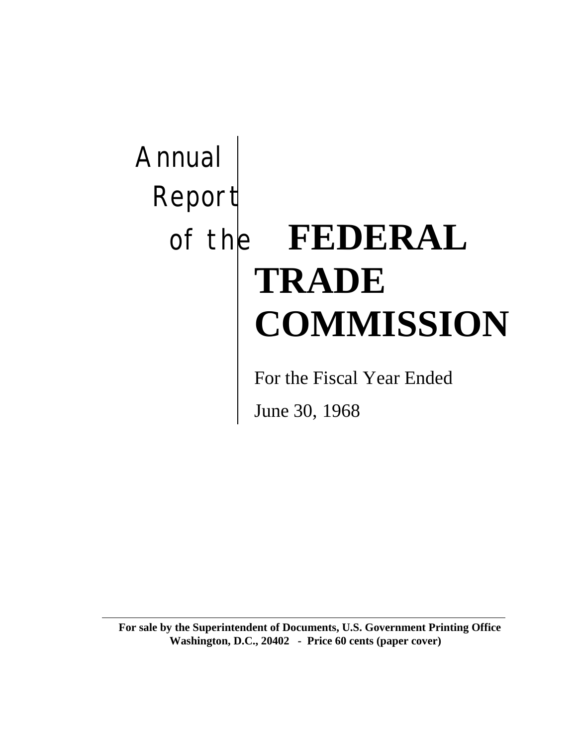# Annual Report of the FEDERAL TRADE COMMISSION

For the Fiscal Year Ended

June 30, 1968

---

**For sale by the Superintendent of Documents, U.S. Government Printing Office Washington, D.C., 20402 - Price 60 cents (paper cover)**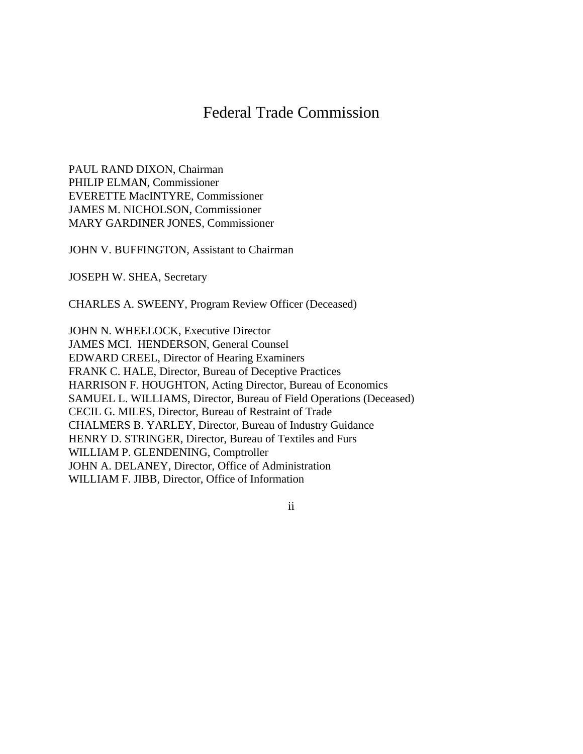# Federal Trade Commission

PAUL RAND DIXON, Chairman
PHILIP ELMAN, Commissioner
EVERETTE MacINTYRE, Commissioner
JAMES M. NICHOLSON, Commissioner
MARY GARDINER JONES, Commissioner

JOHN V. BUFFINGTON, Assistant to Chairman

JOSEPH W. SHEA, Secretary

CHARLES A. SWEENY, Program Review Officer (Deceased)

JOHN N. WHEELOCK, Executive Director
JAMES MCI. HENDERSON, General Counsel
EDWARD CREEL, Director of Hearing Examiners
FRANK C. HALE, Director, Bureau of Deceptive Practices
HARRISON F. HOUGHTON, Acting Director, Bureau of Economics
SAMUEL L. WILLIAMS, Director, Bureau of Field Operations (Deceased)
CECIL G. MILES, Director, Bureau of Restraint of Trade
CHALMERS B. YARLEY, Director, Bureau of Industry Guidance
HENRY D. STRINGER, Director, Bureau of Textiles and Furs
WILLIAM P. GLENDENING, Comptroller
JOHN A. DELANEY, Director, Office of Administration
WILLIAM F. JIBB, Director, Office of Information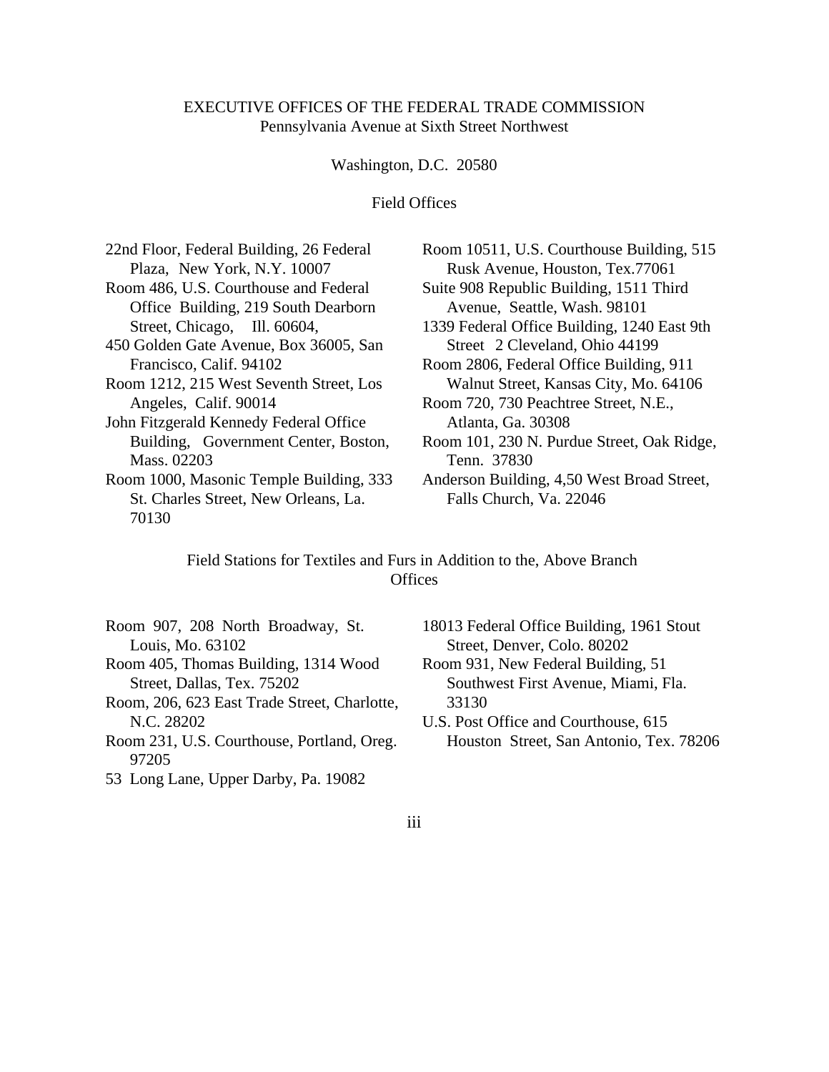# EXECUTIVE OFFICES OF THE FEDERAL TRADE COMMISSION

Pennsylvania Avenue at Sixth Street Northwest

Washington, D.C. 20580

## Field Offices

22nd Floor, Federal Building, 26 Federal Plaza, New York, N.Y. 10007

Room 486, U.S. Courthouse and Federal Office Building, 219 South Dearborn Street, Chicago, Ill. 60604,

450 Golden Gate Avenue, Box 36005, San Francisco, Calif. 94102

Room 1212, 215 West Seventh Street, Los Angeles, Calif. 90014

John Fitzgerald Kennedy Federal Office Building, Government Center, Boston, Mass. 02203

Room 1000, Masonic Temple Building, 333 St. Charles Street, New Orleans, La. 70130

Room 10511, U.S. Courthouse Building, 515 Rusk Avenue, Houston, Tex.77061

Suite 908 Republic Building, 1511 Third Avenue, Seattle, Wash. 98101

1339 Federal Office Building, 1240 East 9th Street 2 Cleveland, Ohio 44199

Room 2806, Federal Office Building, 911 Walnut Street, Kansas City, Mo. 64106

Room 720, 730 Peachtree Street, N.E., Atlanta, Ga. 30308

Room 101, 230 N. Purdue Street, Oak Ridge, Tenn. 37830

Anderson Building, 4,50 West Broad Street, Falls Church, Va. 22046

## Field Stations for Textiles and Furs in Addition to the, Above Branch Offices

Room 907, 208 North Broadway, St. Louis, Mo. 63102

Room 405, Thomas Building, 1314 Wood Street, Dallas, Tex. 75202

Room, 206, 623 East Trade Street, Charlotte, N.C. 28202

Room 231, U.S. Courthouse, Portland, Oreg. 97205

53 Long Lane, Upper Darby, Pa. 19082

18013 Federal Office Building, 1961 Stout Street, Denver, Colo. 80202

Room 931, New Federal Building, 51 Southwest First Avenue, Miami, Fla. 33130

U.S. Post Office and Courthouse, 615 Houston Street, San Antonio, Tex. 78206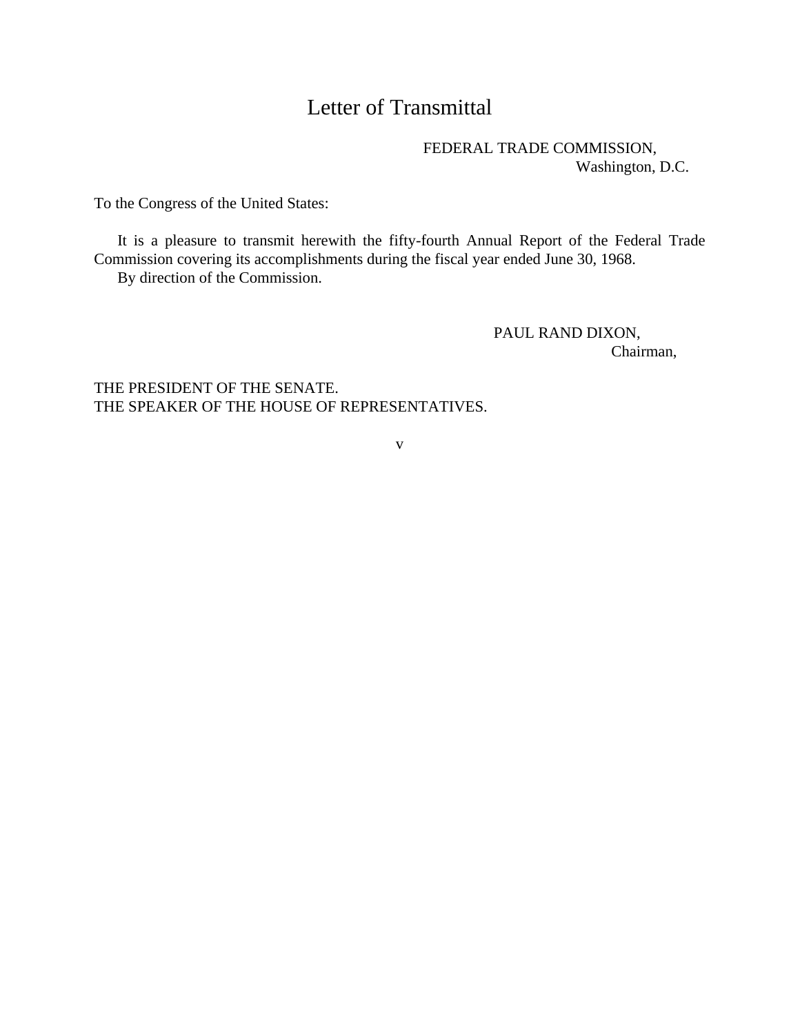# Letter of Transmittal

FEDERAL TRADE COMMISSION,
Washington, D.C.

To the Congress of the United States:

It is a pleasure to transmit herewith the fifty-fourth Annual Report of the Federal Trade Commission covering its accomplishments during the fiscal year ended June 30, 1968.

By direction of the Commission.

PAUL RAND DIXON,
*Chairman*,

THE PRESIDENT OF THE SENATE.
THE SPEAKER OF THE HOUSE OF REPRESENTATIVES.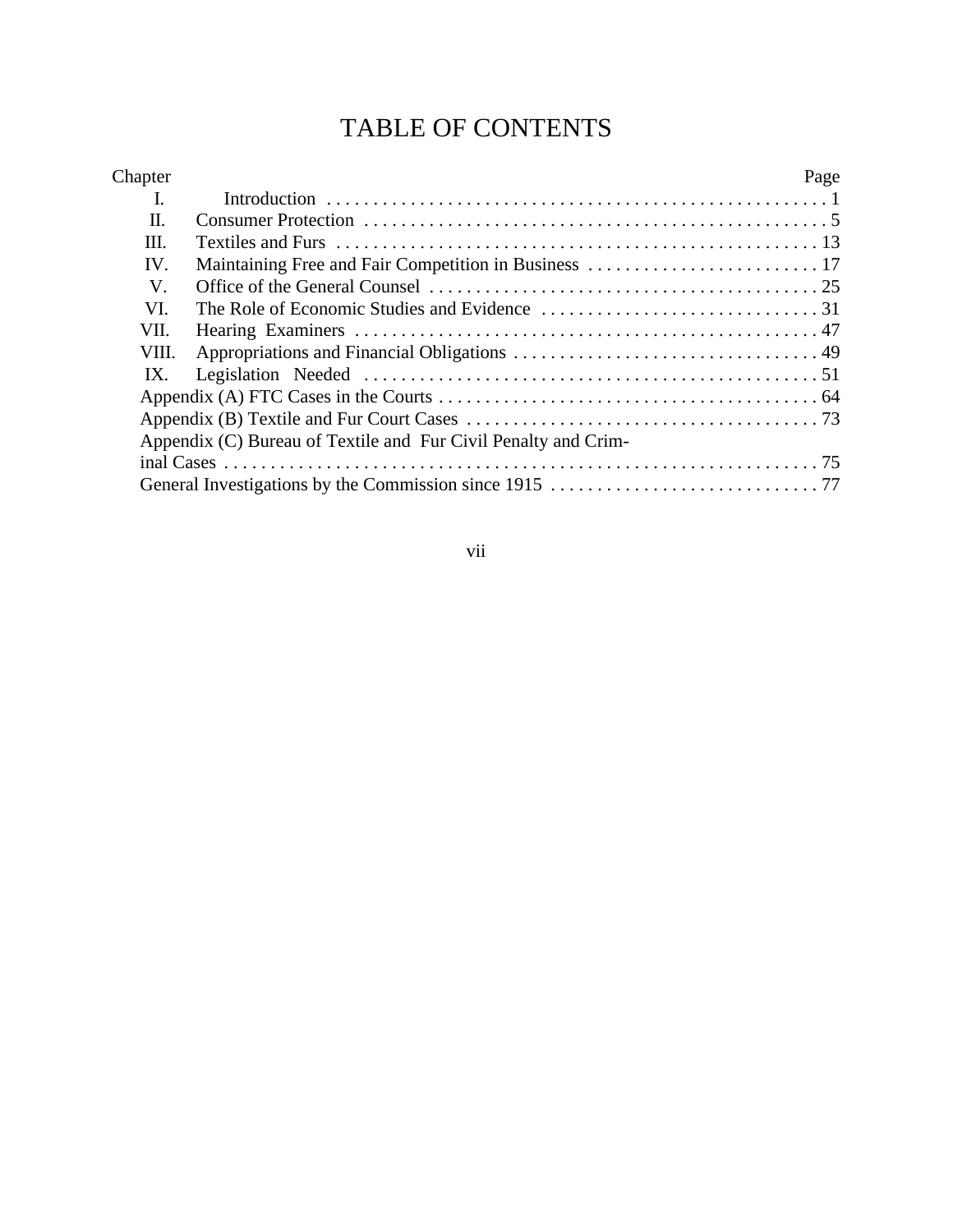# TABLE OF CONTENTS

| Chapter | | Page |
|---|---|---|
| I. | Introduction | 1 |
| II. | Consumer Protection | 5 |
| III. | Textiles and Furs | 13 |
| IV. | Maintaining Free and Fair Competition in Business | 17 |
| V. | Office of the General Counsel | 25 |
| VI. | The Role of Economic Studies and Evidence | 31 |
| VII. | Hearing Examiners | 47 |
| VIII. | Appropriations and Financial Obligations | 49 |
| IX. | Legislation Needed | 51 |
| | Appendix (A) FTC Cases in the Courts | 64 |
| | Appendix (B) Textile and Fur Court Cases | 73 |
| | Appendix (C) Bureau of Textile and Fur Civil Penalty and Criminal Cases | 75 |
| | General Investigations by the Commission since 1915 | 77 |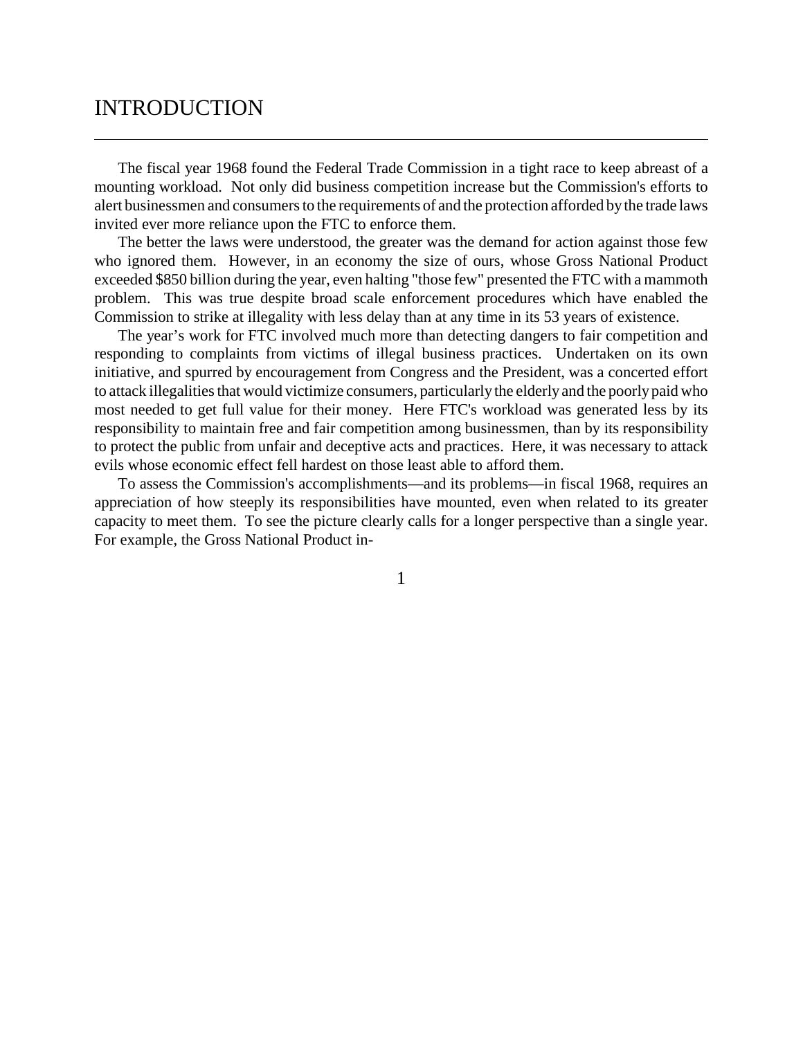# INTRODUCTION

The fiscal year 1968 found the Federal Trade Commission in a tight race to keep abreast of a mounting workload. Not only did business competition increase but the Commission's efforts to alert businessmen and consumers to the requirements of and the protection afforded by the trade laws invited ever more reliance upon the FTC to enforce them.

The better the laws were understood, the greater was the demand for action against those few who ignored them. However, in an economy the size of ours, whose Gross National Product exceeded $850 billion during the year, even halting "those few" presented the FTC with a mammoth problem. This was true despite broad scale enforcement procedures which have enabled the Commission to strike at illegality with less delay than at any time in its 53 years of existence.

The year's work for FTC involved much more than detecting dangers to fair competition and responding to complaints from victims of illegal business practices. Undertaken on its own initiative, and spurred by encouragement from Congress and the President, was a concerted effort to attack illegalities that would victimize consumers, particularly the elderly and the poorly paid who most needed to get full value for their money. Here FTC's workload was generated less by its responsibility to maintain free and fair competition among businessmen, than by its responsibility to protect the public from unfair and deceptive acts and practices. Here, it was necessary to attack evils whose economic effect fell hardest on those least able to afford them.

To assess the Commission's accomplishments—and its problems—in fiscal 1968, requires an appreciation of how steeply its responsibilities have mounted, even when related to its greater capacity to meet them. To see the picture clearly calls for a longer perspective than a single year. For example, the Gross National Product in-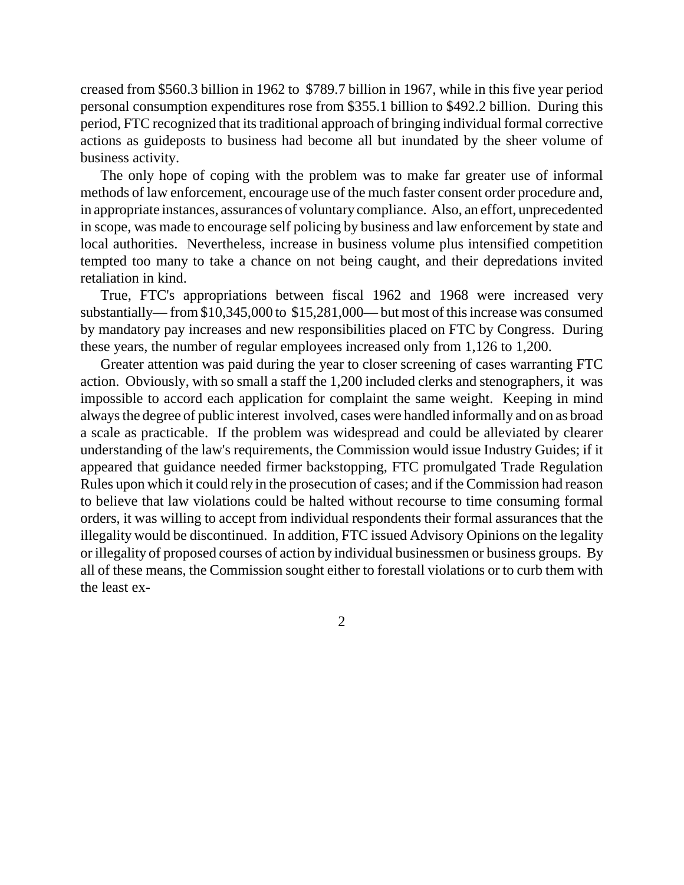creased from $560.3 billion in 1962 to $789.7 billion in 1967, while in this five year period personal consumption expenditures rose from $355.1 billion to $492.2 billion. During this period, FTC recognized that its traditional approach of bringing individual formal corrective actions as guideposts to business had become all but inundated by the sheer volume of business activity.

The only hope of coping with the problem was to make far greater use of informal methods of law enforcement, encourage use of the much faster consent order procedure and, in appropriate instances, assurances of voluntary compliance. Also, an effort, unprecedented in scope, was made to encourage self policing by business and law enforcement by state and local authorities. Nevertheless, increase in business volume plus intensified competition tempted too many to take a chance on not being caught, and their depredations invited retaliation in kind.

True, FTC's appropriations between fiscal 1962 and 1968 were increased very substantially— from $10,345,000 to $15,281,000— but most of this increase was consumed by mandatory pay increases and new responsibilities placed on FTC by Congress. During these years, the number of regular employees increased only from 1,126 to 1,200.

Greater attention was paid during the year to closer screening of cases warranting FTC action. Obviously, with so small a staff the 1,200 included clerks and stenographers, it was impossible to accord each application for complaint the same weight. Keeping in mind always the degree of public interest involved, cases were handled informally and on as broad a scale as practicable. If the problem was widespread and could be alleviated by clearer understanding of the law's requirements, the Commission would issue Industry Guides; if it appeared that guidance needed firmer backstopping, FTC promulgated Trade Regulation Rules upon which it could rely in the prosecution of cases; and if the Commission had reason to believe that law violations could be halted without recourse to time consuming formal orders, it was willing to accept from individual respondents their formal assurances that the illegality would be discontinued. In addition, FTC issued Advisory Opinions on the legality or illegality of proposed courses of action by individual businessmen or business groups. By all of these means, the Commission sought either to forestall violations or to curb them with the least ex-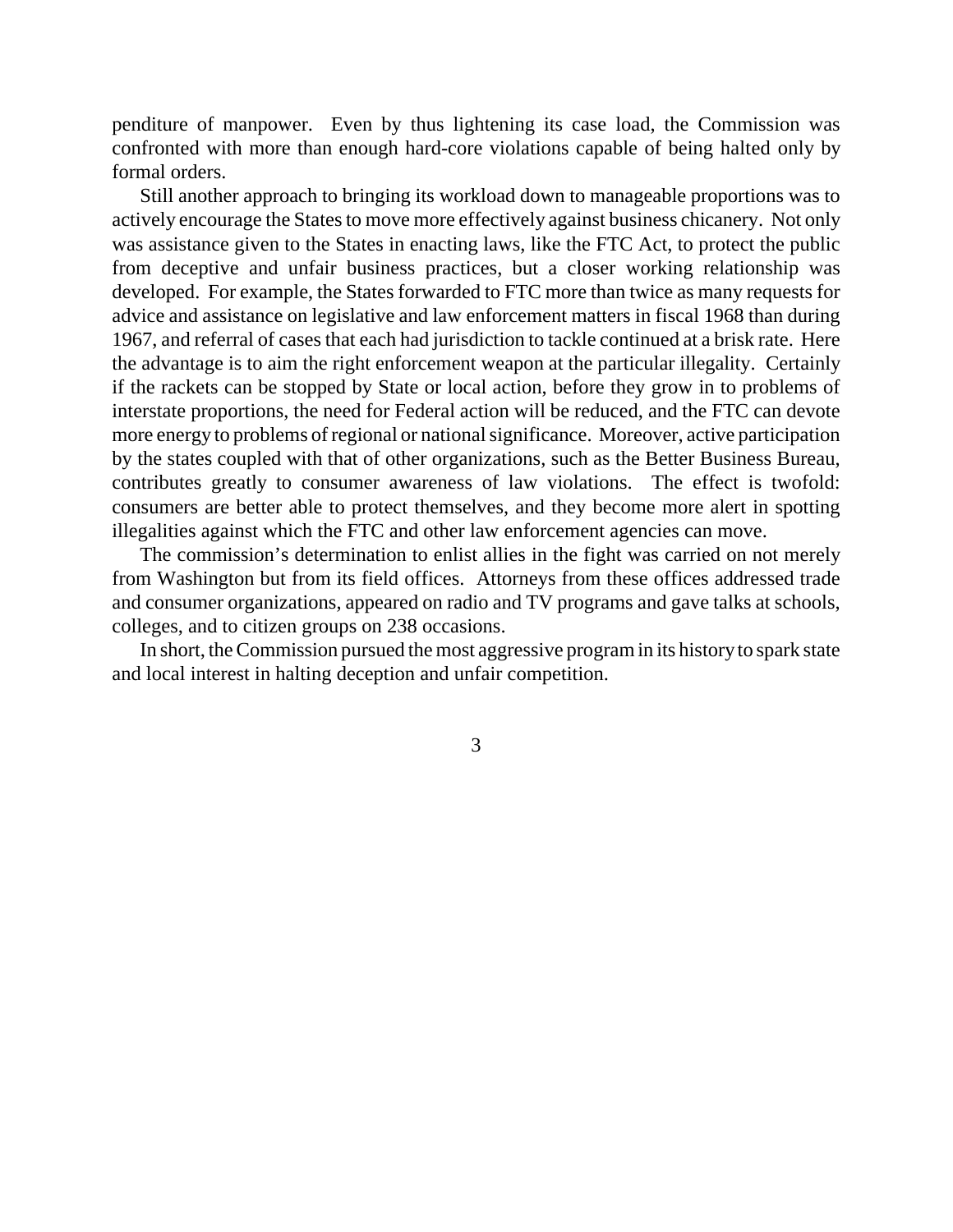penditure of manpower. Even by thus lightening its case load, the Commission was confronted with more than enough hard-core violations capable of being halted only by formal orders.

Still another approach to bringing its workload down to manageable proportions was to actively encourage the States to move more effectively against business chicanery. Not only was assistance given to the States in enacting laws, like the FTC Act, to protect the public from deceptive and unfair business practices, but a closer working relationship was developed. For example, the States forwarded to FTC more than twice as many requests for advice and assistance on legislative and law enforcement matters in fiscal 1968 than during 1967, and referral of cases that each had jurisdiction to tackle continued at a brisk rate. Here the advantage is to aim the right enforcement weapon at the particular illegality. Certainly if the rackets can be stopped by State or local action, before they grow in to problems of interstate proportions, the need for Federal action will be reduced, and the FTC can devote more energy to problems of regional or national significance. Moreover, active participation by the states coupled with that of other organizations, such as the Better Business Bureau, contributes greatly to consumer awareness of law violations. The effect is twofold: consumers are better able to protect themselves, and they become more alert in spotting illegalities against which the FTC and other law enforcement agencies can move.

The commission's determination to enlist allies in the fight was carried on not merely from Washington but from its field offices. Attorneys from these offices addressed trade and consumer organizations, appeared on radio and TV programs and gave talks at schools, colleges, and to citizen groups on 238 occasions.

In short, the Commission pursued the most aggressive program in its history to spark state and local interest in halting deception and unfair competition.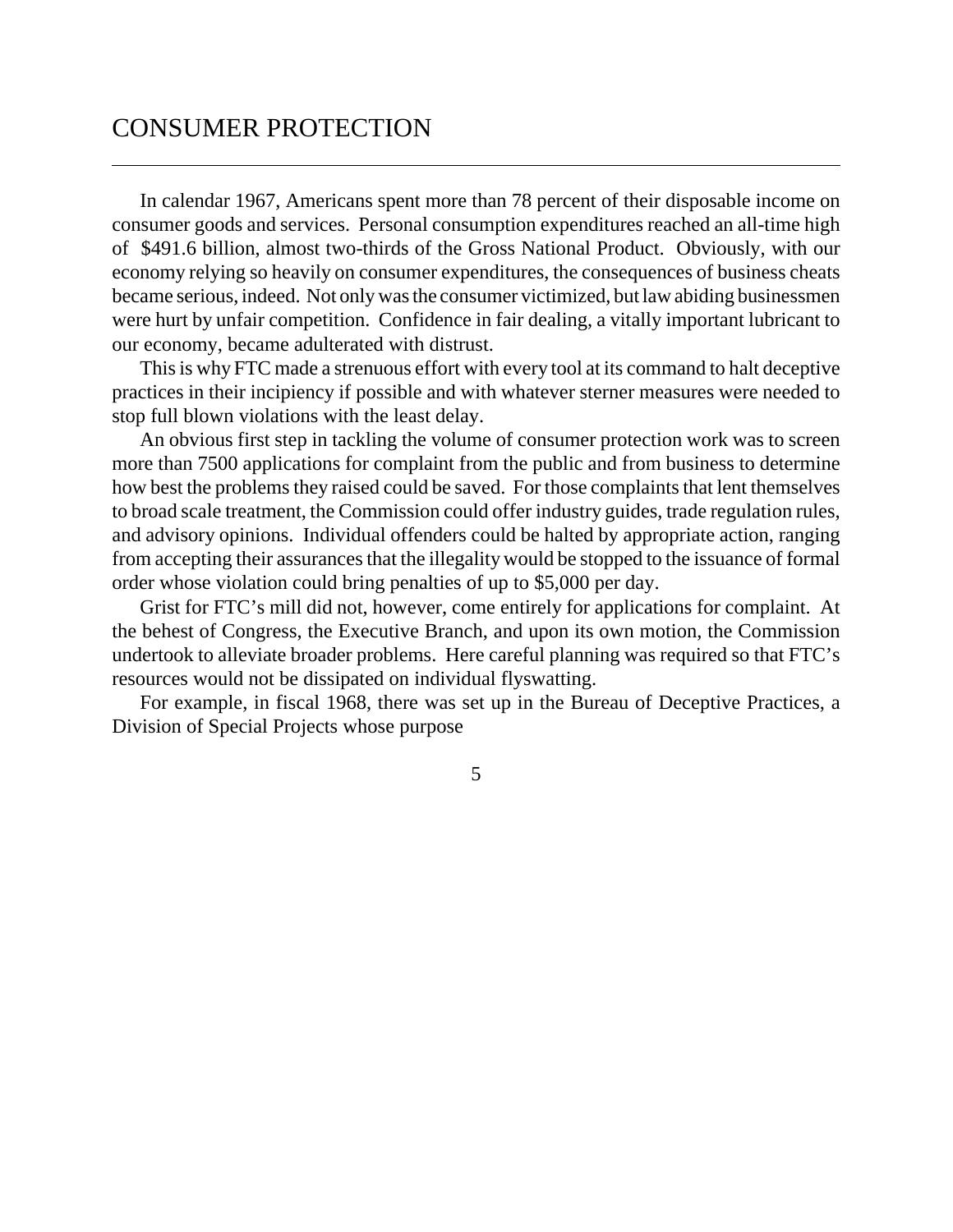# CONSUMER PROTECTION

In calendar 1967, Americans spent more than 78 percent of their disposable income on consumer goods and services. Personal consumption expenditures reached an all-time high of $491.6 billion, almost two-thirds of the Gross National Product. Obviously, with our economy relying so heavily on consumer expenditures, the consequences of business cheats became serious, indeed. Not only was the consumer victimized, but law abiding businessmen were hurt by unfair competition. Confidence in fair dealing, a vitally important lubricant to our economy, became adulterated with distrust.

This is why FTC made a strenuous effort with every tool at its command to halt deceptive practices in their incipiency if possible and with whatever sterner measures were needed to stop full blown violations with the least delay.

An obvious first step in tackling the volume of consumer protection work was to screen more than 7500 applications for complaint from the public and from business to determine how best the problems they raised could be saved. For those complaints that lent themselves to broad scale treatment, the Commission could offer industry guides, trade regulation rules, and advisory opinions. Individual offenders could be halted by appropriate action, ranging from accepting their assurances that the illegality would be stopped to the issuance of formal order whose violation could bring penalties of up to $5,000 per day.

Grist for FTC's mill did not, however, come entirely for applications for complaint. At the behest of Congress, the Executive Branch, and upon its own motion, the Commission undertook to alleviate broader problems. Here careful planning was required so that FTC's resources would not be dissipated on individual flyswatting.

For example, in fiscal 1968, there was set up in the Bureau of Deceptive Practices, a Division of Special Projects whose purpose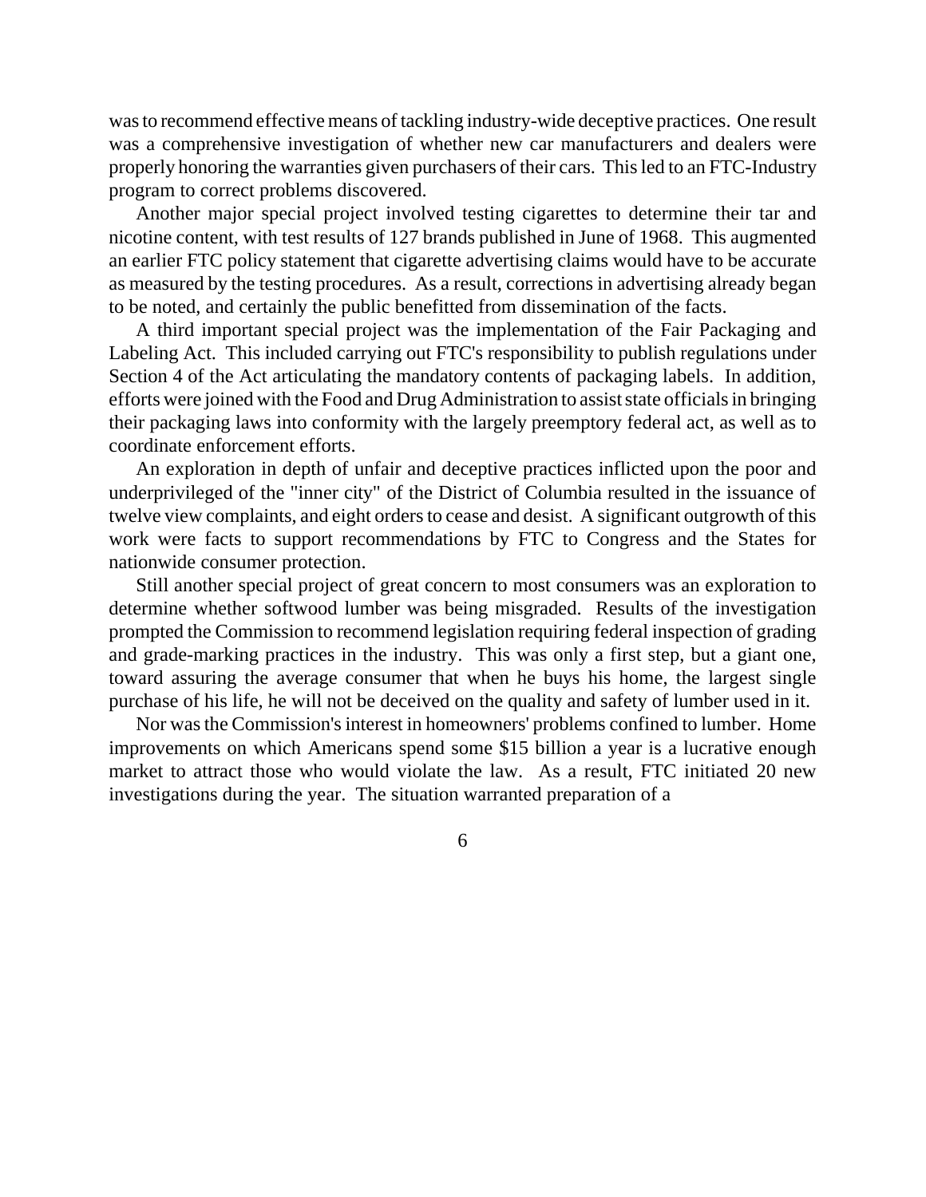was to recommend effective means of tackling industry-wide deceptive practices. One result was a comprehensive investigation of whether new car manufacturers and dealers were properly honoring the warranties given purchasers of their cars. This led to an FTC-Industry program to correct problems discovered.

Another major special project involved testing cigarettes to determine their tar and nicotine content, with test results of 127 brands published in June of 1968. This augmented an earlier FTC policy statement that cigarette advertising claims would have to be accurate as measured by the testing procedures. As a result, corrections in advertising already began to be noted, and certainly the public benefitted from dissemination of the facts.

A third important special project was the implementation of the Fair Packaging and Labeling Act. This included carrying out FTC's responsibility to publish regulations under Section 4 of the Act articulating the mandatory contents of packaging labels. In addition, efforts were joined with the Food and Drug Administration to assist state officials in bringing their packaging laws into conformity with the largely preemptory federal act, as well as to coordinate enforcement efforts.

An exploration in depth of unfair and deceptive practices inflicted upon the poor and underprivileged of the "inner city" of the District of Columbia resulted in the issuance of twelve view complaints, and eight orders to cease and desist. A significant outgrowth of this work were facts to support recommendations by FTC to Congress and the States for nationwide consumer protection.

Still another special project of great concern to most consumers was an exploration to determine whether softwood lumber was being misgraded. Results of the investigation prompted the Commission to recommend legislation requiring federal inspection of grading and grade-marking practices in the industry. This was only a first step, but a giant one, toward assuring the average consumer that when he buys his home, the largest single purchase of his life, he will not be deceived on the quality and safety of lumber used in it.

Nor was the Commission's interest in homeowners' problems confined to lumber. Home improvements on which Americans spend some $15 billion a year is a lucrative enough market to attract those who would violate the law. As a result, FTC initiated 20 new investigations during the year. The situation warranted preparation of a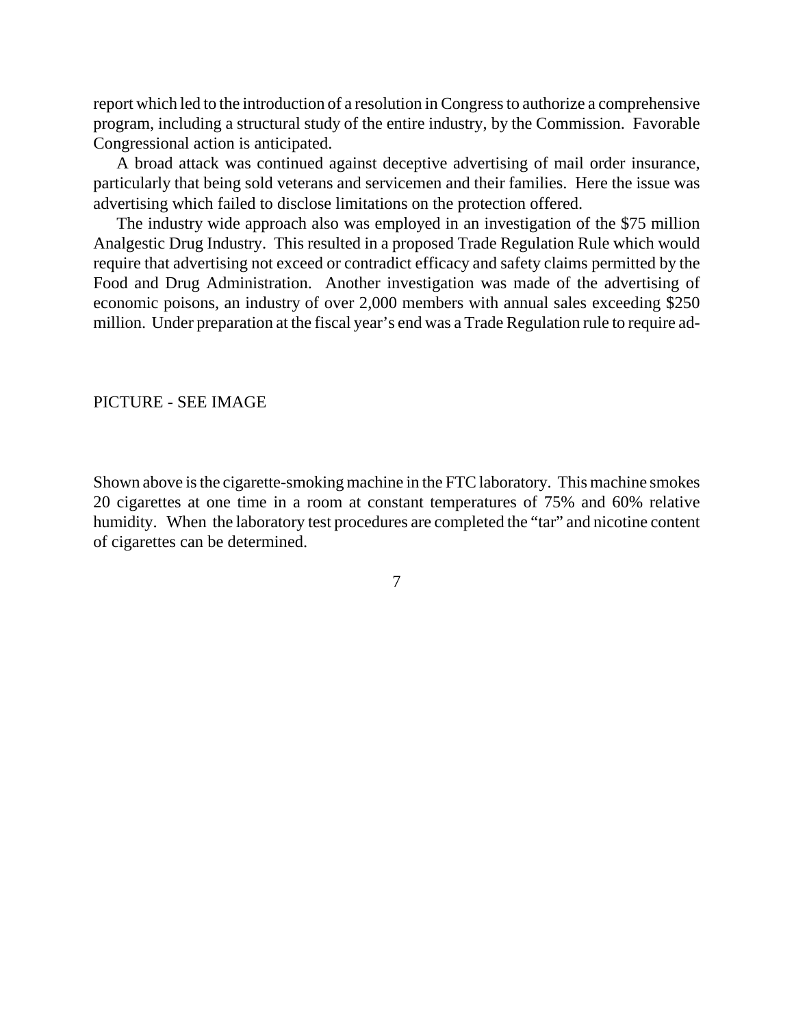report which led to the introduction of a resolution in Congress to authorize a comprehensive program, including a structural study of the entire industry, by the Commission. Favorable Congressional action is anticipated.

A broad attack was continued against deceptive advertising of mail order insurance, particularly that being sold veterans and servicemen and their families. Here the issue was advertising which failed to disclose limitations on the protection offered.

The industry wide approach also was employed in an investigation of the $75 million Analgestic Drug Industry. This resulted in a proposed Trade Regulation Rule which would require that advertising not exceed or contradict efficacy and safety claims permitted by the Food and Drug Administration. Another investigation was made of the advertising of economic poisons, an industry of over 2,000 members with annual sales exceeding $250 million. Under preparation at the fiscal year's end was a Trade Regulation rule to require ad-

PICTURE - SEE IMAGE

Shown above is the cigarette-smoking machine in the FTC laboratory. This machine smokes 20 cigarettes at one time in a room at constant temperatures of 75% and 60% relative humidity. When the laboratory test procedures are completed the "tar" and nicotine content of cigarettes can be determined.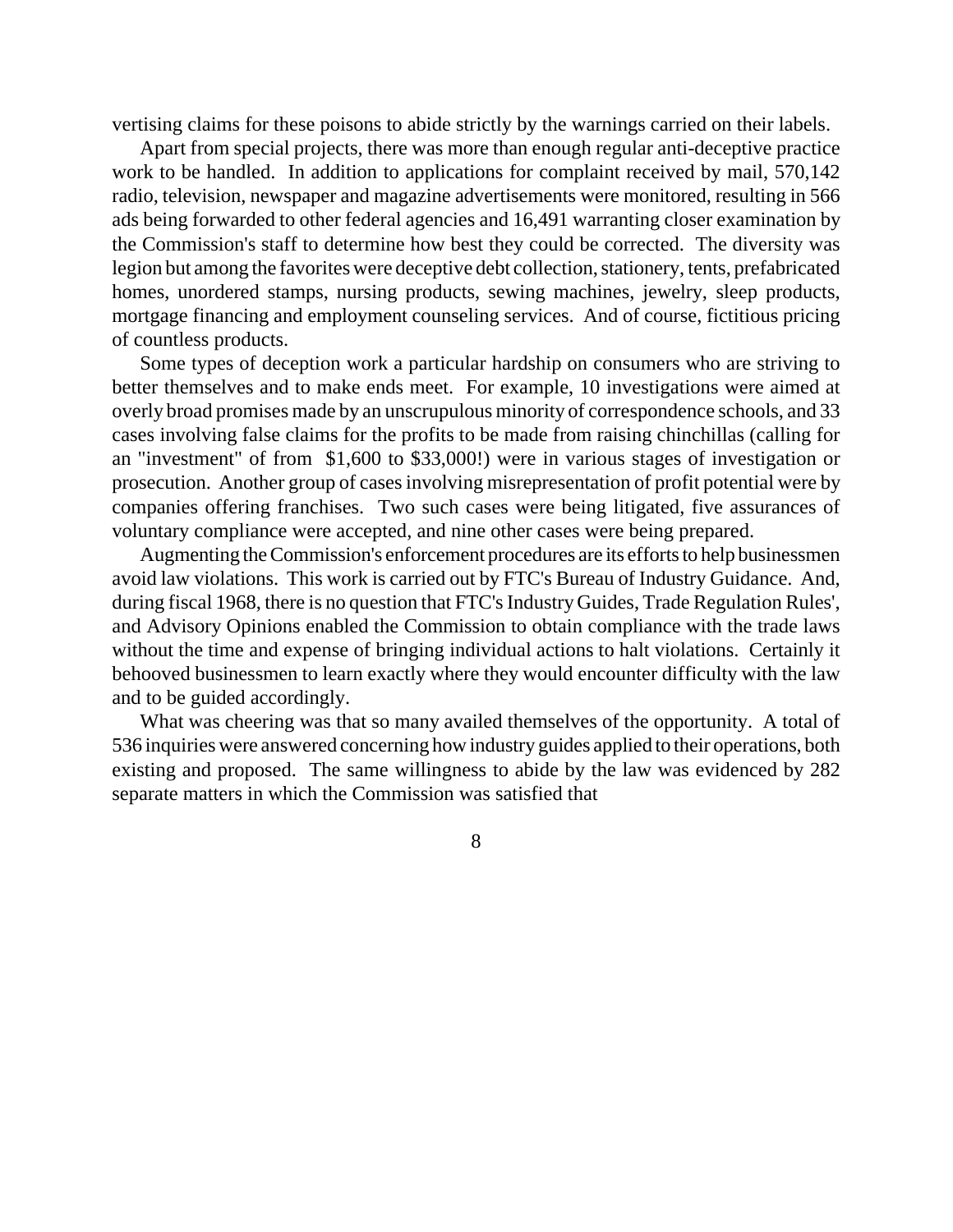vertising claims for these poisons to abide strictly by the warnings carried on their labels.

Apart from special projects, there was more than enough regular anti-deceptive practice work to be handled. In addition to applications for complaint received by mail, 570,142 radio, television, newspaper and magazine advertisements were monitored, resulting in 566 ads being forwarded to other federal agencies and 16,491 warranting closer examination by the Commission's staff to determine how best they could be corrected. The diversity was legion but among the favorites were deceptive debt collection, stationery, tents, prefabricated homes, unordered stamps, nursing products, sewing machines, jewelry, sleep products, mortgage financing and employment counseling services. And of course, fictitious pricing of countless products.

Some types of deception work a particular hardship on consumers who are striving to better themselves and to make ends meet. For example, 10 investigations were aimed at overly broad promises made by an unscrupulous minority of correspondence schools, and 33 cases involving false claims for the profits to be made from raising chinchillas (calling for an "investment" of from $1,600 to $33,000!) were in various stages of investigation or prosecution. Another group of cases involving misrepresentation of profit potential were by companies offering franchises. Two such cases were being litigated, five assurances of voluntary compliance were accepted, and nine other cases were being prepared.

Augmenting the Commission's enforcement procedures are its efforts to help businessmen avoid law violations. This work is carried out by FTC's Bureau of Industry Guidance. And, during fiscal 1968, there is no question that FTC's Industry Guides, Trade Regulation Rules', and Advisory Opinions enabled the Commission to obtain compliance with the trade laws without the time and expense of bringing individual actions to halt violations. Certainly it behooved businessmen to learn exactly where they would encounter difficulty with the law and to be guided accordingly.

What was cheering was that so many availed themselves of the opportunity. A total of 536 inquiries were answered concerning how industry guides applied to their operations, both existing and proposed. The same willingness to abide by the law was evidenced by 282 separate matters in which the Commission was satisfied that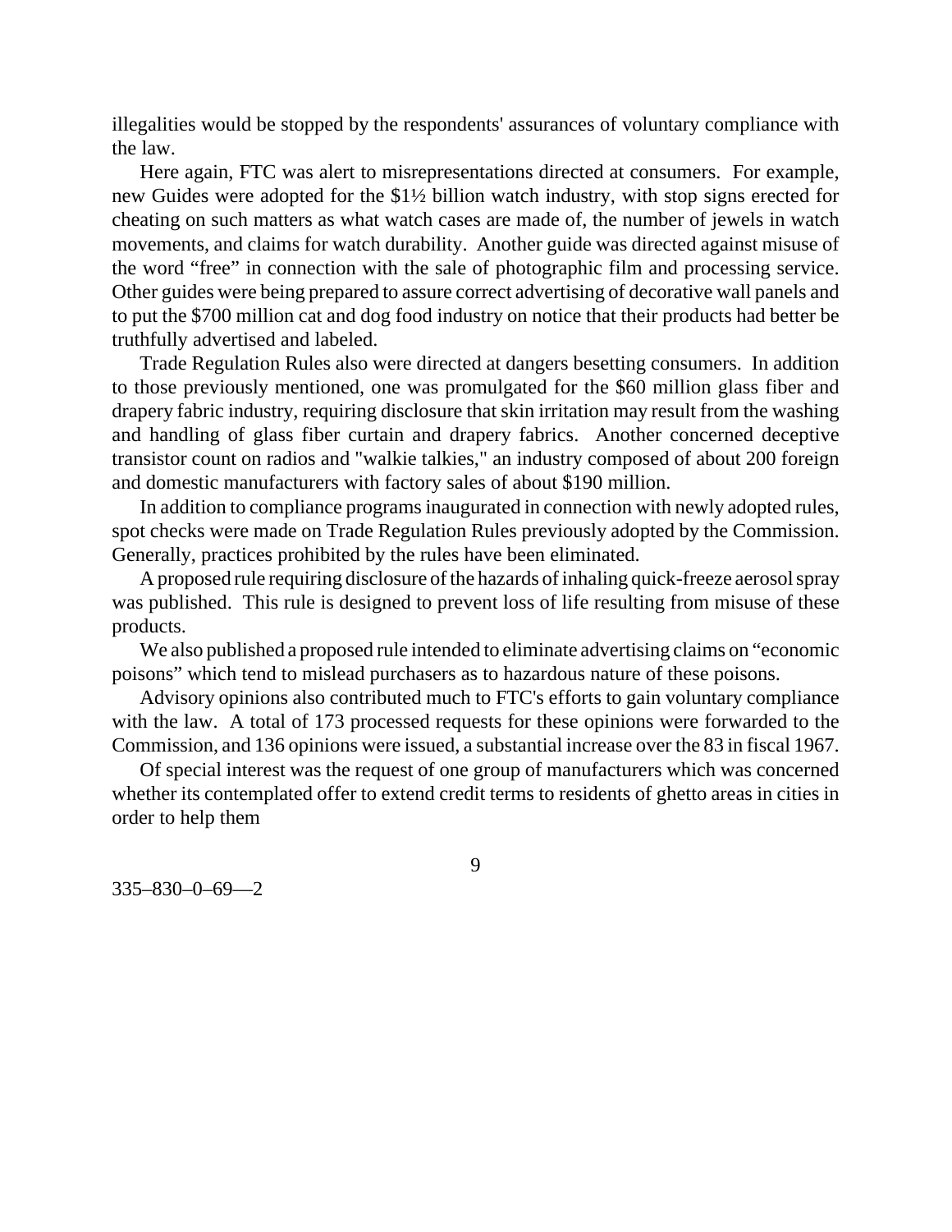illegalities would be stopped by the respondents' assurances of voluntary compliance with the law.

Here again, FTC was alert to misrepresentations directed at consumers. For example, new Guides were adopted for the $1½ billion watch industry, with stop signs erected for cheating on such matters as what watch cases are made of, the number of jewels in watch movements, and claims for watch durability. Another guide was directed against misuse of the word "free" in connection with the sale of photographic film and processing service. Other guides were being prepared to assure correct advertising of decorative wall panels and to put the $700 million cat and dog food industry on notice that their products had better be truthfully advertised and labeled.

Trade Regulation Rules also were directed at dangers besetting consumers. In addition to those previously mentioned, one was promulgated for the $60 million glass fiber and drapery fabric industry, requiring disclosure that skin irritation may result from the washing and handling of glass fiber curtain and drapery fabrics. Another concerned deceptive transistor count on radios and "walkie talkies," an industry composed of about 200 foreign and domestic manufacturers with factory sales of about $190 million.

In addition to compliance programs inaugurated in connection with newly adopted rules, spot checks were made on Trade Regulation Rules previously adopted by the Commission. Generally, practices prohibited by the rules have been eliminated.

A proposed rule requiring disclosure of the hazards of inhaling quick-freeze aerosol spray was published. This rule is designed to prevent loss of life resulting from misuse of these products.

We also published a proposed rule intended to eliminate advertising claims on "economic poisons" which tend to mislead purchasers as to hazardous nature of these poisons.

Advisory opinions also contributed much to FTC's efforts to gain voluntary compliance with the law. A total of 173 processed requests for these opinions were forwarded to the Commission, and 136 opinions were issued, a substantial increase over the 83 in fiscal 1967.

Of special interest was the request of one group of manufacturers which was concerned whether its contemplated offer to extend credit terms to residents of ghetto areas in cities in order to help them

335–830–0–69—2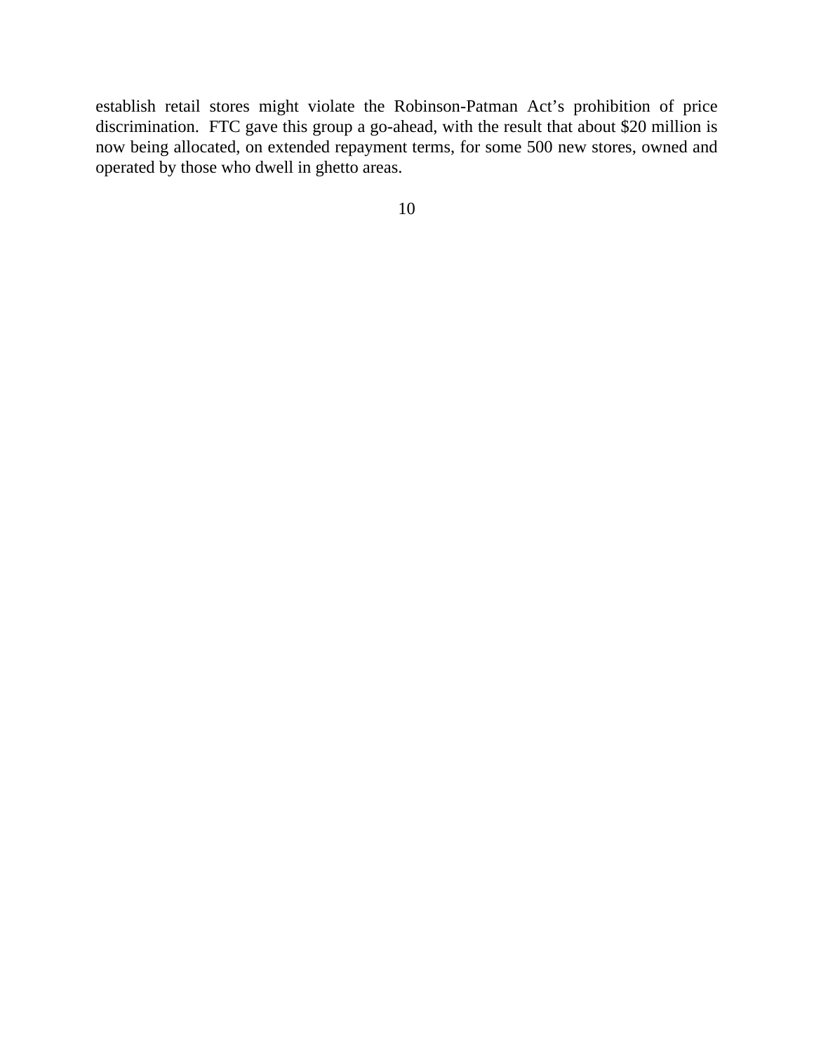establish retail stores might violate the Robinson-Patman Act’s prohibition of price discrimination. FTC gave this group a go-ahead, with the result that about $20 million is now being allocated, on extended repayment terms, for some 500 new stores, owned and operated by those who dwell in ghetto areas.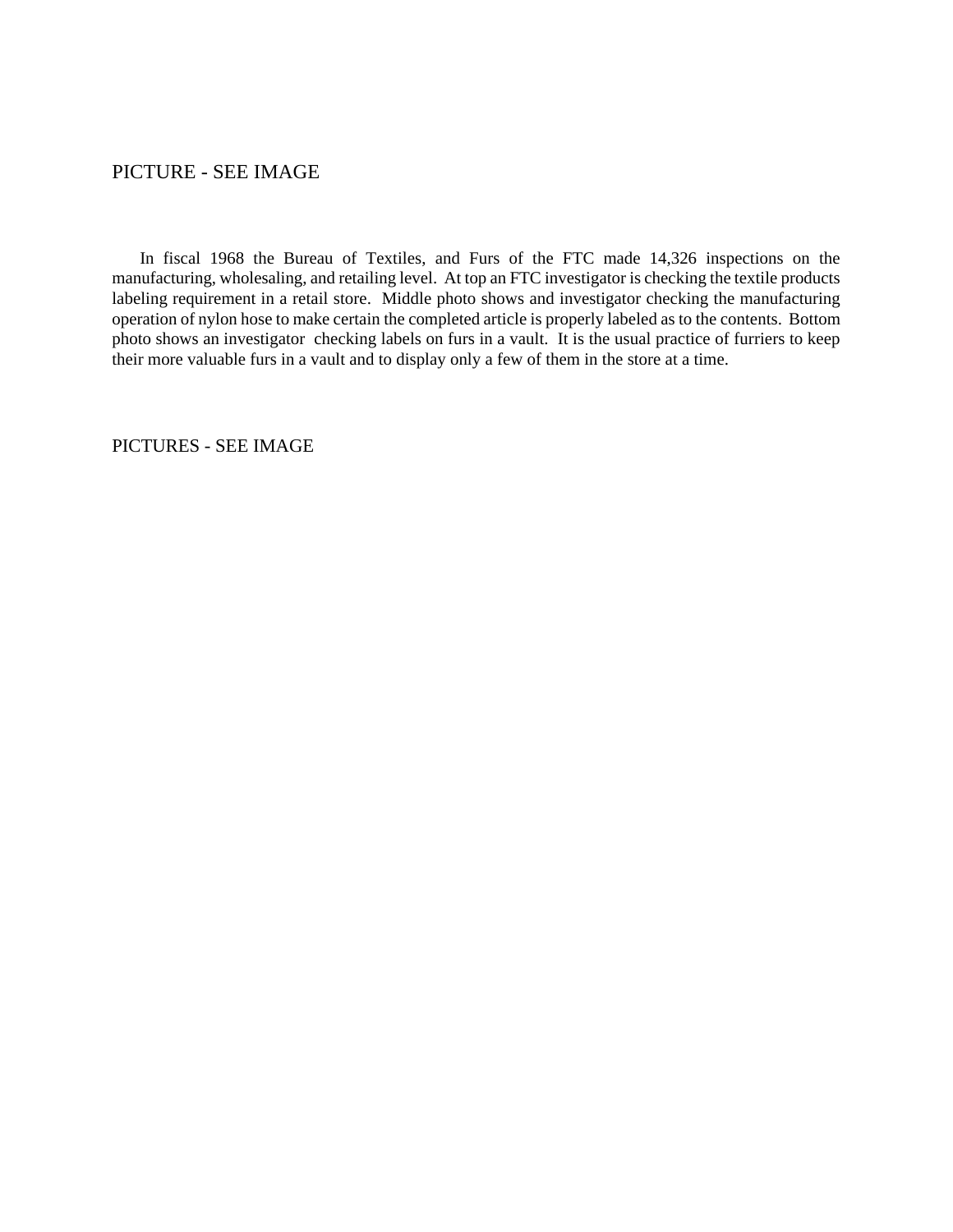PICTURE - SEE IMAGE

In fiscal 1968 the Bureau of Textiles, and Furs of the FTC made 14,326 inspections on the manufacturing, wholesaling, and retailing level. At top an FTC investigator is checking the textile products labeling requirement in a retail store. Middle photo shows and investigator checking the manufacturing operation of nylon hose to make certain the completed article is properly labeled as to the contents. Bottom photo shows an investigator checking labels on furs in a vault. It is the usual practice of furriers to keep their more valuable furs in a vault and to display only a few of them in the store at a time.

PICTURES - SEE IMAGE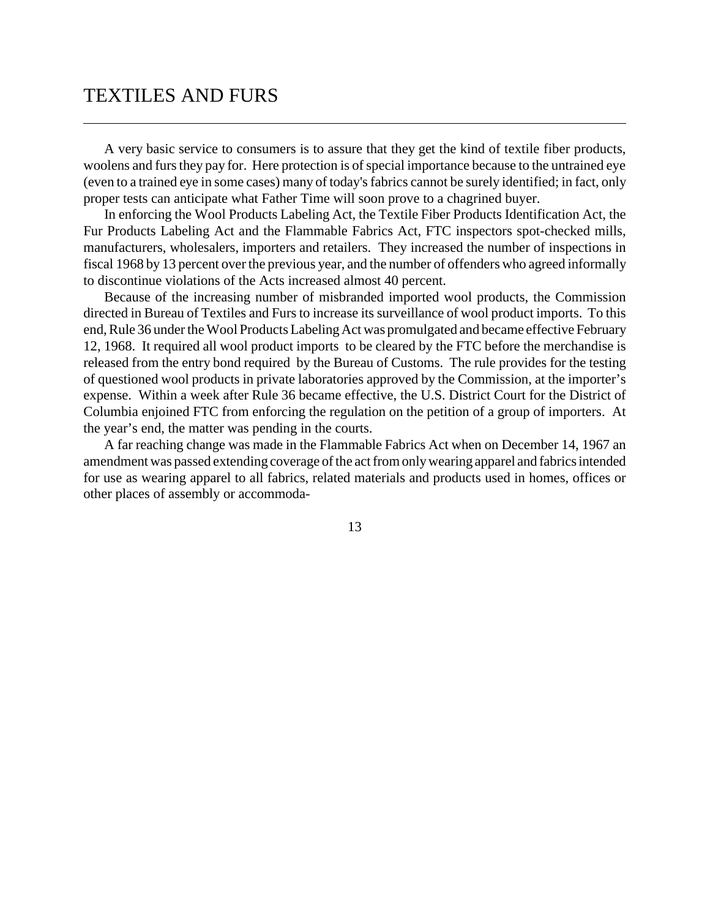# TEXTILES AND FURS

A very basic service to consumers is to assure that they get the kind of textile fiber products, woolens and furs they pay for. Here protection is of special importance because to the untrained eye (even to a trained eye in some cases) many of today's fabrics cannot be surely identified; in fact, only proper tests can anticipate what Father Time will soon prove to a chagrined buyer.

In enforcing the Wool Products Labeling Act, the Textile Fiber Products Identification Act, the Fur Products Labeling Act and the Flammable Fabrics Act, FTC inspectors spot-checked mills, manufacturers, wholesalers, importers and retailers. They increased the number of inspections in fiscal 1968 by 13 percent over the previous year, and the number of offenders who agreed informally to discontinue violations of the Acts increased almost 40 percent.

Because of the increasing number of misbranded imported wool products, the Commission directed in Bureau of Textiles and Furs to increase its surveillance of wool product imports. To this end, Rule 36 under the Wool Products Labeling Act was promulgated and became effective February 12, 1968. It required all wool product imports to be cleared by the FTC before the merchandise is released from the entry bond required by the Bureau of Customs. The rule provides for the testing of questioned wool products in private laboratories approved by the Commission, at the importer's expense. Within a week after Rule 36 became effective, the U.S. District Court for the District of Columbia enjoined FTC from enforcing the regulation on the petition of a group of importers. At the year's end, the matter was pending in the courts.

A far reaching change was made in the Flammable Fabrics Act when on December 14, 1967 an amendment was passed extending coverage of the act from only wearing apparel and fabrics intended for use as wearing apparel to all fabrics, related materials and products used in homes, offices or other places of assembly or accommoda-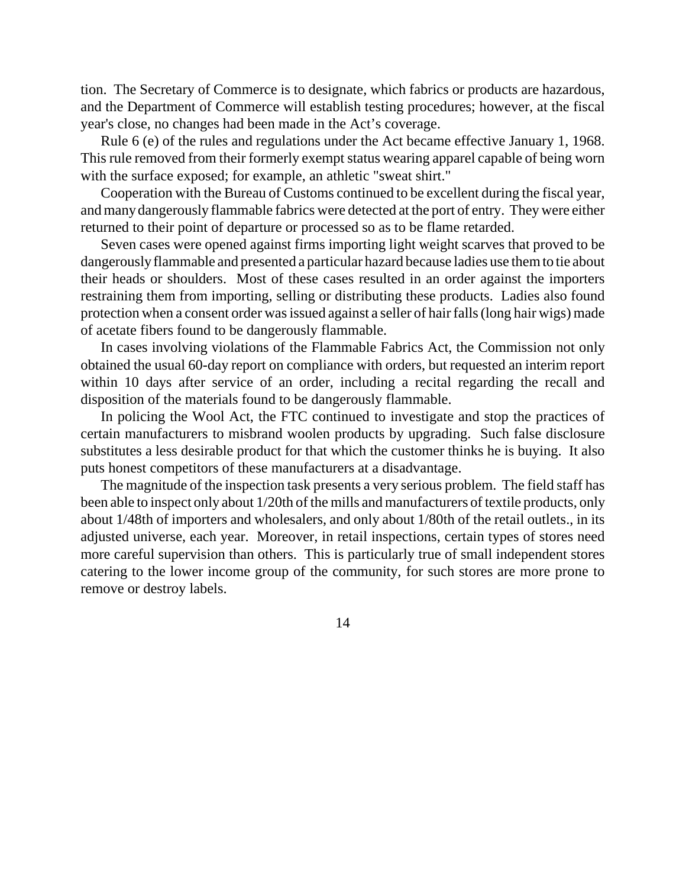tion. The Secretary of Commerce is to designate, which fabrics or products are hazardous, and the Department of Commerce will establish testing procedures; however, at the fiscal year's close, no changes had been made in the Act's coverage.

Rule 6 (e) of the rules and regulations under the Act became effective January 1, 1968. This rule removed from their formerly exempt status wearing apparel capable of being worn with the surface exposed; for example, an athletic "sweat shirt."

Cooperation with the Bureau of Customs continued to be excellent during the fiscal year, and many dangerously flammable fabrics were detected at the port of entry. They were either returned to their point of departure or processed so as to be flame retarded.

Seven cases were opened against firms importing light weight scarves that proved to be dangerously flammable and presented a particular hazard because ladies use them to tie about their heads or shoulders. Most of these cases resulted in an order against the importers restraining them from importing, selling or distributing these products. Ladies also found protection when a consent order was issued against a seller of hair falls (long hair wigs) made of acetate fibers found to be dangerously flammable.

In cases involving violations of the Flammable Fabrics Act, the Commission not only obtained the usual 60-day report on compliance with orders, but requested an interim report within 10 days after service of an order, including a recital regarding the recall and disposition of the materials found to be dangerously flammable.

In policing the Wool Act, the FTC continued to investigate and stop the practices of certain manufacturers to misbrand woolen products by upgrading. Such false disclosure substitutes a less desirable product for that which the customer thinks he is buying. It also puts honest competitors of these manufacturers at a disadvantage.

The magnitude of the inspection task presents a very serious problem. The field staff has been able to inspect only about 1/20th of the mills and manufacturers of textile products, only about 1/48th of importers and wholesalers, and only about 1/80th of the retail outlets., in its adjusted universe, each year. Moreover, in retail inspections, certain types of stores need more careful supervision than others. This is particularly true of small independent stores catering to the lower income group of the community, for such stores are more prone to remove or destroy labels.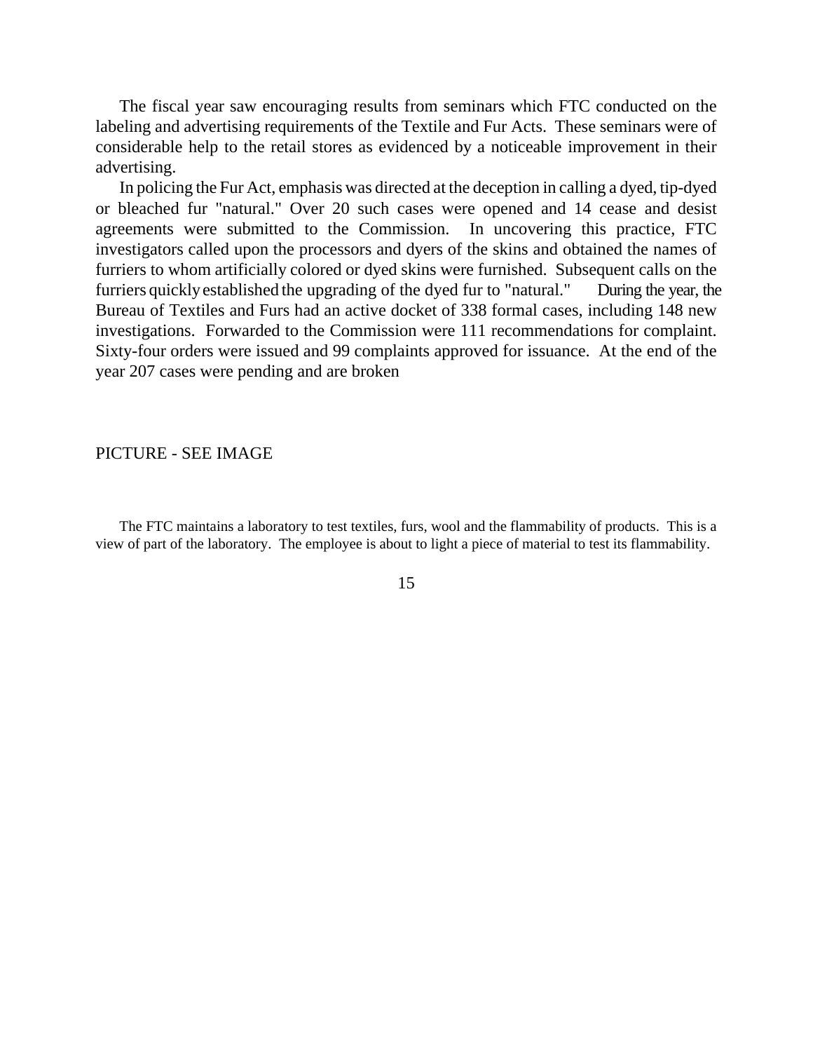The fiscal year saw encouraging results from seminars which FTC conducted on the labeling and advertising requirements of the Textile and Fur Acts. These seminars were of considerable help to the retail stores as evidenced by a noticeable improvement in their advertising.

In policing the Fur Act, emphasis was directed at the deception in calling a dyed, tip-dyed or bleached fur "natural." Over 20 such cases were opened and 14 cease and desist agreements were submitted to the Commission. In uncovering this practice, FTC investigators called upon the processors and dyers of the skins and obtained the names of furriers to whom artificially colored or dyed skins were furnished. Subsequent calls on the furriers quickly established the upgrading of the dyed fur to "natural." During the year, the Bureau of Textiles and Furs had an active docket of 338 formal cases, including 148 new investigations. Forwarded to the Commission were 111 recommendations for complaint. Sixty-four orders were issued and 99 complaints approved for issuance. At the end of the year 207 cases were pending and are broken

PICTURE - SEE IMAGE

The FTC maintains a laboratory to test textiles, furs, wool and the flammability of products. This is a view of part of the laboratory. The employee is about to light a piece of material to test its flammability.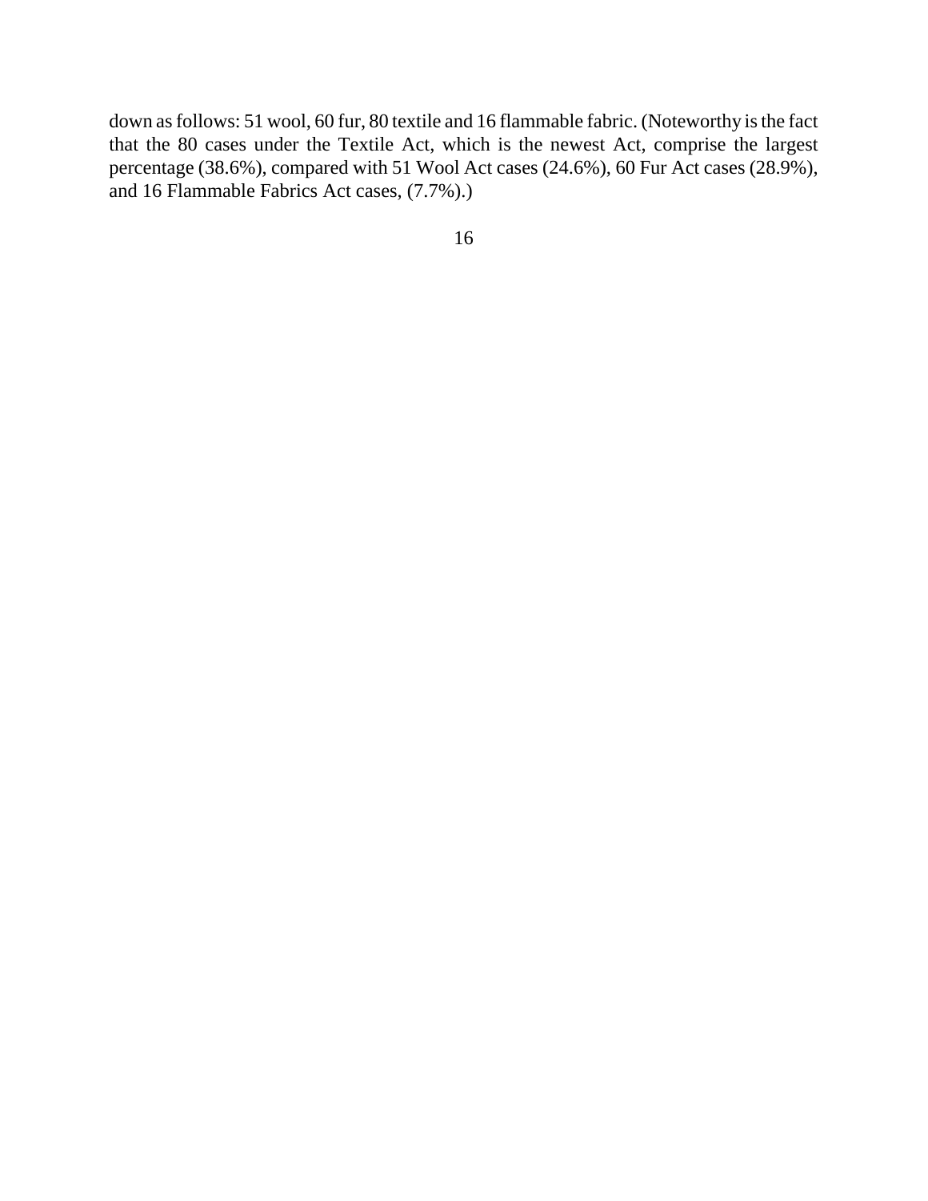down as follows: 51 wool, 60 fur, 80 textile and 16 flammable fabric. (Noteworthy is the fact that the 80 cases under the Textile Act, which is the newest Act, comprise the largest percentage (38.6%), compared with 51 Wool Act cases (24.6%), 60 Fur Act cases (28.9%), and 16 Flammable Fabrics Act cases, (7.7%).)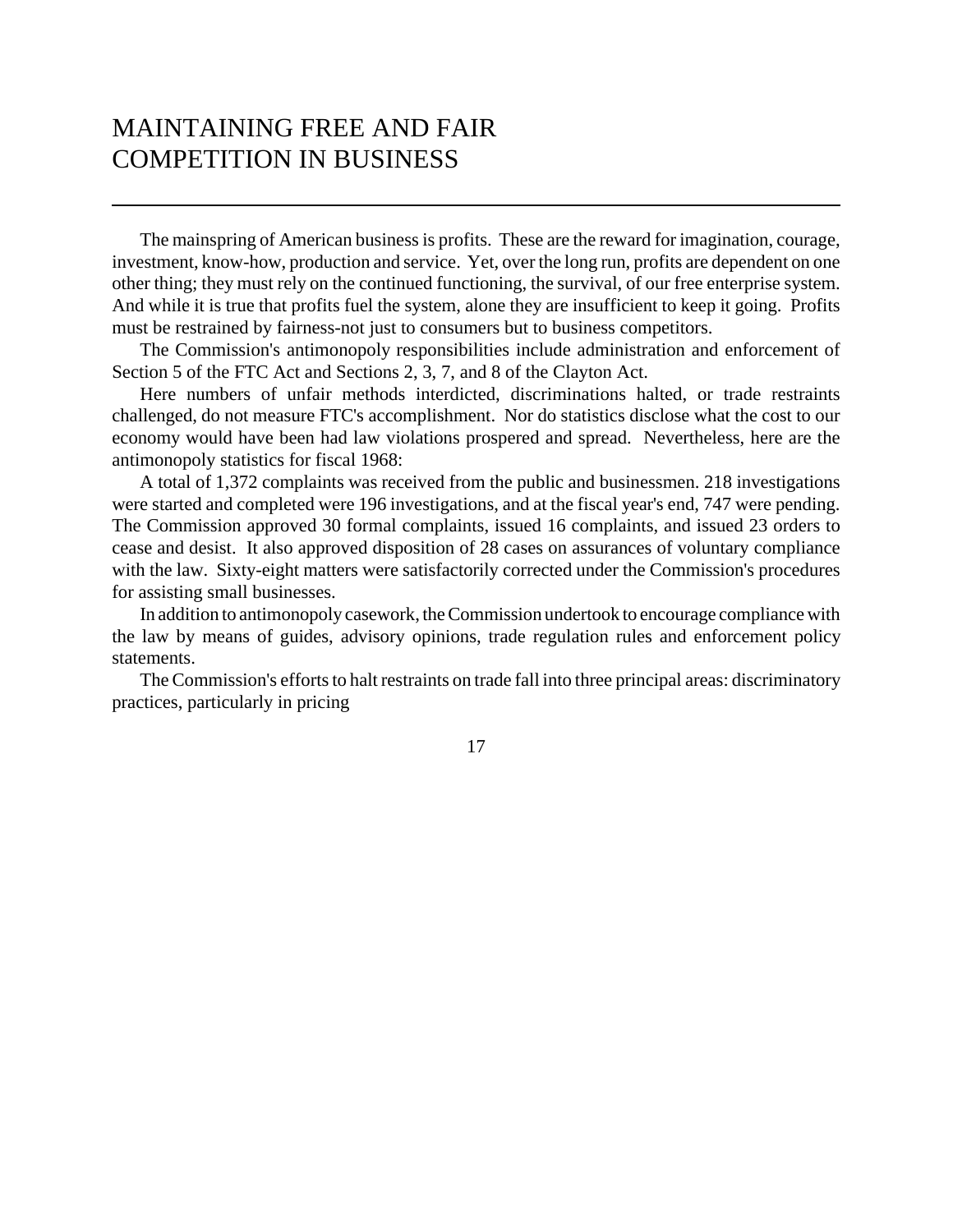# MAINTAINING FREE AND FAIR COMPETITION IN BUSINESS

The mainspring of American business is profits. These are the reward for imagination, courage, investment, know-how, production and service. Yet, over the long run, profits are dependent on one other thing; they must rely on the continued functioning, the survival, of our free enterprise system. And while it is true that profits fuel the system, alone they are insufficient to keep it going. Profits must be restrained by fairness-not just to consumers but to business competitors.

The Commission's antimonopoly responsibilities include administration and enforcement of Section 5 of the FTC Act and Sections 2, 3, 7, and 8 of the Clayton Act.

Here numbers of unfair methods interdicted, discriminations halted, or trade restraints challenged, do not measure FTC's accomplishment. Nor do statistics disclose what the cost to our economy would have been had law violations prospered and spread. Nevertheless, here are the antimonopoly statistics for fiscal 1968:

A total of 1,372 complaints was received from the public and businessmen. 218 investigations were started and completed were 196 investigations, and at the fiscal year's end, 747 were pending. The Commission approved 30 formal complaints, issued 16 complaints, and issued 23 orders to cease and desist. It also approved disposition of 28 cases on assurances of voluntary compliance with the law. Sixty-eight matters were satisfactorily corrected under the Commission's procedures for assisting small businesses.

In addition to antimonopoly casework, the Commission undertook to encourage compliance with the law by means of guides, advisory opinions, trade regulation rules and enforcement policy statements.

The Commission's efforts to halt restraints on trade fall into three principal areas: discriminatory practices, particularly in pricing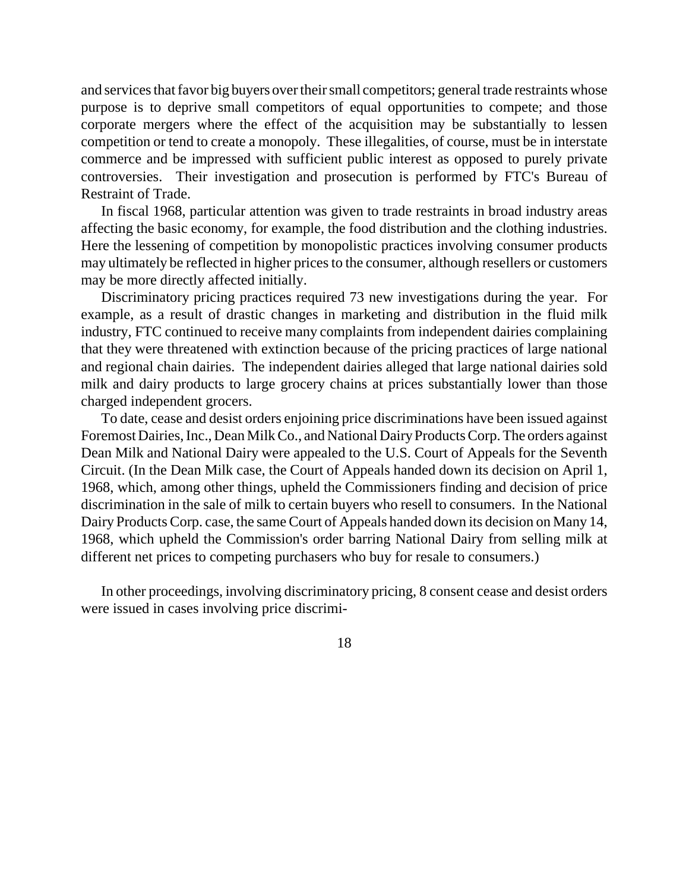and services that favor big buyers over their small competitors; general trade restraints whose purpose is to deprive small competitors of equal opportunities to compete; and those corporate mergers where the effect of the acquisition may be substantially to lessen competition or tend to create a monopoly. These illegalities, of course, must be in interstate commerce and be impressed with sufficient public interest as opposed to purely private controversies. Their investigation and prosecution is performed by FTC's Bureau of Restraint of Trade.

In fiscal 1968, particular attention was given to trade restraints in broad industry areas affecting the basic economy, for example, the food distribution and the clothing industries. Here the lessening of competition by monopolistic practices involving consumer products may ultimately be reflected in higher prices to the consumer, although resellers or customers may be more directly affected initially.

Discriminatory pricing practices required 73 new investigations during the year. For example, as a result of drastic changes in marketing and distribution in the fluid milk industry, FTC continued to receive many complaints from independent dairies complaining that they were threatened with extinction because of the pricing practices of large national and regional chain dairies. The independent dairies alleged that large national dairies sold milk and dairy products to large grocery chains at prices substantially lower than those charged independent grocers.

To date, cease and desist orders enjoining price discriminations have been issued against Foremost Dairies, Inc., Dean Milk Co., and National Dairy Products Corp. The orders against Dean Milk and National Dairy were appealed to the U.S. Court of Appeals for the Seventh Circuit. (In the Dean Milk case, the Court of Appeals handed down its decision on April 1, 1968, which, among other things, upheld the Commissioners finding and decision of price discrimination in the sale of milk to certain buyers who resell to consumers. In the National Dairy Products Corp. case, the same Court of Appeals handed down its decision on Many 14, 1968, which upheld the Commission's order barring National Dairy from selling milk at different net prices to competing purchasers who buy for resale to consumers.)

In other proceedings, involving discriminatory pricing, 8 consent cease and desist orders were issued in cases involving price discrimi-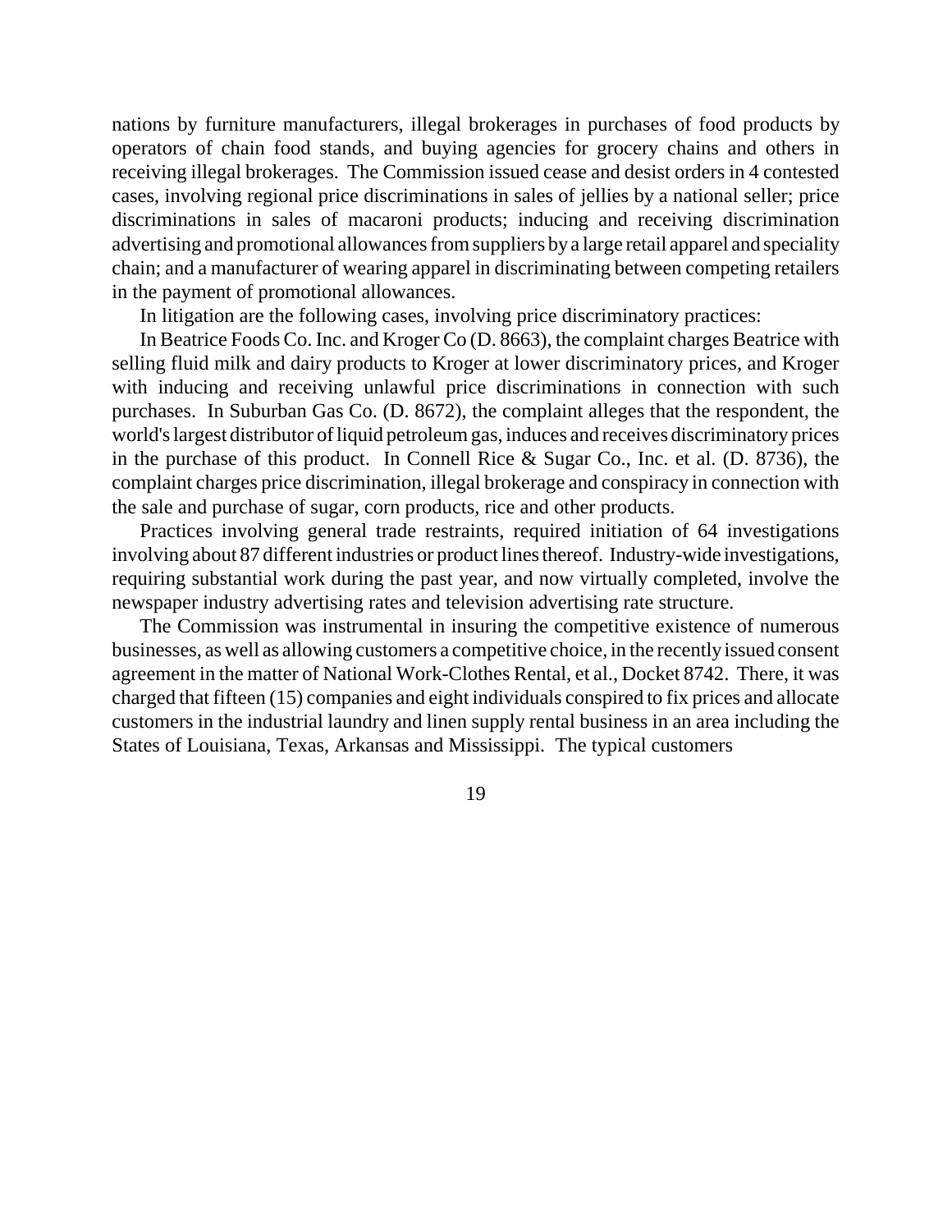nations by furniture manufacturers, illegal brokerages in purchases of food products by operators of chain food stands, and buying agencies for grocery chains and others in receiving illegal brokerages. The Commission issued cease and desist orders in 4 contested cases, involving regional price discriminations in sales of jellies by a national seller; price discriminations in sales of macaroni products; inducing and receiving discrimination advertising and promotional allowances from suppliers by a large retail apparel and speciality chain; and a manufacturer of wearing apparel in discriminating between competing retailers in the payment of promotional allowances.

In litigation are the following cases, involving price discriminatory practices:

In Beatrice Foods Co. Inc. and Kroger Co (D. 8663), the complaint charges Beatrice with selling fluid milk and dairy products to Kroger at lower discriminatory prices, and Kroger with inducing and receiving unlawful price discriminations in connection with such purchases. In Suburban Gas Co. (D. 8672), the complaint alleges that the respondent, the world's largest distributor of liquid petroleum gas, induces and receives discriminatory prices in the purchase of this product. In Connell Rice & Sugar Co., Inc. et al. (D. 8736), the complaint charges price discrimination, illegal brokerage and conspiracy in connection with the sale and purchase of sugar, corn products, rice and other products.

Practices involving general trade restraints, required initiation of 64 investigations involving about 87 different industries or product lines thereof. Industry-wide investigations, requiring substantial work during the past year, and now virtually completed, involve the newspaper industry advertising rates and television advertising rate structure.

The Commission was instrumental in insuring the competitive existence of numerous businesses, as well as allowing customers a competitive choice, in the recently issued consent agreement in the matter of National Work-Clothes Rental, et al., Docket 8742. There, it was charged that fifteen (15) companies and eight individuals conspired to fix prices and allocate customers in the industrial laundry and linen supply rental business in an area including the States of Louisiana, Texas, Arkansas and Mississippi. The typical customers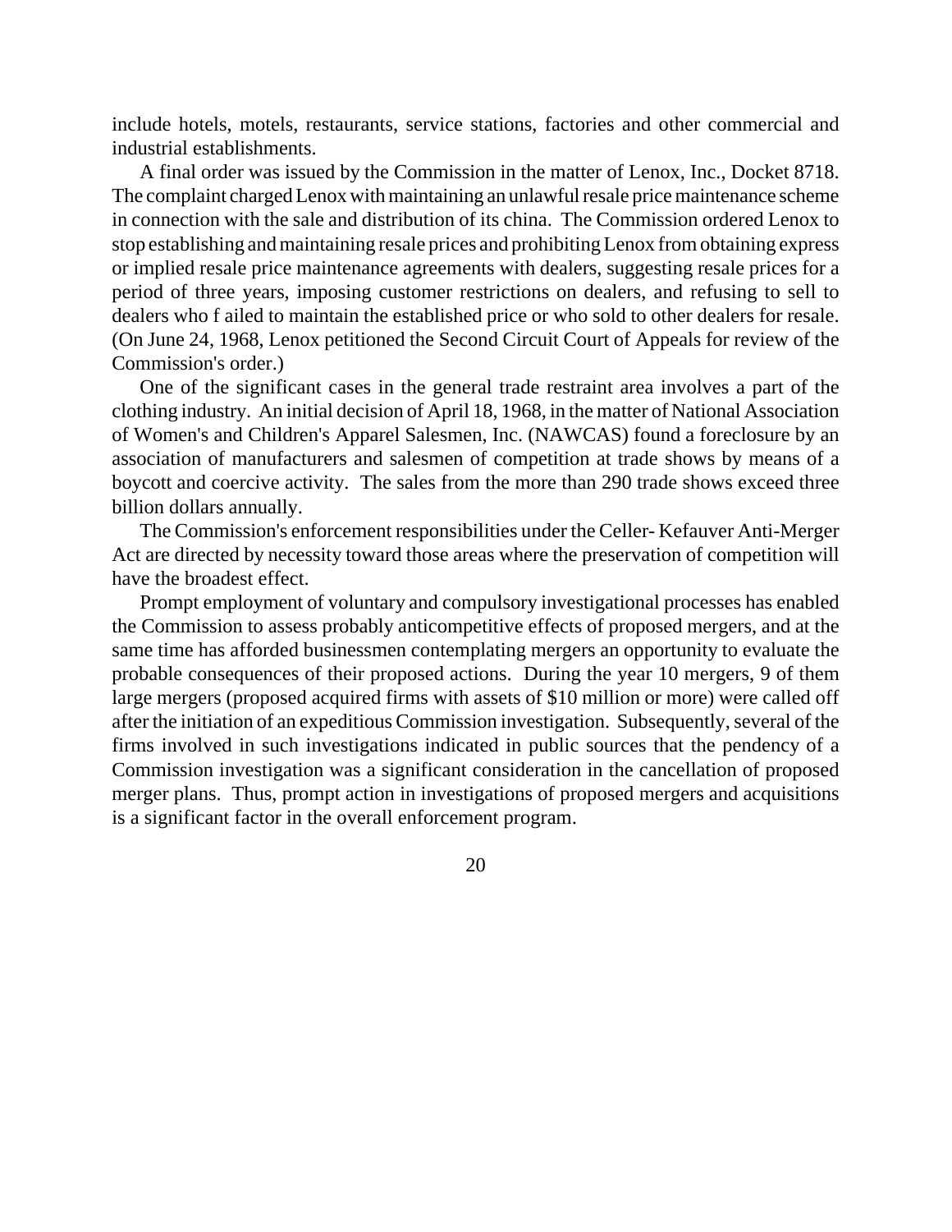include hotels, motels, restaurants, service stations, factories and other commercial and industrial establishments.

A final order was issued by the Commission in the matter of Lenox, Inc., Docket 8718. The complaint charged Lenox with maintaining an unlawful resale price maintenance scheme in connection with the sale and distribution of its china. The Commission ordered Lenox to stop establishing and maintaining resale prices and prohibiting Lenox from obtaining express or implied resale price maintenance agreements with dealers, suggesting resale prices for a period of three years, imposing customer restrictions on dealers, and refusing to sell to dealers who f ailed to maintain the established price or who sold to other dealers for resale. (On June 24, 1968, Lenox petitioned the Second Circuit Court of Appeals for review of the Commission's order.)

One of the significant cases in the general trade restraint area involves a part of the clothing industry. An initial decision of April 18, 1968, in the matter of National Association of Women's and Children's Apparel Salesmen, Inc. (NAWCAS) found a foreclosure by an association of manufacturers and salesmen of competition at trade shows by means of a boycott and coercive activity. The sales from the more than 290 trade shows exceed three billion dollars annually.

The Commission's enforcement responsibilities under the Celler- Kefauver Anti-Merger Act are directed by necessity toward those areas where the preservation of competition will have the broadest effect.

Prompt employment of voluntary and compulsory investigational processes has enabled the Commission to assess probably anticompetitive effects of proposed mergers, and at the same time has afforded businessmen contemplating mergers an opportunity to evaluate the probable consequences of their proposed actions. During the year 10 mergers, 9 of them large mergers (proposed acquired firms with assets of $10 million or more) were called off after the initiation of an expeditious Commission investigation. Subsequently, several of the firms involved in such investigations indicated in public sources that the pendency of a Commission investigation was a significant consideration in the cancellation of proposed merger plans. Thus, prompt action in investigations of proposed mergers and acquisitions is a significant factor in the overall enforcement program.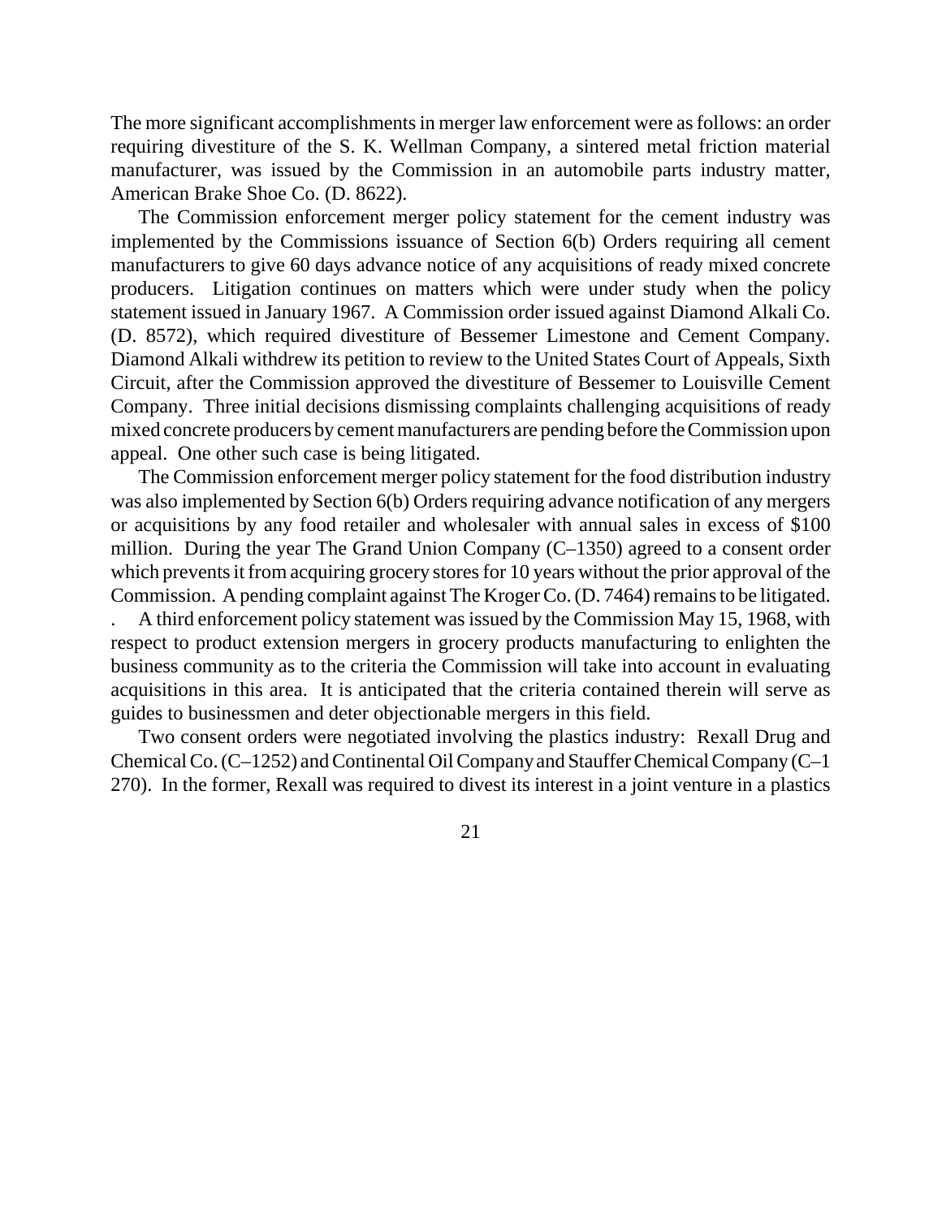The more significant accomplishments in merger law enforcement were as follows: an order requiring divestiture of the S. K. Wellman Company, a sintered metal friction material manufacturer, was issued by the Commission in an automobile parts industry matter, American Brake Shoe Co. (D. 8622).

The Commission enforcement merger policy statement for the cement industry was implemented by the Commissions issuance of Section 6(b) Orders requiring all cement manufacturers to give 60 days advance notice of any acquisitions of ready mixed concrete producers. Litigation continues on matters which were under study when the policy statement issued in January 1967. A Commission order issued against Diamond Alkali Co. (D. 8572), which required divestiture of Bessemer Limestone and Cement Company. Diamond Alkali withdrew its petition to review to the United States Court of Appeals, Sixth Circuit, after the Commission approved the divestiture of Bessemer to Louisville Cement Company. Three initial decisions dismissing complaints challenging acquisitions of ready mixed concrete producers by cement manufacturers are pending before the Commission upon appeal. One other such case is being litigated.

The Commission enforcement merger policy statement for the food distribution industry was also implemented by Section 6(b) Orders requiring advance notification of any mergers or acquisitions by any food retailer and wholesaler with annual sales in excess of $100 million. During the year The Grand Union Company (C–1350) agreed to a consent order which prevents it from acquiring grocery stores for 10 years without the prior approval of the Commission. A pending complaint against The Kroger Co. (D. 7464) remains to be litigated.

. A third enforcement policy statement was issued by the Commission May 15, 1968, with respect to product extension mergers in grocery products manufacturing to enlighten the business community as to the criteria the Commission will take into account in evaluating acquisitions in this area. It is anticipated that the criteria contained therein will serve as guides to businessmen and deter objectionable mergers in this field.

Two consent orders were negotiated involving the plastics industry: Rexall Drug and Chemical Co. (C–1252) and Continental Oil Company and Stauffer Chemical Company (C–1 270). In the former, Rexall was required to divest its interest in a joint venture in a plastics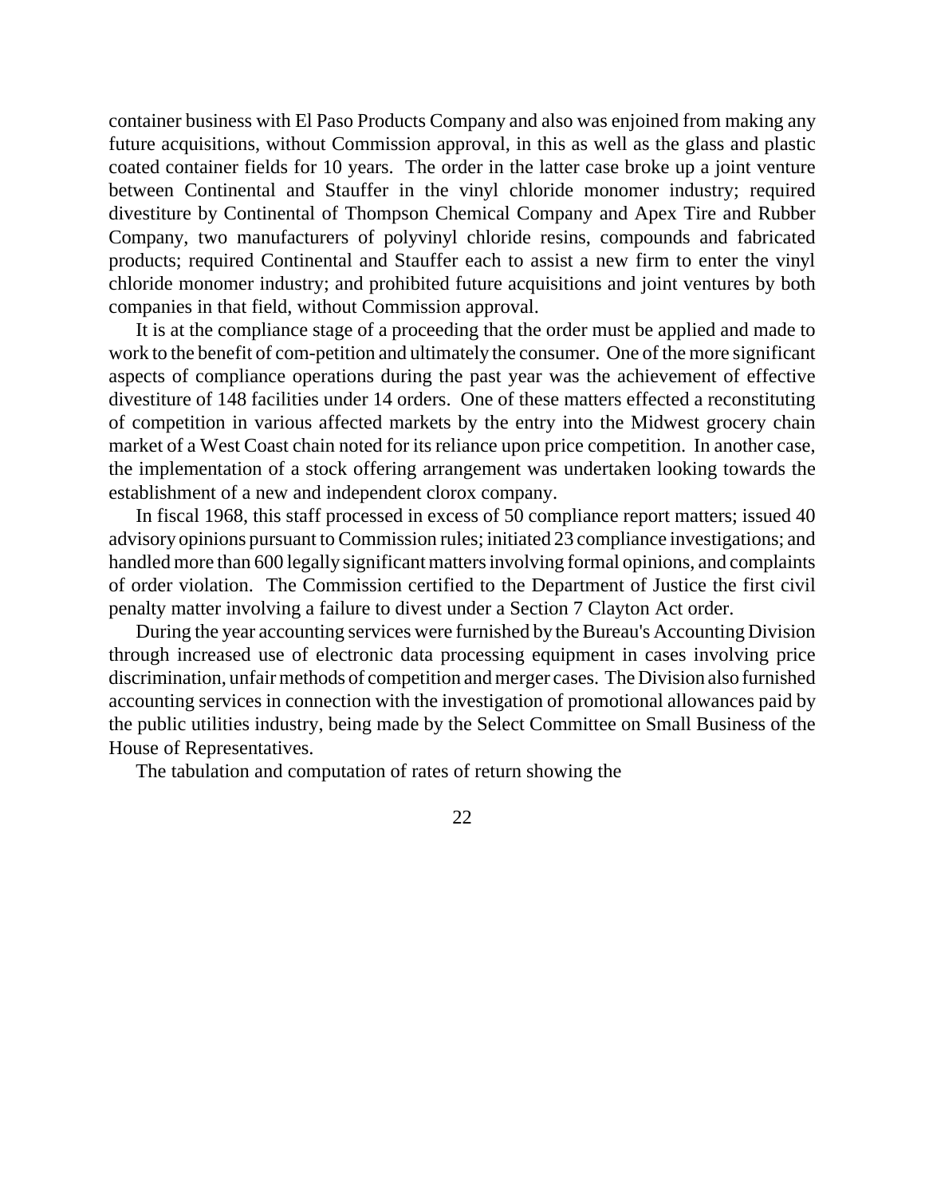container business with El Paso Products Company and also was enjoined from making any future acquisitions, without Commission approval, in this as well as the glass and plastic coated container fields for 10 years. The order in the latter case broke up a joint venture between Continental and Stauffer in the vinyl chloride monomer industry; required divestiture by Continental of Thompson Chemical Company and Apex Tire and Rubber Company, two manufacturers of polyvinyl chloride resins, compounds and fabricated products; required Continental and Stauffer each to assist a new firm to enter the vinyl chloride monomer industry; and prohibited future acquisitions and joint ventures by both companies in that field, without Commission approval.

It is at the compliance stage of a proceeding that the order must be applied and made to work to the benefit of com-petition and ultimately the consumer. One of the more significant aspects of compliance operations during the past year was the achievement of effective divestiture of 148 facilities under 14 orders. One of these matters effected a reconstituting of competition in various affected markets by the entry into the Midwest grocery chain market of a West Coast chain noted for its reliance upon price competition. In another case, the implementation of a stock offering arrangement was undertaken looking towards the establishment of a new and independent clorox company.

In fiscal 1968, this staff processed in excess of 50 compliance report matters; issued 40 advisory opinions pursuant to Commission rules; initiated 23 compliance investigations; and handled more than 600 legally significant matters involving formal opinions, and complaints of order violation. The Commission certified to the Department of Justice the first civil penalty matter involving a failure to divest under a Section 7 Clayton Act order.

During the year accounting services were furnished by the Bureau's Accounting Division through increased use of electronic data processing equipment in cases involving price discrimination, unfair methods of competition and merger cases. The Division also furnished accounting services in connection with the investigation of promotional allowances paid by the public utilities industry, being made by the Select Committee on Small Business of the House of Representatives.

The tabulation and computation of rates of return showing the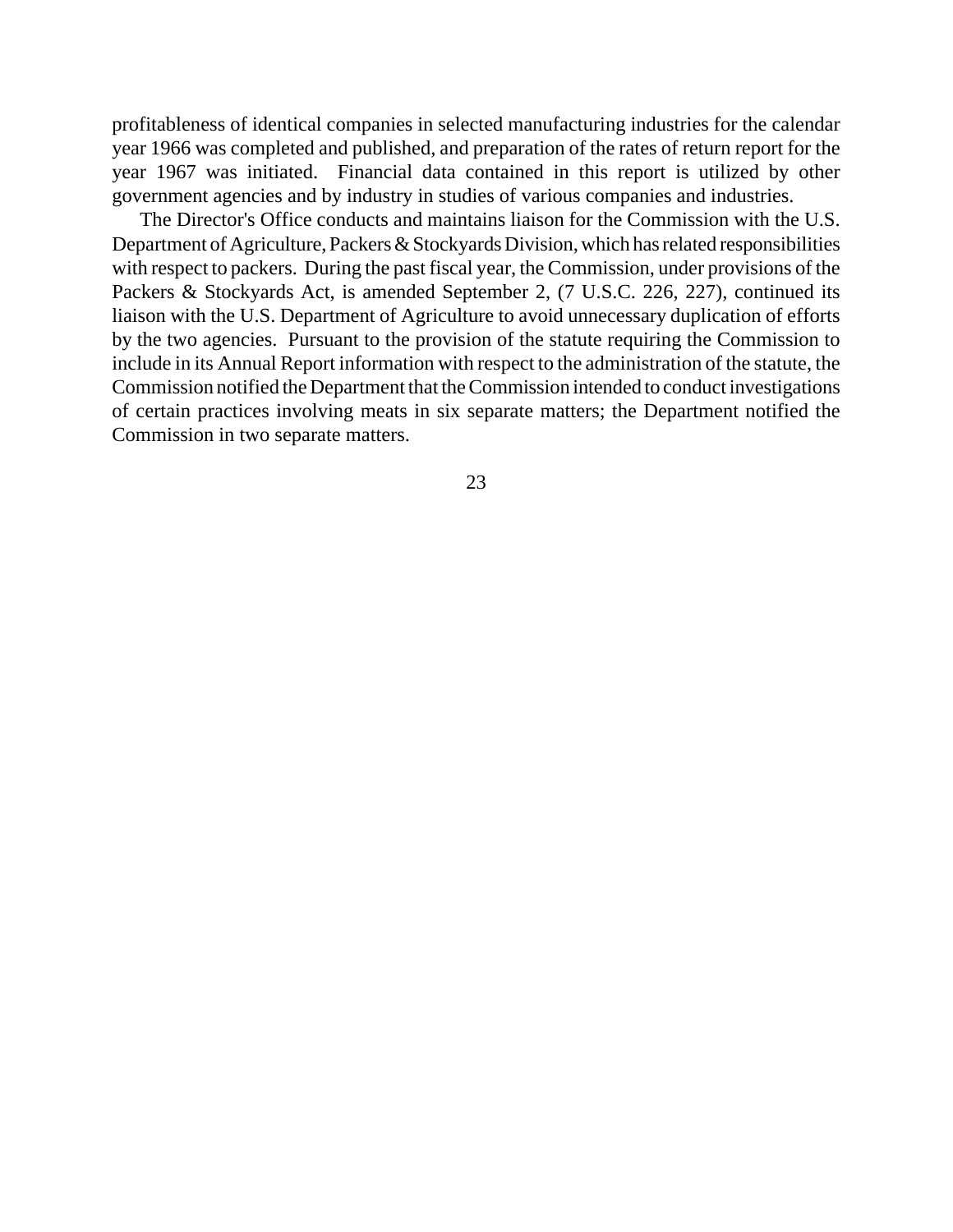profitableness of identical companies in selected manufacturing industries for the calendar year 1966 was completed and published, and preparation of the rates of return report for the year 1967 was initiated. Financial data contained in this report is utilized by other government agencies and by industry in studies of various companies and industries.

The Director's Office conducts and maintains liaison for the Commission with the U.S. Department of Agriculture, Packers & Stockyards Division, which has related responsibilities with respect to packers. During the past fiscal year, the Commission, under provisions of the Packers & Stockyards Act, is amended September 2, (7 U.S.C. 226, 227), continued its liaison with the U.S. Department of Agriculture to avoid unnecessary duplication of efforts by the two agencies. Pursuant to the provision of the statute requiring the Commission to include in its Annual Report information with respect to the administration of the statute, the Commission notified the Department that the Commission intended to conduct investigations of certain practices involving meats in six separate matters; the Department notified the Commission in two separate matters.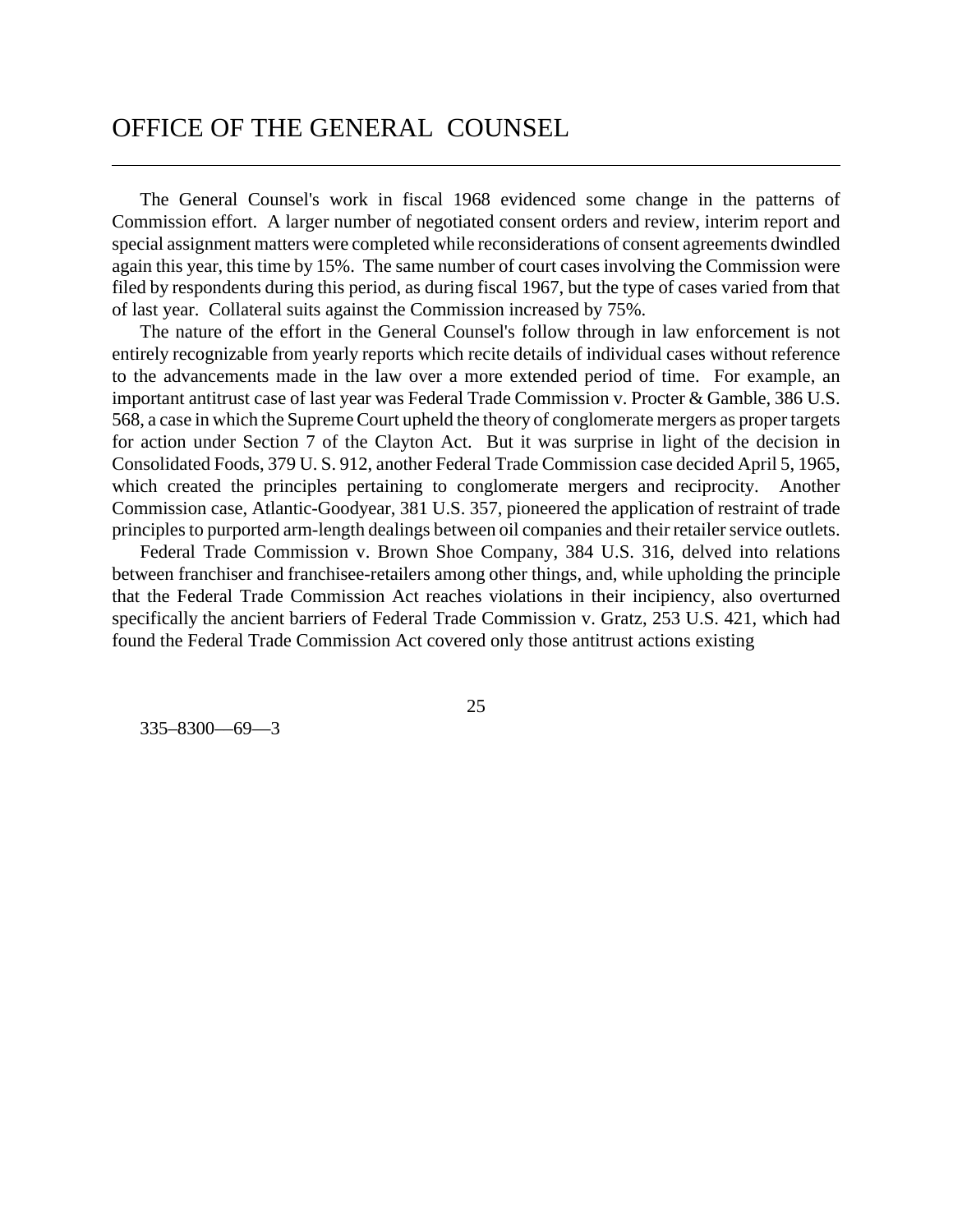# OFFICE OF THE GENERAL COUNSEL

The General Counsel's work in fiscal 1968 evidenced some change in the patterns of Commission effort. A larger number of negotiated consent orders and review, interim report and special assignment matters were completed while reconsiderations of consent agreements dwindled again this year, this time by 15%. The same number of court cases involving the Commission were filed by respondents during this period, as during fiscal 1967, but the type of cases varied from that of last year. Collateral suits against the Commission increased by 75%.

The nature of the effort in the General Counsel's follow through in law enforcement is not entirely recognizable from yearly reports which recite details of individual cases without reference to the advancements made in the law over a more extended period of time. For example, an important antitrust case of last year was Federal Trade Commission v. Procter & Gamble, 386 U.S. 568, a case in which the Supreme Court upheld the theory of conglomerate mergers as proper targets for action under Section 7 of the Clayton Act. But it was surprise in light of the decision in Consolidated Foods, 379 U. S. 912, another Federal Trade Commission case decided April 5, 1965, which created the principles pertaining to conglomerate mergers and reciprocity. Another Commission case, Atlantic-Goodyear, 381 U.S. 357, pioneered the application of restraint of trade principles to purported arm-length dealings between oil companies and their retailer service outlets.

Federal Trade Commission v. Brown Shoe Company, 384 U.S. 316, delved into relations between franchiser and franchisee-retailers among other things, and, while upholding the principle that the Federal Trade Commission Act reaches violations in their incipiency, also overturned specifically the ancient barriers of Federal Trade Commission v. Gratz, 253 U.S. 421, which had found the Federal Trade Commission Act covered only those antitrust actions existing

335–8300—69—3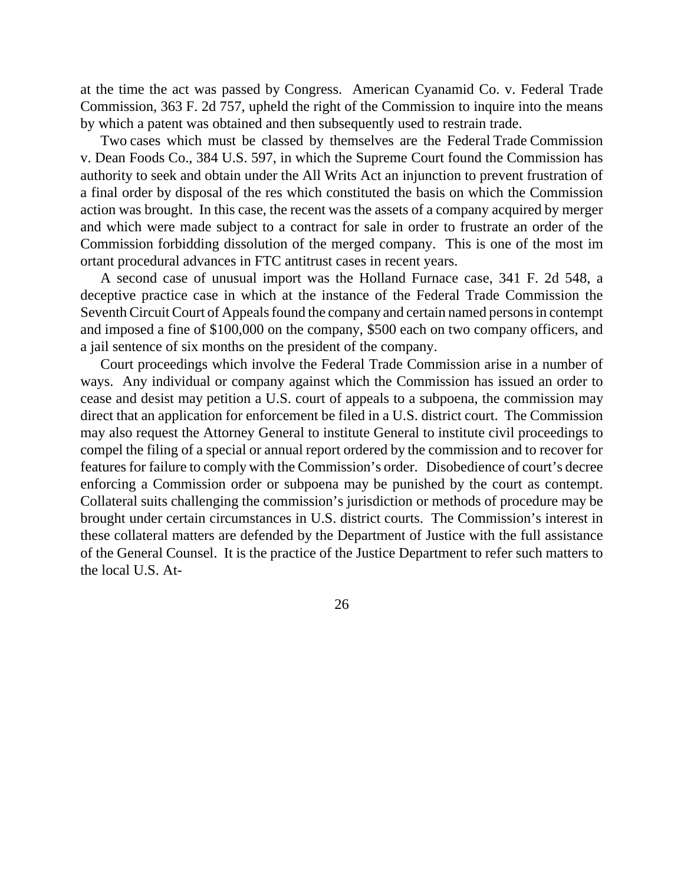at the time the act was passed by Congress. American Cyanamid Co. v. Federal Trade Commission, 363 F. 2d 757, upheld the right of the Commission to inquire into the means by which a patent was obtained and then subsequently used to restrain trade.

Two cases which must be classed by themselves are the Federal Trade Commission v. Dean Foods Co., 384 U.S. 597, in which the Supreme Court found the Commission has authority to seek and obtain under the All Writs Act an injunction to prevent frustration of a final order by disposal of the res which constituted the basis on which the Commission action was brought. In this case, the recent was the assets of a company acquired by merger and which were made subject to a contract for sale in order to frustrate an order of the Commission forbidding dissolution of the merged company. This is one of the most im ortant procedural advances in FTC antitrust cases in recent years.

A second case of unusual import was the Holland Furnace case, 341 F. 2d 548, a deceptive practice case in which at the instance of the Federal Trade Commission the Seventh Circuit Court of Appeals found the company and certain named persons in contempt and imposed a fine of $100,000 on the company, $500 each on two company officers, and a jail sentence of six months on the president of the company.

Court proceedings which involve the Federal Trade Commission arise in a number of ways. Any individual or company against which the Commission has issued an order to cease and desist may petition a U.S. court of appeals to a subpoena, the commission may direct that an application for enforcement be filed in a U.S. district court. The Commission may also request the Attorney General to institute General to institute civil proceedings to compel the filing of a special or annual report ordered by the commission and to recover for features for failure to comply with the Commission's order. Disobedience of court's decree enforcing a Commission order or subpoena may be punished by the court as contempt. Collateral suits challenging the commission's jurisdiction or methods of procedure may be brought under certain circumstances in U.S. district courts. The Commission's interest in these collateral matters are defended by the Department of Justice with the full assistance of the General Counsel. It is the practice of the Justice Department to refer such matters to the local U.S. At-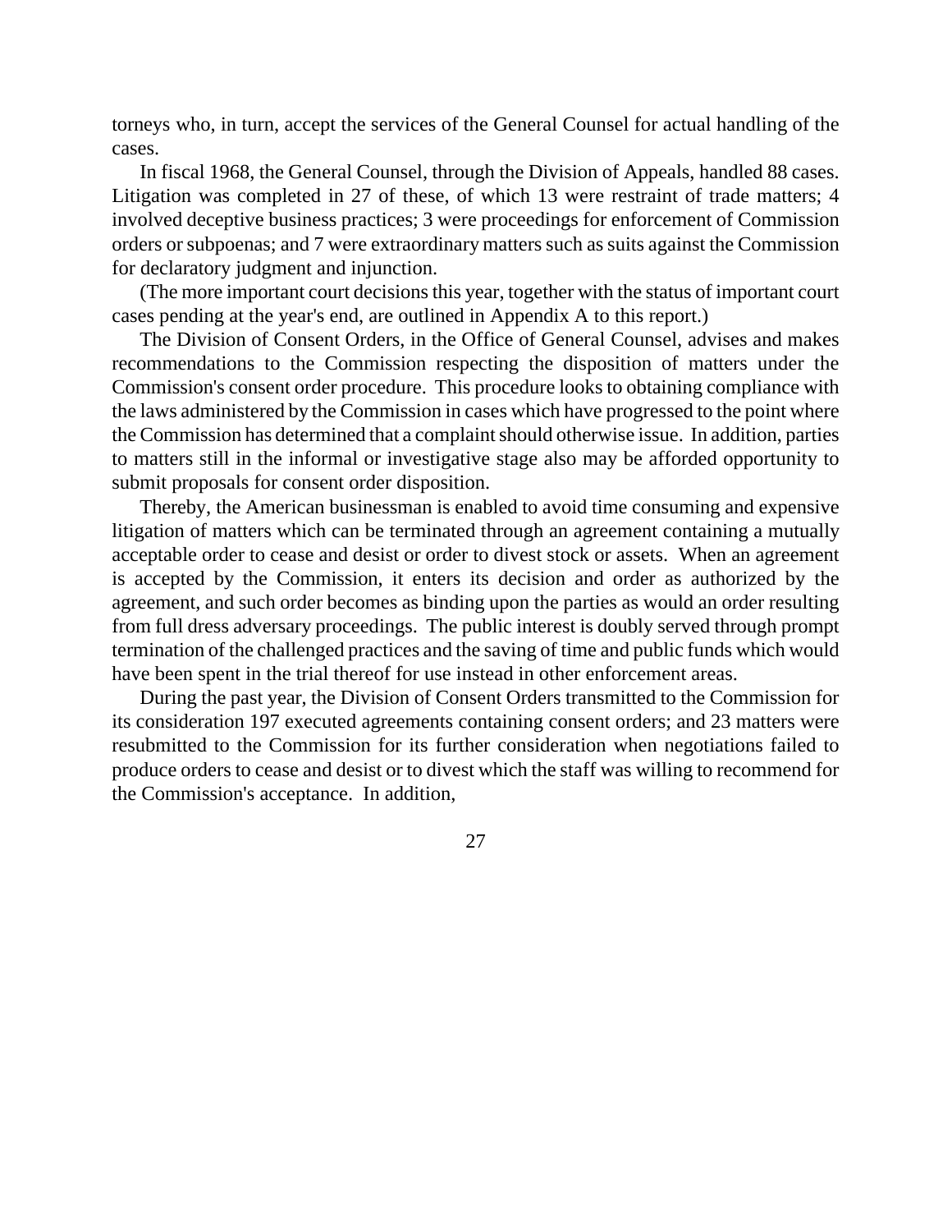torneys who, in turn, accept the services of the General Counsel for actual handling of the cases.

In fiscal 1968, the General Counsel, through the Division of Appeals, handled 88 cases. Litigation was completed in 27 of these, of which 13 were restraint of trade matters; 4 involved deceptive business practices; 3 were proceedings for enforcement of Commission orders or subpoenas; and 7 were extraordinary matters such as suits against the Commission for declaratory judgment and injunction.

(The more important court decisions this year, together with the status of important court cases pending at the year's end, are outlined in Appendix A to this report.)

The Division of Consent Orders, in the Office of General Counsel, advises and makes recommendations to the Commission respecting the disposition of matters under the Commission's consent order procedure. This procedure looks to obtaining compliance with the laws administered by the Commission in cases which have progressed to the point where the Commission has determined that a complaint should otherwise issue. In addition, parties to matters still in the informal or investigative stage also may be afforded opportunity to submit proposals for consent order disposition.

Thereby, the American businessman is enabled to avoid time consuming and expensive litigation of matters which can be terminated through an agreement containing a mutually acceptable order to cease and desist or order to divest stock or assets. When an agreement is accepted by the Commission, it enters its decision and order as authorized by the agreement, and such order becomes as binding upon the parties as would an order resulting from full dress adversary proceedings. The public interest is doubly served through prompt termination of the challenged practices and the saving of time and public funds which would have been spent in the trial thereof for use instead in other enforcement areas.

During the past year, the Division of Consent Orders transmitted to the Commission for its consideration 197 executed agreements containing consent orders; and 23 matters were resubmitted to the Commission for its further consideration when negotiations failed to produce orders to cease and desist or to divest which the staff was willing to recommend for the Commission's acceptance. In addition,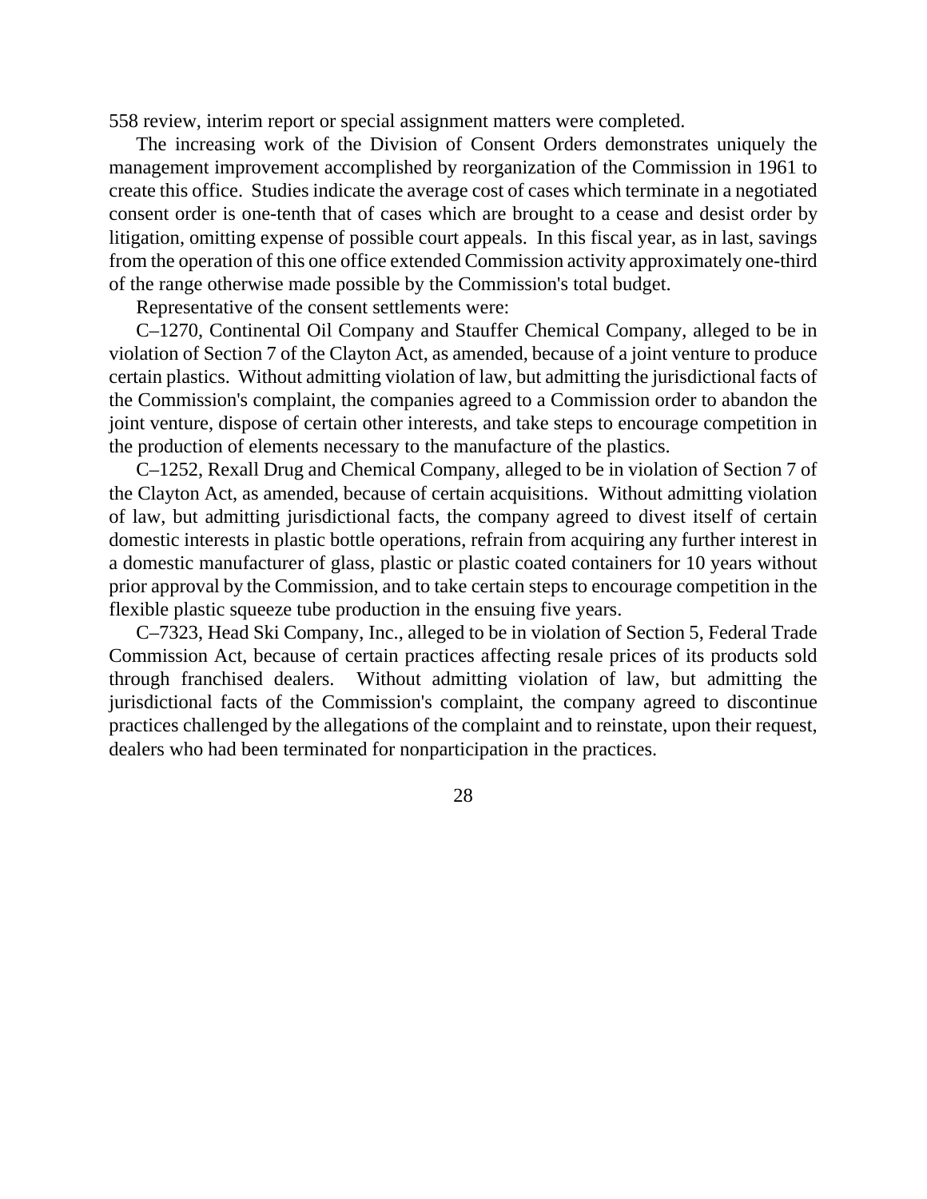558 review, interim report or special assignment matters were completed.

The increasing work of the Division of Consent Orders demonstrates uniquely the management improvement accomplished by reorganization of the Commission in 1961 to create this office. Studies indicate the average cost of cases which terminate in a negotiated consent order is one-tenth that of cases which are brought to a cease and desist order by litigation, omitting expense of possible court appeals. In this fiscal year, as in last, savings from the operation of this one office extended Commission activity approximately one-third of the range otherwise made possible by the Commission's total budget.

Representative of the consent settlements were:

C–1270, Continental Oil Company and Stauffer Chemical Company, alleged to be in violation of Section 7 of the Clayton Act, as amended, because of a joint venture to produce certain plastics. Without admitting violation of law, but admitting the jurisdictional facts of the Commission's complaint, the companies agreed to a Commission order to abandon the joint venture, dispose of certain other interests, and take steps to encourage competition in the production of elements necessary to the manufacture of the plastics.

C–1252, Rexall Drug and Chemical Company, alleged to be in violation of Section 7 of the Clayton Act, as amended, because of certain acquisitions. Without admitting violation of law, but admitting jurisdictional facts, the company agreed to divest itself of certain domestic interests in plastic bottle operations, refrain from acquiring any further interest in a domestic manufacturer of glass, plastic or plastic coated containers for 10 years without prior approval by the Commission, and to take certain steps to encourage competition in the flexible plastic squeeze tube production in the ensuing five years.

C–7323, Head Ski Company, Inc., alleged to be in violation of Section 5, Federal Trade Commission Act, because of certain practices affecting resale prices of its products sold through franchised dealers. Without admitting violation of law, but admitting the jurisdictional facts of the Commission's complaint, the company agreed to discontinue practices challenged by the allegations of the complaint and to reinstate, upon their request, dealers who had been terminated for nonparticipation in the practices.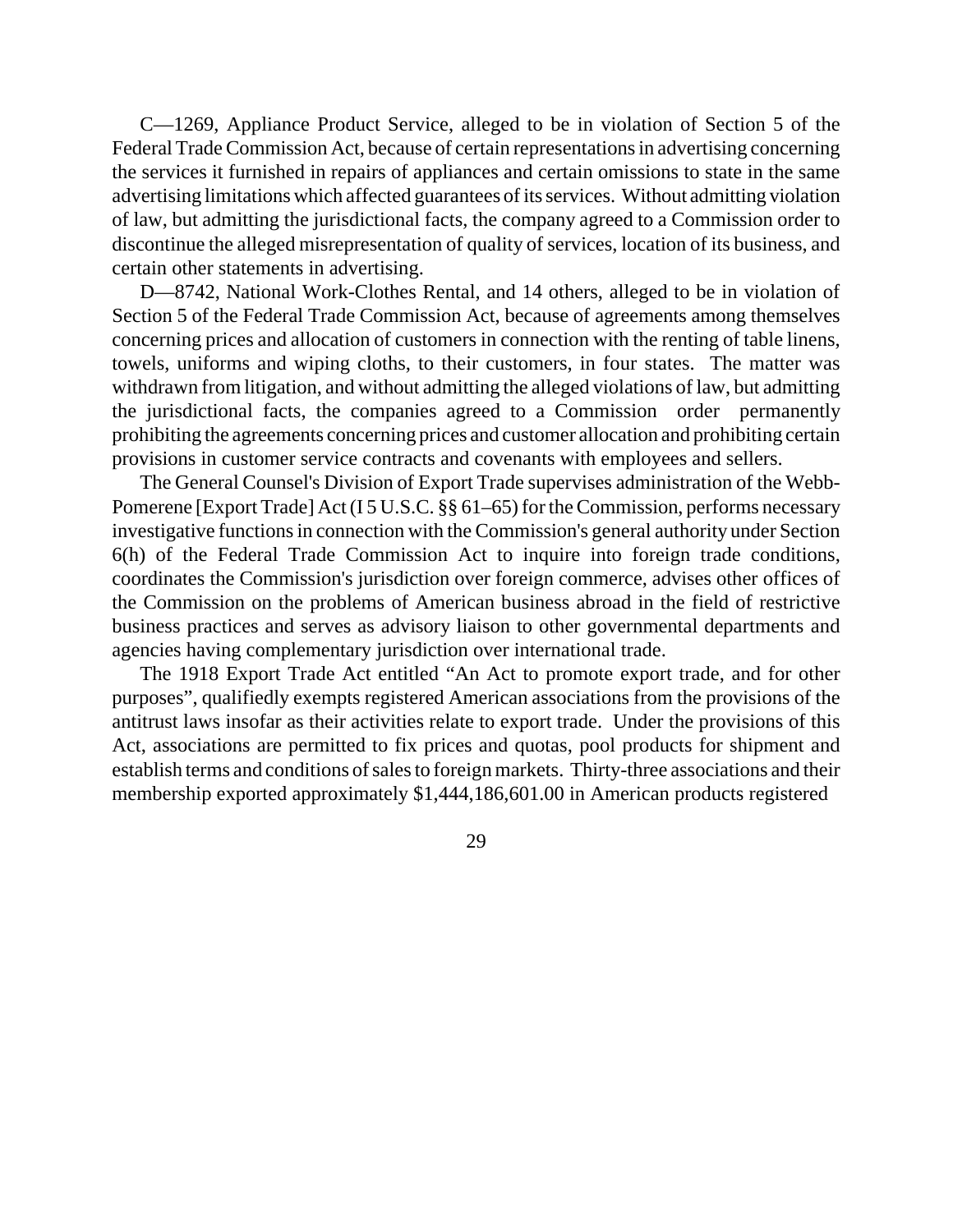C—1269, Appliance Product Service, alleged to be in violation of Section 5 of the Federal Trade Commission Act, because of certain representations in advertising concerning the services it furnished in repairs of appliances and certain omissions to state in the same advertising limitations which affected guarantees of its services. Without admitting violation of law, but admitting the jurisdictional facts, the company agreed to a Commission order to discontinue the alleged misrepresentation of quality of services, location of its business, and certain other statements in advertising.

D—8742, National Work-Clothes Rental, and 14 others, alleged to be in violation of Section 5 of the Federal Trade Commission Act, because of agreements among themselves concerning prices and allocation of customers in connection with the renting of table linens, towels, uniforms and wiping cloths, to their customers, in four states. The matter was withdrawn from litigation, and without admitting the alleged violations of law, but admitting the jurisdictional facts, the companies agreed to a Commission order permanently prohibiting the agreements concerning prices and customer allocation and prohibiting certain provisions in customer service contracts and covenants with employees and sellers.

The General Counsel's Division of Export Trade supervises administration of the Webb-Pomerene [Export Trade] Act (I 5 U.S.C. §§ 61–65) for the Commission, performs necessary investigative functions in connection with the Commission's general authority under Section 6(h) of the Federal Trade Commission Act to inquire into foreign trade conditions, coordinates the Commission's jurisdiction over foreign commerce, advises other offices of the Commission on the problems of American business abroad in the field of restrictive business practices and serves as advisory liaison to other governmental departments and agencies having complementary jurisdiction over international trade.

The 1918 Export Trade Act entitled "An Act to promote export trade, and for other purposes", qualifiedly exempts registered American associations from the provisions of the antitrust laws insofar as their activities relate to export trade. Under the provisions of this Act, associations are permitted to fix prices and quotas, pool products for shipment and establish terms and conditions of sales to foreign markets. Thirty-three associations and their membership exported approximately $1,444,186,601.00 in American products registered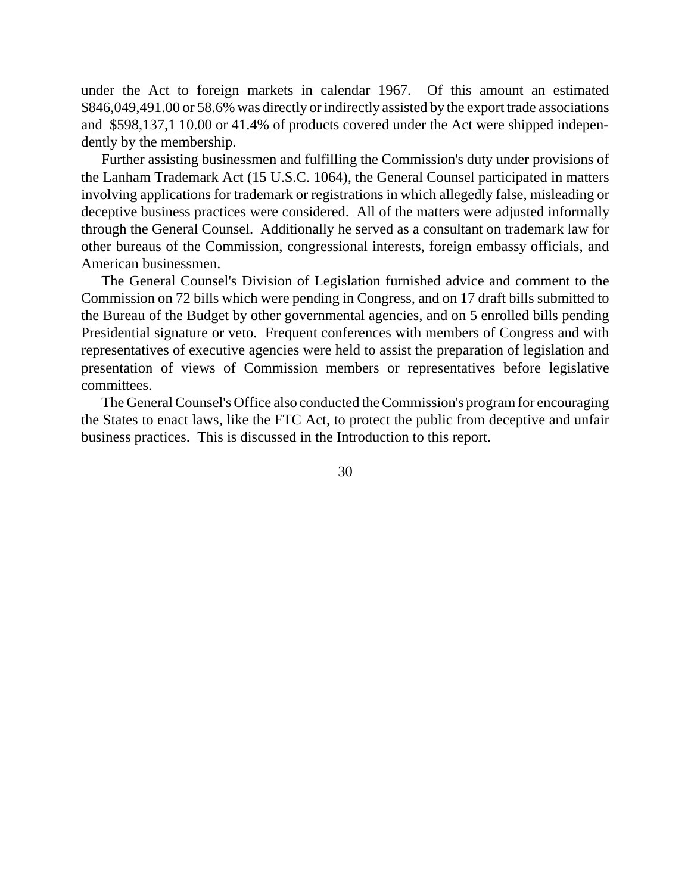under the Act to foreign markets in calendar 1967. Of this amount an estimated $846,049,491.00 or 58.6% was directly or indirectly assisted by the export trade associations and $598,137,1 10.00 or 41.4% of products covered under the Act were shipped independently by the membership.

Further assisting businessmen and fulfilling the Commission's duty under provisions of the Lanham Trademark Act (15 U.S.C. 1064), the General Counsel participated in matters involving applications for trademark or registrations in which allegedly false, misleading or deceptive business practices were considered. All of the matters were adjusted informally through the General Counsel. Additionally he served as a consultant on trademark law for other bureaus of the Commission, congressional interests, foreign embassy officials, and American businessmen.

The General Counsel's Division of Legislation furnished advice and comment to the Commission on 72 bills which were pending in Congress, and on 17 draft bills submitted to the Bureau of the Budget by other governmental agencies, and on 5 enrolled bills pending Presidential signature or veto. Frequent conferences with members of Congress and with representatives of executive agencies were held to assist the preparation of legislation and presentation of views of Commission members or representatives before legislative committees.

The General Counsel's Office also conducted the Commission's program for encouraging the States to enact laws, like the FTC Act, to protect the public from deceptive and unfair business practices. This is discussed in the Introduction to this report.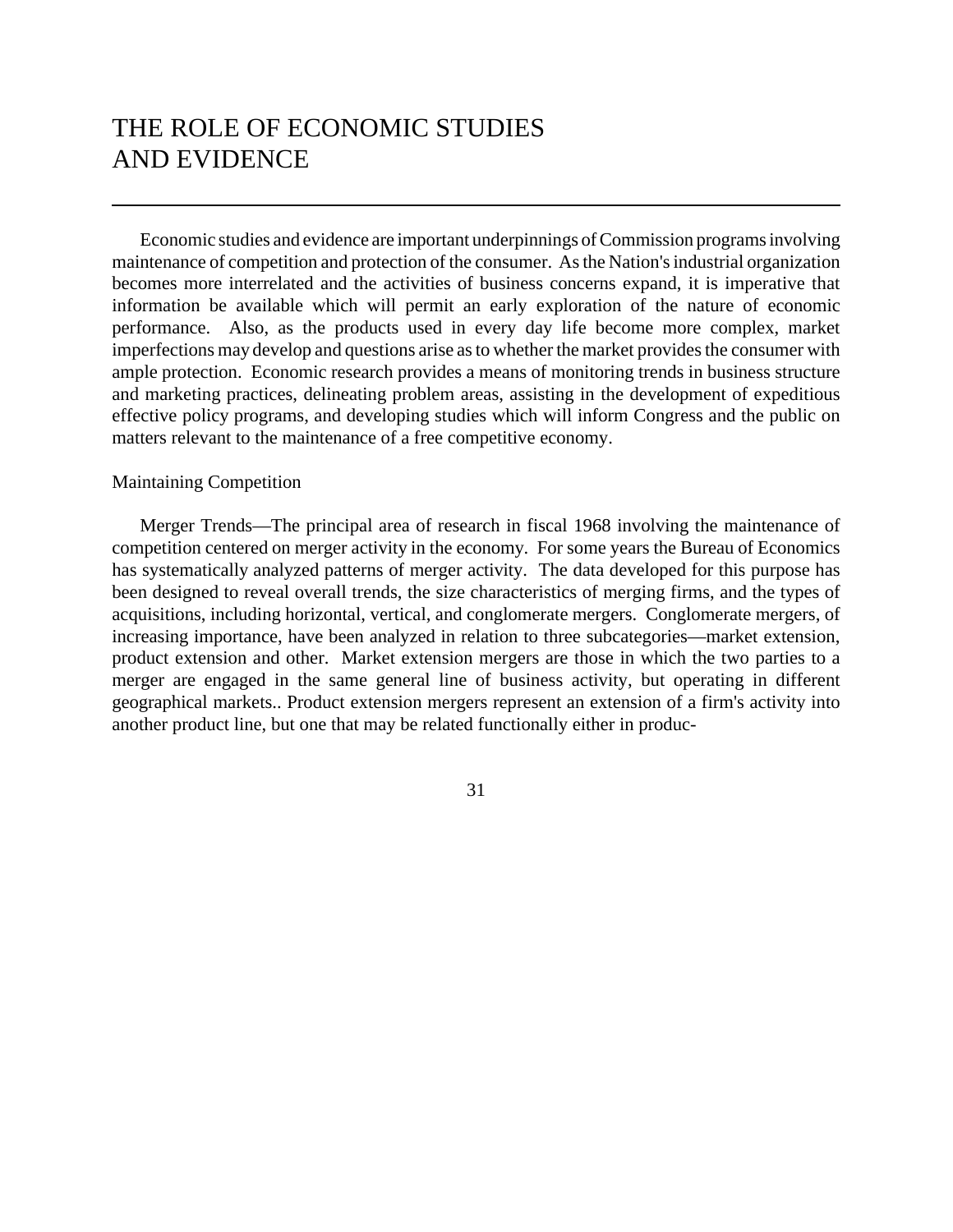# THE ROLE OF ECONOMIC STUDIES AND EVIDENCE

Economic studies and evidence are important underpinnings of Commission programs involving maintenance of competition and protection of the consumer. As the Nation's industrial organization becomes more interrelated and the activities of business concerns expand, it is imperative that information be available which will permit an early exploration of the nature of economic performance. Also, as the products used in every day life become more complex, market imperfections may develop and questions arise as to whether the market provides the consumer with ample protection. Economic research provides a means of monitoring trends in business structure and marketing practices, delineating problem areas, assisting in the development of expeditious effective policy programs, and developing studies which will inform Congress and the public on matters relevant to the maintenance of a free competitive economy.

## Maintaining Competition

Merger Trends—The principal area of research in fiscal 1968 involving the maintenance of competition centered on merger activity in the economy. For some years the Bureau of Economics has systematically analyzed patterns of merger activity. The data developed for this purpose has been designed to reveal overall trends, the size characteristics of merging firms, and the types of acquisitions, including horizontal, vertical, and conglomerate mergers. Conglomerate mergers, of increasing importance, have been analyzed in relation to three subcategories—market extension, product extension and other. Market extension mergers are those in which the two parties to a merger are engaged in the same general line of business activity, but operating in different geographical markets.. Product extension mergers represent an extension of a firm's activity into another product line, but one that may be related functionally either in produc-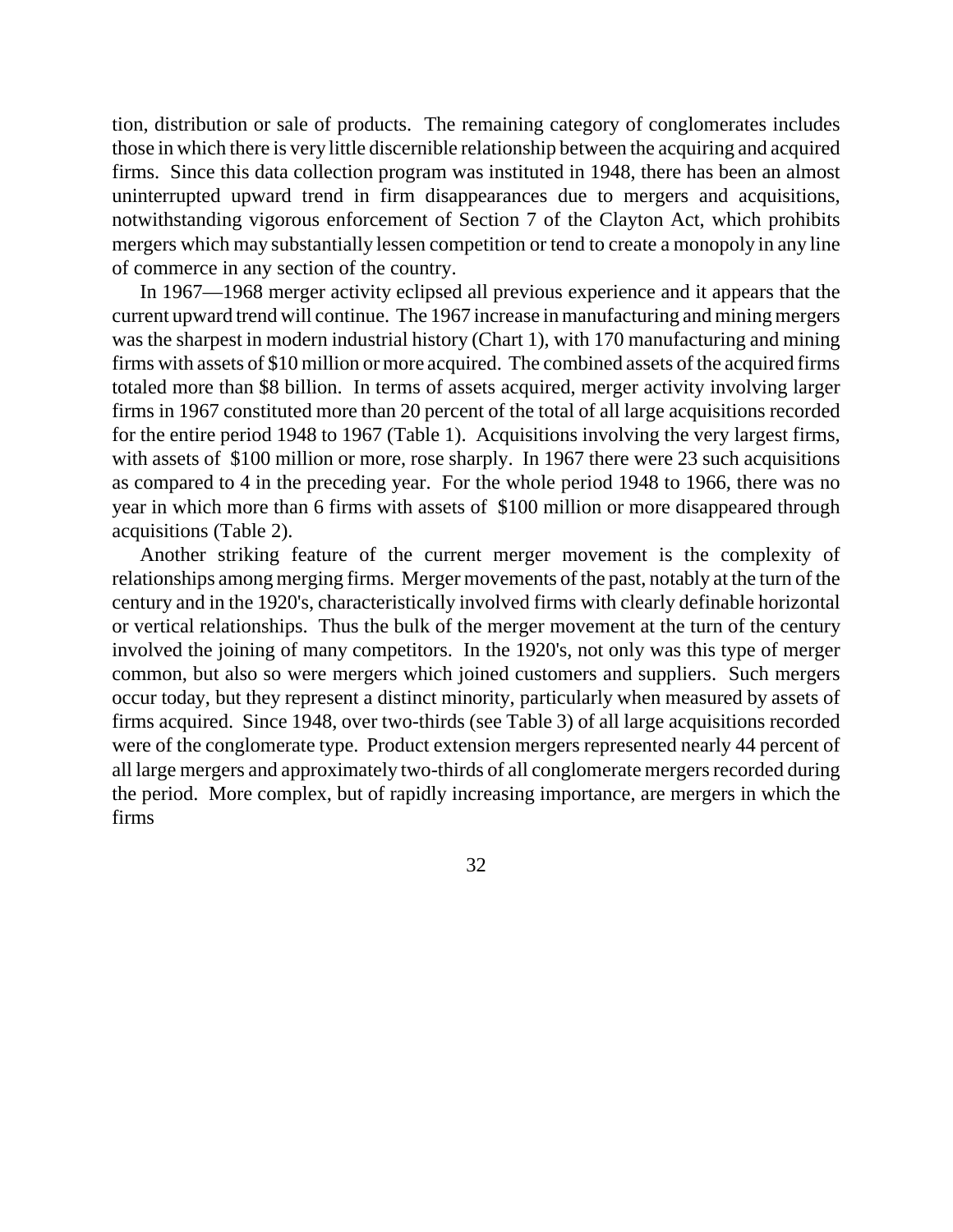tion, distribution or sale of products. The remaining category of conglomerates includes those in which there is very little discernible relationship between the acquiring and acquired firms. Since this data collection program was instituted in 1948, there has been an almost uninterrupted upward trend in firm disappearances due to mergers and acquisitions, notwithstanding vigorous enforcement of Section 7 of the Clayton Act, which prohibits mergers which may substantially lessen competition or tend to create a monopoly in any line of commerce in any section of the country.

In 1967—1968 merger activity eclipsed all previous experience and it appears that the current upward trend will continue. The 1967 increase in manufacturing and mining mergers was the sharpest in modern industrial history (Chart 1), with 170 manufacturing and mining firms with assets of $10 million or more acquired. The combined assets of the acquired firms totaled more than $8 billion. In terms of assets acquired, merger activity involving larger firms in 1967 constituted more than 20 percent of the total of all large acquisitions recorded for the entire period 1948 to 1967 (Table 1). Acquisitions involving the very largest firms, with assets of $100 million or more, rose sharply. In 1967 there were 23 such acquisitions as compared to 4 in the preceding year. For the whole period 1948 to 1966, there was no year in which more than 6 firms with assets of $100 million or more disappeared through acquisitions (Table 2).

Another striking feature of the current merger movement is the complexity of relationships among merging firms. Merger movements of the past, notably at the turn of the century and in the 1920's, characteristically involved firms with clearly definable horizontal or vertical relationships. Thus the bulk of the merger movement at the turn of the century involved the joining of many competitors. In the 1920's, not only was this type of merger common, but also so were mergers which joined customers and suppliers. Such mergers occur today, but they represent a distinct minority, particularly when measured by assets of firms acquired. Since 1948, over two-thirds (see Table 3) of all large acquisitions recorded were of the conglomerate type. Product extension mergers represented nearly 44 percent of all large mergers and approximately two-thirds of all conglomerate mergers recorded during the period. More complex, but of rapidly increasing importance, are mergers in which the firms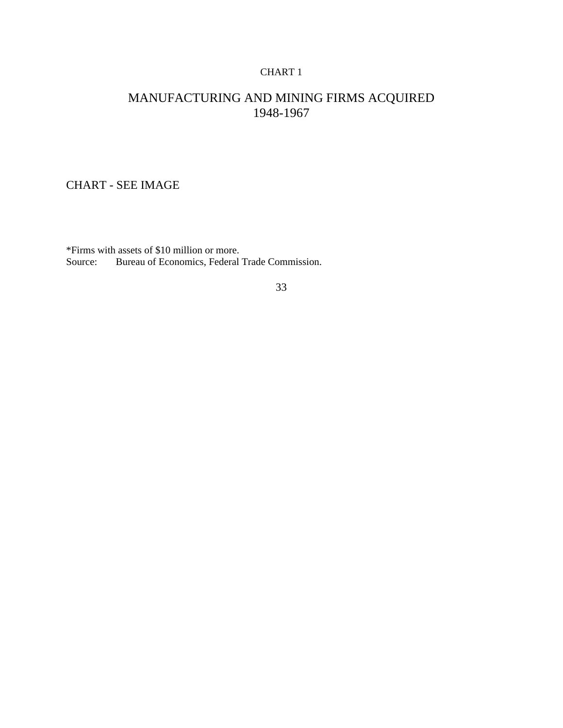CHART 1

## MANUFACTURING AND MINING FIRMS ACQUIRED
## 1948-1967

CHART - SEE IMAGE

*Firms with assets of $10 million or more.
Source: Bureau of Economics, Federal Trade Commission.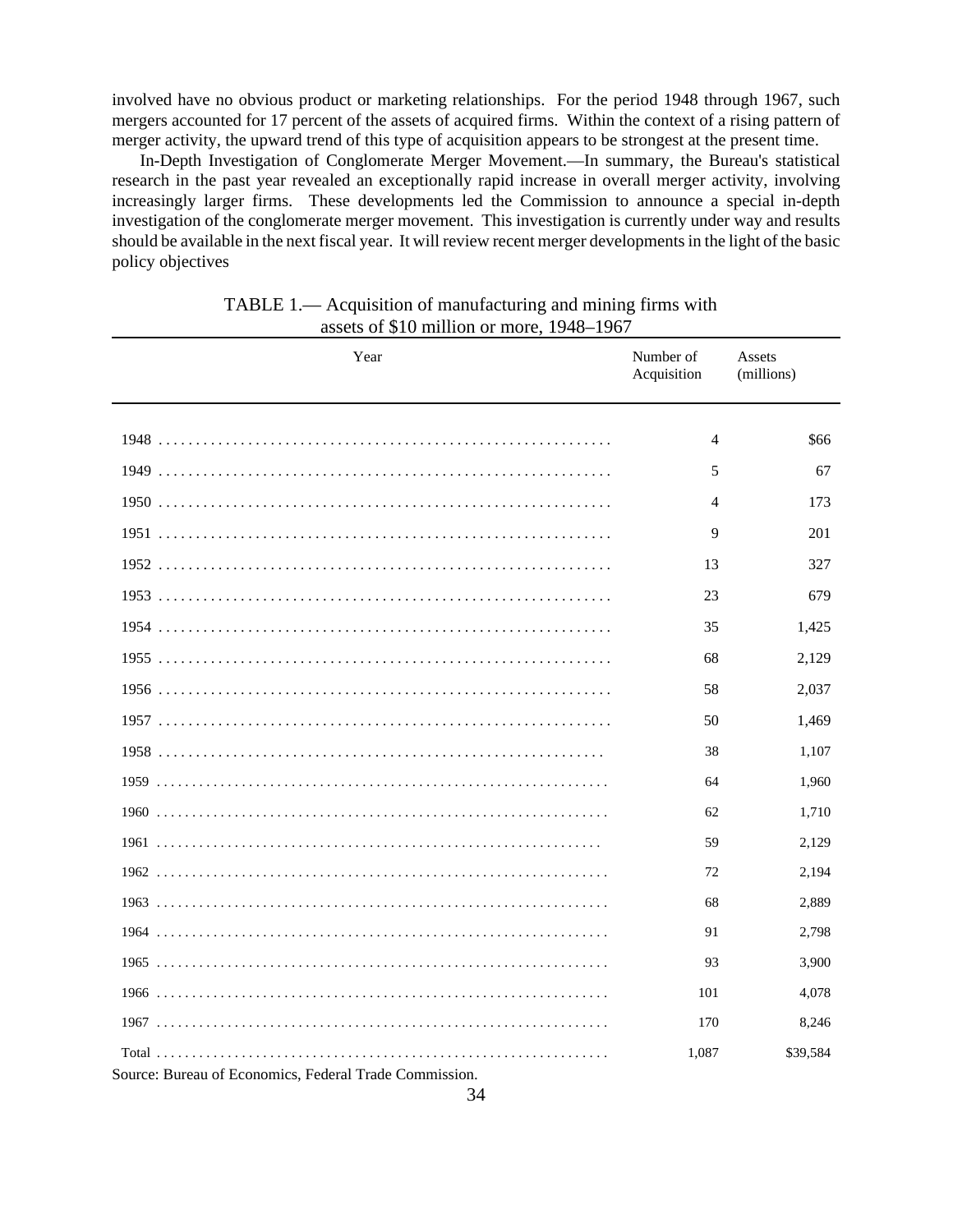involved have no obvious product or marketing relationships. For the period 1948 through 1967, such mergers accounted for 17 percent of the assets of acquired firms. Within the context of a rising pattern of merger activity, the upward trend of this type of acquisition appears to be strongest at the present time.

In-Depth Investigation of Conglomerate Merger Movement.—In summary, the Bureau's statistical research in the past year revealed an exceptionally rapid increase in overall merger activity, involving increasingly larger firms. These developments led the Commission to announce a special in-depth investigation of the conglomerate merger movement. This investigation is currently under way and results should be available in the next fiscal year. It will review recent merger developments in the light of the basic policy objectives

TABLE 1.— Acquisition of manufacturing and mining firms with assets of $10 million or more, 1948–1967

| Year | Number of Acquisition | Assets (millions) |
|---|---|---|
| 1948 | 4 | $66 |
| 1949 | 5 | 67 |
| 1950 | 4 | 173 |
| 1951 | 9 | 201 |
| 1952 | 13 | 327 |
| 1953 | 23 | 679 |
| 1954 | 35 | 1,425 |
| 1955 | 68 | 2,129 |
| 1956 | 58 | 2,037 |
| 1957 | 50 | 1,469 |
| 1958 | 38 | 1,107 |
| 1959 | 64 | 1,960 |
| 1960 | 62 | 1,710 |
| 1961 | 59 | 2,129 |
| 1962 | 72 | 2,194 |
| 1963 | 68 | 2,889 |
| 1964 | 91 | 2,798 |
| 1965 | 93 | 3,900 |
| 1966 | 101 | 4,078 |
| 1967 | 170 | 8,246 |
| Total | 1,087 | $39,584 |

Source: Bureau of Economics, Federal Trade Commission.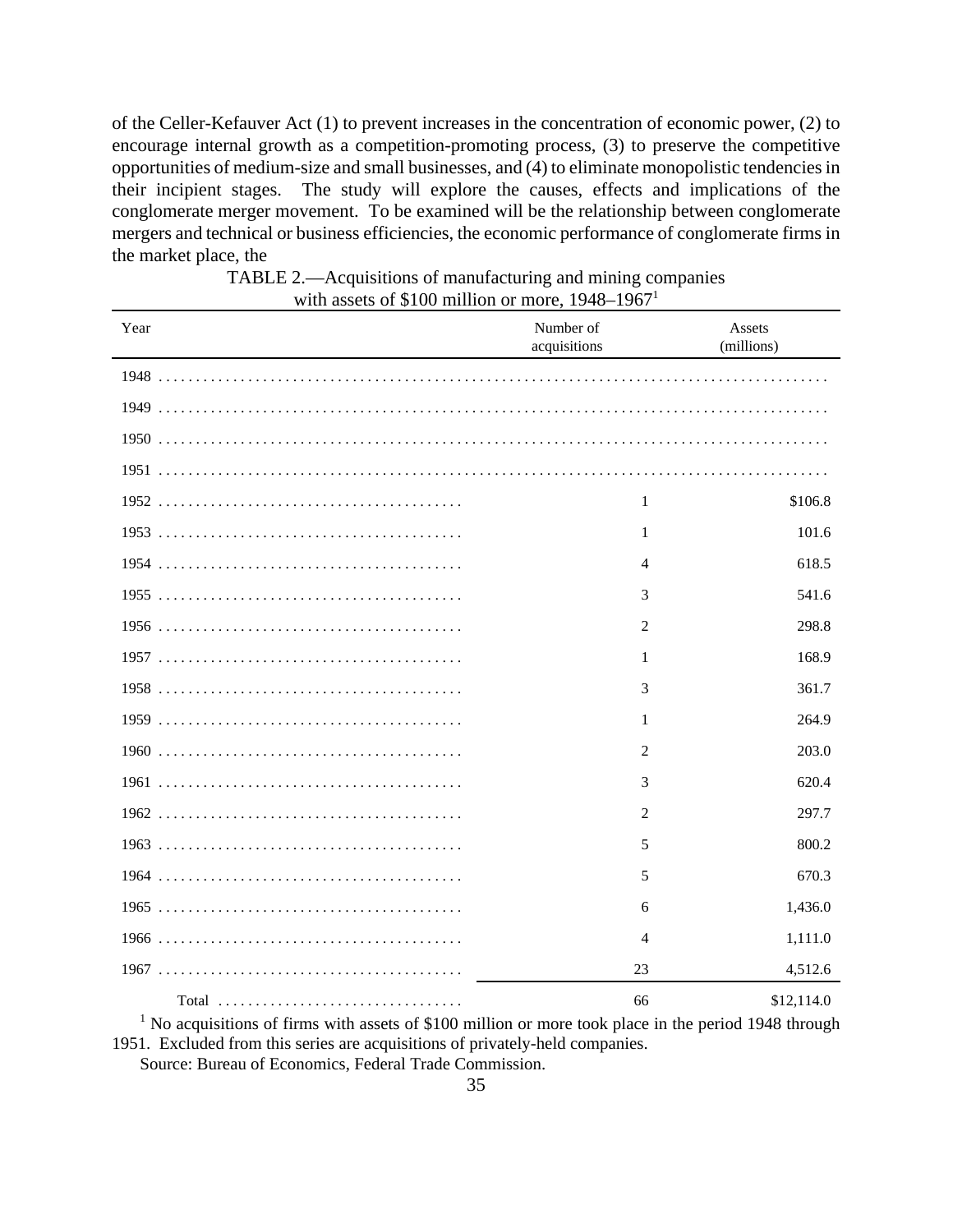of the Celler-Kefauver Act (1) to prevent increases in the concentration of economic power, (2) to encourage internal growth as a competition-promoting process, (3) to preserve the competitive opportunities of medium-size and small businesses, and (4) to eliminate monopolistic tendencies in their incipient stages. The study will explore the causes, effects and implications of the conglomerate merger movement. To be examined will be the relationship between conglomerate mergers and technical or business efficiencies, the economic performance of conglomerate firms in the market place, the

TABLE 2.—Acquisitions of manufacturing and mining companies with assets of $100 million or more, 1948–1967[1]

| Year | Number of acquisitions | Assets (millions) |
|---|---|---|
| 1948 | | |
| 1949 | | |
| 1950 | | |
| 1951 | | |
| 1952 | 1 | $106.8 |
| 1953 | 1 | 101.6 |
| 1954 | 4 | 618.5 |
| 1955 | 3 | 541.6 |
| 1956 | 2 | 298.8 |
| 1957 | 1 | 168.9 |
| 1958 | 3 | 361.7 |
| 1959 | 1 | 264.9 |
| 1960 | 2 | 203.0 |
| 1961 | 3 | 620.4 |
| 1962 | 2 | 297.7 |
| 1963 | 5 | 800.2 |
| 1964 | 5 | 670.3 |
| 1965 | 6 | 1,436.0 |
| 1966 | 4 | 1,111.0 |
| 1967 | 23 | 4,512.6 |
| Total | 66 | $12,114.0 |

[1] No acquisitions of firms with assets of $100 million or more took place in the period 1948 through 1951. Excluded from this series are acquisitions of privately-held companies.

Source: Bureau of Economics, Federal Trade Commission.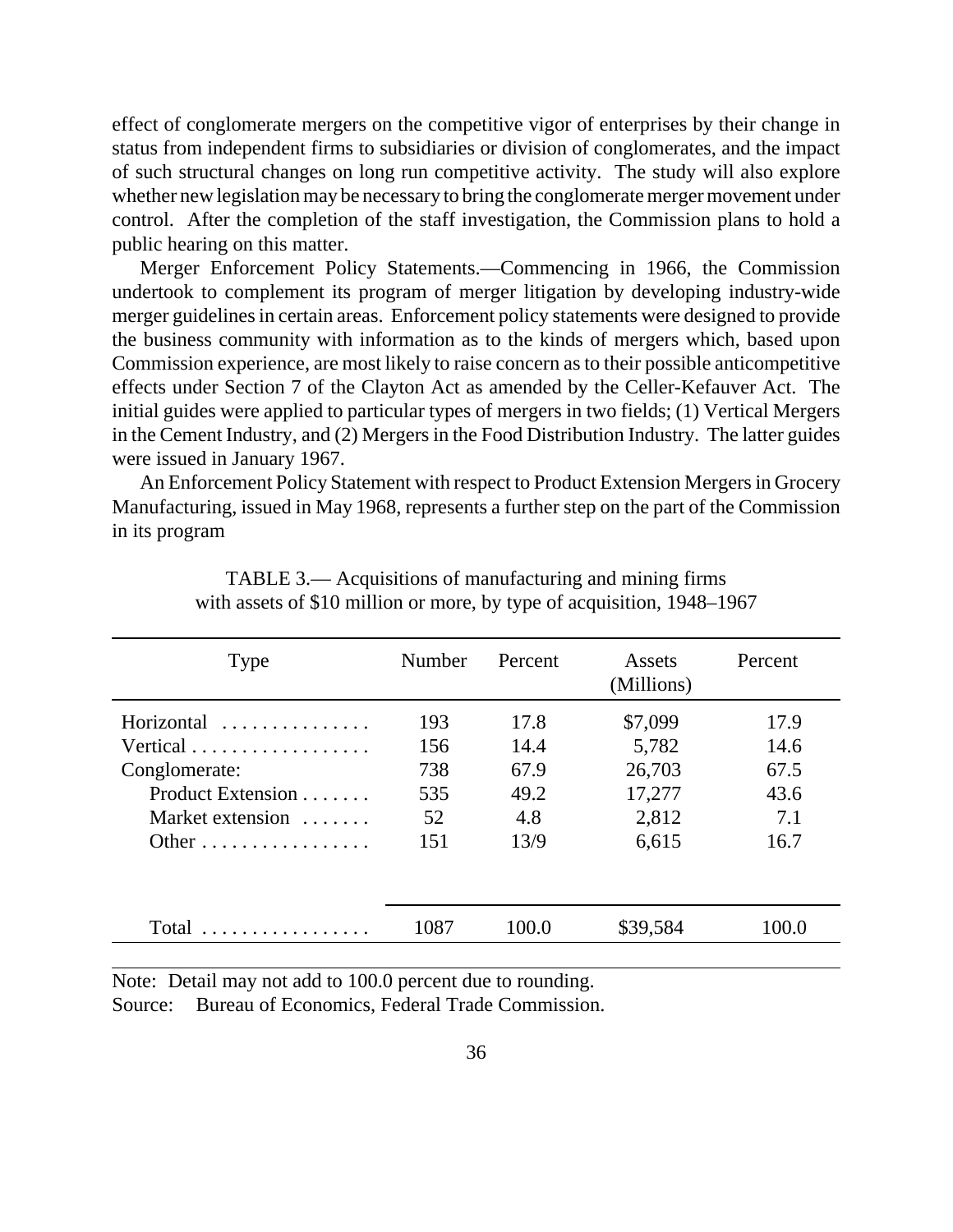effect of conglomerate mergers on the competitive vigor of enterprises by their change in status from independent firms to subsidiaries or division of conglomerates, and the impact of such structural changes on long run competitive activity. The study will also explore whether new legislation may be necessary to bring the conglomerate merger movement under control. After the completion of the staff investigation, the Commission plans to hold a public hearing on this matter.

Merger Enforcement Policy Statements.—Commencing in 1966, the Commission undertook to complement its program of merger litigation by developing industry-wide merger guidelines in certain areas. Enforcement policy statements were designed to provide the business community with information as to the kinds of mergers which, based upon Commission experience, are most likely to raise concern as to their possible anticompetitive effects under Section 7 of the Clayton Act as amended by the Celler-Kefauver Act. The initial guides were applied to particular types of mergers in two fields; (1) Vertical Mergers in the Cement Industry, and (2) Mergers in the Food Distribution Industry. The latter guides were issued in January 1967.

An Enforcement Policy Statement with respect to Product Extension Mergers in Grocery Manufacturing, issued in May 1968, represents a further step on the part of the Commission in its program

TABLE 3.— Acquisitions of manufacturing and mining firms with assets of $10 million or more, by type of acquisition, 1948–1967

| Type | Number | Percent | Assets (Millions) | Percent |
|---|---|---|---|---|
| Horizontal | 193 | 17.8 | $7,099 | 17.9 |
| Vertical | 156 | 14.4 | 5,782 | 14.6 |
| Conglomerate: | 738 | 67.9 | 26,703 | 67.5 |
| Product Extension | 535 | 49.2 | 17,277 | 43.6 |
| Market extension | 52 | 4.8 | 2,812 | 7.1 |
| Other | 151 | 13/9 | 6,615 | 16.7 |
| Total | 1087 | 100.0 | $39,584 | 100.0 |

Note: Detail may not add to 100.0 percent due to rounding.
Source: Bureau of Economics, Federal Trade Commission.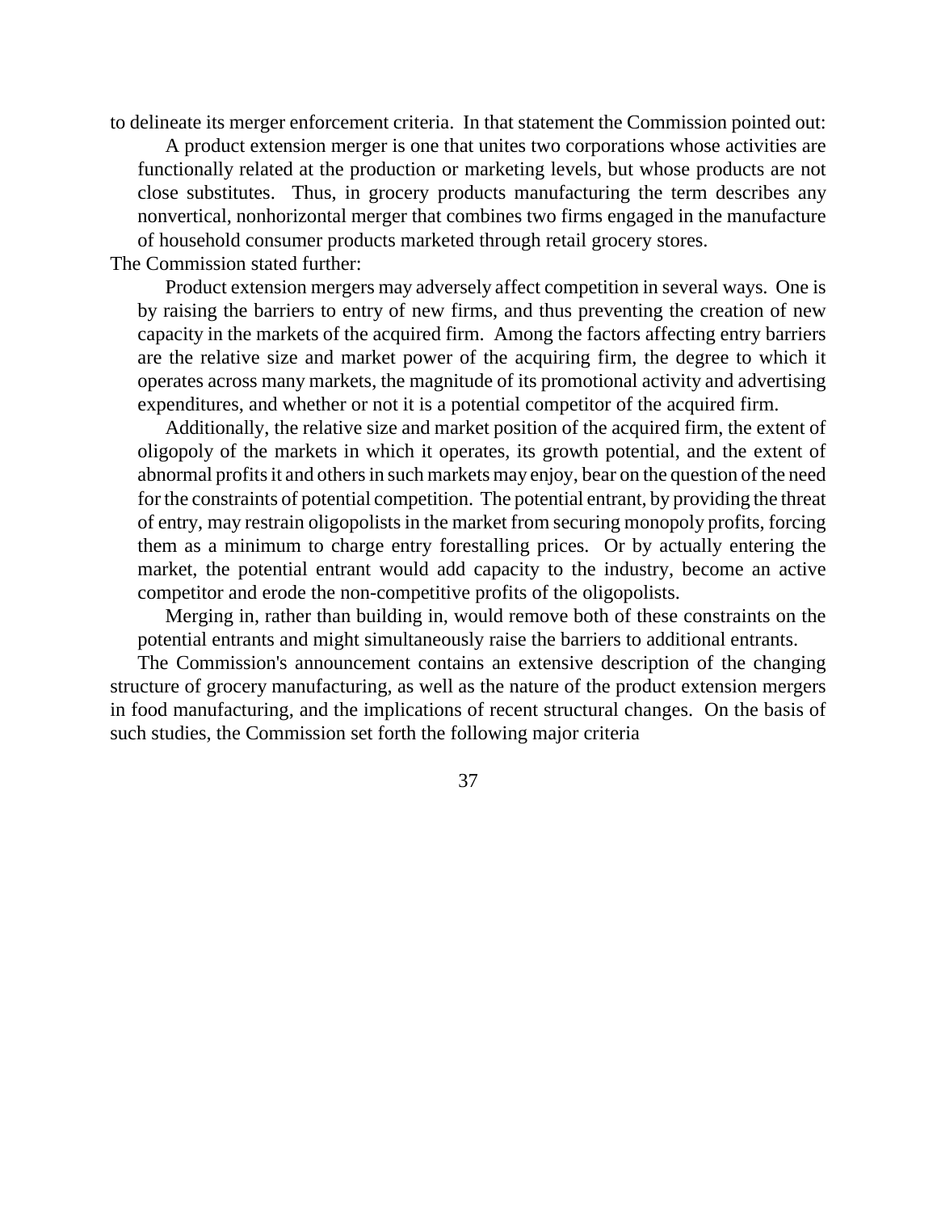to delineate its merger enforcement criteria. In that statement the Commission pointed out:

> A product extension merger is one that unites two corporations whose activities are functionally related at the production or marketing levels, but whose products are not close substitutes. Thus, in grocery products manufacturing the term describes any nonvertical, nonhorizontal merger that combines two firms engaged in the manufacture of household consumer products marketed through retail grocery stores.

The Commission stated further:

> Product extension mergers may adversely affect competition in several ways. One is by raising the barriers to entry of new firms, and thus preventing the creation of new capacity in the markets of the acquired firm. Among the factors affecting entry barriers are the relative size and market power of the acquiring firm, the degree to which it operates across many markets, the magnitude of its promotional activity and advertising expenditures, and whether or not it is a potential competitor of the acquired firm.
>
> Additionally, the relative size and market position of the acquired firm, the extent of oligopoly of the markets in which it operates, its growth potential, and the extent of abnormal profits it and others in such markets may enjoy, bear on the question of the need for the constraints of potential competition. The potential entrant, by providing the threat of entry, may restrain oligopolists in the market from securing monopoly profits, forcing them as a minimum to charge entry forestalling prices. Or by actually entering the market, the potential entrant would add capacity to the industry, become an active competitor and erode the non-competitive profits of the oligopolists.
>
> Merging in, rather than building in, would remove both of these constraints on the potential entrants and might simultaneously raise the barriers to additional entrants.

The Commission's announcement contains an extensive description of the changing structure of grocery manufacturing, as well as the nature of the product extension mergers in food manufacturing, and the implications of recent structural changes. On the basis of such studies, the Commission set forth the following major criteria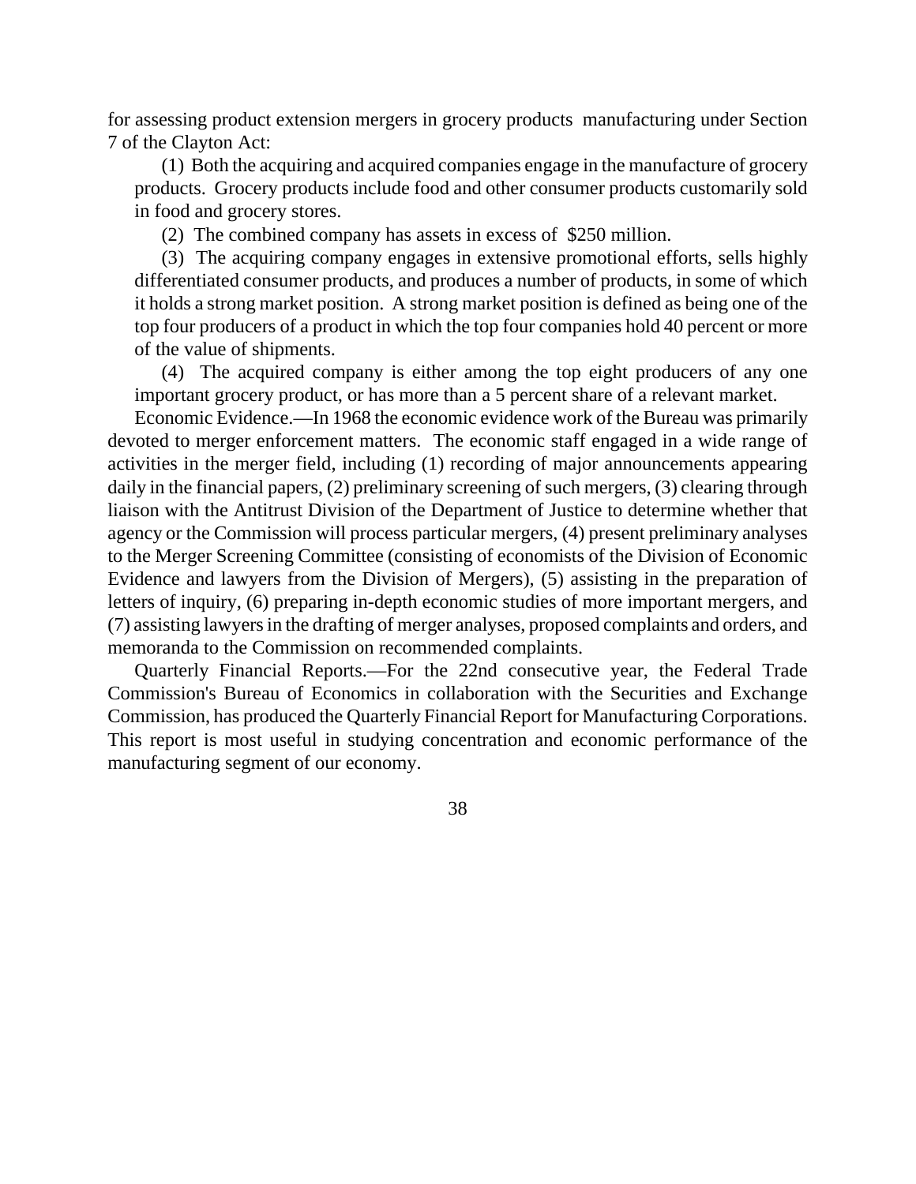for assessing product extension mergers in grocery products manufacturing under Section 7 of the Clayton Act:

(1) Both the acquiring and acquired companies engage in the manufacture of grocery products. Grocery products include food and other consumer products customarily sold in food and grocery stores.

(2) The combined company has assets in excess of $250 million.

(3) The acquiring company engages in extensive promotional efforts, sells highly differentiated consumer products, and produces a number of products, in some of which it holds a strong market position. A strong market position is defined as being one of the top four producers of a product in which the top four companies hold 40 percent or more of the value of shipments.

(4) The acquired company is either among the top eight producers of any one important grocery product, or has more than a 5 percent share of a relevant market.

Economic Evidence.—In 1968 the economic evidence work of the Bureau was primarily devoted to merger enforcement matters. The economic staff engaged in a wide range of activities in the merger field, including (1) recording of major announcements appearing daily in the financial papers, (2) preliminary screening of such mergers, (3) clearing through liaison with the Antitrust Division of the Department of Justice to determine whether that agency or the Commission will process particular mergers, (4) present preliminary analyses to the Merger Screening Committee (consisting of economists of the Division of Economic Evidence and lawyers from the Division of Mergers), (5) assisting in the preparation of letters of inquiry, (6) preparing in-depth economic studies of more important mergers, and (7) assisting lawyers in the drafting of merger analyses, proposed complaints and orders, and memoranda to the Commission on recommended complaints.

Quarterly Financial Reports.—For the 22nd consecutive year, the Federal Trade Commission's Bureau of Economics in collaboration with the Securities and Exchange Commission, has produced the Quarterly Financial Report for Manufacturing Corporations. This report is most useful in studying concentration and economic performance of the manufacturing segment of our economy.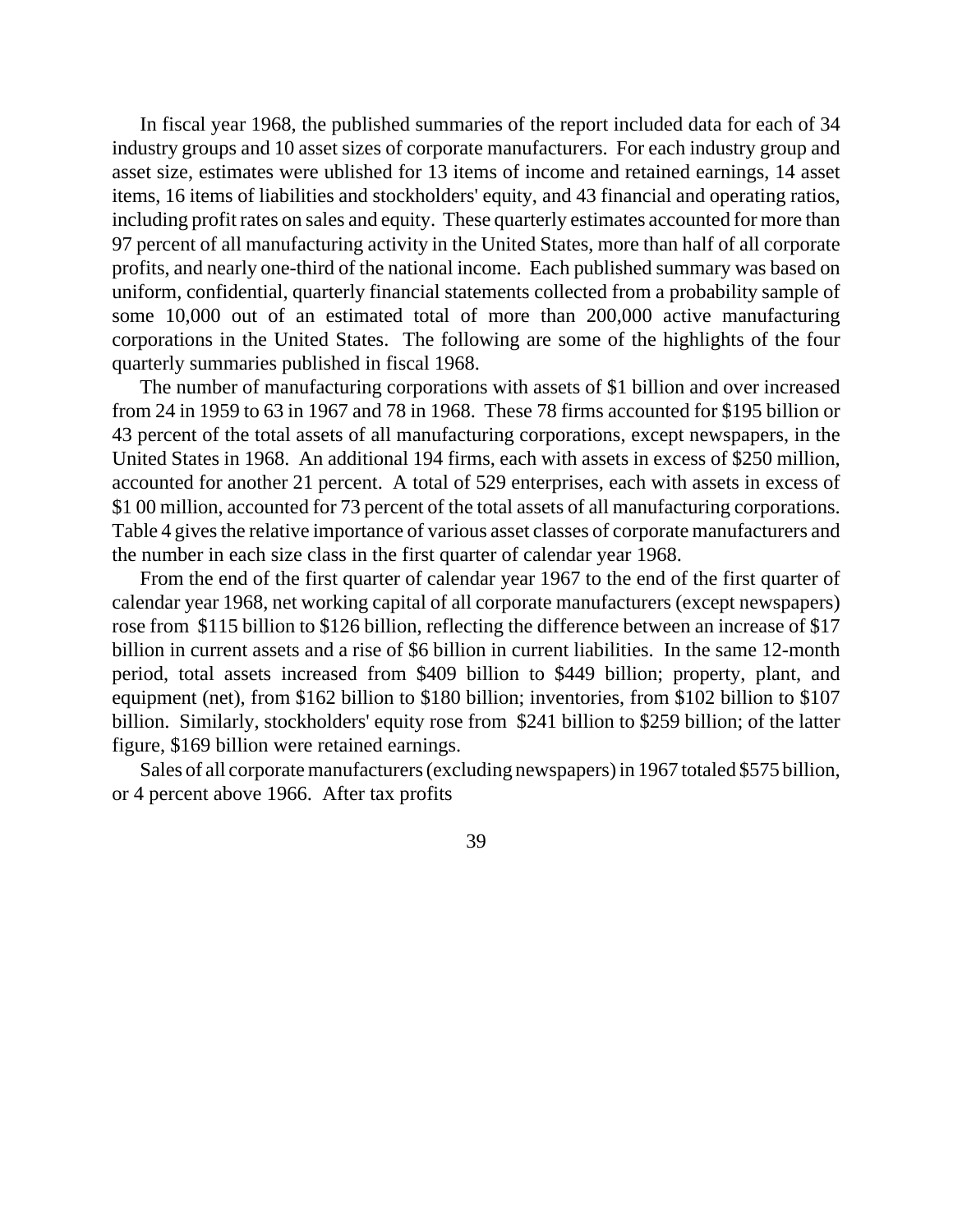In fiscal year 1968, the published summaries of the report included data for each of 34 industry groups and 10 asset sizes of corporate manufacturers. For each industry group and asset size, estimates were ublished for 13 items of income and retained earnings, 14 asset items, 16 items of liabilities and stockholders' equity, and 43 financial and operating ratios, including profit rates on sales and equity. These quarterly estimates accounted for more than 97 percent of all manufacturing activity in the United States, more than half of all corporate profits, and nearly one-third of the national income. Each published summary was based on uniform, confidential, quarterly financial statements collected from a probability sample of some 10,000 out of an estimated total of more than 200,000 active manufacturing corporations in the United States. The following are some of the highlights of the four quarterly summaries published in fiscal 1968.

The number of manufacturing corporations with assets of $1 billion and over increased from 24 in 1959 to 63 in 1967 and 78 in 1968. These 78 firms accounted for $195 billion or 43 percent of the total assets of all manufacturing corporations, except newspapers, in the United States in 1968. An additional 194 firms, each with assets in excess of $250 million, accounted for another 21 percent. A total of 529 enterprises, each with assets in excess of $1 00 million, accounted for 73 percent of the total assets of all manufacturing corporations. Table 4 gives the relative importance of various asset classes of corporate manufacturers and the number in each size class in the first quarter of calendar year 1968.

From the end of the first quarter of calendar year 1967 to the end of the first quarter of calendar year 1968, net working capital of all corporate manufacturers (except newspapers) rose from $115 billion to $126 billion, reflecting the difference between an increase of $17 billion in current assets and a rise of $6 billion in current liabilities. In the same 12-month period, total assets increased from $409 billion to $449 billion; property, plant, and equipment (net), from $162 billion to $180 billion; inventories, from $102 billion to $107 billion. Similarly, stockholders' equity rose from $241 billion to $259 billion; of the latter figure, $169 billion were retained earnings.

Sales of all corporate manufacturers (excluding newspapers) in 1967 totaled $575 billion, or 4 percent above 1966. After tax profits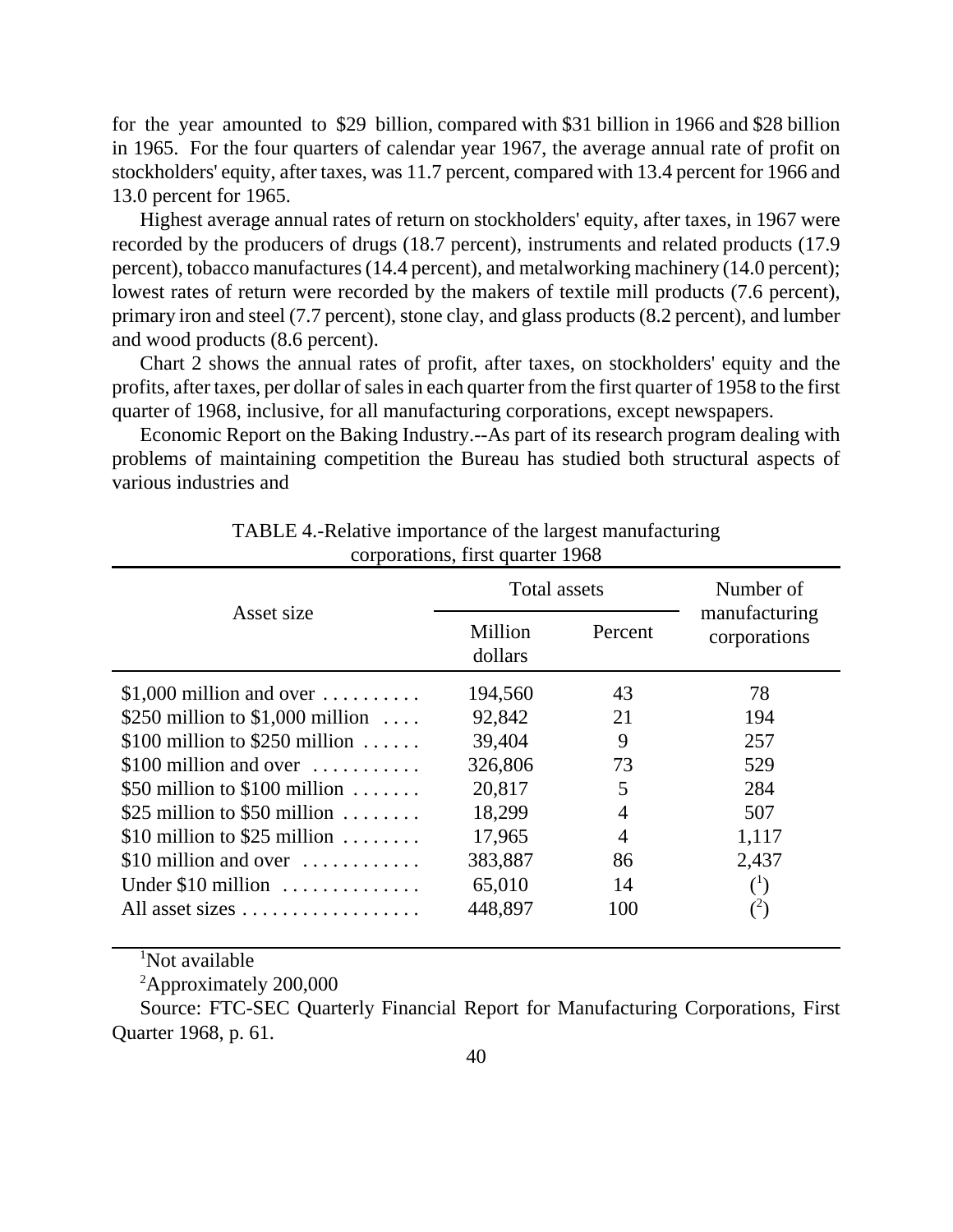for the year amounted to $29 billion, compared with $31 billion in 1966 and $28 billion in 1965. For the four quarters of calendar year 1967, the average annual rate of profit on stockholders' equity, after taxes, was 11.7 percent, compared with 13.4 percent for 1966 and 13.0 percent for 1965.

Highest average annual rates of return on stockholders' equity, after taxes, in 1967 were recorded by the producers of drugs (18.7 percent), instruments and related products (17.9 percent), tobacco manufactures (14.4 percent), and metalworking machinery (14.0 percent); lowest rates of return were recorded by the makers of textile mill products (7.6 percent), primary iron and steel (7.7 percent), stone clay, and glass products (8.2 percent), and lumber and wood products (8.6 percent).

Chart 2 shows the annual rates of profit, after taxes, on stockholders' equity and the profits, after taxes, per dollar of sales in each quarter from the first quarter of 1958 to the first quarter of 1968, inclusive, for all manufacturing corporations, except newspapers.

Economic Report on the Baking Industry.--As part of its research program dealing with problems of maintaining competition the Bureau has studied both structural aspects of various industries and

TABLE 4.-Relative importance of the largest manufacturing corporations, first quarter 1968

| Asset size | Total assets | | Number of manufacturing corporations |
|---|---|---|---|
| | Million dollars | Percent | |
| $1,000 million and over | 194,560 | 43 | 78 |
| $250 million to $1,000 million | 92,842 | 21 | 194 |
| $100 million to $250 million | 39,404 | 9 | 257 |
| $100 million and over | 326,806 | 73 | 529 |
| $50 million to $100 million | 20,817 | 5 | 284 |
| $25 million to $50 million | 18,299 | 4 | 507 |
| $10 million to $25 million | 17,965 | 4 | 1,117 |
| $10 million and over | 383,887 | 86 | 2,437 |
| Under $10 million | 65,010 | 14 | ([1]) |
| All asset sizes | 448,897 | 100 | ([2]) |

[1]Not available

[2]Approximately 200,000

Source: FTC-SEC Quarterly Financial Report for Manufacturing Corporations, First Quarter 1968, p. 61.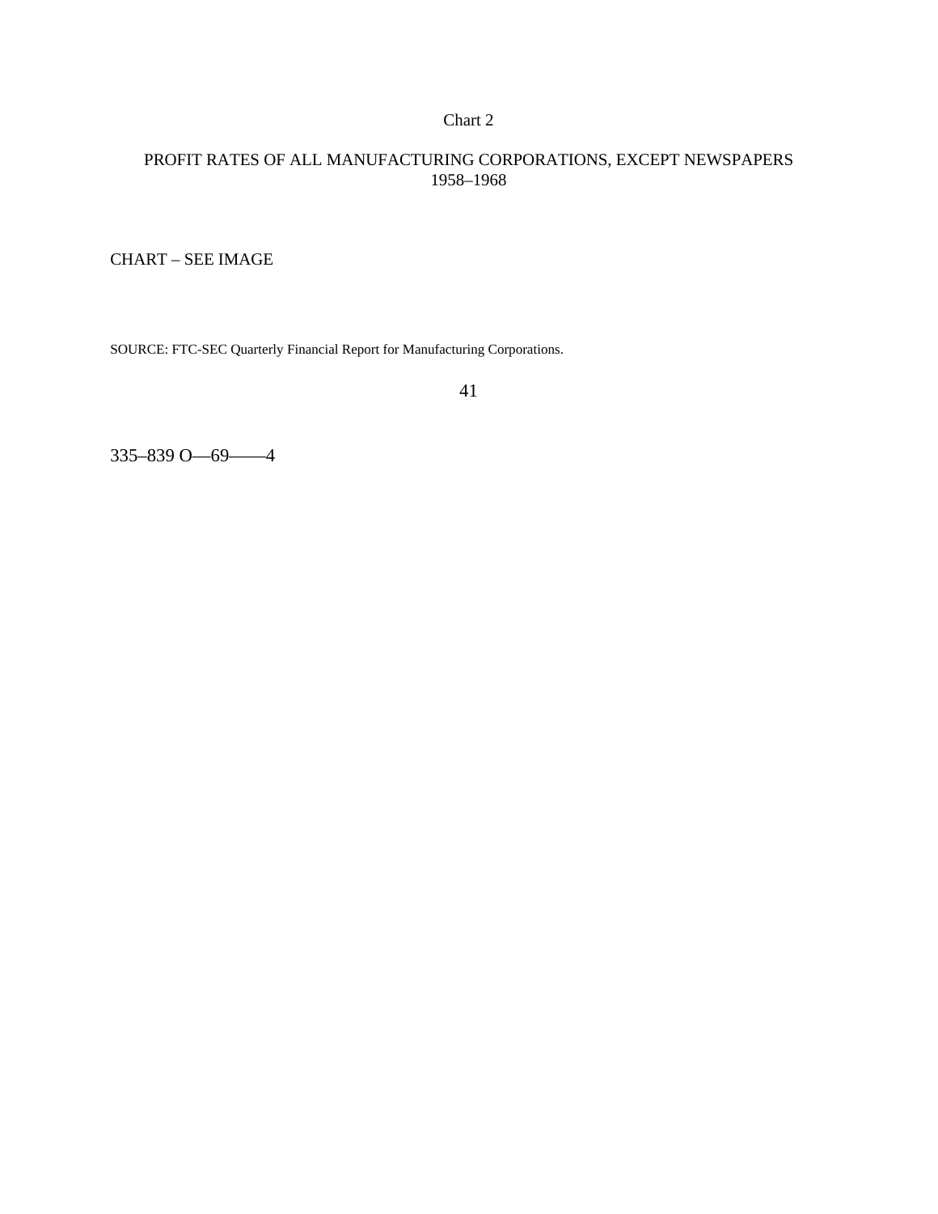Chart 2

PROFIT RATES OF ALL MANUFACTURING CORPORATIONS, EXCEPT NEWSPAPERS
1958–1968

CHART – SEE IMAGE

SOURCE: FTC-SEC Quarterly Financial Report for Manufacturing Corporations.

335–839 O—69——4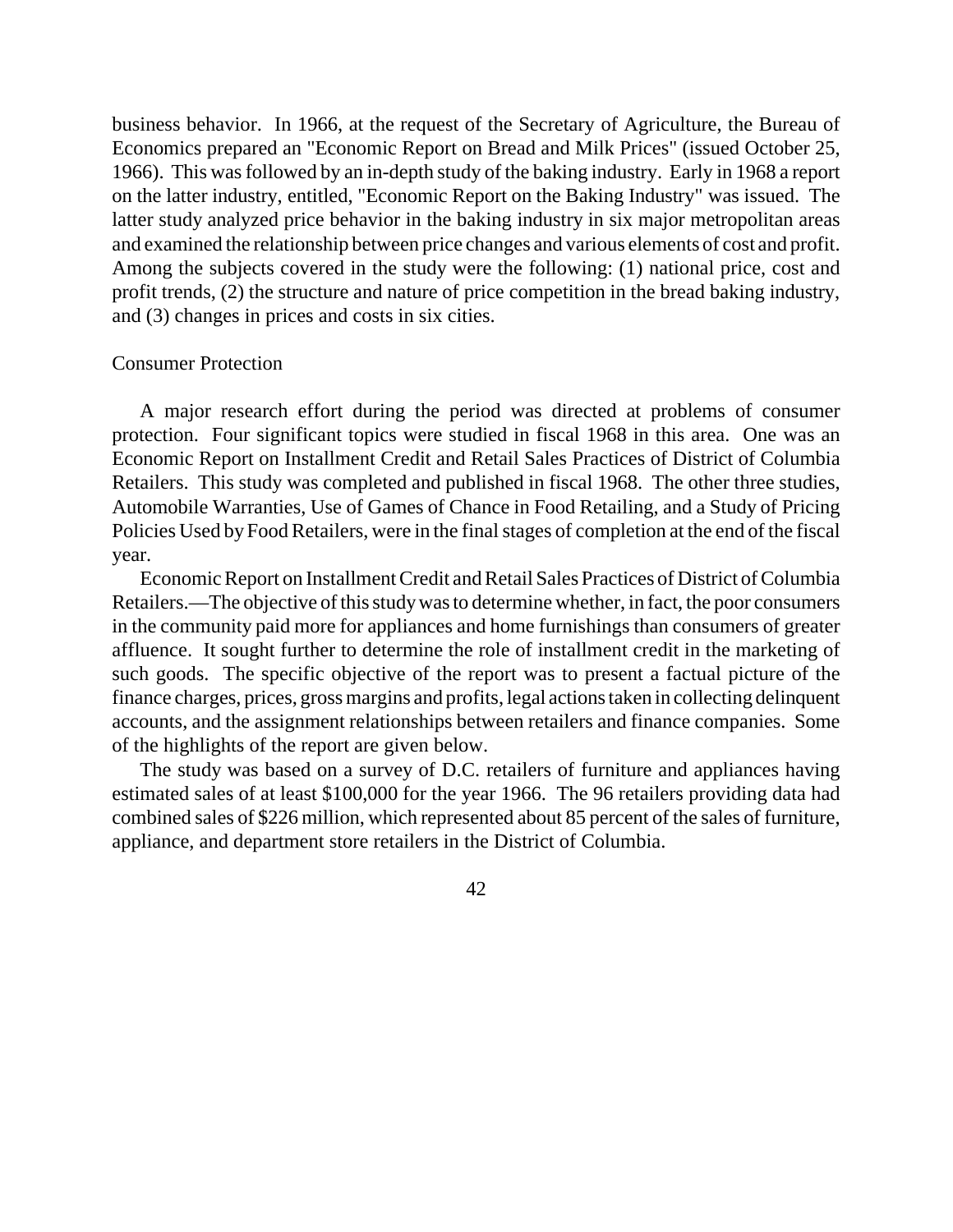business behavior. In 1966, at the request of the Secretary of Agriculture, the Bureau of Economics prepared an "Economic Report on Bread and Milk Prices" (issued October 25, 1966). This was followed by an in-depth study of the baking industry. Early in 1968 a report on the latter industry, entitled, "Economic Report on the Baking Industry" was issued. The latter study analyzed price behavior in the baking industry in six major metropolitan areas and examined the relationship between price changes and various elements of cost and profit. Among the subjects covered in the study were the following: (1) national price, cost and profit trends, (2) the structure and nature of price competition in the bread baking industry, and (3) changes in prices and costs in six cities.

## Consumer Protection

A major research effort during the period was directed at problems of consumer protection. Four significant topics were studied in fiscal 1968 in this area. One was an Economic Report on Installment Credit and Retail Sales Practices of District of Columbia Retailers. This study was completed and published in fiscal 1968. The other three studies, Automobile Warranties, Use of Games of Chance in Food Retailing, and a Study of Pricing Policies Used by Food Retailers, were in the final stages of completion at the end of the fiscal year.

Economic Report on Installment Credit and Retail Sales Practices of District of Columbia Retailers.—The objective of this study was to determine whether, in fact, the poor consumers in the community paid more for appliances and home furnishings than consumers of greater affluence. It sought further to determine the role of installment credit in the marketing of such goods. The specific objective of the report was to present a factual picture of the finance charges, prices, gross margins and profits, legal actions taken in collecting delinquent accounts, and the assignment relationships between retailers and finance companies. Some of the highlights of the report are given below.

The study was based on a survey of D.C. retailers of furniture and appliances having estimated sales of at least $100,000 for the year 1966. The 96 retailers providing data had combined sales of $226 million, which represented about 85 percent of the sales of furniture, appliance, and department store retailers in the District of Columbia.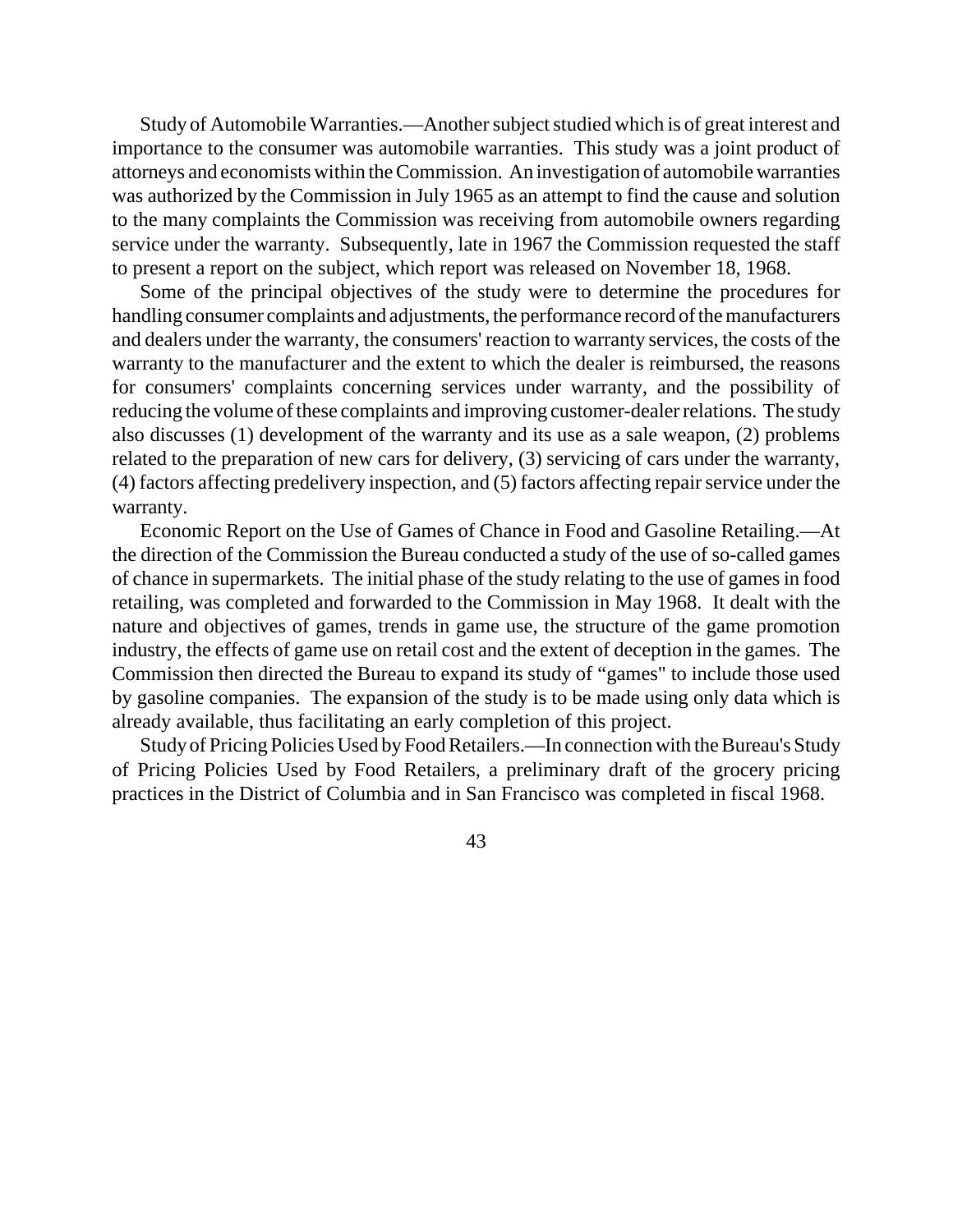Study of Automobile Warranties.—Another subject studied which is of great interest and importance to the consumer was automobile warranties. This study was a joint product of attorneys and economists within the Commission. An investigation of automobile warranties was authorized by the Commission in July 1965 as an attempt to find the cause and solution to the many complaints the Commission was receiving from automobile owners regarding service under the warranty. Subsequently, late in 1967 the Commission requested the staff to present a report on the subject, which report was released on November 18, 1968.

Some of the principal objectives of the study were to determine the procedures for handling consumer complaints and adjustments, the performance record of the manufacturers and dealers under the warranty, the consumers' reaction to warranty services, the costs of the warranty to the manufacturer and the extent to which the dealer is reimbursed, the reasons for consumers' complaints concerning services under warranty, and the possibility of reducing the volume of these complaints and improving customer-dealer relations. The study also discusses (1) development of the warranty and its use as a sale weapon, (2) problems related to the preparation of new cars for delivery, (3) servicing of cars under the warranty, (4) factors affecting predelivery inspection, and (5) factors affecting repair service under the warranty.

Economic Report on the Use of Games of Chance in Food and Gasoline Retailing.—At the direction of the Commission the Bureau conducted a study of the use of so-called games of chance in supermarkets. The initial phase of the study relating to the use of games in food retailing, was completed and forwarded to the Commission in May 1968. It dealt with the nature and objectives of games, trends in game use, the structure of the game promotion industry, the effects of game use on retail cost and the extent of deception in the games. The Commission then directed the Bureau to expand its study of "games" to include those used by gasoline companies. The expansion of the study is to be made using only data which is already available, thus facilitating an early completion of this project.

Study of Pricing Policies Used by Food Retailers.—In connection with the Bureau's Study of Pricing Policies Used by Food Retailers, a preliminary draft of the grocery pricing practices in the District of Columbia and in San Francisco was completed in fiscal 1968.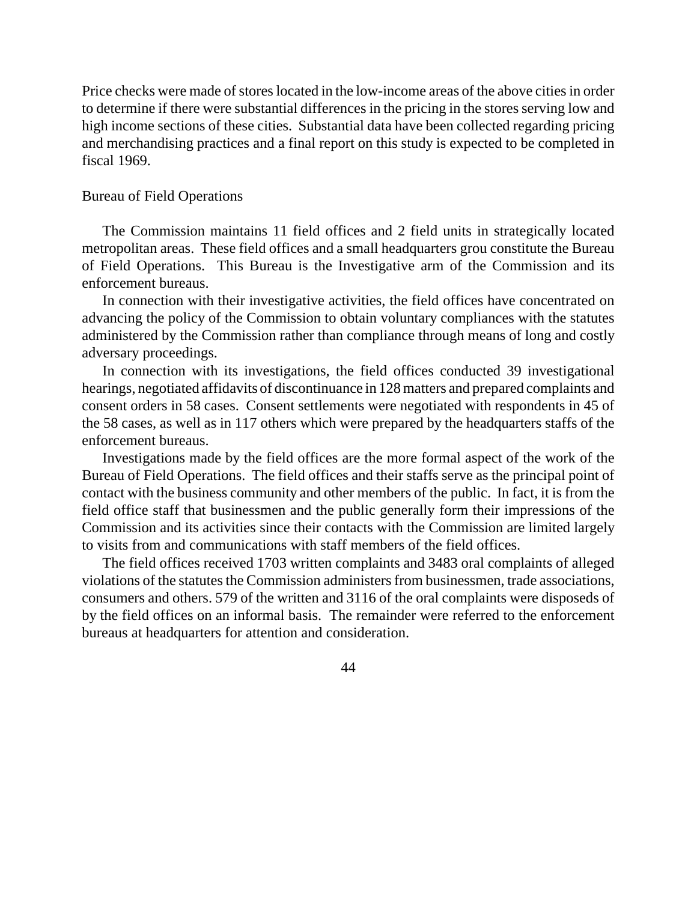Price checks were made of stores located in the low-income areas of the above cities in order to determine if there were substantial differences in the pricing in the stores serving low and high income sections of these cities. Substantial data have been collected regarding pricing and merchandising practices and a final report on this study is expected to be completed in fiscal 1969.

## Bureau of Field Operations

The Commission maintains 11 field offices and 2 field units in strategically located metropolitan areas. These field offices and a small headquarters grou constitute the Bureau of Field Operations. This Bureau is the Investigative arm of the Commission and its enforcement bureaus.

In connection with their investigative activities, the field offices have concentrated on advancing the policy of the Commission to obtain voluntary compliances with the statutes administered by the Commission rather than compliance through means of long and costly adversary proceedings.

In connection with its investigations, the field offices conducted 39 investigational hearings, negotiated affidavits of discontinuance in 128 matters and prepared complaints and consent orders in 58 cases. Consent settlements were negotiated with respondents in 45 of the 58 cases, as well as in 117 others which were prepared by the headquarters staffs of the enforcement bureaus.

Investigations made by the field offices are the more formal aspect of the work of the Bureau of Field Operations. The field offices and their staffs serve as the principal point of contact with the business community and other members of the public. In fact, it is from the field office staff that businessmen and the public generally form their impressions of the Commission and its activities since their contacts with the Commission are limited largely to visits from and communications with staff members of the field offices.

The field offices received 1703 written complaints and 3483 oral complaints of alleged violations of the statutes the Commission administers from businessmen, trade associations, consumers and others. 579 of the written and 3116 of the oral complaints were disposeds of by the field offices on an informal basis. The remainder were referred to the enforcement bureaus at headquarters for attention and consideration.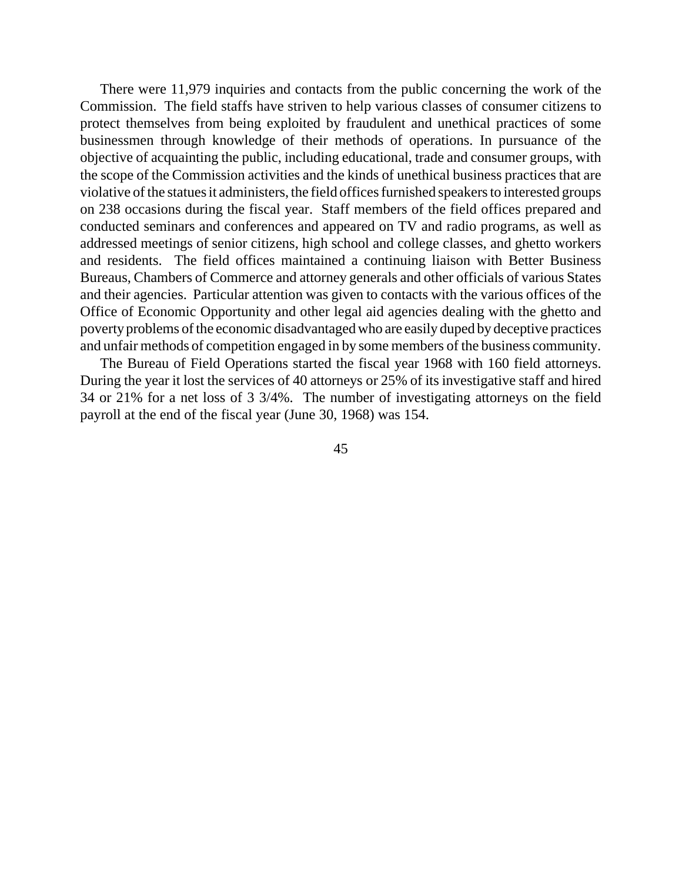There were 11,979 inquiries and contacts from the public concerning the work of the Commission. The field staffs have striven to help various classes of consumer citizens to protect themselves from being exploited by fraudulent and unethical practices of some businessmen through knowledge of their methods of operations. In pursuance of the objective of acquainting the public, including educational, trade and consumer groups, with the scope of the Commission activities and the kinds of unethical business practices that are violative of the statues it administers, the field offices furnished speakers to interested groups on 238 occasions during the fiscal year. Staff members of the field offices prepared and conducted seminars and conferences and appeared on TV and radio programs, as well as addressed meetings of senior citizens, high school and college classes, and ghetto workers and residents. The field offices maintained a continuing liaison with Better Business Bureaus, Chambers of Commerce and attorney generals and other officials of various States and their agencies. Particular attention was given to contacts with the various offices of the Office of Economic Opportunity and other legal aid agencies dealing with the ghetto and poverty problems of the economic disadvantaged who are easily duped by deceptive practices and unfair methods of competition engaged in by some members of the business community.

The Bureau of Field Operations started the fiscal year 1968 with 160 field attorneys. During the year it lost the services of 40 attorneys or 25% of its investigative staff and hired 34 or 21% for a net loss of 3 3/4%. The number of investigating attorneys on the field payroll at the end of the fiscal year (June 30, 1968) was 154.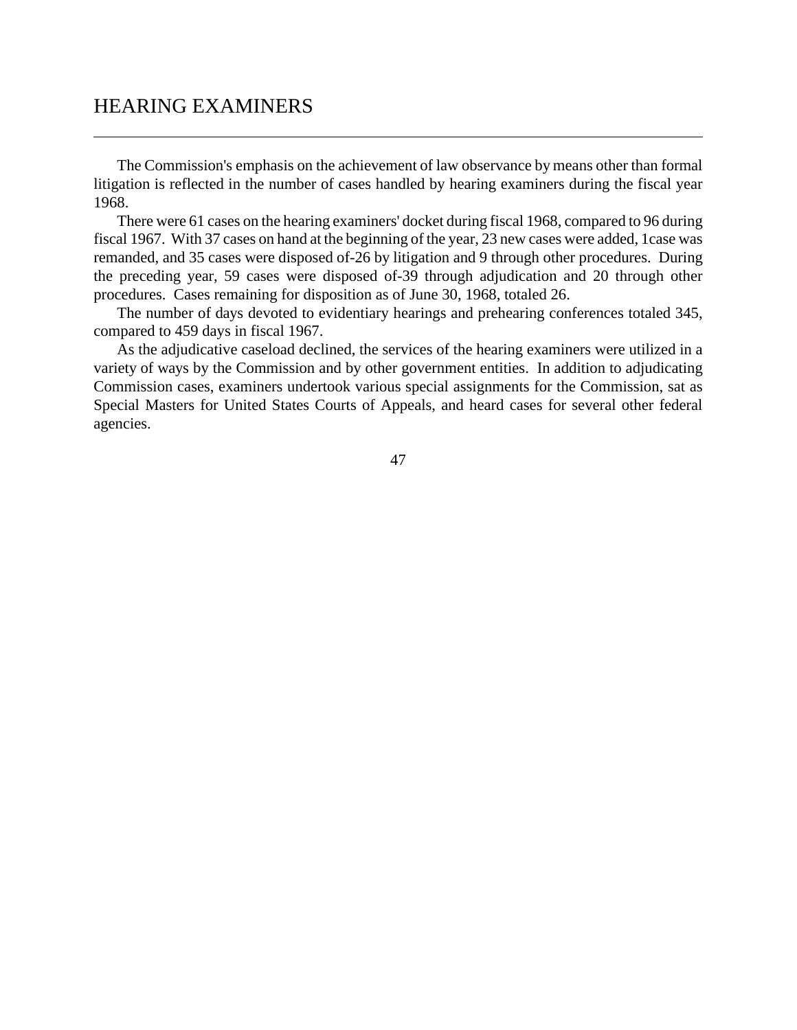# HEARING EXAMINERS

The Commission's emphasis on the achievement of law observance by means other than formal litigation is reflected in the number of cases handled by hearing examiners during the fiscal year 1968.

There were 61 cases on the hearing examiners' docket during fiscal 1968, compared to 96 during fiscal 1967. With 37 cases on hand at the beginning of the year, 23 new cases were added, 1case was remanded, and 35 cases were disposed of-26 by litigation and 9 through other procedures. During the preceding year, 59 cases were disposed of-39 through adjudication and 20 through other procedures. Cases remaining for disposition as of June 30, 1968, totaled 26.

The number of days devoted to evidentiary hearings and prehearing conferences totaled 345, compared to 459 days in fiscal 1967.

As the adjudicative caseload declined, the services of the hearing examiners were utilized in a variety of ways by the Commission and by other government entities. In addition to adjudicating Commission cases, examiners undertook various special assignments for the Commission, sat as Special Masters for United States Courts of Appeals, and heard cases for several other federal agencies.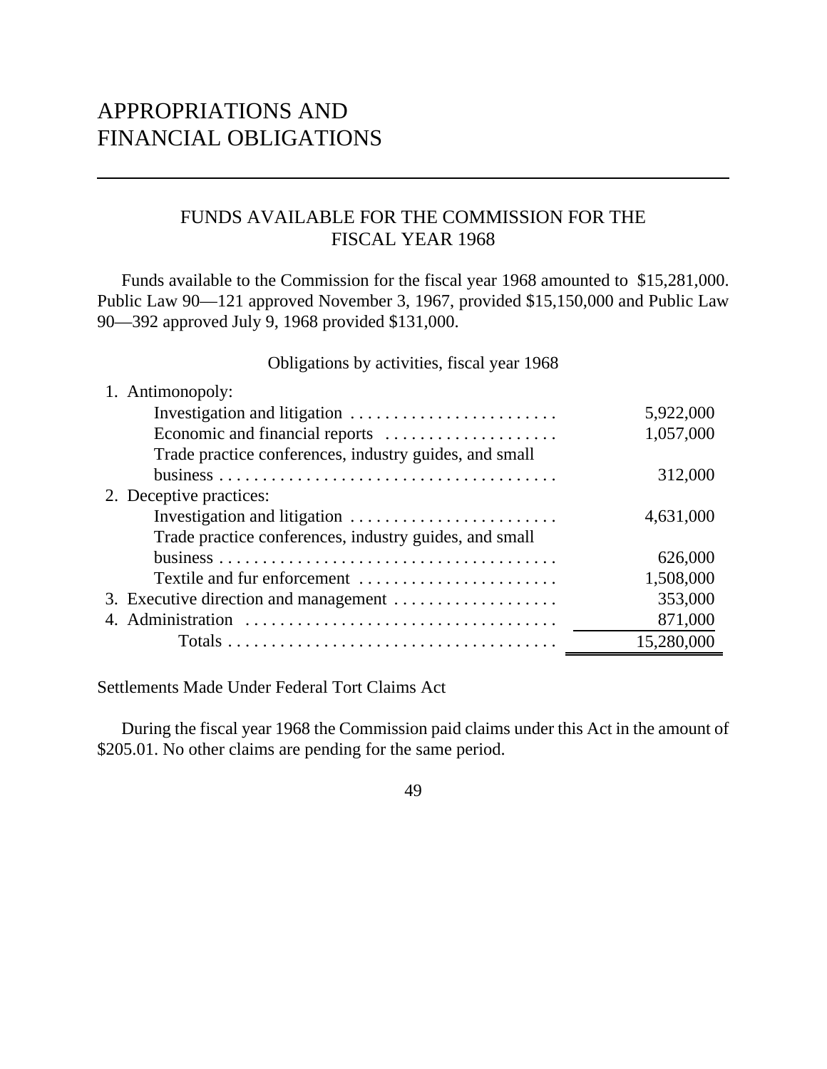# APPROPRIATIONS AND FINANCIAL OBLIGATIONS

## FUNDS AVAILABLE FOR THE COMMISSION FOR THE FISCAL YEAR 1968

Funds available to the Commission for the fiscal year 1968 amounted to $15,281,000. Public Law 90—121 approved November 3, 1967, provided $15,150,000 and Public Law 90—392 approved July 9, 1968 provided $131,000.

Obligations by activities, fiscal year 1968

| Activity | Amount |
|---|---|
| 1. Antimonopoly: | |
| Investigation and litigation | 5,922,000 |
| Economic and financial reports | 1,057,000 |
| Trade practice conferences, industry guides, and small business | 312,000 |
| 2. Deceptive practices: | |
| Investigation and litigation | 4,631,000 |
| Trade practice conferences, industry guides, and small business | 626,000 |
| Textile and fur enforcement | 1,508,000 |
| 3. Executive direction and management | 353,000 |
| 4. Administration | 871,000 |
| Totals | 15,280,000 |

### Settlements Made Under Federal Tort Claims Act

During the fiscal year 1968 the Commission paid claims under this Act in the amount of $205.01. No other claims are pending for the same period.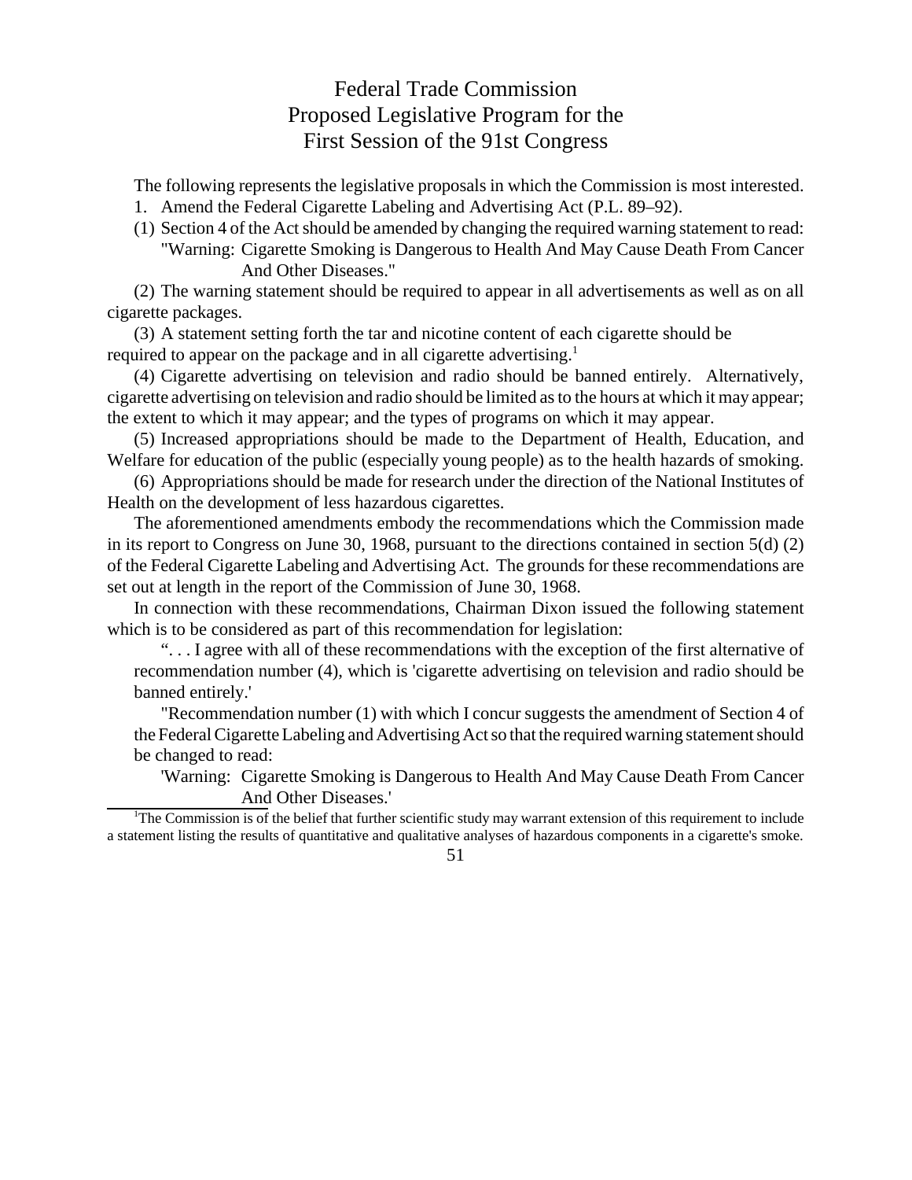# Federal Trade Commission
# Proposed Legislative Program for the First Session of the 91st Congress

The following represents the legislative proposals in which the Commission is most interested.

1. Amend the Federal Cigarette Labeling and Advertising Act (P.L. 89–92).

(1) Section 4 of the Act should be amended by changing the required warning statement to read:

"Warning: Cigarette Smoking is Dangerous to Health And May Cause Death From Cancer And Other Diseases."

(2) The warning statement should be required to appear in all advertisements as well as on all cigarette packages.

(3) A statement setting forth the tar and nicotine content of each cigarette should be required to appear on the package and in all cigarette advertising.[1]

(4) Cigarette advertising on television and radio should be banned entirely. Alternatively, cigarette advertising on television and radio should be limited as to the hours at which it may appear; the extent to which it may appear; and the types of programs on which it may appear.

(5) Increased appropriations should be made to the Department of Health, Education, and Welfare for education of the public (especially young people) as to the health hazards of smoking.

(6) Appropriations should be made for research under the direction of the National Institutes of Health on the development of less hazardous cigarettes.

The aforementioned amendments embody the recommendations which the Commission made in its report to Congress on June 30, 1968, pursuant to the directions contained in section 5(d) (2) of the Federal Cigarette Labeling and Advertising Act. The grounds for these recommendations are set out at length in the report of the Commission of June 30, 1968.

In connection with these recommendations, Chairman Dixon issued the following statement which is to be considered as part of this recommendation for legislation:

> ". . . I agree with all of these recommendations with the exception of the first alternative of recommendation number (4), which is 'cigarette advertising on television and radio should be banned entirely.'
>
> "Recommendation number (1) with which I concur suggests the amendment of Section 4 of the Federal Cigarette Labeling and Advertising Act so that the required warning statement should be changed to read:
>
> 'Warning: Cigarette Smoking is Dangerous to Health And May Cause Death From Cancer And Other Diseases.'

[1] The Commission is of the belief that further scientific study may warrant extension of this requirement to include a statement listing the results of quantitative and qualitative analyses of hazardous components in a cigarette's smoke.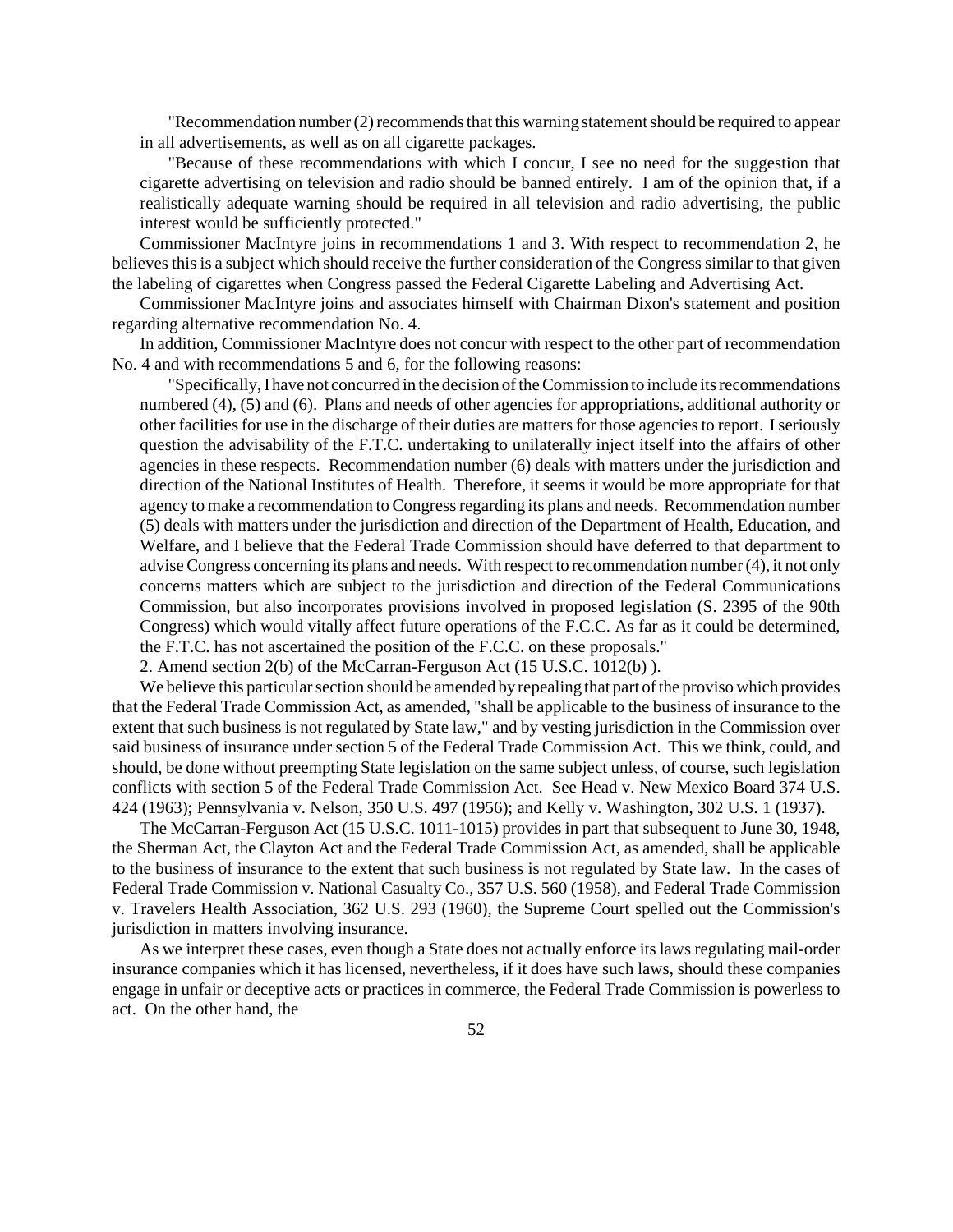"Recommendation number (2) recommends that this warning statement should be required to appear in all advertisements, as well as on all cigarette packages.

"Because of these recommendations with which I concur, I see no need for the suggestion that cigarette advertising on television and radio should be banned entirely. I am of the opinion that, if a realistically adequate warning should be required in all television and radio advertising, the public interest would be sufficiently protected."

Commissioner MacIntyre joins in recommendations 1 and 3. With respect to recommendation 2, he believes this is a subject which should receive the further consideration of the Congress similar to that given the labeling of cigarettes when Congress passed the Federal Cigarette Labeling and Advertising Act.

Commissioner MacIntyre joins and associates himself with Chairman Dixon's statement and position regarding alternative recommendation No. 4.

In addition, Commissioner MacIntyre does not concur with respect to the other part of recommendation No. 4 and with recommendations 5 and 6, for the following reasons:

"Specifically, I have not concurred in the decision of the Commission to include its recommendations numbered (4), (5) and (6). Plans and needs of other agencies for appropriations, additional authority or other facilities for use in the discharge of their duties are matters for those agencies to report. I seriously question the advisability of the F.T.C. undertaking to unilaterally inject itself into the affairs of other agencies in these respects. Recommendation number (6) deals with matters under the jurisdiction and direction of the National Institutes of Health. Therefore, it seems it would be more appropriate for that agency to make a recommendation to Congress regarding its plans and needs. Recommendation number (5) deals with matters under the jurisdiction and direction of the Department of Health, Education, and Welfare, and I believe that the Federal Trade Commission should have deferred to that department to advise Congress concerning its plans and needs. With respect to recommendation number (4), it not only concerns matters which are subject to the jurisdiction and direction of the Federal Communications Commission, but also incorporates provisions involved in proposed legislation (S. 2395 of the 90th Congress) which would vitally affect future operations of the F.C.C. As far as it could be determined, the F.T.C. has not ascertained the position of the F.C.C. on these proposals."

2. Amend section 2(b) of the McCarran-Ferguson Act (15 U.S.C. 1012(b) ).

We believe this particular section should be amended by repealing that part of the proviso which provides that the Federal Trade Commission Act, as amended, "shall be applicable to the business of insurance to the extent that such business is not regulated by State law," and by vesting jurisdiction in the Commission over said business of insurance under section 5 of the Federal Trade Commission Act. This we think, could, and should, be done without preempting State legislation on the same subject unless, of course, such legislation conflicts with section 5 of the Federal Trade Commission Act. See Head v. New Mexico Board 374 U.S. 424 (1963); Pennsylvania v. Nelson, 350 U.S. 497 (1956); and Kelly v. Washington, 302 U.S. 1 (1937).

The McCarran-Ferguson Act (15 U.S.C. 1011-1015) provides in part that subsequent to June 30, 1948, the Sherman Act, the Clayton Act and the Federal Trade Commission Act, as amended, shall be applicable to the business of insurance to the extent that such business is not regulated by State law. In the cases of Federal Trade Commission v. National Casualty Co., 357 U.S. 560 (1958), and Federal Trade Commission v. Travelers Health Association, 362 U.S. 293 (1960), the Supreme Court spelled out the Commission's jurisdiction in matters involving insurance.

As we interpret these cases, even though a State does not actually enforce its laws regulating mail-order insurance companies which it has licensed, nevertheless, if it does have such laws, should these companies engage in unfair or deceptive acts or practices in commerce, the Federal Trade Commission is powerless to act. On the other hand, the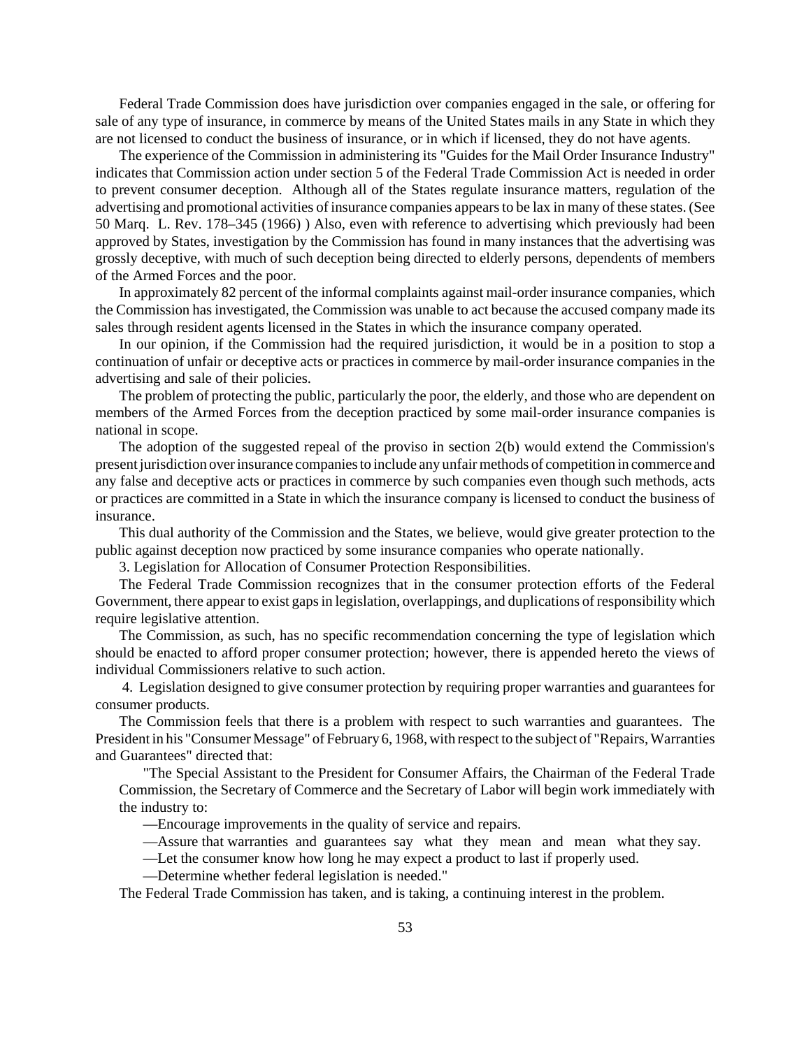Federal Trade Commission does have jurisdiction over companies engaged in the sale, or offering for sale of any type of insurance, in commerce by means of the United States mails in any State in which they are not licensed to conduct the business of insurance, or in which if licensed, they do not have agents.

The experience of the Commission in administering its "Guides for the Mail Order Insurance Industry" indicates that Commission action under section 5 of the Federal Trade Commission Act is needed in order to prevent consumer deception. Although all of the States regulate insurance matters, regulation of the advertising and promotional activities of insurance companies appears to be lax in many of these states. (See 50 Marq. L. Rev. 178–345 (1966) ) Also, even with reference to advertising which previously had been approved by States, investigation by the Commission has found in many instances that the advertising was grossly deceptive, with much of such deception being directed to elderly persons, dependents of members of the Armed Forces and the poor.

In approximately 82 percent of the informal complaints against mail-order insurance companies, which the Commission has investigated, the Commission was unable to act because the accused company made its sales through resident agents licensed in the States in which the insurance company operated.

In our opinion, if the Commission had the required jurisdiction, it would be in a position to stop a continuation of unfair or deceptive acts or practices in commerce by mail-order insurance companies in the advertising and sale of their policies.

The problem of protecting the public, particularly the poor, the elderly, and those who are dependent on members of the Armed Forces from the deception practiced by some mail-order insurance companies is national in scope.

The adoption of the suggested repeal of the proviso in section 2(b) would extend the Commission's present jurisdiction over insurance companies to include any unfair methods of competition in commerce and any false and deceptive acts or practices in commerce by such companies even though such methods, acts or practices are committed in a State in which the insurance company is licensed to conduct the business of insurance.

This dual authority of the Commission and the States, we believe, would give greater protection to the public against deception now practiced by some insurance companies who operate nationally.

3. Legislation for Allocation of Consumer Protection Responsibilities.

The Federal Trade Commission recognizes that in the consumer protection efforts of the Federal Government, there appear to exist gaps in legislation, overlappings, and duplications of responsibility which require legislative attention.

The Commission, as such, has no specific recommendation concerning the type of legislation which should be enacted to afford proper consumer protection; however, there is appended hereto the views of individual Commissioners relative to such action.

4. Legislation designed to give consumer protection by requiring proper warranties and guarantees for consumer products.

The Commission feels that there is a problem with respect to such warranties and guarantees. The President in his "Consumer Message" of February 6, 1968, with respect to the subject of "Repairs, Warranties and Guarantees" directed that:

> "The Special Assistant to the President for Consumer Affairs, the Chairman of the Federal Trade Commission, the Secretary of Commerce and the Secretary of Labor will begin work immediately with the industry to:
>
> —Encourage improvements in the quality of service and repairs.
>
> —Assure that warranties and guarantees say what they mean and mean what they say.
>
> —Let the consumer know how long he may expect a product to last if properly used.
>
> —Determine whether federal legislation is needed."

The Federal Trade Commission has taken, and is taking, a continuing interest in the problem.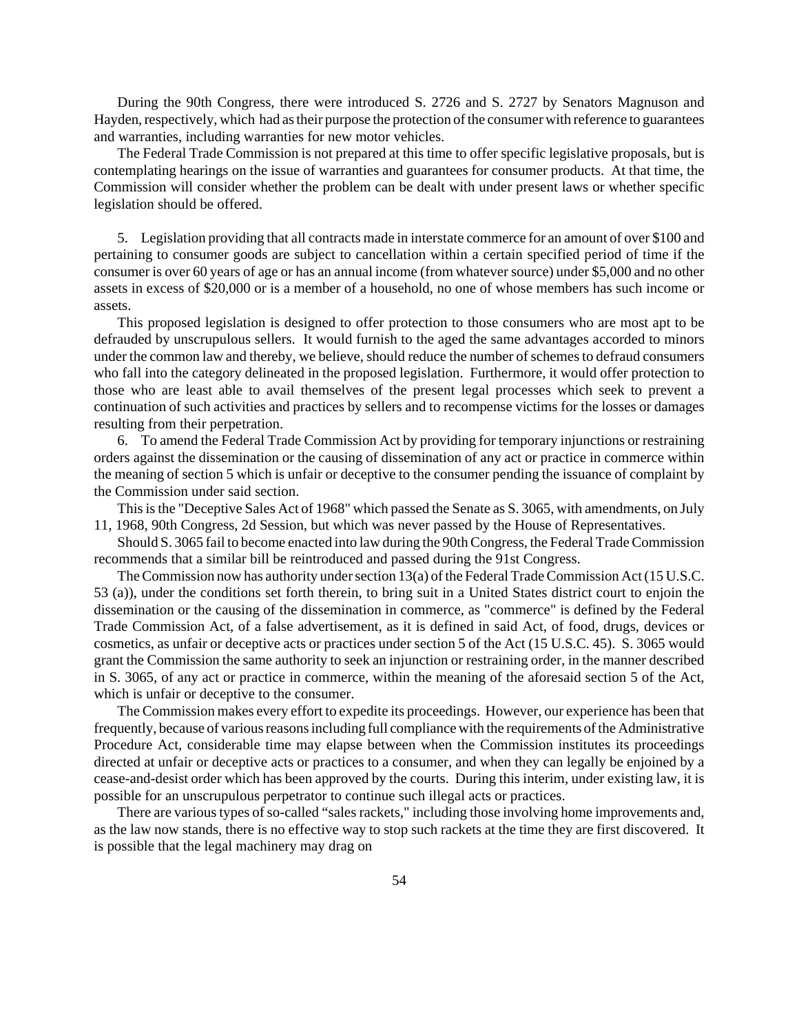During the 90th Congress, there were introduced S. 2726 and S. 2727 by Senators Magnuson and Hayden, respectively, which had as their purpose the protection of the consumer with reference to guarantees and warranties, including warranties for new motor vehicles.

The Federal Trade Commission is not prepared at this time to offer specific legislative proposals, but is contemplating hearings on the issue of warranties and guarantees for consumer products. At that time, the Commission will consider whether the problem can be dealt with under present laws or whether specific legislation should be offered.

5. Legislation providing that all contracts made in interstate commerce for an amount of over $100 and pertaining to consumer goods are subject to cancellation within a certain specified period of time if the consumer is over 60 years of age or has an annual income (from whatever source) under $5,000 and no other assets in excess of $20,000 or is a member of a household, no one of whose members has such income or assets.

This proposed legislation is designed to offer protection to those consumers who are most apt to be defrauded by unscrupulous sellers. It would furnish to the aged the same advantages accorded to minors under the common law and thereby, we believe, should reduce the number of schemes to defraud consumers who fall into the category delineated in the proposed legislation. Furthermore, it would offer protection to those who are least able to avail themselves of the present legal processes which seek to prevent a continuation of such activities and practices by sellers and to recompense victims for the losses or damages resulting from their perpetration.

6. To amend the Federal Trade Commission Act by providing for temporary injunctions or restraining orders against the dissemination or the causing of dissemination of any act or practice in commerce within the meaning of section 5 which is unfair or deceptive to the consumer pending the issuance of complaint by the Commission under said section.

This is the "Deceptive Sales Act of 1968" which passed the Senate as S. 3065, with amendments, on July 11, 1968, 90th Congress, 2d Session, but which was never passed by the House of Representatives.

Should S. 3065 fail to become enacted into law during the 90th Congress, the Federal Trade Commission recommends that a similar bill be reintroduced and passed during the 91st Congress.

The Commission now has authority under section 13(a) of the Federal Trade Commission Act (15 U.S.C. 53 (a)), under the conditions set forth therein, to bring suit in a United States district court to enjoin the dissemination or the causing of the dissemination in commerce, as "commerce" is defined by the Federal Trade Commission Act, of a false advertisement, as it is defined in said Act, of food, drugs, devices or cosmetics, as unfair or deceptive acts or practices under section 5 of the Act (15 U.S.C. 45). S. 3065 would grant the Commission the same authority to seek an injunction or restraining order, in the manner described in S. 3065, of any act or practice in commerce, within the meaning of the aforesaid section 5 of the Act, which is unfair or deceptive to the consumer.

The Commission makes every effort to expedite its proceedings. However, our experience has been that frequently, because of various reasons including full compliance with the requirements of the Administrative Procedure Act, considerable time may elapse between when the Commission institutes its proceedings directed at unfair or deceptive acts or practices to a consumer, and when they can legally be enjoined by a cease-and-desist order which has been approved by the courts. During this interim, under existing law, it is possible for an unscrupulous perpetrator to continue such illegal acts or practices.

There are various types of so-called "sales rackets," including those involving home improvements and, as the law now stands, there is no effective way to stop such rackets at the time they are first discovered. It is possible that the legal machinery may drag on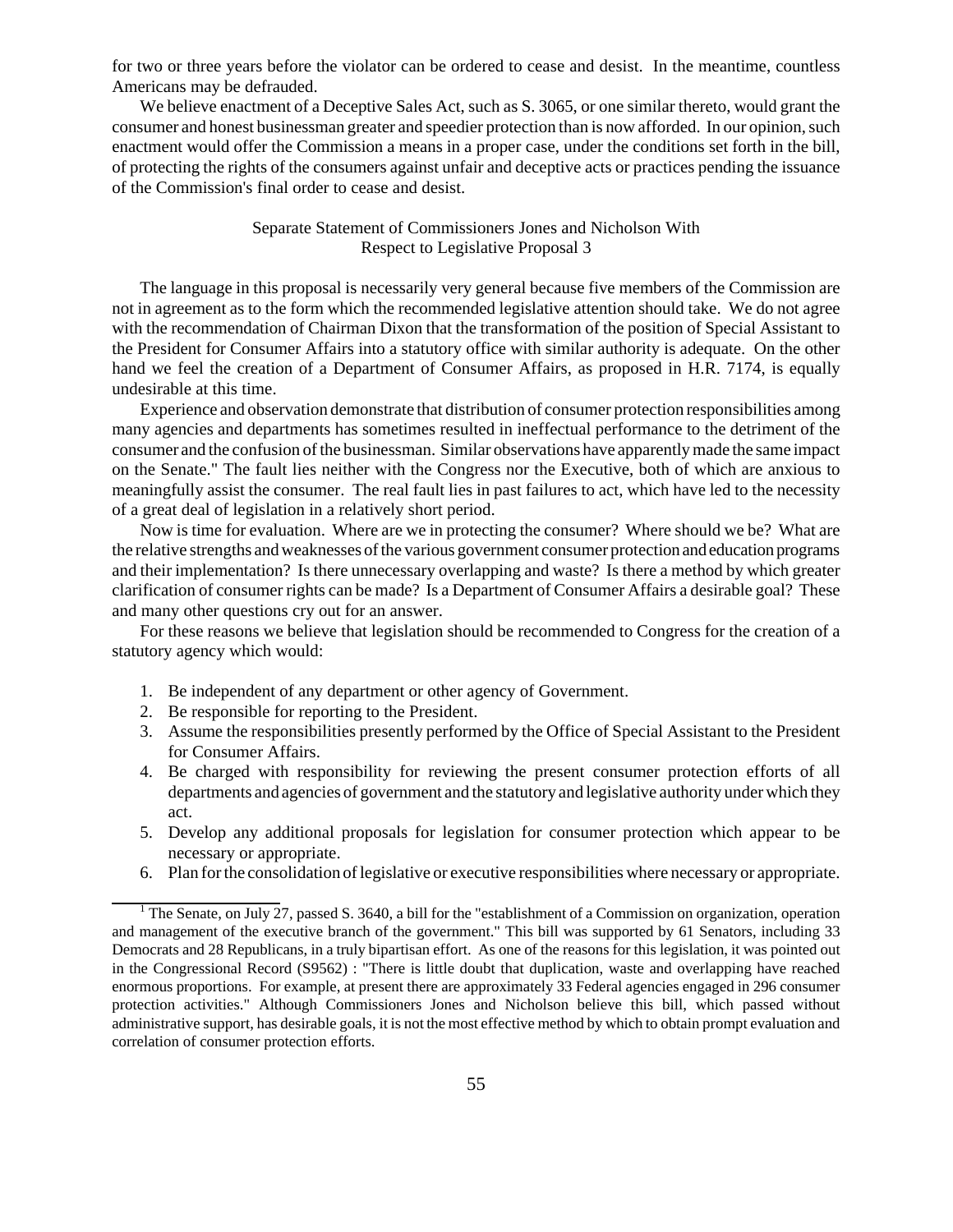for two or three years before the violator can be ordered to cease and desist. In the meantime, countless Americans may be defrauded.

We believe enactment of a Deceptive Sales Act, such as S. 3065, or one similar thereto, would grant the consumer and honest businessman greater and speedier protection than is now afforded. In our opinion, such enactment would offer the Commission a means in a proper case, under the conditions set forth in the bill, of protecting the rights of the consumers against unfair and deceptive acts or practices pending the issuance of the Commission's final order to cease and desist.

### Separate Statement of Commissioners Jones and Nicholson With Respect to Legislative Proposal 3

The language in this proposal is necessarily very general because five members of the Commission are not in agreement as to the form which the recommended legislative attention should take. We do not agree with the recommendation of Chairman Dixon that the transformation of the position of Special Assistant to the President for Consumer Affairs into a statutory office with similar authority is adequate. On the other hand we feel the creation of a Department of Consumer Affairs, as proposed in H.R. 7174, is equally undesirable at this time.

Experience and observation demonstrate that distribution of consumer protection responsibilities among many agencies and departments has sometimes resulted in ineffectual performance to the detriment of the consumer and the confusion of the businessman. Similar observations have apparently made the same impact on the Senate." The fault lies neither with the Congress nor the Executive, both of which are anxious to meaningfully assist the consumer. The real fault lies in past failures to act, which have led to the necessity of a great deal of legislation in a relatively short period.

Now is time for evaluation. Where are we in protecting the consumer? Where should we be? What are the relative strengths and weaknesses of the various government consumer protection and education programs and their implementation? Is there unnecessary overlapping and waste? Is there a method by which greater clarification of consumer rights can be made? Is a Department of Consumer Affairs a desirable goal? These and many other questions cry out for an answer.

For these reasons we believe that legislation should be recommended to Congress for the creation of a statutory agency which would:

1. Be independent of any department or other agency of Government.
2. Be responsible for reporting to the President.
3. Assume the responsibilities presently performed by the Office of Special Assistant to the President for Consumer Affairs.
4. Be charged with responsibility for reviewing the present consumer protection efforts of all departments and agencies of government and the statutory and legislative authority under which they act.
5. Develop any additional proposals for legislation for consumer protection which appear to be necessary or appropriate.
6. Plan for the consolidation of legislative or executive responsibilities where necessary or appropriate.

[1] The Senate, on July 27, passed S. 3640, a bill for the "establishment of a Commission on organization, operation and management of the executive branch of the government." This bill was supported by 61 Senators, including 33 Democrats and 28 Republicans, in a truly bipartisan effort. As one of the reasons for this legislation, it was pointed out in the Congressional Record (S9562) : "There is little doubt that duplication, waste and overlapping have reached enormous proportions. For example, at present there are approximately 33 Federal agencies engaged in 296 consumer protection activities." Although Commissioners Jones and Nicholson believe this bill, which passed without administrative support, has desirable goals, it is not the most effective method by which to obtain prompt evaluation and correlation of consumer protection efforts.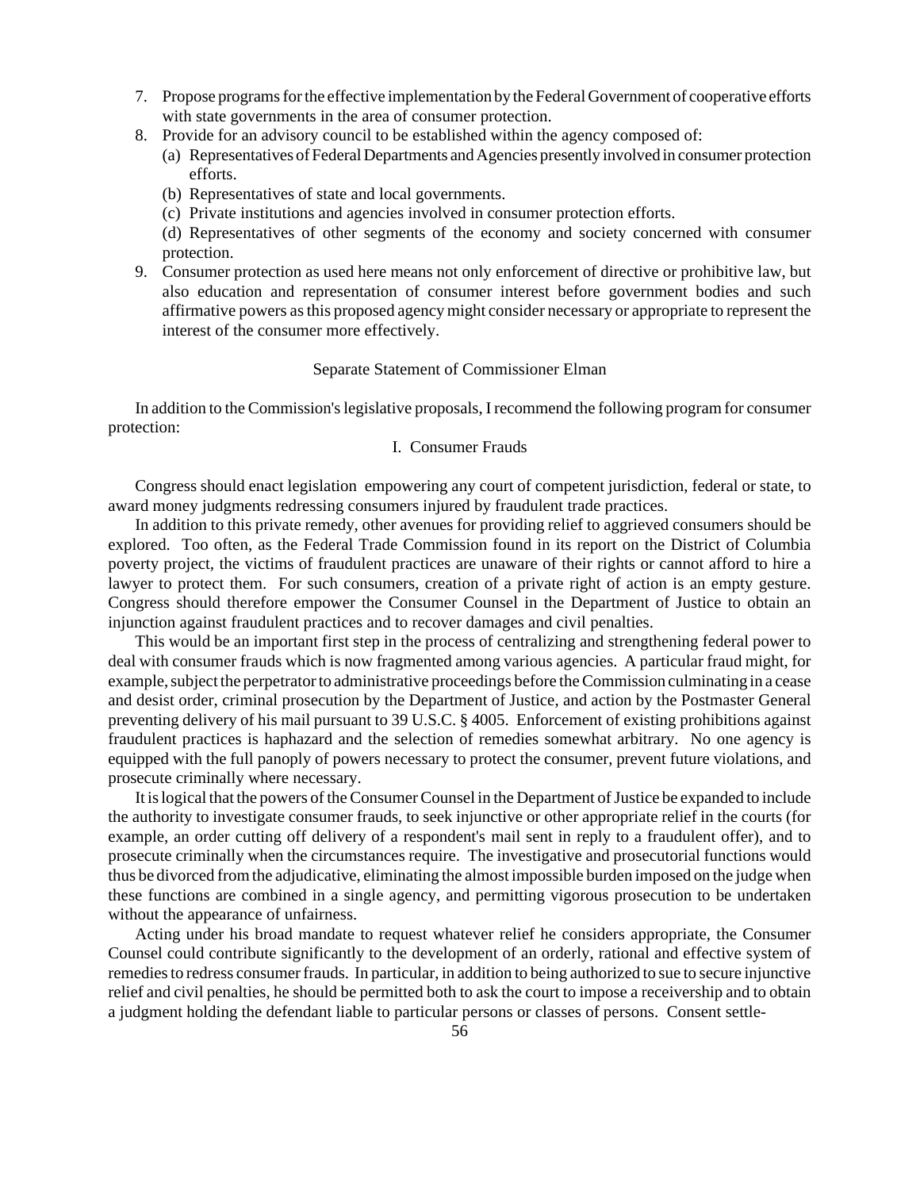7. Propose programs for the effective implementation by the Federal Government of cooperative efforts with state governments in the area of consumer protection.
8. Provide for an advisory council to be established within the agency composed of:
   (a) Representatives of Federal Departments and Agencies presently involved in consumer protection efforts.
   (b) Representatives of state and local governments.
   (c) Private institutions and agencies involved in consumer protection efforts.
   (d) Representatives of other segments of the economy and society concerned with consumer protection.
9. Consumer protection as used here means not only enforcement of directive or prohibitive law, but also education and representation of consumer interest before government bodies and such affirmative powers as this proposed agency might consider necessary or appropriate to represent the interest of the consumer more effectively.

## Separate Statement of Commissioner Elman

In addition to the Commission's legislative proposals, I recommend the following program for consumer protection:

### I. Consumer Frauds

Congress should enact legislation empowering any court of competent jurisdiction, federal or state, to award money judgments redressing consumers injured by fraudulent trade practices.

In addition to this private remedy, other avenues for providing relief to aggrieved consumers should be explored. Too often, as the Federal Trade Commission found in its report on the District of Columbia poverty project, the victims of fraudulent practices are unaware of their rights or cannot afford to hire a lawyer to protect them. For such consumers, creation of a private right of action is an empty gesture. Congress should therefore empower the Consumer Counsel in the Department of Justice to obtain an injunction against fraudulent practices and to recover damages and civil penalties.

This would be an important first step in the process of centralizing and strengthening federal power to deal with consumer frauds which is now fragmented among various agencies. A particular fraud might, for example, subject the perpetrator to administrative proceedings before the Commission culminating in a cease and desist order, criminal prosecution by the Department of Justice, and action by the Postmaster General preventing delivery of his mail pursuant to 39 U.S.C. § 4005. Enforcement of existing prohibitions against fraudulent practices is haphazard and the selection of remedies somewhat arbitrary. No one agency is equipped with the full panoply of powers necessary to protect the consumer, prevent future violations, and prosecute criminally where necessary.

It is logical that the powers of the Consumer Counsel in the Department of Justice be expanded to include the authority to investigate consumer frauds, to seek injunctive or other appropriate relief in the courts (for example, an order cutting off delivery of a respondent's mail sent in reply to a fraudulent offer), and to prosecute criminally when the circumstances require. The investigative and prosecutorial functions would thus be divorced from the adjudicative, eliminating the almost impossible burden imposed on the judge when these functions are combined in a single agency, and permitting vigorous prosecution to be undertaken without the appearance of unfairness.

Acting under his broad mandate to request whatever relief he considers appropriate, the Consumer Counsel could contribute significantly to the development of an orderly, rational and effective system of remedies to redress consumer frauds. In particular, in addition to being authorized to sue to secure injunctive relief and civil penalties, he should be permitted both to ask the court to impose a receivership and to obtain a judgment holding the defendant liable to particular persons or classes of persons. Consent settle-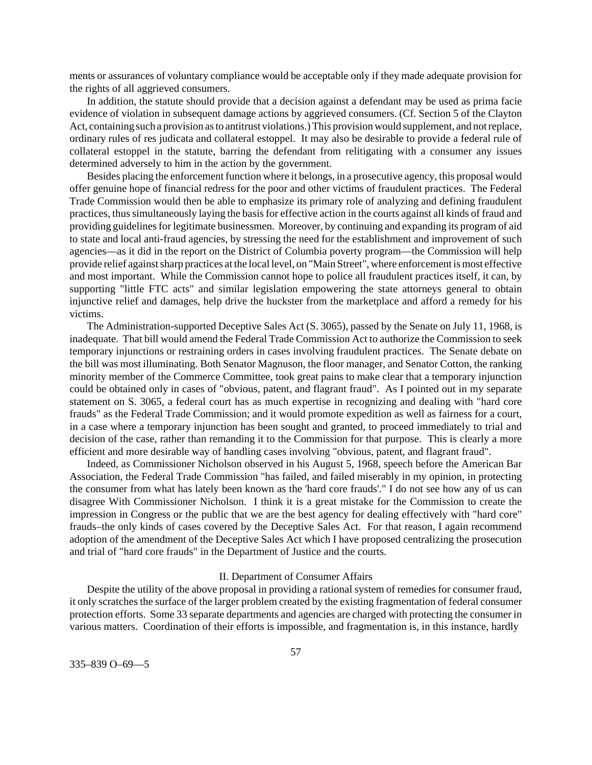ments or assurances of voluntary compliance would be acceptable only if they made adequate provision for the rights of all aggrieved consumers.

In addition, the statute should provide that a decision against a defendant may be used as prima facie evidence of violation in subsequent damage actions by aggrieved consumers. (Cf. Section 5 of the Clayton Act, containing such a provision as to antitrust violations.) This provision would supplement, and not replace, ordinary rules of res judicata and collateral estoppel. It may also be desirable to provide a federal rule of collateral estoppel in the statute, barring the defendant from relitigating with a consumer any issues determined adversely to him in the action by the government.

Besides placing the enforcement function where it belongs, in a prosecutive agency, this proposal would offer genuine hope of financial redress for the poor and other victims of fraudulent practices. The Federal Trade Commission would then be able to emphasize its primary role of analyzing and defining fraudulent practices, thus simultaneously laying the basis for effective action in the courts against all kinds of fraud and providing guidelines for legitimate businessmen. Moreover, by continuing and expanding its program of aid to state and local anti-fraud agencies, by stressing the need for the establishment and improvement of such agencies—as it did in the report on the District of Columbia poverty program—the Commission will help provide relief against sharp practices at the local level, on "Main Street", where enforcement is most effective and most important. While the Commission cannot hope to police all fraudulent practices itself, it can, by supporting "little FTC acts" and similar legislation empowering the state attorneys general to obtain injunctive relief and damages, help drive the huckster from the marketplace and afford a remedy for his victims.

The Administration-supported Deceptive Sales Act (S. 3065), passed by the Senate on July 11, 1968, is inadequate. That bill would amend the Federal Trade Commission Act to authorize the Commission to seek temporary injunctions or restraining orders in cases involving fraudulent practices. The Senate debate on the bill was most illuminating. Both Senator Magnuson, the floor manager, and Senator Cotton, the ranking minority member of the Commerce Committee, took great pains to make clear that a temporary injunction could be obtained only in cases of "obvious, patent, and flagrant fraud". As I pointed out in my separate statement on S. 3065, a federal court has as much expertise in recognizing and dealing with "hard core frauds" as the Federal Trade Commission; and it would promote expedition as well as fairness for a court, in a case where a temporary injunction has been sought and granted, to proceed immediately to trial and decision of the case, rather than remanding it to the Commission for that purpose. This is clearly a more efficient and more desirable way of handling cases involving "obvious, patent, and flagrant fraud".

Indeed, as Commissioner Nicholson observed in his August 5, 1968, speech before the American Bar Association, the Federal Trade Commission "has failed, and failed miserably in my opinion, in protecting the consumer from what has lately been known as the 'hard core frauds'." I do not see how any of us can disagree With Commissioner Nicholson. I think it is a great mistake for the Commission to create the impression in Congress or the public that we are the best agency for dealing effectively with "hard core" frauds–the only kinds of cases covered by the Deceptive Sales Act. For that reason, I again recommend adoption of the amendment of the Deceptive Sales Act which I have proposed centralizing the prosecution and trial of "hard core frauds" in the Department of Justice and the courts.

## II. Department of Consumer Affairs

Despite the utility of the above proposal in providing a rational system of remedies for consumer fraud, it only scratches the surface of the larger problem created by the existing fragmentation of federal consumer protection efforts. Some 33 separate departments and agencies are charged with protecting the consumer in various matters. Coordination of their efforts is impossible, and fragmentation is, in this instance, hardly

335–839 O–69—5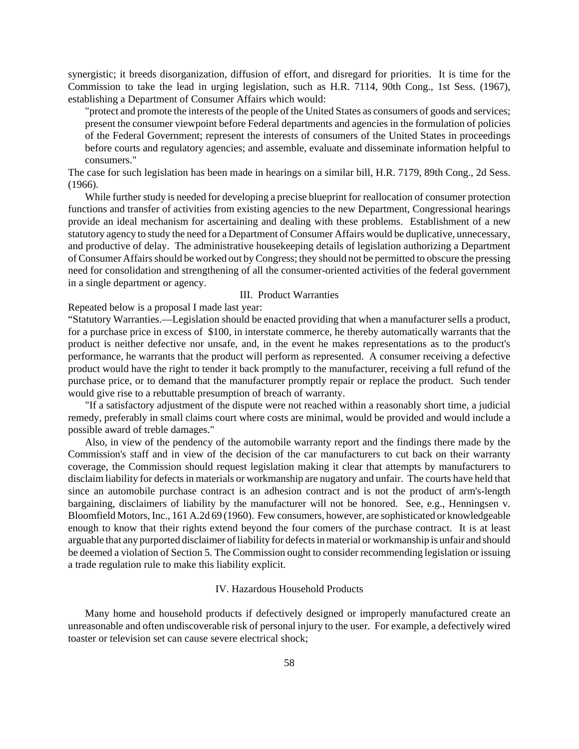synergistic; it breeds disorganization, diffusion of effort, and disregard for priorities. It is time for the Commission to take the lead in urging legislation, such as H.R. 7114, 90th Cong., 1st Sess. (1967), establishing a Department of Consumer Affairs which would:

> "protect and promote the interests of the people of the United States as consumers of goods and services; present the consumer viewpoint before Federal departments and agencies in the formulation of policies of the Federal Government; represent the interests of consumers of the United States in proceedings before courts and regulatory agencies; and assemble, evaluate and disseminate information helpful to consumers."

The case for such legislation has been made in hearings on a similar bill, H.R. 7179, 89th Cong., 2d Sess. (1966).

While further study is needed for developing a precise blueprint for reallocation of consumer protection functions and transfer of activities from existing agencies to the new Department, Congressional hearings provide an ideal mechanism for ascertaining and dealing with these problems. Establishment of a new statutory agency to study the need for a Department of Consumer Affairs would be duplicative, unnecessary, and productive of delay. The administrative housekeeping details of legislation authorizing a Department of Consumer Affairs should be worked out by Congress; they should not be permitted to obscure the pressing need for consolidation and strengthening of all the consumer-oriented activities of the federal government in a single department or agency.

## III. Product Warranties

Repeated below is a proposal I made last year:

"Statutory Warranties.—Legislation should be enacted providing that when a manufacturer sells a product, for a purchase price in excess of $100, in interstate commerce, he thereby automatically warrants that the product is neither defective nor unsafe, and, in the event he makes representations as to the product's performance, he warrants that the product will perform as represented. A consumer receiving a defective product would have the right to tender it back promptly to the manufacturer, receiving a full refund of the purchase price, or to demand that the manufacturer promptly repair or replace the product. Such tender would give rise to a rebuttable presumption of breach of warranty.

"If a satisfactory adjustment of the dispute were not reached within a reasonably short time, a judicial remedy, preferably in small claims court where costs are minimal, would be provided and would include a possible award of treble damages."

Also, in view of the pendency of the automobile warranty report and the findings there made by the Commission's staff and in view of the decision of the car manufacturers to cut back on their warranty coverage, the Commission should request legislation making it clear that attempts by manufacturers to disclaim liability for defects in materials or workmanship are nugatory and unfair. The courts have held that since an automobile purchase contract is an adhesion contract and is not the product of arm's-length bargaining, disclaimers of liability by the manufacturer will not be honored. See, e.g., Henningsen v. Bloomfield Motors, Inc., 161 A.2d 69 (1960). Few consumers, however, are sophisticated or knowledgeable enough to know that their rights extend beyond the four comers of the purchase contract. It is at least arguable that any purported disclaimer of liability for defects in material or workmanship is unfair and should be deemed a violation of Section 5. The Commission ought to consider recommending legislation or issuing a trade regulation rule to make this liability explicit.

## IV. Hazardous Household Products

Many home and household products if defectively designed or improperly manufactured create an unreasonable and often undiscoverable risk of personal injury to the user. For example, a defectively wired toaster or television set can cause severe electrical shock;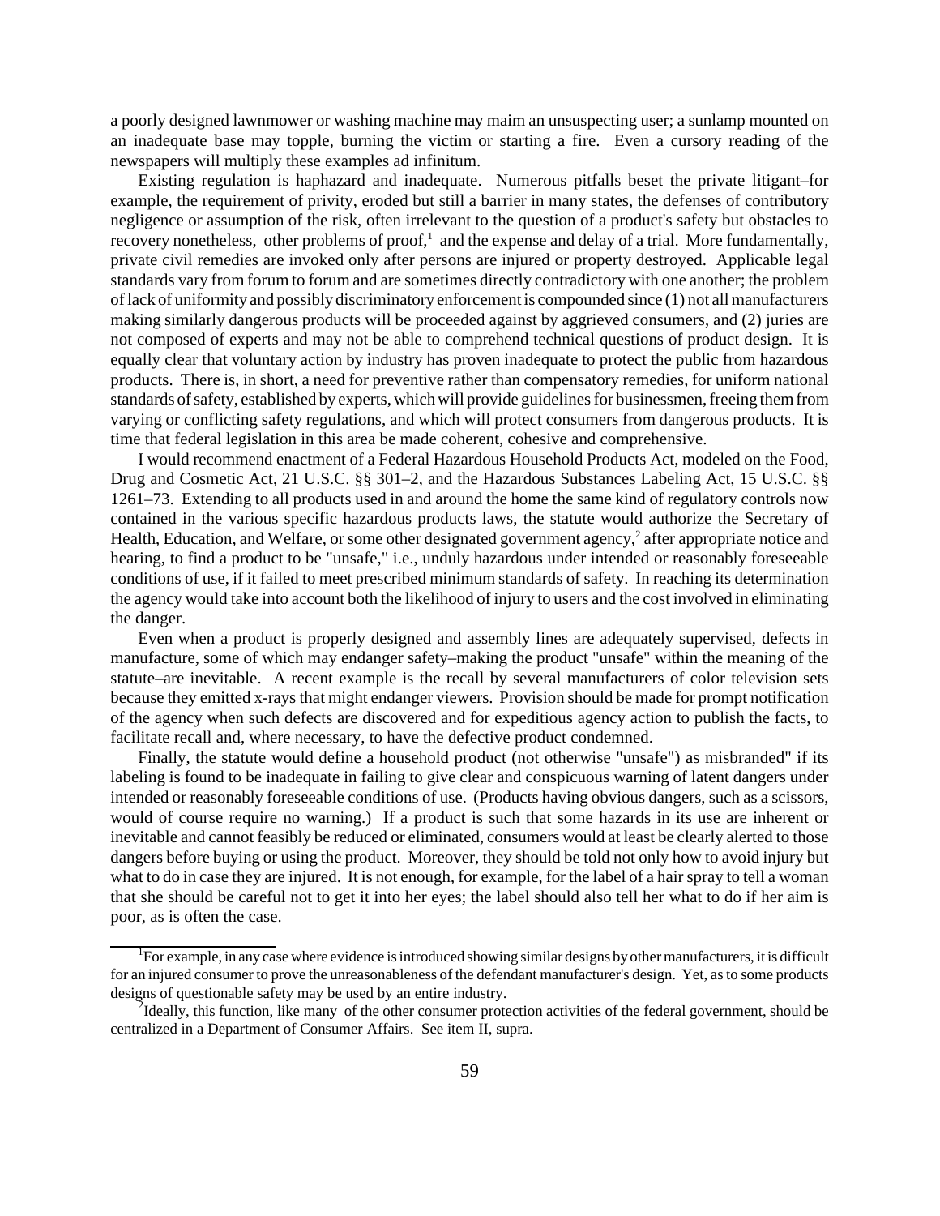a poorly designed lawnmower or washing machine may maim an unsuspecting user; a sunlamp mounted on an inadequate base may topple, burning the victim or starting a fire. Even a cursory reading of the newspapers will multiply these examples ad infinitum.

Existing regulation is haphazard and inadequate. Numerous pitfalls beset the private litigant–for example, the requirement of privity, eroded but still a barrier in many states, the defenses of contributory negligence or assumption of the risk, often irrelevant to the question of a product's safety but obstacles to recovery nonetheless, other problems of proof,[1] and the expense and delay of a trial. More fundamentally, private civil remedies are invoked only after persons are injured or property destroyed. Applicable legal standards vary from forum to forum and are sometimes directly contradictory with one another; the problem of lack of uniformity and possibly discriminatory enforcement is compounded since (1) not all manufacturers making similarly dangerous products will be proceeded against by aggrieved consumers, and (2) juries are not composed of experts and may not be able to comprehend technical questions of product design. It is equally clear that voluntary action by industry has proven inadequate to protect the public from hazardous products. There is, in short, a need for preventive rather than compensatory remedies, for uniform national standards of safety, established by experts, which will provide guidelines for businessmen, freeing them from varying or conflicting safety regulations, and which will protect consumers from dangerous products. It is time that federal legislation in this area be made coherent, cohesive and comprehensive.

I would recommend enactment of a Federal Hazardous Household Products Act, modeled on the Food, Drug and Cosmetic Act, 21 U.S.C. §§ 301–2, and the Hazardous Substances Labeling Act, 15 U.S.C. §§ 1261–73. Extending to all products used in and around the home the same kind of regulatory controls now contained in the various specific hazardous products laws, the statute would authorize the Secretary of Health, Education, and Welfare, or some other designated government agency,[2] after appropriate notice and hearing, to find a product to be "unsafe," i.e., unduly hazardous under intended or reasonably foreseeable conditions of use, if it failed to meet prescribed minimum standards of safety. In reaching its determination the agency would take into account both the likelihood of injury to users and the cost involved in eliminating the danger.

Even when a product is properly designed and assembly lines are adequately supervised, defects in manufacture, some of which may endanger safety–making the product "unsafe" within the meaning of the statute–are inevitable. A recent example is the recall by several manufacturers of color television sets because they emitted x-rays that might endanger viewers. Provision should be made for prompt notification of the agency when such defects are discovered and for expeditious agency action to publish the facts, to facilitate recall and, where necessary, to have the defective product condemned.

Finally, the statute would define a household product (not otherwise "unsafe") as misbranded" if its labeling is found to be inadequate in failing to give clear and conspicuous warning of latent dangers under intended or reasonably foreseeable conditions of use. (Products having obvious dangers, such as a scissors, would of course require no warning.) If a product is such that some hazards in its use are inherent or inevitable and cannot feasibly be reduced or eliminated, consumers would at least be clearly alerted to those dangers before buying or using the product. Moreover, they should be told not only how to avoid injury but what to do in case they are injured. It is not enough, for example, for the label of a hair spray to tell a woman that she should be careful not to get it into her eyes; the label should also tell her what to do if her aim is poor, as is often the case.

---

[1] For example, in any case where evidence is introduced showing similar designs by other manufacturers, it is difficult for an injured consumer to prove the unreasonableness of the defendant manufacturer's design. Yet, as to some products designs of questionable safety may be used by an entire industry.

[2] Ideally, this function, like many of the other consumer protection activities of the federal government, should be centralized in a Department of Consumer Affairs. See item II, supra.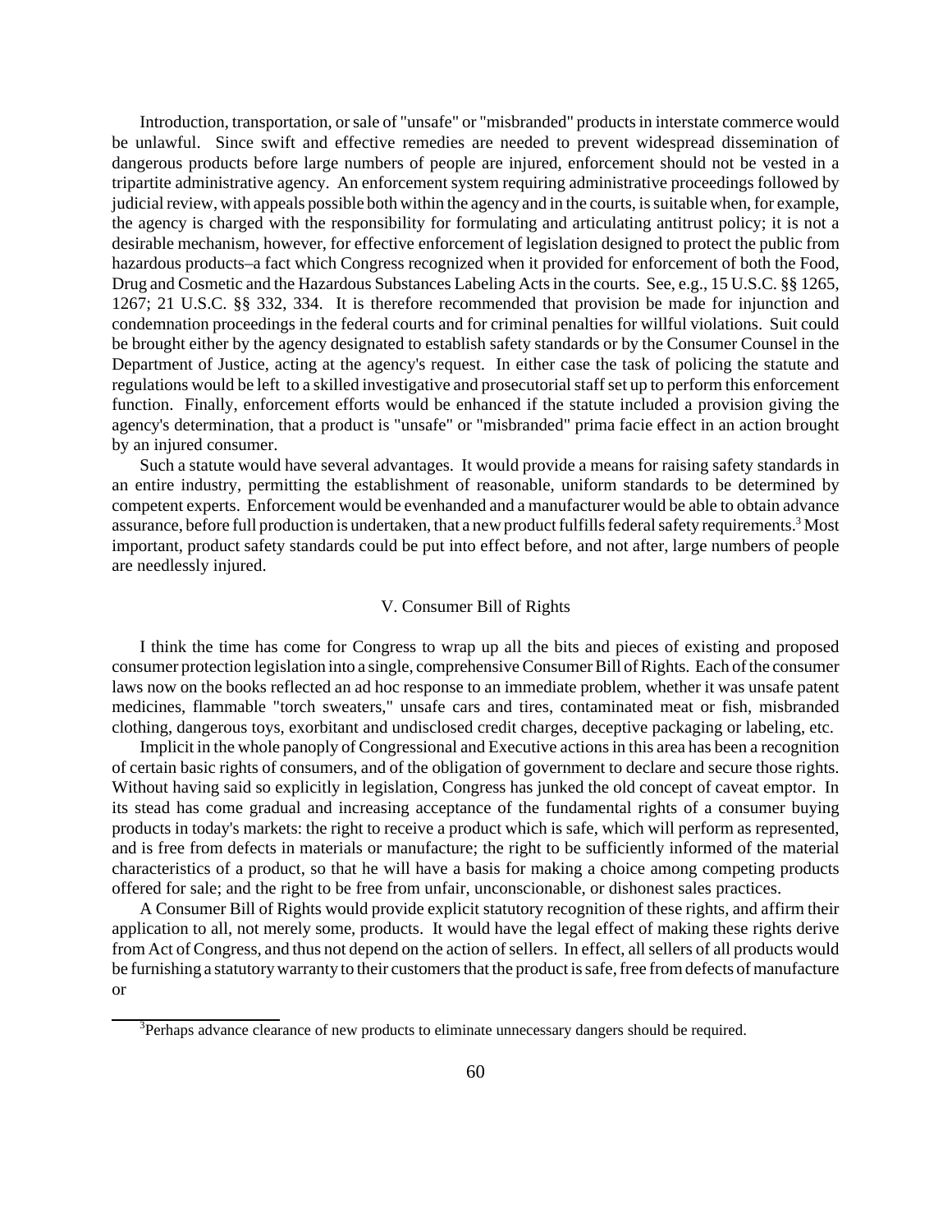Introduction, transportation, or sale of "unsafe" or "misbranded" products in interstate commerce would be unlawful. Since swift and effective remedies are needed to prevent widespread dissemination of dangerous products before large numbers of people are injured, enforcement should not be vested in a tripartite administrative agency. An enforcement system requiring administrative proceedings followed by judicial review, with appeals possible both within the agency and in the courts, is suitable when, for example, the agency is charged with the responsibility for formulating and articulating antitrust policy; it is not a desirable mechanism, however, for effective enforcement of legislation designed to protect the public from hazardous products–a fact which Congress recognized when it provided for enforcement of both the Food, Drug and Cosmetic and the Hazardous Substances Labeling Acts in the courts. See, e.g., 15 U.S.C. §§ 1265, 1267; 21 U.S.C. §§ 332, 334. It is therefore recommended that provision be made for injunction and condemnation proceedings in the federal courts and for criminal penalties for willful violations. Suit could be brought either by the agency designated to establish safety standards or by the Consumer Counsel in the Department of Justice, acting at the agency's request. In either case the task of policing the statute and regulations would be left to a skilled investigative and prosecutorial staff set up to perform this enforcement function. Finally, enforcement efforts would be enhanced if the statute included a provision giving the agency's determination, that a product is "unsafe" or "misbranded" prima facie effect in an action brought by an injured consumer.

Such a statute would have several advantages. It would provide a means for raising safety standards in an entire industry, permitting the establishment of reasonable, uniform standards to be determined by competent experts. Enforcement would be evenhanded and a manufacturer would be able to obtain advance assurance, before full production is undertaken, that a new product fulfills federal safety requirements.[3] Most important, product safety standards could be put into effect before, and not after, large numbers of people are needlessly injured.

## V. Consumer Bill of Rights

I think the time has come for Congress to wrap up all the bits and pieces of existing and proposed consumer protection legislation into a single, comprehensive Consumer Bill of Rights. Each of the consumer laws now on the books reflected an ad hoc response to an immediate problem, whether it was unsafe patent medicines, flammable "torch sweaters," unsafe cars and tires, contaminated meat or fish, misbranded clothing, dangerous toys, exorbitant and undisclosed credit charges, deceptive packaging or labeling, etc.

Implicit in the whole panoply of Congressional and Executive actions in this area has been a recognition of certain basic rights of consumers, and of the obligation of government to declare and secure those rights. Without having said so explicitly in legislation, Congress has junked the old concept of caveat emptor. In its stead has come gradual and increasing acceptance of the fundamental rights of a consumer buying products in today's markets: the right to receive a product which is safe, which will perform as represented, and is free from defects in materials or manufacture; the right to be sufficiently informed of the material characteristics of a product, so that he will have a basis for making a choice among competing products offered for sale; and the right to be free from unfair, unconscionable, or dishonest sales practices.

A Consumer Bill of Rights would provide explicit statutory recognition of these rights, and affirm their application to all, not merely some, products. It would have the legal effect of making these rights derive from Act of Congress, and thus not depend on the action of sellers. In effect, all sellers of all products would be furnishing a statutory warranty to their customers that the product is safe, free from defects of manufacture or

[3]Perhaps advance clearance of new products to eliminate unnecessary dangers should be required.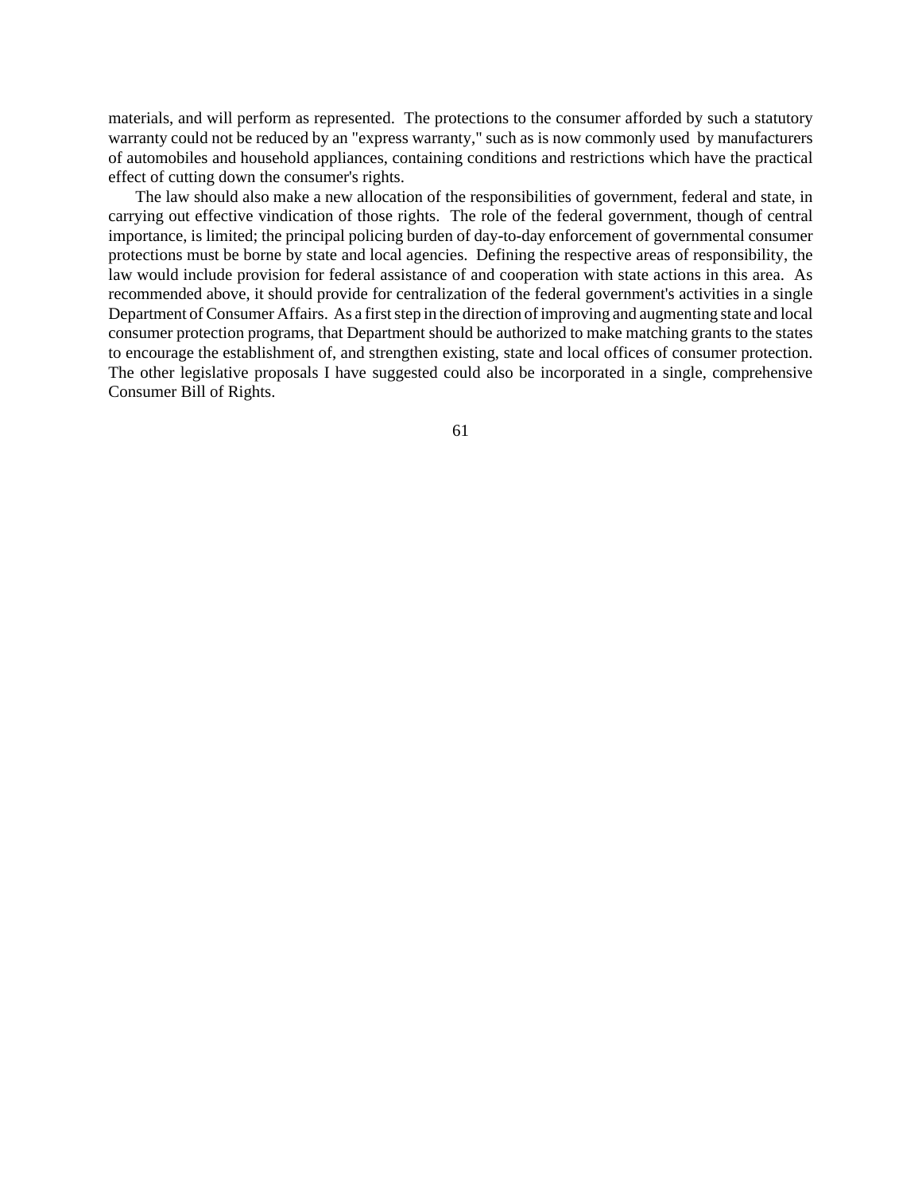materials, and will perform as represented. The protections to the consumer afforded by such a statutory warranty could not be reduced by an "express warranty," such as is now commonly used by manufacturers of automobiles and household appliances, containing conditions and restrictions which have the practical effect of cutting down the consumer's rights.

The law should also make a new allocation of the responsibilities of government, federal and state, in carrying out effective vindication of those rights. The role of the federal government, though of central importance, is limited; the principal policing burden of day-to-day enforcement of governmental consumer protections must be borne by state and local agencies. Defining the respective areas of responsibility, the law would include provision for federal assistance of and cooperation with state actions in this area. As recommended above, it should provide for centralization of the federal government's activities in a single Department of Consumer Affairs. As a first step in the direction of improving and augmenting state and local consumer protection programs, that Department should be authorized to make matching grants to the states to encourage the establishment of, and strengthen existing, state and local offices of consumer protection. The other legislative proposals I have suggested could also be incorporated in a single, comprehensive Consumer Bill of Rights.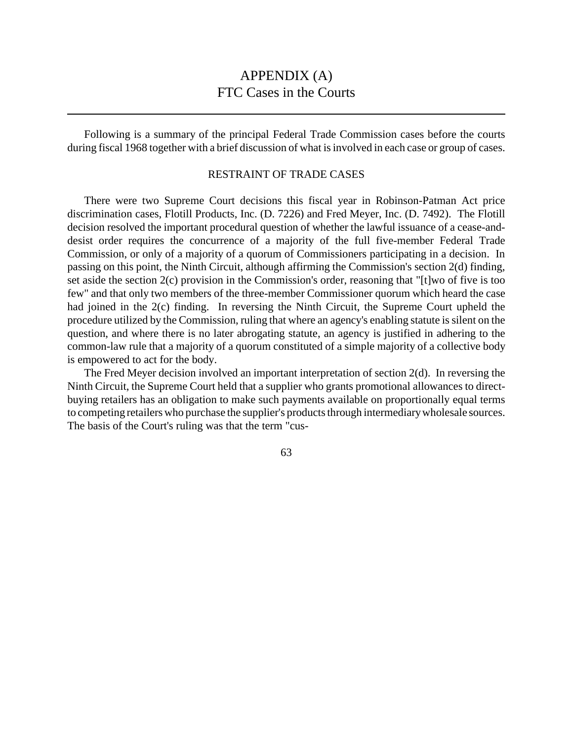# APPENDIX (A)
# FTC Cases in the Courts

Following is a summary of the principal Federal Trade Commission cases before the courts during fiscal 1968 together with a brief discussion of what is involved in each case or group of cases.

## RESTRAINT OF TRADE CASES

There were two Supreme Court decisions this fiscal year in Robinson-Patman Act price discrimination cases, Flotill Products, Inc. (D. 7226) and Fred Meyer, Inc. (D. 7492). The Flotill decision resolved the important procedural question of whether the lawful issuance of a cease-and-desist order requires the concurrence of a majority of the full five-member Federal Trade Commission, or only of a majority of a quorum of Commissioners participating in a decision. In passing on this point, the Ninth Circuit, although affirming the Commission's section 2(d) finding, set aside the section 2(c) provision in the Commission's order, reasoning that "[t]wo of five is too few" and that only two members of the three-member Commissioner quorum which heard the case had joined in the 2(c) finding. In reversing the Ninth Circuit, the Supreme Court upheld the procedure utilized by the Commission, ruling that where an agency's enabling statute is silent on the question, and where there is no later abrogating statute, an agency is justified in adhering to the common-law rule that a majority of a quorum constituted of a simple majority of a collective body is empowered to act for the body.

The Fred Meyer decision involved an important interpretation of section 2(d). In reversing the Ninth Circuit, the Supreme Court held that a supplier who grants promotional allowances to direct-buying retailers has an obligation to make such payments available on proportionally equal terms to competing retailers who purchase the supplier's products through intermediary wholesale sources. The basis of the Court's ruling was that the term "cus-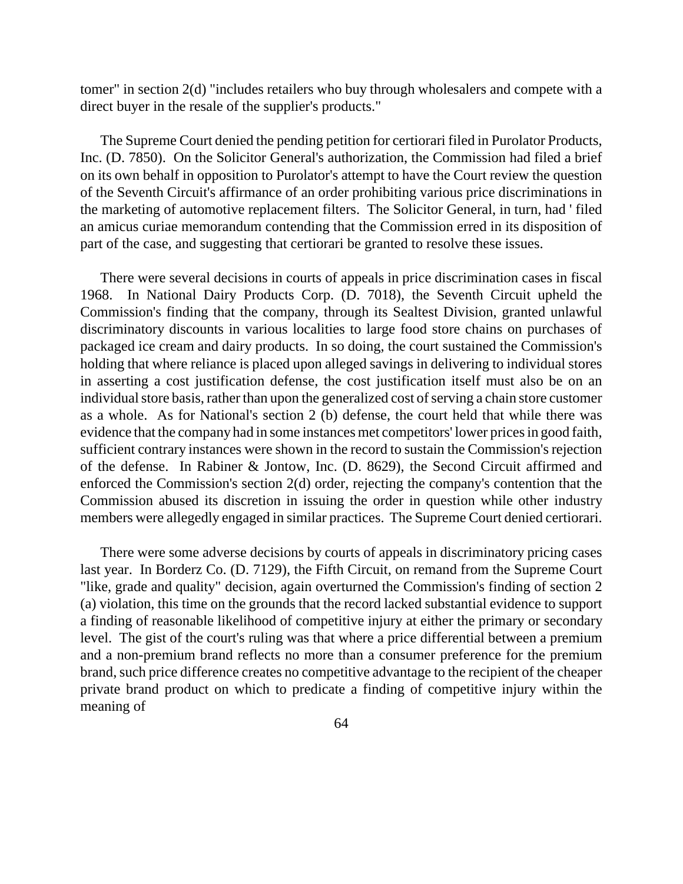tomer" in section 2(d) "includes retailers who buy through wholesalers and compete with a direct buyer in the resale of the supplier's products."

The Supreme Court denied the pending petition for certiorari filed in Purolator Products, Inc. (D. 7850). On the Solicitor General's authorization, the Commission had filed a brief on its own behalf in opposition to Purolator's attempt to have the Court review the question of the Seventh Circuit's affirmance of an order prohibiting various price discriminations in the marketing of automotive replacement filters. The Solicitor General, in turn, had ' filed an amicus curiae memorandum contending that the Commission erred in its disposition of part of the case, and suggesting that certiorari be granted to resolve these issues.

There were several decisions in courts of appeals in price discrimination cases in fiscal 1968. In National Dairy Products Corp. (D. 7018), the Seventh Circuit upheld the Commission's finding that the company, through its Sealtest Division, granted unlawful discriminatory discounts in various localities to large food store chains on purchases of packaged ice cream and dairy products. In so doing, the court sustained the Commission's holding that where reliance is placed upon alleged savings in delivering to individual stores in asserting a cost justification defense, the cost justification itself must also be on an individual store basis, rather than upon the generalized cost of serving a chain store customer as a whole. As for National's section 2 (b) defense, the court held that while there was evidence that the company had in some instances met competitors' lower prices in good faith, sufficient contrary instances were shown in the record to sustain the Commission's rejection of the defense. In Rabiner & Jontow, Inc. (D. 8629), the Second Circuit affirmed and enforced the Commission's section 2(d) order, rejecting the company's contention that the Commission abused its discretion in issuing the order in question while other industry members were allegedly engaged in similar practices. The Supreme Court denied certiorari.

There were some adverse decisions by courts of appeals in discriminatory pricing cases last year. In Borderz Co. (D. 7129), the Fifth Circuit, on remand from the Supreme Court "like, grade and quality" decision, again overturned the Commission's finding of section 2 (a) violation, this time on the grounds that the record lacked substantial evidence to support a finding of reasonable likelihood of competitive injury at either the primary or secondary level. The gist of the court's ruling was that where a price differential between a premium and a non-premium brand reflects no more than a consumer preference for the premium brand, such price difference creates no competitive advantage to the recipient of the cheaper private brand product on which to predicate a finding of competitive injury within the meaning of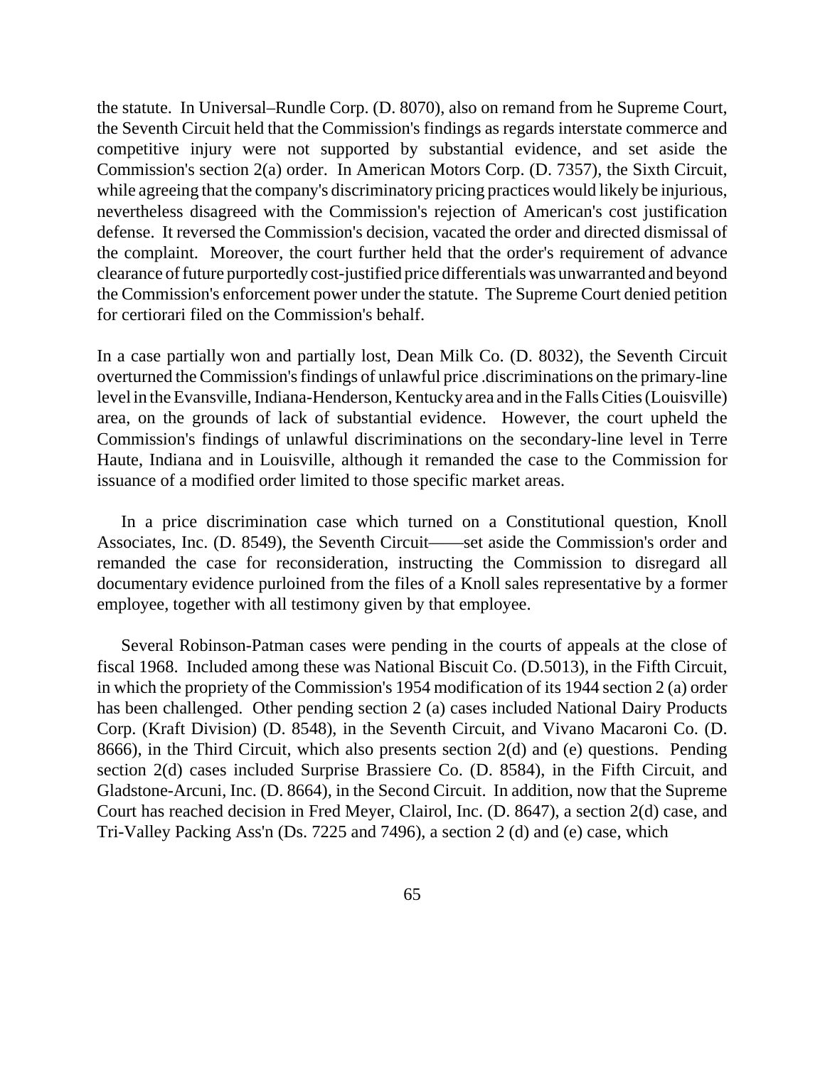the statute. In Universal–Rundle Corp. (D. 8070), also on remand from he Supreme Court, the Seventh Circuit held that the Commission's findings as regards interstate commerce and competitive injury were not supported by substantial evidence, and set aside the Commission's section 2(a) order. In American Motors Corp. (D. 7357), the Sixth Circuit, while agreeing that the company's discriminatory pricing practices would likely be injurious, nevertheless disagreed with the Commission's rejection of American's cost justification defense. It reversed the Commission's decision, vacated the order and directed dismissal of the complaint. Moreover, the court further held that the order's requirement of advance clearance of future purportedly cost-justified price differentials was unwarranted and beyond the Commission's enforcement power under the statute. The Supreme Court denied petition for certiorari filed on the Commission's behalf.

In a case partially won and partially lost, Dean Milk Co. (D. 8032), the Seventh Circuit overturned the Commission's findings of unlawful price .discriminations on the primary-line level in the Evansville, Indiana-Henderson, Kentucky area and in the Falls Cities (Louisville) area, on the grounds of lack of substantial evidence. However, the court upheld the Commission's findings of unlawful discriminations on the secondary-line level in Terre Haute, Indiana and in Louisville, although it remanded the case to the Commission for issuance of a modified order limited to those specific market areas.

In a price discrimination case which turned on a Constitutional question, Knoll Associates, Inc. (D. 8549), the Seventh Circuit——set aside the Commission's order and remanded the case for reconsideration, instructing the Commission to disregard all documentary evidence purloined from the files of a Knoll sales representative by a former employee, together with all testimony given by that employee.

Several Robinson-Patman cases were pending in the courts of appeals at the close of fiscal 1968. Included among these was National Biscuit Co. (D.5013), in the Fifth Circuit, in which the propriety of the Commission's 1954 modification of its 1944 section 2 (a) order has been challenged. Other pending section 2 (a) cases included National Dairy Products Corp. (Kraft Division) (D. 8548), in the Seventh Circuit, and Vivano Macaroni Co. (D. 8666), in the Third Circuit, which also presents section 2(d) and (e) questions. Pending section 2(d) cases included Surprise Brassiere Co. (D. 8584), in the Fifth Circuit, and Gladstone-Arcuni, Inc. (D. 8664), in the Second Circuit. In addition, now that the Supreme Court has reached decision in Fred Meyer, Clairol, Inc. (D. 8647), a section 2(d) case, and Tri-Valley Packing Ass'n (Ds. 7225 and 7496), a section 2 (d) and (e) case, which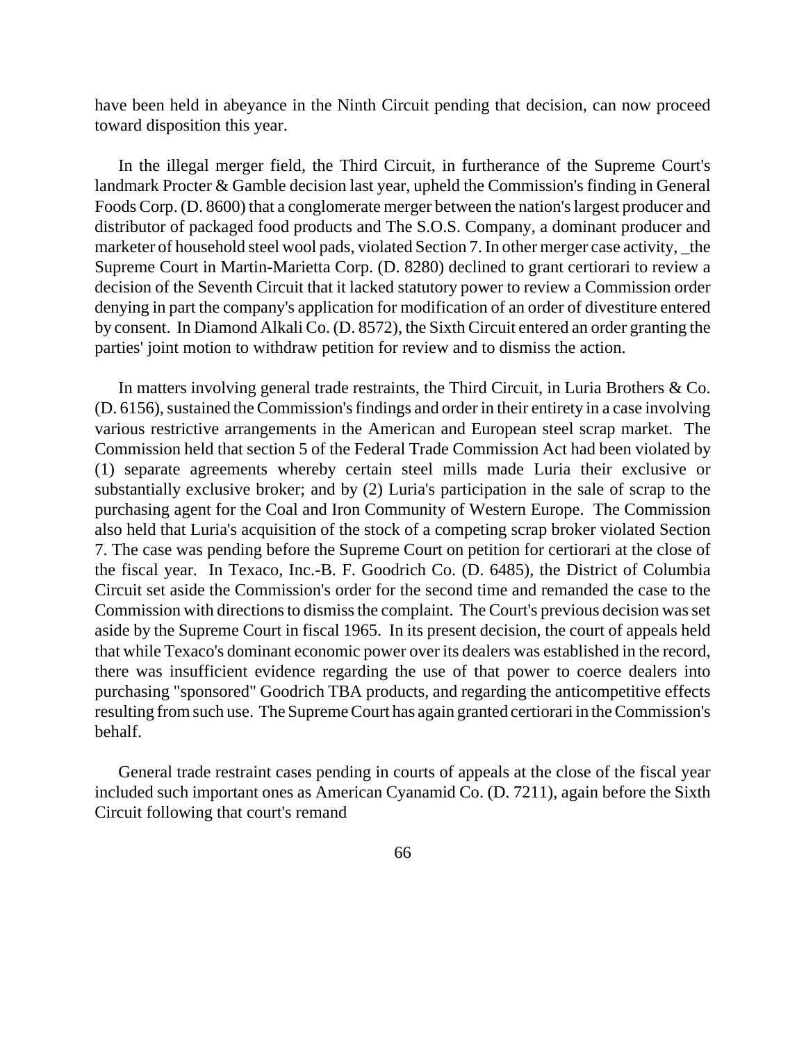have been held in abeyance in the Ninth Circuit pending that decision, can now proceed toward disposition this year.

In the illegal merger field, the Third Circuit, in furtherance of the Supreme Court's landmark Procter & Gamble decision last year, upheld the Commission's finding in General Foods Corp. (D. 8600) that a conglomerate merger between the nation's largest producer and distributor of packaged food products and The S.O.S. Company, a dominant producer and marketer of household steel wool pads, violated Section 7. In other merger case activity, _the Supreme Court in Martin-Marietta Corp. (D. 8280) declined to grant certiorari to review a decision of the Seventh Circuit that it lacked statutory power to review a Commission order denying in part the company's application for modification of an order of divestiture entered by consent. In Diamond Alkali Co. (D. 8572), the Sixth Circuit entered an order granting the parties' joint motion to withdraw petition for review and to dismiss the action.

In matters involving general trade restraints, the Third Circuit, in Luria Brothers & Co. (D. 6156), sustained the Commission's findings and order in their entirety in a case involving various restrictive arrangements in the American and European steel scrap market. The Commission held that section 5 of the Federal Trade Commission Act had been violated by (1) separate agreements whereby certain steel mills made Luria their exclusive or substantially exclusive broker; and by (2) Luria's participation in the sale of scrap to the purchasing agent for the Coal and Iron Community of Western Europe. The Commission also held that Luria's acquisition of the stock of a competing scrap broker violated Section 7. The case was pending before the Supreme Court on petition for certiorari at the close of the fiscal year. In Texaco, Inc.-B. F. Goodrich Co. (D. 6485), the District of Columbia Circuit set aside the Commission's order for the second time and remanded the case to the Commission with directions to dismiss the complaint. The Court's previous decision was set aside by the Supreme Court in fiscal 1965. In its present decision, the court of appeals held that while Texaco's dominant economic power over its dealers was established in the record, there was insufficient evidence regarding the use of that power to coerce dealers into purchasing "sponsored" Goodrich TBA products, and regarding the anticompetitive effects resulting from such use. The Supreme Court has again granted certiorari in the Commission's behalf.

General trade restraint cases pending in courts of appeals at the close of the fiscal year included such important ones as American Cyanamid Co. (D. 7211), again before the Sixth Circuit following that court's remand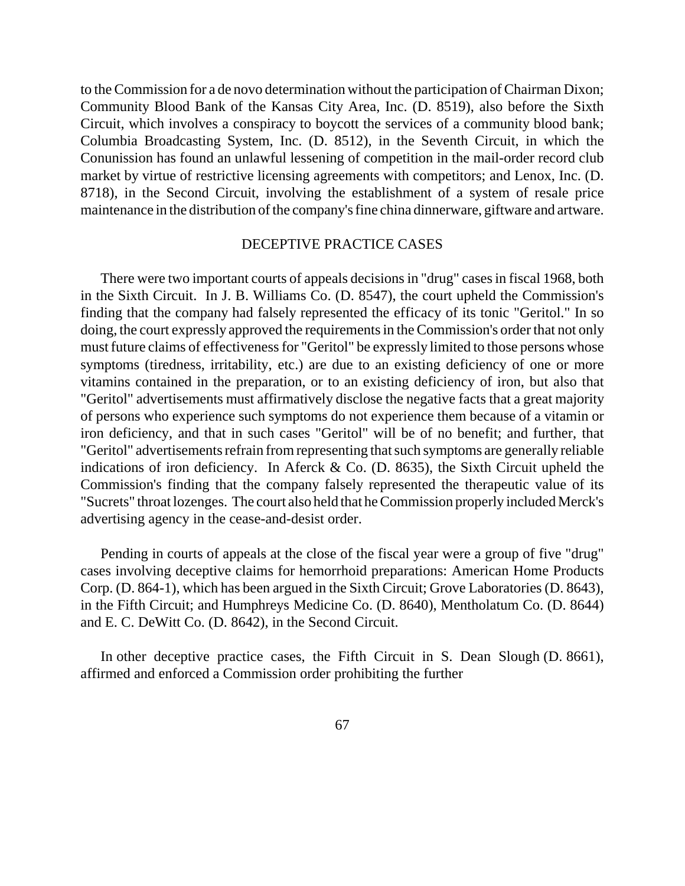to the Commission for a de novo determination without the participation of Chairman Dixon; Community Blood Bank of the Kansas City Area, Inc. (D. 8519), also before the Sixth Circuit, which involves a conspiracy to boycott the services of a community blood bank; Columbia Broadcasting System, Inc. (D. 8512), in the Seventh Circuit, in which the Conunission has found an unlawful lessening of competition in the mail-order record club market by virtue of restrictive licensing agreements with competitors; and Lenox, Inc. (D. 8718), in the Second Circuit, involving the establishment of a system of resale price maintenance in the distribution of the company's fine china dinnerware, giftware and artware.

## DECEPTIVE PRACTICE CASES

There were two important courts of appeals decisions in "drug" cases in fiscal 1968, both in the Sixth Circuit. In J. B. Williams Co. (D. 8547), the court upheld the Commission's finding that the company had falsely represented the efficacy of its tonic "Geritol." In so doing, the court expressly approved the requirements in the Commission's order that not only must future claims of effectiveness for "Geritol" be expressly limited to those persons whose symptoms (tiredness, irritability, etc.) are due to an existing deficiency of one or more vitamins contained in the preparation, or to an existing deficiency of iron, but also that "Geritol" advertisements must affirmatively disclose the negative facts that a great majority of persons who experience such symptoms do not experience them because of a vitamin or iron deficiency, and that in such cases "Geritol" will be of no benefit; and further, that "Geritol" advertisements refrain from representing that such symptoms are generally reliable indications of iron deficiency. In Aferck & Co. (D. 8635), the Sixth Circuit upheld the Commission's finding that the company falsely represented the therapeutic value of its "Sucrets" throat lozenges. The court also held that he Commission properly included Merck's advertising agency in the cease-and-desist order.

Pending in courts of appeals at the close of the fiscal year were a group of five "drug" cases involving deceptive claims for hemorrhoid preparations: American Home Products Corp. (D. 864-1), which has been argued in the Sixth Circuit; Grove Laboratories (D. 8643), in the Fifth Circuit; and Humphreys Medicine Co. (D. 8640), Mentholatum Co. (D. 8644) and E. C. DeWitt Co. (D. 8642), in the Second Circuit.

In other deceptive practice cases, the Fifth Circuit in S. Dean Slough (D. 8661), affirmed and enforced a Commission order prohibiting the further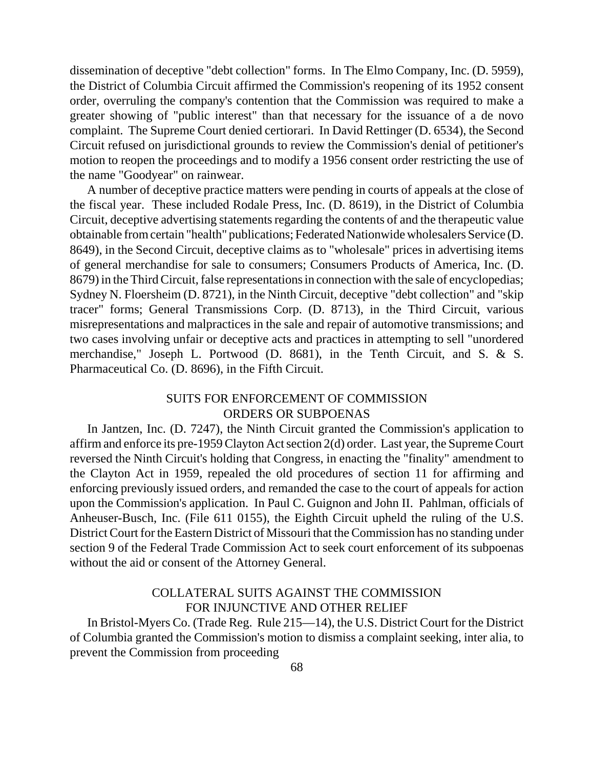dissemination of deceptive "debt collection" forms. In The Elmo Company, Inc. (D. 5959), the District of Columbia Circuit affirmed the Commission's reopening of its 1952 consent order, overruling the company's contention that the Commission was required to make a greater showing of "public interest" than that necessary for the issuance of a de novo complaint. The Supreme Court denied certiorari. In David Rettinger (D. 6534), the Second Circuit refused on jurisdictional grounds to review the Commission's denial of petitioner's motion to reopen the proceedings and to modify a 1956 consent order restricting the use of the name "Goodyear" on rainwear.

A number of deceptive practice matters were pending in courts of appeals at the close of the fiscal year. These included Rodale Press, Inc. (D. 8619), in the District of Columbia Circuit, deceptive advertising statements regarding the contents of and the therapeutic value obtainable from certain "health" publications; Federated Nationwide wholesalers Service (D. 8649), in the Second Circuit, deceptive claims as to "wholesale" prices in advertising items of general merchandise for sale to consumers; Consumers Products of America, Inc. (D. 8679) in the Third Circuit, false representations in connection with the sale of encyclopedias; Sydney N. Floersheim (D. 8721), in the Ninth Circuit, deceptive "debt collection" and "skip tracer" forms; General Transmissions Corp. (D. 8713), in the Third Circuit, various misrepresentations and malpractices in the sale and repair of automotive transmissions; and two cases involving unfair or deceptive acts and practices in attempting to sell "unordered merchandise," Joseph L. Portwood (D. 8681), in the Tenth Circuit, and S. & S. Pharmaceutical Co. (D. 8696), in the Fifth Circuit.

## SUITS FOR ENFORCEMENT OF COMMISSION ORDERS OR SUBPOENAS

In Jantzen, Inc. (D. 7247), the Ninth Circuit granted the Commission's application to affirm and enforce its pre-1959 Clayton Act section 2(d) order. Last year, the Supreme Court reversed the Ninth Circuit's holding that Congress, in enacting the "finality" amendment to the Clayton Act in 1959, repealed the old procedures of section 11 for affirming and enforcing previously issued orders, and remanded the case to the court of appeals for action upon the Commission's application. In Paul C. Guignon and John II. Pahlman, officials of Anheuser-Busch, Inc. (File 611 0155), the Eighth Circuit upheld the ruling of the U.S. District Court for the Eastern District of Missouri that the Commission has no standing under section 9 of the Federal Trade Commission Act to seek court enforcement of its subpoenas without the aid or consent of the Attorney General.

## COLLATERAL SUITS AGAINST THE COMMISSION FOR INJUNCTIVE AND OTHER RELIEF

In Bristol-Myers Co. (Trade Reg. Rule 215—14), the U.S. District Court for the District of Columbia granted the Commission's motion to dismiss a complaint seeking, inter alia, to prevent the Commission from proceeding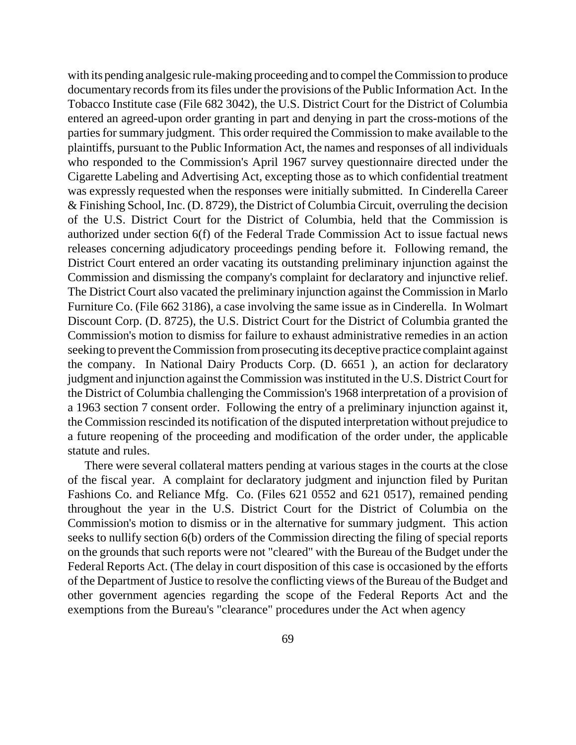with its pending analgesic rule-making proceeding and to compel the Commission to produce documentary records from its files under the provisions of the Public Information Act. In the Tobacco Institute case (File 682 3042), the U.S. District Court for the District of Columbia entered an agreed-upon order granting in part and denying in part the cross-motions of the parties for summary judgment. This order required the Commission to make available to the plaintiffs, pursuant to the Public Information Act, the names and responses of all individuals who responded to the Commission's April 1967 survey questionnaire directed under the Cigarette Labeling and Advertising Act, excepting those as to which confidential treatment was expressly requested when the responses were initially submitted. In Cinderella Career & Finishing School, Inc. (D. 8729), the District of Columbia Circuit, overruling the decision of the U.S. District Court for the District of Columbia, held that the Commission is authorized under section 6(f) of the Federal Trade Commission Act to issue factual news releases concerning adjudicatory proceedings pending before it. Following remand, the District Court entered an order vacating its outstanding preliminary injunction against the Commission and dismissing the company's complaint for declaratory and injunctive relief. The District Court also vacated the preliminary injunction against the Commission in Marlo Furniture Co. (File 662 3186), a case involving the same issue as in Cinderella. In Wolmart Discount Corp. (D. 8725), the U.S. District Court for the District of Columbia granted the Commission's motion to dismiss for failure to exhaust administrative remedies in an action seeking to prevent the Commission from prosecuting its deceptive practice complaint against the company. In National Dairy Products Corp. (D. 6651 ), an action for declaratory judgment and injunction against the Commission was instituted in the U.S. District Court for the District of Columbia challenging the Commission's 1968 interpretation of a provision of a 1963 section 7 consent order. Following the entry of a preliminary injunction against it, the Commission rescinded its notification of the disputed interpretation without prejudice to a future reopening of the proceeding and modification of the order under, the applicable statute and rules.

There were several collateral matters pending at various stages in the courts at the close of the fiscal year. A complaint for declaratory judgment and injunction filed by Puritan Fashions Co. and Reliance Mfg. Co. (Files 621 0552 and 621 0517), remained pending throughout the year in the U.S. District Court for the District of Columbia on the Commission's motion to dismiss or in the alternative for summary judgment. This action seeks to nullify section 6(b) orders of the Commission directing the filing of special reports on the grounds that such reports were not "cleared" with the Bureau of the Budget under the Federal Reports Act. (The delay in court disposition of this case is occasioned by the efforts of the Department of Justice to resolve the conflicting views of the Bureau of the Budget and other government agencies regarding the scope of the Federal Reports Act and the exemptions from the Bureau's "clearance" procedures under the Act when agency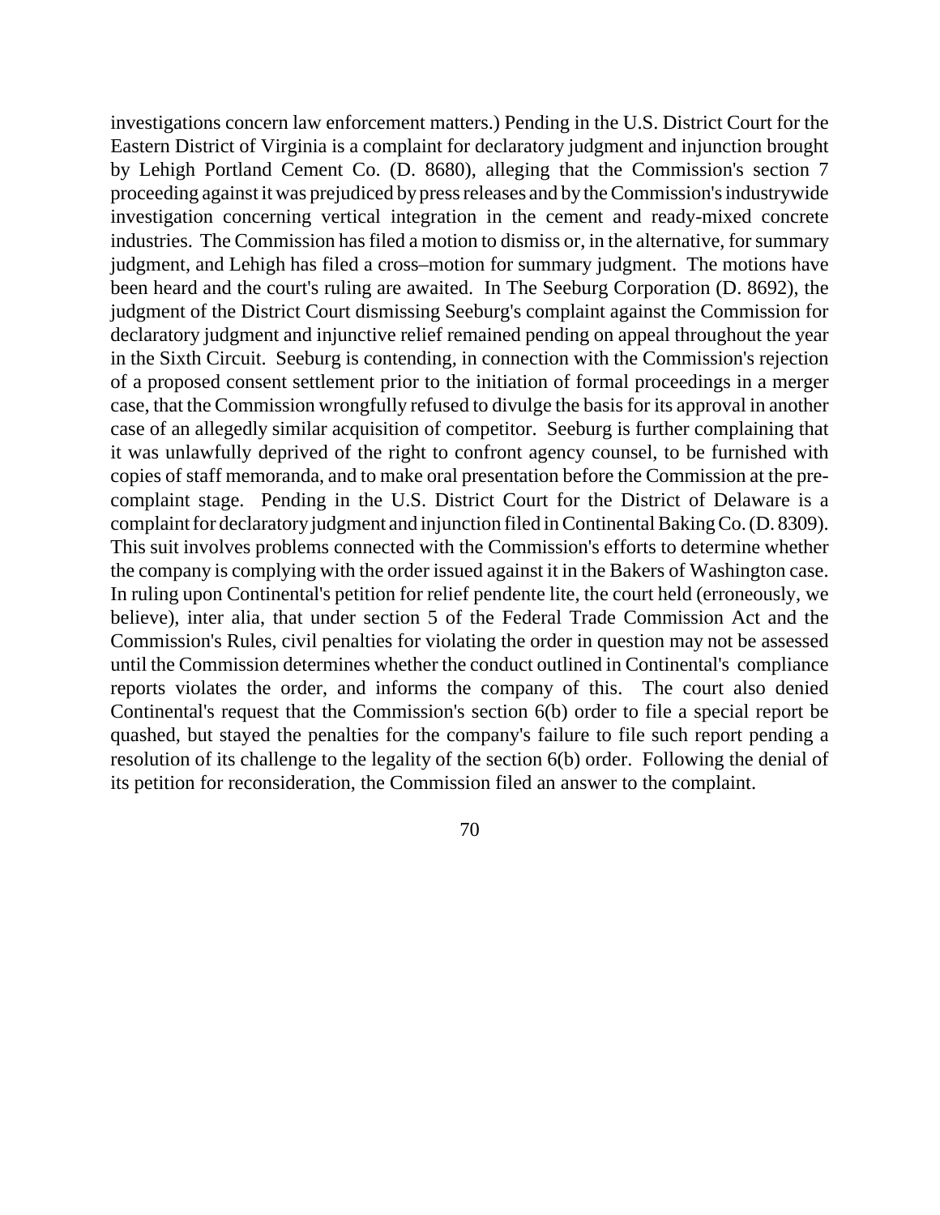investigations concern law enforcement matters.) Pending in the U.S. District Court for the Eastern District of Virginia is a complaint for declaratory judgment and injunction brought by Lehigh Portland Cement Co. (D. 8680), alleging that the Commission's section 7 proceeding against it was prejudiced by press releases and by the Commission's industrywide investigation concerning vertical integration in the cement and ready-mixed concrete industries. The Commission has filed a motion to dismiss or, in the alternative, for summary judgment, and Lehigh has filed a cross–motion for summary judgment. The motions have been heard and the court's ruling are awaited. In The Seeburg Corporation (D. 8692), the judgment of the District Court dismissing Seeburg's complaint against the Commission for declaratory judgment and injunctive relief remained pending on appeal throughout the year in the Sixth Circuit. Seeburg is contending, in connection with the Commission's rejection of a proposed consent settlement prior to the initiation of formal proceedings in a merger case, that the Commission wrongfully refused to divulge the basis for its approval in another case of an allegedly similar acquisition of competitor. Seeburg is further complaining that it was unlawfully deprived of the right to confront agency counsel, to be furnished with copies of staff memoranda, and to make oral presentation before the Commission at the pre-complaint stage. Pending in the U.S. District Court for the District of Delaware is a complaint for declaratory judgment and injunction filed in Continental Baking Co. (D. 8309). This suit involves problems connected with the Commission's efforts to determine whether the company is complying with the order issued against it in the Bakers of Washington case. In ruling upon Continental's petition for relief pendente lite, the court held (erroneously, we believe), inter alia, that under section 5 of the Federal Trade Commission Act and the Commission's Rules, civil penalties for violating the order in question may not be assessed until the Commission determines whether the conduct outlined in Continental's compliance reports violates the order, and informs the company of this. The court also denied Continental's request that the Commission's section 6(b) order to file a special report be quashed, but stayed the penalties for the company's failure to file such report pending a resolution of its challenge to the legality of the section 6(b) order. Following the denial of its petition for reconsideration, the Commission filed an answer to the complaint.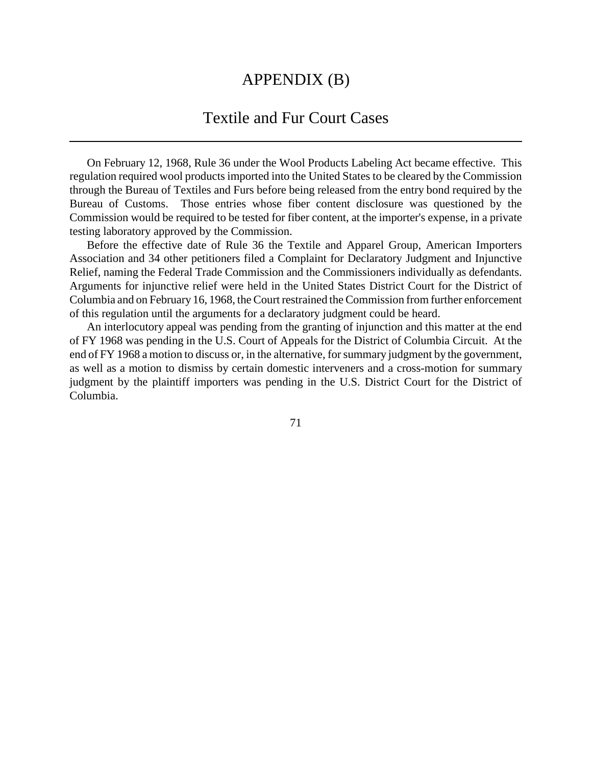# APPENDIX (B)

## Textile and Fur Court Cases

On February 12, 1968, Rule 36 under the Wool Products Labeling Act became effective. This regulation required wool products imported into the United States to be cleared by the Commission through the Bureau of Textiles and Furs before being released from the entry bond required by the Bureau of Customs. Those entries whose fiber content disclosure was questioned by the Commission would be required to be tested for fiber content, at the importer's expense, in a private testing laboratory approved by the Commission.

Before the effective date of Rule 36 the Textile and Apparel Group, American Importers Association and 34 other petitioners filed a Complaint for Declaratory Judgment and Injunctive Relief, naming the Federal Trade Commission and the Commissioners individually as defendants. Arguments for injunctive relief were held in the United States District Court for the District of Columbia and on February 16, 1968, the Court restrained the Commission from further enforcement of this regulation until the arguments for a declaratory judgment could be heard.

An interlocutory appeal was pending from the granting of injunction and this matter at the end of FY 1968 was pending in the U.S. Court of Appeals for the District of Columbia Circuit. At the end of FY 1968 a motion to discuss or, in the alternative, for summary judgment by the government, as well as a motion to dismiss by certain domestic interveners and a cross-motion for summary judgment by the plaintiff importers was pending in the U.S. District Court for the District of Columbia.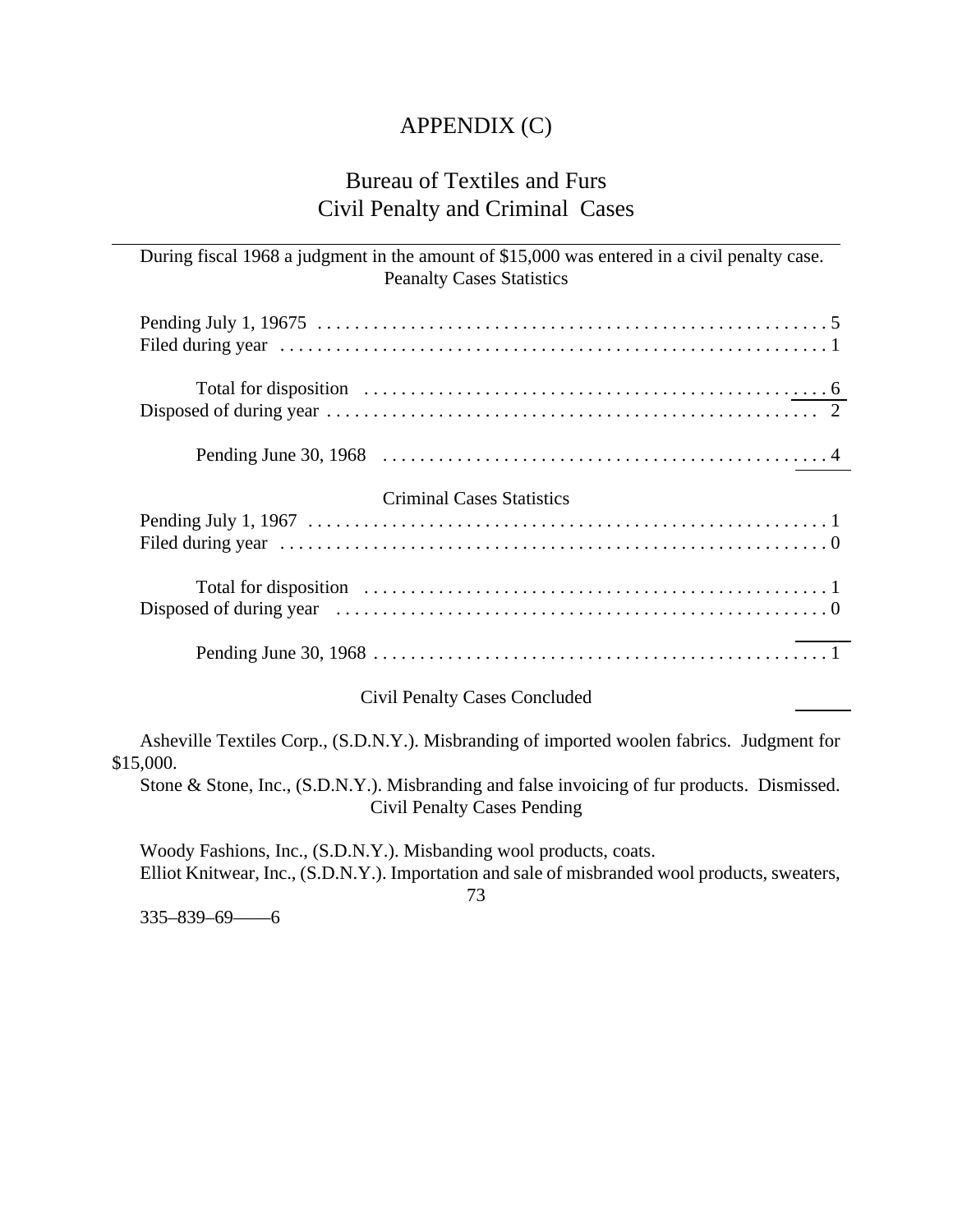# APPENDIX (C)

## Bureau of Textiles and Furs
## Civil Penalty and Criminal Cases

During fiscal 1968 a judgment in the amount of $15,000 was entered in a civil penalty case.

Peanalty Cases Statistics

| | |
|---|---|
| Pending July 1, 19675 | 5 |
| Filed during year | 1 |
| Total for disposition | 6 |
| Disposed of during year | 2 |
| Pending June 30, 1968 | 4 |

Criminal Cases Statistics

| | |
|---|---|
| Pending July 1, 1967 | 1 |
| Filed during year | 0 |
| Total for disposition | 1 |
| Disposed of during year | 0 |
| Pending June 30, 1968 | 1 |

Civil Penalty Cases Concluded

Asheville Textiles Corp., (S.D.N.Y.). Misbranding of imported woolen fabrics. Judgment for $15,000.

Stone & Stone, Inc., (S.D.N.Y.). Misbranding and false invoicing of fur products. Dismissed.

Civil Penalty Cases Pending

Woody Fashions, Inc., (S.D.N.Y.). Misbanding wool products, coats.

Elliot Knitwear, Inc., (S.D.N.Y.). Importation and sale of misbranded wool products, sweaters,

335–839–69——6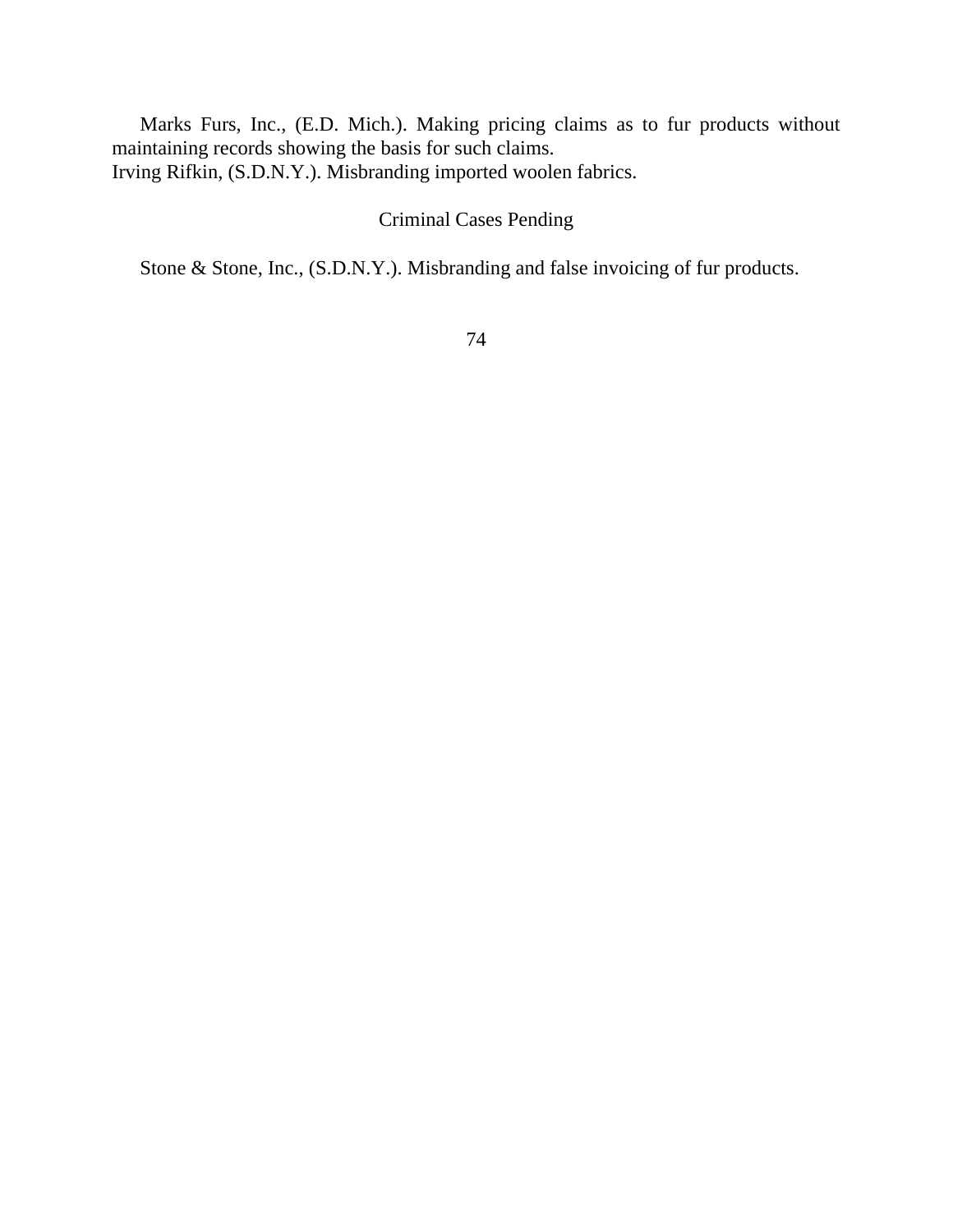Marks Furs, Inc., (E.D. Mich.). Making pricing claims as to fur products without maintaining records showing the basis for such claims.

Irving Rifkin, (S.D.N.Y.). Misbranding imported woolen fabrics.

Criminal Cases Pending

Stone & Stone, Inc., (S.D.N.Y.). Misbranding and false invoicing of fur products.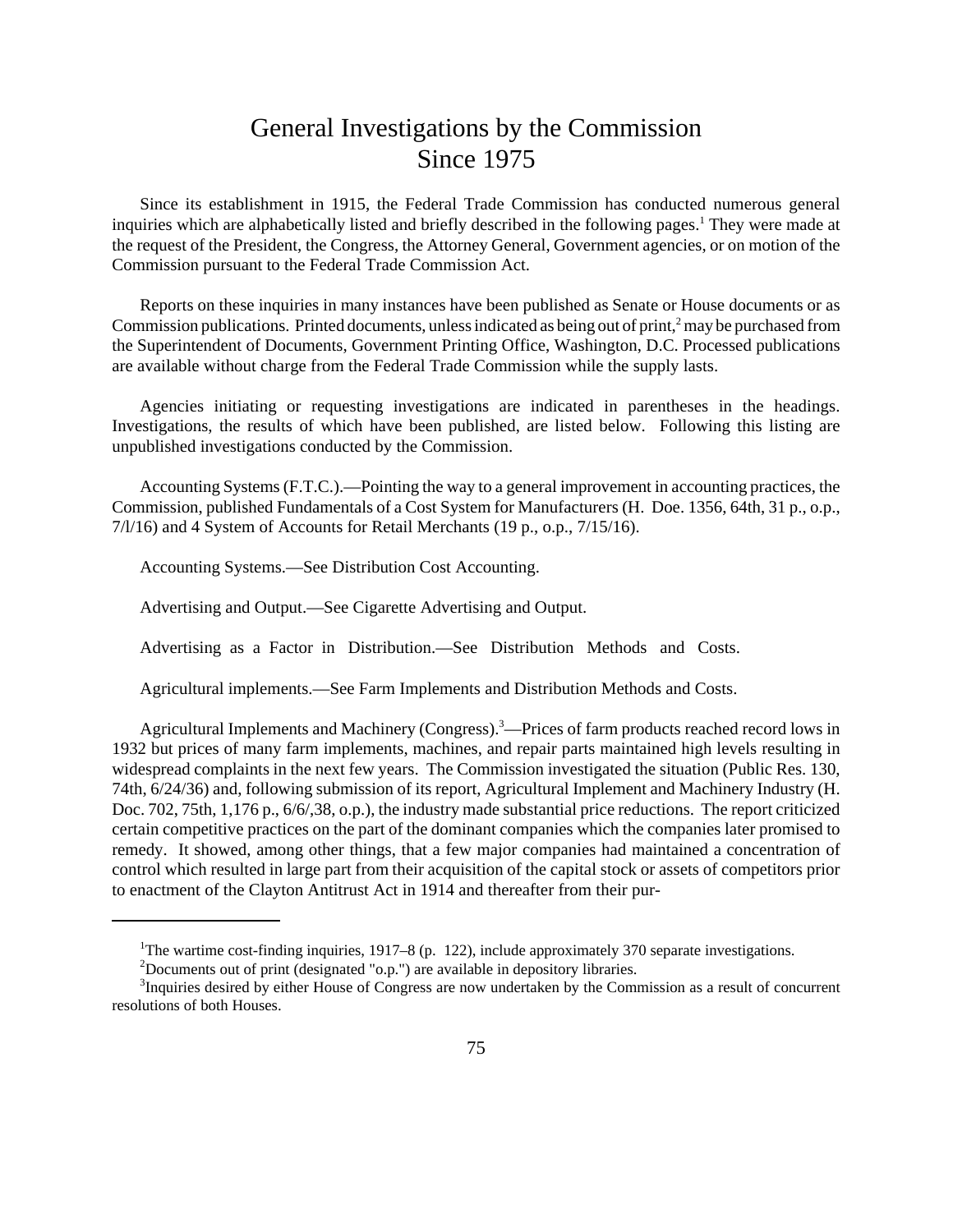# General Investigations by the Commission Since 1975

Since its establishment in 1915, the Federal Trade Commission has conducted numerous general inquiries which are alphabetically listed and briefly described in the following pages.[1] They were made at the request of the President, the Congress, the Attorney General, Government agencies, or on motion of the Commission pursuant to the Federal Trade Commission Act.

Reports on these inquiries in many instances have been published as Senate or House documents or as Commission publications. Printed documents, unless indicated as being out of print,[2] may be purchased from the Superintendent of Documents, Government Printing Office, Washington, D.C. Processed publications are available without charge from the Federal Trade Commission while the supply lasts.

Agencies initiating or requesting investigations are indicated in parentheses in the headings. Investigations, the results of which have been published, are listed below. Following this listing are unpublished investigations conducted by the Commission.

Accounting Systems (F.T.C.).—Pointing the way to a general improvement in accounting practices, the Commission, published Fundamentals of a Cost System for Manufacturers (H. Doe. 1356, 64th, 31 p., o.p., 7/l/16) and 4 System of Accounts for Retail Merchants (19 p., o.p., 7/15/16).

Accounting Systems.—See Distribution Cost Accounting.

Advertising and Output.—See Cigarette Advertising and Output.

Advertising as a Factor in Distribution.—See Distribution Methods and Costs.

Agricultural implements.—See Farm Implements and Distribution Methods and Costs.

Agricultural Implements and Machinery (Congress).[3]—Prices of farm products reached record lows in 1932 but prices of many farm implements, machines, and repair parts maintained high levels resulting in widespread complaints in the next few years. The Commission investigated the situation (Public Res. 130, 74th, 6/24/36) and, following submission of its report, Agricultural Implement and Machinery Industry (H. Doc. 702, 75th, 1,176 p., 6/6/,38, o.p.), the industry made substantial price reductions. The report criticized certain competitive practices on the part of the dominant companies which the companies later promised to remedy. It showed, among other things, that a few major companies had maintained a concentration of control which resulted in large part from their acquisition of the capital stock or assets of competitors prior to enactment of the Clayton Antitrust Act in 1914 and thereafter from their pur-

---

[1] The wartime cost-finding inquiries, 1917–8 (p. 122), include approximately 370 separate investigations.

[2] Documents out of print (designated "o.p.") are available in depository libraries.

[3] Inquiries desired by either House of Congress are now undertaken by the Commission as a result of concurrent resolutions of both Houses.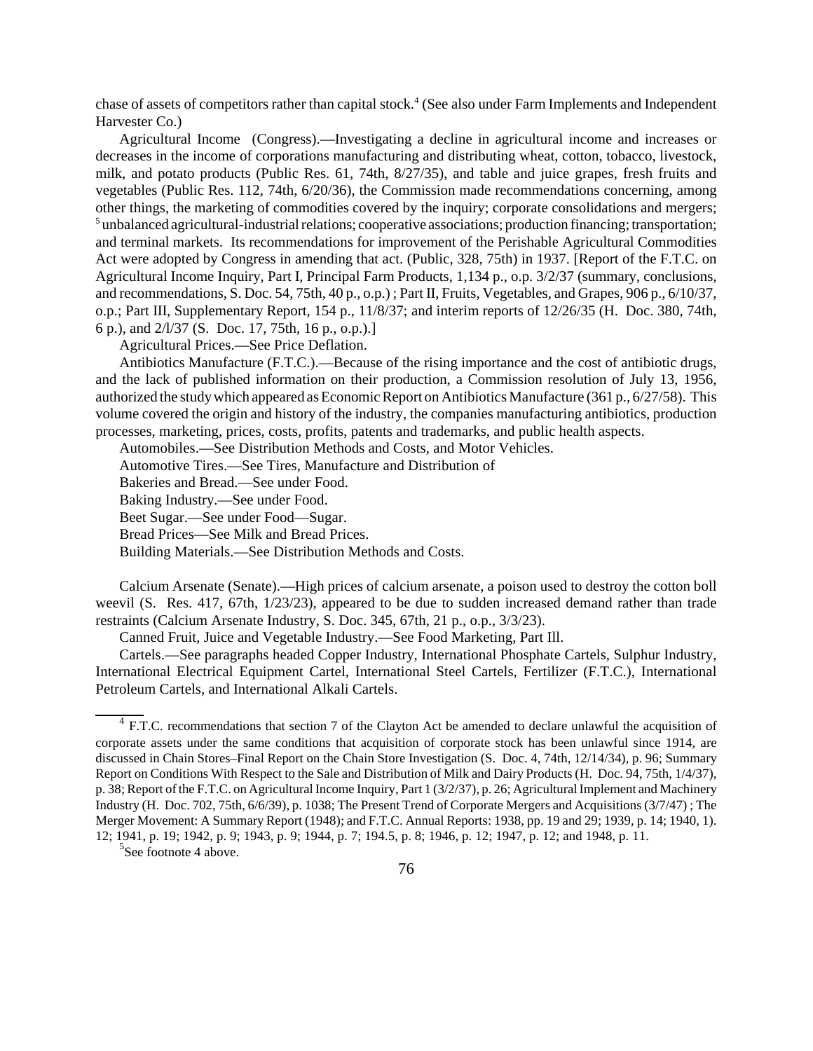chase of assets of competitors rather than capital stock.[4] (See also under Farm Implements and Independent Harvester Co.)

Agricultural Income (Congress).—Investigating a decline in agricultural income and increases or decreases in the income of corporations manufacturing and distributing wheat, cotton, tobacco, livestock, milk, and potato products (Public Res. 61, 74th, 8/27/35), and table and juice grapes, fresh fruits and vegetables (Public Res. 112, 74th, 6/20/36), the Commission made recommendations concerning, among other things, the marketing of commodities covered by the inquiry; corporate consolidations and mergers; [5] unbalanced agricultural-industrial relations; cooperative associations; production financing; transportation; and terminal markets. Its recommendations for improvement of the Perishable Agricultural Commodities Act were adopted by Congress in amending that act. (Public, 328, 75th) in 1937. [Report of the F.T.C. on Agricultural Income Inquiry, Part I, Principal Farm Products, 1,134 p., o.p. 3/2/37 (summary, conclusions, and recommendations, S. Doc. 54, 75th, 40 p., o.p.) ; Part II, Fruits, Vegetables, and Grapes, 906 p., 6/10/37, o.p.; Part III, Supplementary Report, 154 p., 11/8/37; and interim reports of 12/26/35 (H. Doc. 380, 74th, 6 p.), and 2/l/37 (S. Doc. 17, 75th, 16 p., o.p.).]

Agricultural Prices.—See Price Deflation.

Antibiotics Manufacture (F.T.C.).—Because of the rising importance and the cost of antibiotic drugs, and the lack of published information on their production, a Commission resolution of July 13, 1956, authorized the study which appeared as Economic Report on Antibiotics Manufacture (361 p., 6/27/58). This volume covered the origin and history of the industry, the companies manufacturing antibiotics, production processes, marketing, prices, costs, profits, patents and trademarks, and public health aspects.

Automobiles.—See Distribution Methods and Costs, and Motor Vehicles.

Automotive Tires.—See Tires, Manufacture and Distribution of

Bakeries and Bread.—See under Food.

Baking Industry.—See under Food.

Beet Sugar.—See under Food—Sugar.

Bread Prices—See Milk and Bread Prices.

Building Materials.—See Distribution Methods and Costs.

Calcium Arsenate (Senate).—High prices of calcium arsenate, a poison used to destroy the cotton boll weevil (S. Res. 417, 67th, 1/23/23), appeared to be due to sudden increased demand rather than trade restraints (Calcium Arsenate Industry, S. Doc. 345, 67th, 21 p., o.p., 3/3/23).

Canned Fruit, Juice and Vegetable Industry.—See Food Marketing, Part Ill.

Cartels.—See paragraphs headed Copper Industry, International Phosphate Cartels, Sulphur Industry, International Electrical Equipment Cartel, International Steel Cartels, Fertilizer (F.T.C.), International Petroleum Cartels, and International Alkali Cartels.

---

[4] F.T.C. recommendations that section 7 of the Clayton Act be amended to declare unlawful the acquisition of corporate assets under the same conditions that acquisition of corporate stock has been unlawful since 1914, are discussed in Chain Stores–Final Report on the Chain Store Investigation (S. Doc. 4, 74th, 12/14/34), p. 96; Summary Report on Conditions With Respect to the Sale and Distribution of Milk and Dairy Products (H. Doc. 94, 75th, 1/4/37), p. 38; Report of the F.T.C. on Agricultural Income Inquiry, Part 1 (3/2/37), p. 26; Agricultural Implement and Machinery Industry (H. Doc. 702, 75th, 6/6/39), p. 1038; The Present Trend of Corporate Mergers and Acquisitions (3/7/47) ; The Merger Movement: A Summary Report (1948); and F.T.C. Annual Reports: 1938, pp. 19 and 29; 1939, p. 14; 1940, 1). 12; 1941, p. 19; 1942, p. 9; 1943, p. 9; 1944, p. 7; 194.5, p. 8; 1946, p. 12; 1947, p. 12; and 1948, p. 11.

[5] See footnote 4 above.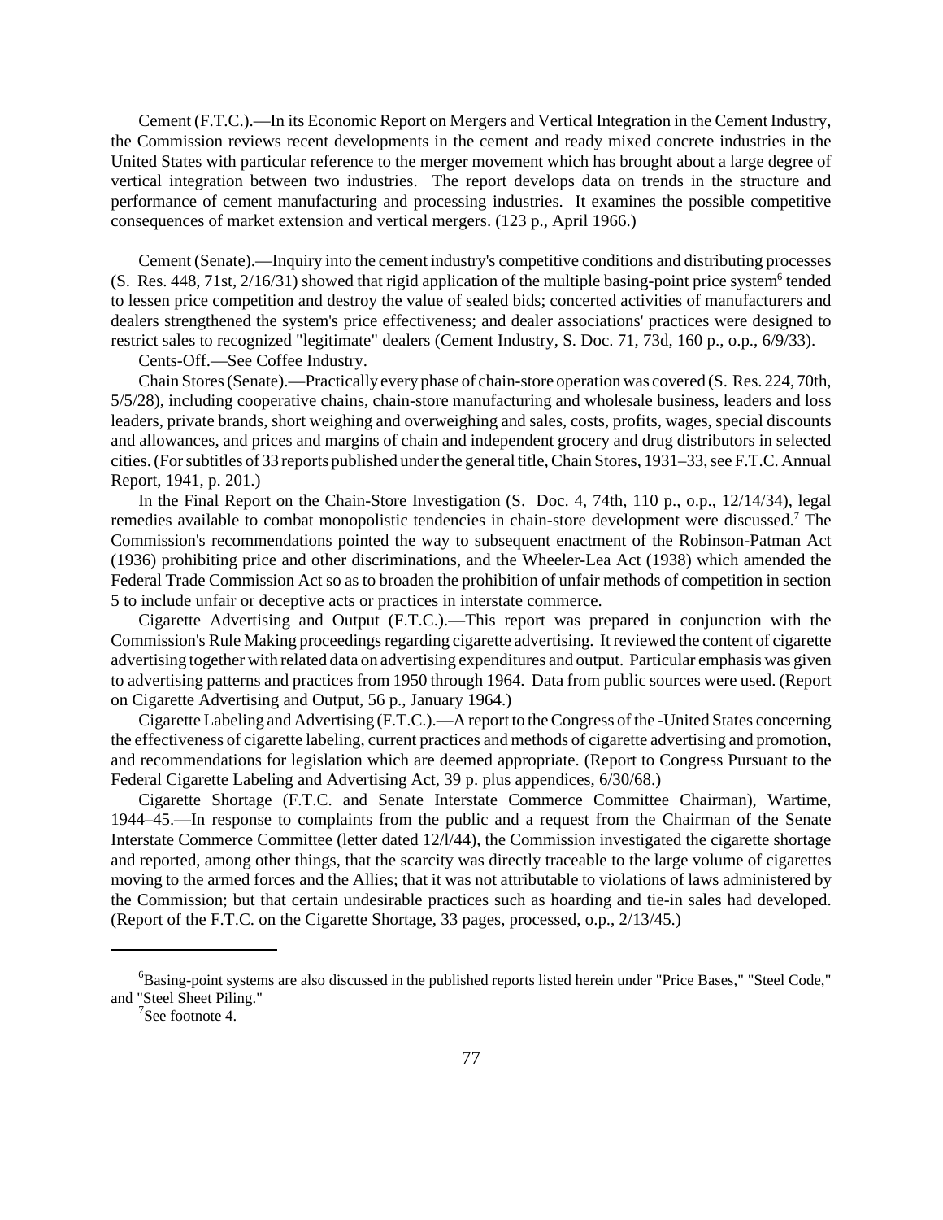Cement (F.T.C.).—In its Economic Report on Mergers and Vertical Integration in the Cement Industry, the Commission reviews recent developments in the cement and ready mixed concrete industries in the United States with particular reference to the merger movement which has brought about a large degree of vertical integration between two industries. The report develops data on trends in the structure and performance of cement manufacturing and processing industries. It examines the possible competitive consequences of market extension and vertical mergers. (123 p., April 1966.)

Cement (Senate).—Inquiry into the cement industry's competitive conditions and distributing processes (S. Res. 448, 71st, 2/16/31) showed that rigid application of the multiple basing-point price system[6] tended to lessen price competition and destroy the value of sealed bids; concerted activities of manufacturers and dealers strengthened the system's price effectiveness; and dealer associations' practices were designed to restrict sales to recognized "legitimate" dealers (Cement Industry, S. Doc. 71, 73d, 160 p., o.p., 6/9/33).

Cents-Off.—See Coffee Industry.

Chain Stores (Senate).—Practically every phase of chain-store operation was covered (S. Res. 224, 70th, 5/5/28), including cooperative chains, chain-store manufacturing and wholesale business, leaders and loss leaders, private brands, short weighing and overweighing and sales, costs, profits, wages, special discounts and allowances, and prices and margins of chain and independent grocery and drug distributors in selected cities. (For subtitles of 33 reports published under the general title, Chain Stores, 1931–33, see F.T.C. Annual Report, 1941, p. 201.)

In the Final Report on the Chain-Store Investigation (S. Doc. 4, 74th, 110 p., o.p., 12/14/34), legal remedies available to combat monopolistic tendencies in chain-store development were discussed.[7] The Commission's recommendations pointed the way to subsequent enactment of the Robinson-Patman Act (1936) prohibiting price and other discriminations, and the Wheeler-Lea Act (1938) which amended the Federal Trade Commission Act so as to broaden the prohibition of unfair methods of competition in section 5 to include unfair or deceptive acts or practices in interstate commerce.

Cigarette Advertising and Output (F.T.C.).—This report was prepared in conjunction with the Commission's Rule Making proceedings regarding cigarette advertising. It reviewed the content of cigarette advertising together with related data on advertising expenditures and output. Particular emphasis was given to advertising patterns and practices from 1950 through 1964. Data from public sources were used. (Report on Cigarette Advertising and Output, 56 p., January 1964.)

Cigarette Labeling and Advertising (F.T.C.).—A report to the Congress of the -United States concerning the effectiveness of cigarette labeling, current practices and methods of cigarette advertising and promotion, and recommendations for legislation which are deemed appropriate. (Report to Congress Pursuant to the Federal Cigarette Labeling and Advertising Act, 39 p. plus appendices, 6/30/68.)

Cigarette Shortage (F.T.C. and Senate Interstate Commerce Committee Chairman), Wartime, 1944–45.—In response to complaints from the public and a request from the Chairman of the Senate Interstate Commerce Committee (letter dated 12/l/44), the Commission investigated the cigarette shortage and reported, among other things, that the scarcity was directly traceable to the large volume of cigarettes moving to the armed forces and the Allies; that it was not attributable to violations of laws administered by the Commission; but that certain undesirable practices such as hoarding and tie-in sales had developed. (Report of the F.T.C. on the Cigarette Shortage, 33 pages, processed, o.p., 2/13/45.)

---

[6] Basing-point systems are also discussed in the published reports listed herein under "Price Bases," "Steel Code," and "Steel Sheet Piling."

[7] See footnote 4.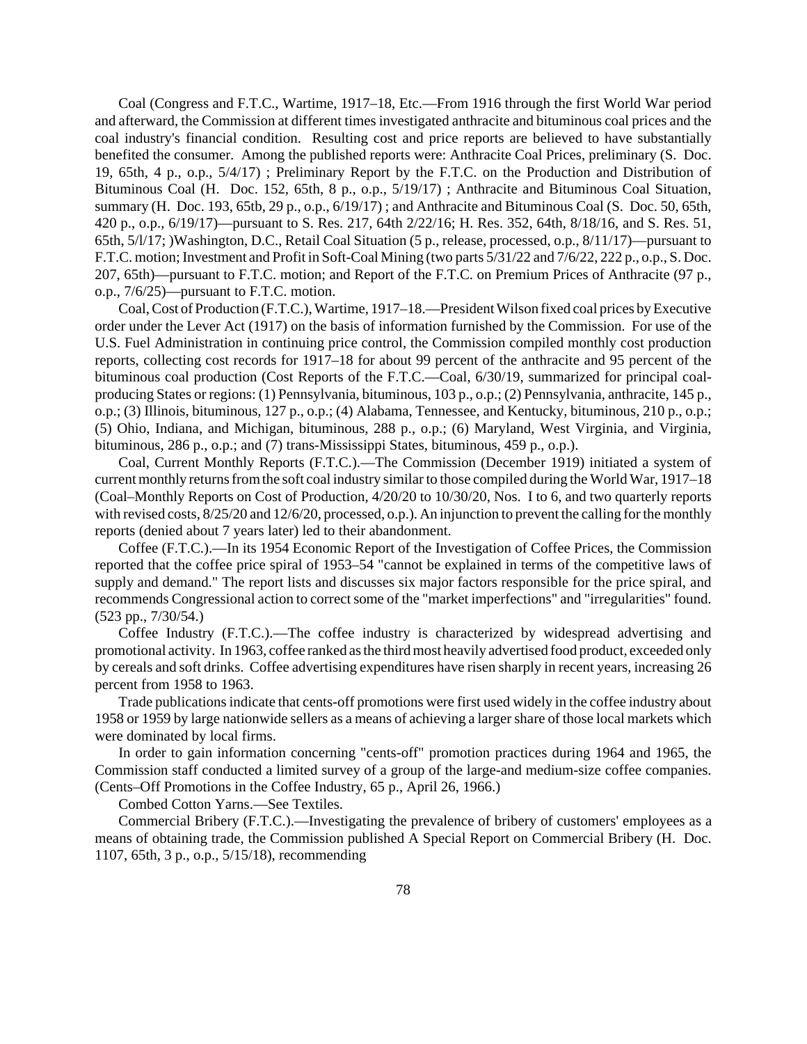Coal (Congress and F.T.C., Wartime, 1917–18, Etc.—From 1916 through the first World War period and afterward, the Commission at different times investigated anthracite and bituminous coal prices and the coal industry's financial condition. Resulting cost and price reports are believed to have substantially benefited the consumer. Among the published reports were: Anthracite Coal Prices, preliminary (S. Doc. 19, 65th, 4 p., o.p., 5/4/17) ; Preliminary Report by the F.T.C. on the Production and Distribution of Bituminous Coal (H. Doc. 152, 65th, 8 p., o.p., 5/19/17) ; Anthracite and Bituminous Coal Situation, summary (H. Doc. 193, 65tb, 29 p., o.p., 6/19/17) ; and Anthracite and Bituminous Coal (S. Doc. 50, 65th, 420 p., o.p., 6/19/17)—pursuant to S. Res. 217, 64th 2/22/16; H. Res. 352, 64th, 8/18/16, and S. Res. 51, 65th, 5/l/17; )Washington, D.C., Retail Coal Situation (5 p., release, processed, o.p., 8/11/17)—pursuant to F.T.C. motion; Investment and Profit in Soft-Coal Mining (two parts 5/31/22 and 7/6/22, 222 p., o.p., S. Doc. 207, 65th)—pursuant to F.T.C. motion; and Report of the F.T.C. on Premium Prices of Anthracite (97 p., o.p., 7/6/25)—pursuant to F.T.C. motion.

Coal, Cost of Production (F.T.C.), Wartime, 1917–18.—President Wilson fixed coal prices by Executive order under the Lever Act (1917) on the basis of information furnished by the Commission. For use of the U.S. Fuel Administration in continuing price control, the Commission compiled monthly cost production reports, collecting cost records for 1917–18 for about 99 percent of the anthracite and 95 percent of the bituminous coal production (Cost Reports of the F.T.C.—Coal, 6/30/19, summarized for principal coal-producing States or regions: (1) Pennsylvania, bituminous, 103 p., o.p.; (2) Pennsylvania, anthracite, 145 p., o.p.; (3) Illinois, bituminous, 127 p., o.p.; (4) Alabama, Tennessee, and Kentucky, bituminous, 210 p., o.p.; (5) Ohio, Indiana, and Michigan, bituminous, 288 p., o.p.; (6) Maryland, West Virginia, and Virginia, bituminous, 286 p., o.p.; and (7) trans-Mississippi States, bituminous, 459 p., o.p.).

Coal, Current Monthly Reports (F.T.C.).—The Commission (December 1919) initiated a system of current monthly returns from the soft coal industry similar to those compiled during the World War, 1917–18 (Coal–Monthly Reports on Cost of Production, 4/20/20 to 10/30/20, Nos. I to 6, and two quarterly reports with revised costs, 8/25/20 and 12/6/20, processed, o.p.). An injunction to prevent the calling for the monthly reports (denied about 7 years later) led to their abandonment.

Coffee (F.T.C.).—In its 1954 Economic Report of the Investigation of Coffee Prices, the Commission reported that the coffee price spiral of 1953–54 "cannot be explained in terms of the competitive laws of supply and demand." The report lists and discusses six major factors responsible for the price spiral, and recommends Congressional action to correct some of the "market imperfections" and "irregularities" found. (523 pp., 7/30/54.)

Coffee Industry (F.T.C.).—The coffee industry is characterized by widespread advertising and promotional activity. In 1963, coffee ranked as the third most heavily advertised food product, exceeded only by cereals and soft drinks. Coffee advertising expenditures have risen sharply in recent years, increasing 26 percent from 1958 to 1963.

Trade publications indicate that cents-off promotions were first used widely in the coffee industry about 1958 or 1959 by large nationwide sellers as a means of achieving a larger share of those local markets which were dominated by local firms.

In order to gain information concerning "cents-off" promotion practices during 1964 and 1965, the Commission staff conducted a limited survey of a group of the large-and medium-size coffee companies. (Cents–Off Promotions in the Coffee Industry, 65 p., April 26, 1966.)

Combed Cotton Yarns.—See Textiles.

Commercial Bribery (F.T.C.).—Investigating the prevalence of bribery of customers' employees as a means of obtaining trade, the Commission published A Special Report on Commercial Bribery (H. Doc. 1107, 65th, 3 p., o.p., 5/15/18), recommending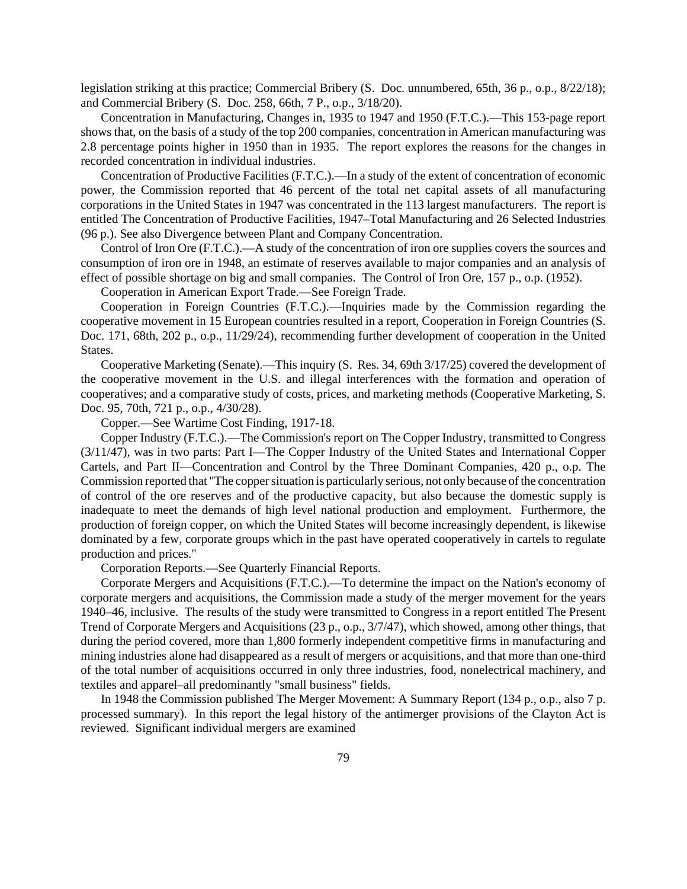legislation striking at this practice; Commercial Bribery (S. Doc. unnumbered, 65th, 36 p., o.p., 8/22/18); and Commercial Bribery (S. Doc. 258, 66th, 7 P., o.p., 3/18/20).

Concentration in Manufacturing, Changes in, 1935 to 1947 and 1950 (F.T.C.).—This 153-page report shows that, on the basis of a study of the top 200 companies, concentration in American manufacturing was 2.8 percentage points higher in 1950 than in 1935. The report explores the reasons for the changes in recorded concentration in individual industries.

Concentration of Productive Facilities (F.T.C.).—In a study of the extent of concentration of economic power, the Commission reported that 46 percent of the total net capital assets of all manufacturing corporations in the United States in 1947 was concentrated in the 113 largest manufacturers. The report is entitled The Concentration of Productive Facilities, 1947–Total Manufacturing and 26 Selected Industries (96 p.). See also Divergence between Plant and Company Concentration.

Control of Iron Ore (F.T.C.).—A study of the concentration of iron ore supplies covers the sources and consumption of iron ore in 1948, an estimate of reserves available to major companies and an analysis of effect of possible shortage on big and small companies. The Control of Iron Ore, 157 p., o.p. (1952).

Cooperation in American Export Trade.—See Foreign Trade.

Cooperation in Foreign Countries (F.T.C.).—Inquiries made by the Commission regarding the cooperative movement in 15 European countries resulted in a report, Cooperation in Foreign Countries (S. Doc. 171, 68th, 202 p., o.p., 11/29/24), recommending further development of cooperation in the United States.

Cooperative Marketing (Senate).—This inquiry (S. Res. 34, 69th 3/17/25) covered the development of the cooperative movement in the U.S. and illegal interferences with the formation and operation of cooperatives; and a comparative study of costs, prices, and marketing methods (Cooperative Marketing, S. Doc. 95, 70th, 721 p., o.p., 4/30/28).

Copper.—See Wartime Cost Finding, 1917-18.

Copper Industry (F.T.C.).—The Commission's report on The Copper Industry, transmitted to Congress (3/11/47), was in two parts: Part I—The Copper Industry of the United States and International Copper Cartels, and Part II—Concentration and Control by the Three Dominant Companies, 420 p., o.p. The Commission reported that "The copper situation is particularly serious, not only because of the concentration of control of the ore reserves and of the productive capacity, but also because the domestic supply is inadequate to meet the demands of high level national production and employment. Furthermore, the production of foreign copper, on which the United States will become increasingly dependent, is likewise dominated by a few, corporate groups which in the past have operated cooperatively in cartels to regulate production and prices."

Corporation Reports.—See Quarterly Financial Reports.

Corporate Mergers and Acquisitions (F.T.C.).—To determine the impact on the Nation's economy of corporate mergers and acquisitions, the Commission made a study of the merger movement for the years 1940–46, inclusive. The results of the study were transmitted to Congress in a report entitled The Present Trend of Corporate Mergers and Acquisitions (23 p., o.p., 3/7/47), which showed, among other things, that during the period covered, more than 1,800 formerly independent competitive firms in manufacturing and mining industries alone had disappeared as a result of mergers or acquisitions, and that more than one-third of the total number of acquisitions occurred in only three industries, food, nonelectrical machinery, and textiles and apparel–all predominantly "small business" fields.

In 1948 the Commission published The Merger Movement: A Summary Report (134 p., o.p., also 7 p. processed summary). In this report the legal history of the antimerger provisions of the Clayton Act is reviewed. Significant individual mergers are examined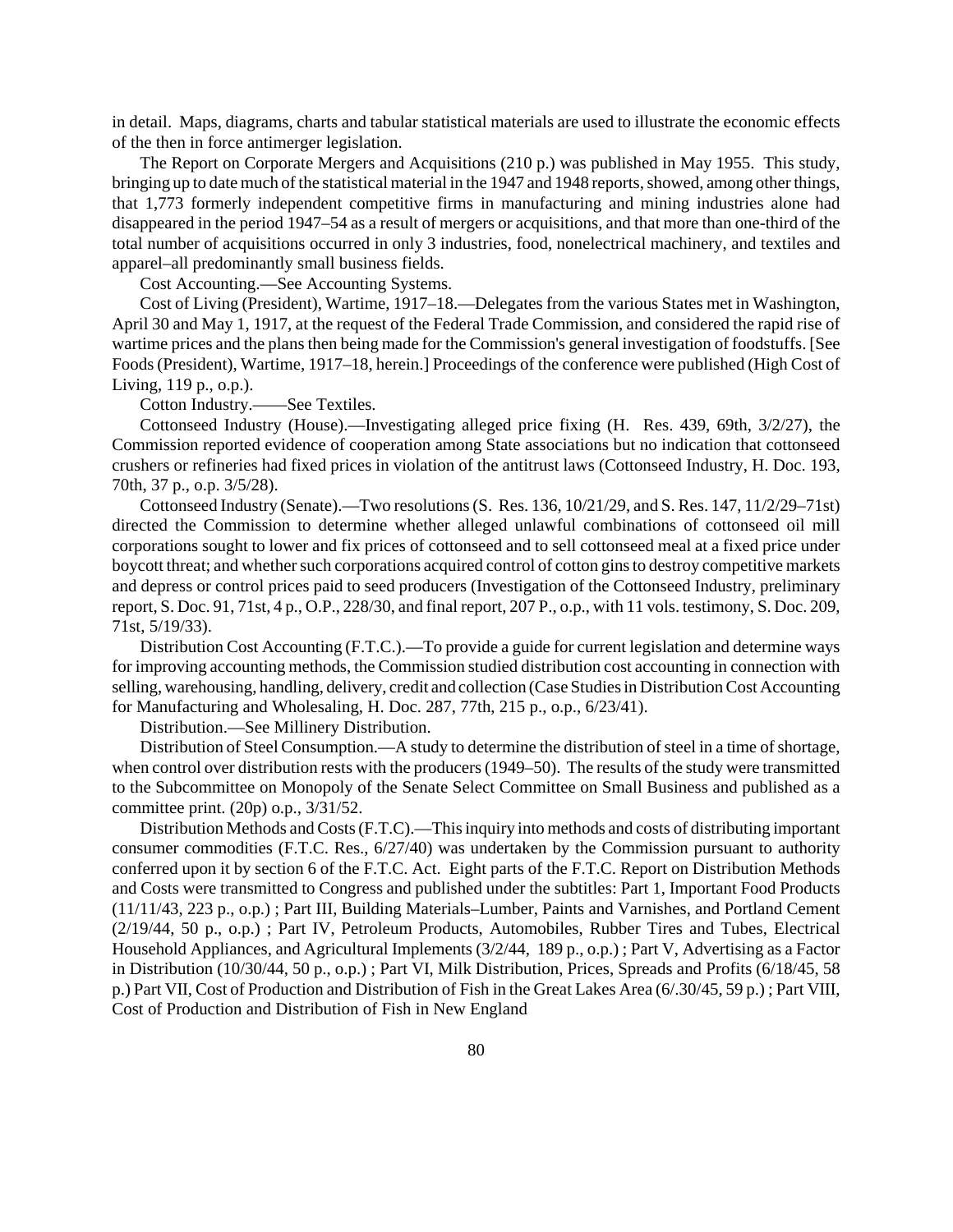in detail. Maps, diagrams, charts and tabular statistical materials are used to illustrate the economic effects of the then in force antimerger legislation.

The Report on Corporate Mergers and Acquisitions (210 p.) was published in May 1955. This study, bringing up to date much of the statistical material in the 1947 and 1948 reports, showed, among other things, that 1,773 formerly independent competitive firms in manufacturing and mining industries alone had disappeared in the period 1947–54 as a result of mergers or acquisitions, and that more than one-third of the total number of acquisitions occurred in only 3 industries, food, nonelectrical machinery, and textiles and apparel–all predominantly small business fields.

Cost Accounting.—See Accounting Systems.

Cost of Living (President), Wartime, 1917–18.—Delegates from the various States met in Washington, April 30 and May 1, 1917, at the request of the Federal Trade Commission, and considered the rapid rise of wartime prices and the plans then being made for the Commission's general investigation of foodstuffs. [See Foods (President), Wartime, 1917–18, herein.] Proceedings of the conference were published (High Cost of Living, 119 p., o.p.).

Cotton Industry.——See Textiles.

Cottonseed Industry (House).—Investigating alleged price fixing (H. Res. 439, 69th, 3/2/27), the Commission reported evidence of cooperation among State associations but no indication that cottonseed crushers or refineries had fixed prices in violation of the antitrust laws (Cottonseed Industry, H. Doc. 193, 70th, 37 p., o.p. 3/5/28).

Cottonseed Industry (Senate).—Two resolutions (S. Res. 136, 10/21/29, and S. Res. 147, 11/2/29–71st) directed the Commission to determine whether alleged unlawful combinations of cottonseed oil mill corporations sought to lower and fix prices of cottonseed and to sell cottonseed meal at a fixed price under boycott threat; and whether such corporations acquired control of cotton gins to destroy competitive markets and depress or control prices paid to seed producers (Investigation of the Cottonseed Industry, preliminary report, S. Doc. 91, 71st, 4 p., O.P., 228/30, and final report, 207 P., o.p., with 11 vols. testimony, S. Doc. 209, 71st, 5/19/33).

Distribution Cost Accounting (F.T.C.).—To provide a guide for current legislation and determine ways for improving accounting methods, the Commission studied distribution cost accounting in connection with selling, warehousing, handling, delivery, credit and collection (Case Studies in Distribution Cost Accounting for Manufacturing and Wholesaling, H. Doc. 287, 77th, 215 p., o.p., 6/23/41).

Distribution.—See Millinery Distribution.

Distribution of Steel Consumption.—A study to determine the distribution of steel in a time of shortage, when control over distribution rests with the producers (1949–50). The results of the study were transmitted to the Subcommittee on Monopoly of the Senate Select Committee on Small Business and published as a committee print. (20p) o.p., 3/31/52.

Distribution Methods and Costs (F.T.C).—This inquiry into methods and costs of distributing important consumer commodities (F.T.C. Res., 6/27/40) was undertaken by the Commission pursuant to authority conferred upon it by section 6 of the F.T.C. Act. Eight parts of the F.T.C. Report on Distribution Methods and Costs were transmitted to Congress and published under the subtitles: Part 1, Important Food Products (11/11/43, 223 p., o.p.) ; Part III, Building Materials–Lumber, Paints and Varnishes, and Portland Cement (2/19/44, 50 p., o.p.) ; Part IV, Petroleum Products, Automobiles, Rubber Tires and Tubes, Electrical Household Appliances, and Agricultural Implements (3/2/44, 189 p., o.p.) ; Part V, Advertising as a Factor in Distribution (10/30/44, 50 p., o.p.) ; Part VI, Milk Distribution, Prices, Spreads and Profits (6/18/45, 58 p.) Part VII, Cost of Production and Distribution of Fish in the Great Lakes Area (6/.30/45, 59 p.) ; Part VIII, Cost of Production and Distribution of Fish in New England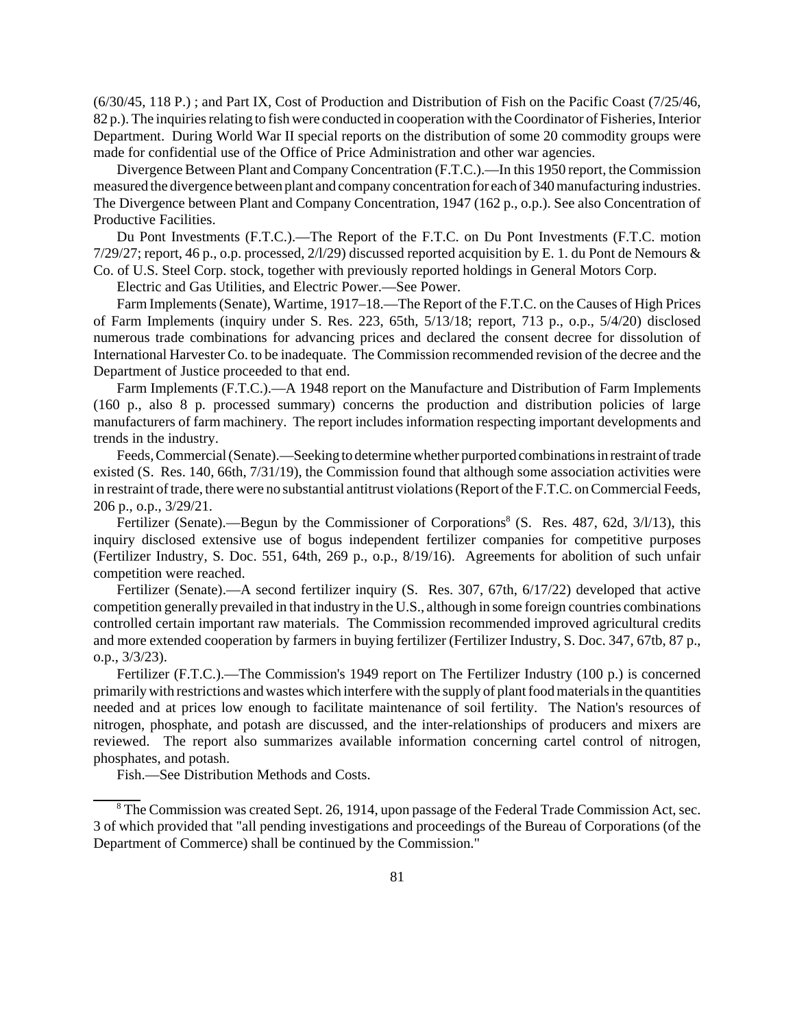(6/30/45, 118 P.) ; and Part IX, Cost of Production and Distribution of Fish on the Pacific Coast (7/25/46, 82 p.). The inquiries relating to fish were conducted in cooperation with the Coordinator of Fisheries, Interior Department. During World War II special reports on the distribution of some 20 commodity groups were made for confidential use of the Office of Price Administration and other war agencies.

Divergence Between Plant and Company Concentration (F.T.C.).—In this 1950 report, the Commission measured the divergence between plant and company concentration for each of 340 manufacturing industries. The Divergence between Plant and Company Concentration, 1947 (162 p., o.p.). See also Concentration of Productive Facilities.

Du Pont Investments (F.T.C.).—The Report of the F.T.C. on Du Pont Investments (F.T.C. motion 7/29/27; report, 46 p., o.p. processed, 2/l/29) discussed reported acquisition by E. 1. du Pont de Nemours & Co. of U.S. Steel Corp. stock, together with previously reported holdings in General Motors Corp.

Electric and Gas Utilities, and Electric Power.—See Power.

Farm Implements (Senate), Wartime, 1917–18.—The Report of the F.T.C. on the Causes of High Prices of Farm Implements (inquiry under S. Res. 223, 65th, 5/13/18; report, 713 p., o.p., 5/4/20) disclosed numerous trade combinations for advancing prices and declared the consent decree for dissolution of International Harvester Co. to be inadequate. The Commission recommended revision of the decree and the Department of Justice proceeded to that end.

Farm Implements (F.T.C.).—A 1948 report on the Manufacture and Distribution of Farm Implements (160 p., also 8 p. processed summary) concerns the production and distribution policies of large manufacturers of farm machinery. The report includes information respecting important developments and trends in the industry.

Feeds, Commercial (Senate).—Seeking to determine whether purported combinations in restraint of trade existed (S. Res. 140, 66th, 7/31/19), the Commission found that although some association activities were in restraint of trade, there were no substantial antitrust violations (Report of the F.T.C. on Commercial Feeds, 206 p., o.p., 3/29/21.

Fertilizer (Senate).—Begun by the Commissioner of Corporations[8] (S. Res. 487, 62d, 3/l/13), this inquiry disclosed extensive use of bogus independent fertilizer companies for competitive purposes (Fertilizer Industry, S. Doc. 551, 64th, 269 p., o.p., 8/19/16). Agreements for abolition of such unfair competition were reached.

Fertilizer (Senate).—A second fertilizer inquiry (S. Res. 307, 67th, 6/17/22) developed that active competition generally prevailed in that industry in the U.S., although in some foreign countries combinations controlled certain important raw materials. The Commission recommended improved agricultural credits and more extended cooperation by farmers in buying fertilizer (Fertilizer Industry, S. Doc. 347, 67tb, 87 p., o.p., 3/3/23).

Fertilizer (F.T.C.).—The Commission's 1949 report on The Fertilizer Industry (100 p.) is concerned primarily with restrictions and wastes which interfere with the supply of plant food materials in the quantities needed and at prices low enough to facilitate maintenance of soil fertility. The Nation's resources of nitrogen, phosphate, and potash are discussed, and the inter-relationships of producers and mixers are reviewed. The report also summarizes available information concerning cartel control of nitrogen, phosphates, and potash.

Fish.—See Distribution Methods and Costs.

---

[8] The Commission was created Sept. 26, 1914, upon passage of the Federal Trade Commission Act, sec. 3 of which provided that "all pending investigations and proceedings of the Bureau of Corporations (of the Department of Commerce) shall be continued by the Commission."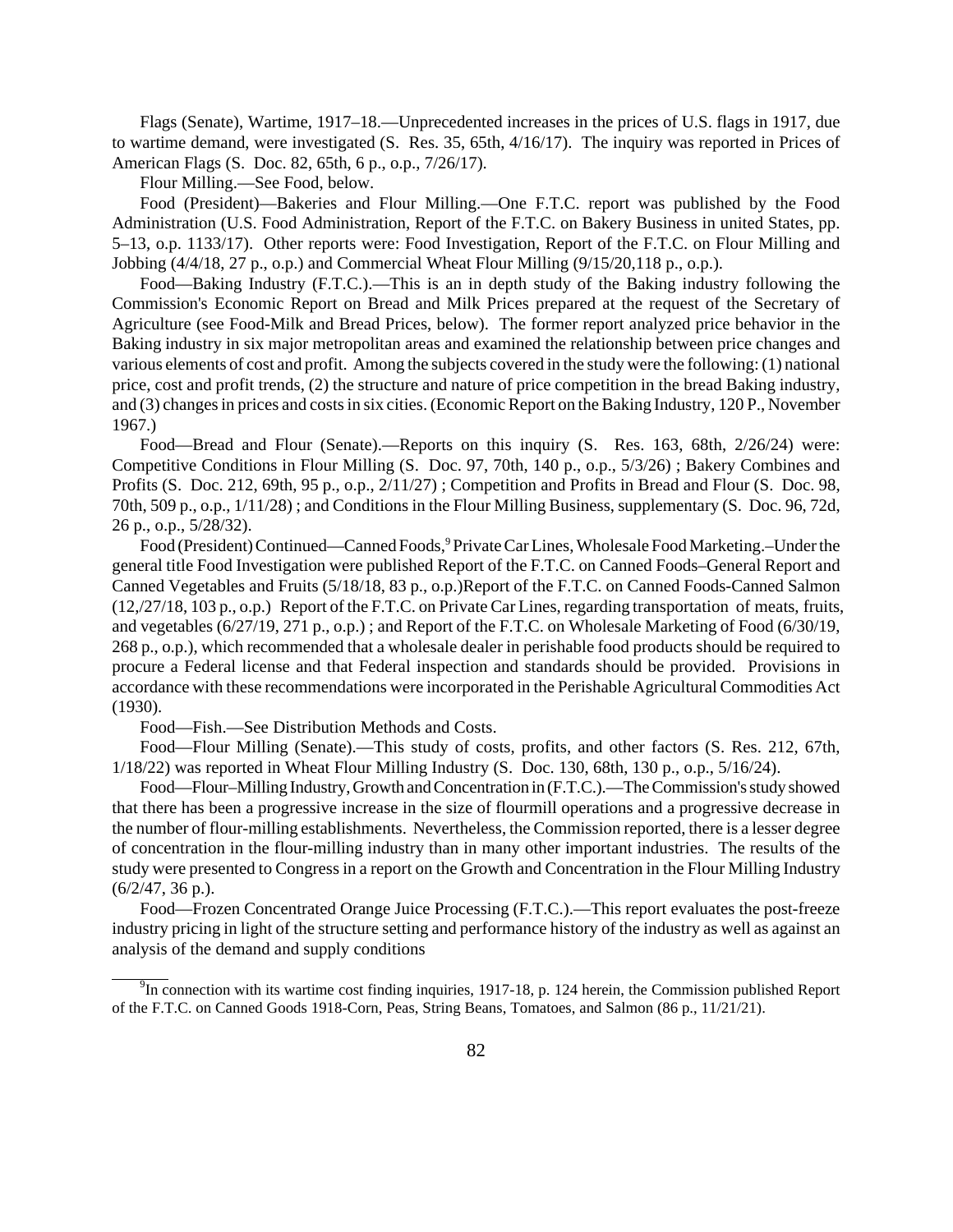Flags (Senate), Wartime, 1917–18.—Unprecedented increases in the prices of U.S. flags in 1917, due to wartime demand, were investigated (S. Res. 35, 65th, 4/16/17). The inquiry was reported in Prices of American Flags (S. Doc. 82, 65th, 6 p., o.p., 7/26/17).

Flour Milling.—See Food, below.

Food (President)—Bakeries and Flour Milling.—One F.T.C. report was published by the Food Administration (U.S. Food Administration, Report of the F.T.C. on Bakery Business in united States, pp. 5–13, o.p. 1133/17). Other reports were: Food Investigation, Report of the F.T.C. on Flour Milling and Jobbing (4/4/18, 27 p., o.p.) and Commercial Wheat Flour Milling (9/15/20,118 p., o.p.).

Food—Baking Industry (F.T.C.).—This is an in depth study of the Baking industry following the Commission's Economic Report on Bread and Milk Prices prepared at the request of the Secretary of Agriculture (see Food-Milk and Bread Prices, below). The former report analyzed price behavior in the Baking industry in six major metropolitan areas and examined the relationship between price changes and various elements of cost and profit. Among the subjects covered in the study were the following: (1) national price, cost and profit trends, (2) the structure and nature of price competition in the bread Baking industry, and (3) changes in prices and costs in six cities. (Economic Report on the Baking Industry, 120 P., November 1967.)

Food—Bread and Flour (Senate).—Reports on this inquiry (S. Res. 163, 68th, 2/26/24) were: Competitive Conditions in Flour Milling (S. Doc. 97, 70th, 140 p., o.p., 5/3/26) ; Bakery Combines and Profits (S. Doc. 212, 69th, 95 p., o.p., 2/11/27) ; Competition and Profits in Bread and Flour (S. Doc. 98, 70th, 509 p., o.p., 1/11/28) ; and Conditions in the Flour Milling Business, supplementary (S. Doc. 96, 72d, 26 p., o.p., 5/28/32).

Food (President) Continued—Canned Foods,[9] Private Car Lines, Wholesale Food Marketing.–Under the general title Food Investigation were published Report of the F.T.C. on Canned Foods–General Report and Canned Vegetables and Fruits (5/18/18, 83 p., o.p.)Report of the F.T.C. on Canned Foods-Canned Salmon (12,/27/18, 103 p., o.p.) Report of the F.T.C. on Private Car Lines, regarding transportation of meats, fruits, and vegetables (6/27/19, 271 p., o.p.) ; and Report of the F.T.C. on Wholesale Marketing of Food (6/30/19, 268 p., o.p.), which recommended that a wholesale dealer in perishable food products should be required to procure a Federal license and that Federal inspection and standards should be provided. Provisions in accordance with these recommendations were incorporated in the Perishable Agricultural Commodities Act (1930).

Food—Fish.—See Distribution Methods and Costs.

Food—Flour Milling (Senate).—This study of costs, profits, and other factors (S. Res. 212, 67th, 1/18/22) was reported in Wheat Flour Milling Industry (S. Doc. 130, 68th, 130 p., o.p., 5/16/24).

Food—Flour–Milling Industry, Growth and Concentration in (F.T.C.).—The Commission's study showed that there has been a progressive increase in the size of flourmill operations and a progressive decrease in the number of flour-milling establishments. Nevertheless, the Commission reported, there is a lesser degree of concentration in the flour-milling industry than in many other important industries. The results of the study were presented to Congress in a report on the Growth and Concentration in the Flour Milling Industry (6/2/47, 36 p.).

Food—Frozen Concentrated Orange Juice Processing (F.T.C.).—This report evaluates the post-freeze industry pricing in light of the structure setting and performance history of the industry as well as against an analysis of the demand and supply conditions

[9] In connection with its wartime cost finding inquiries, 1917-18, p. 124 herein, the Commission published Report of the F.T.C. on Canned Goods 1918-Corn, Peas, String Beans, Tomatoes, and Salmon (86 p., 11/21/21).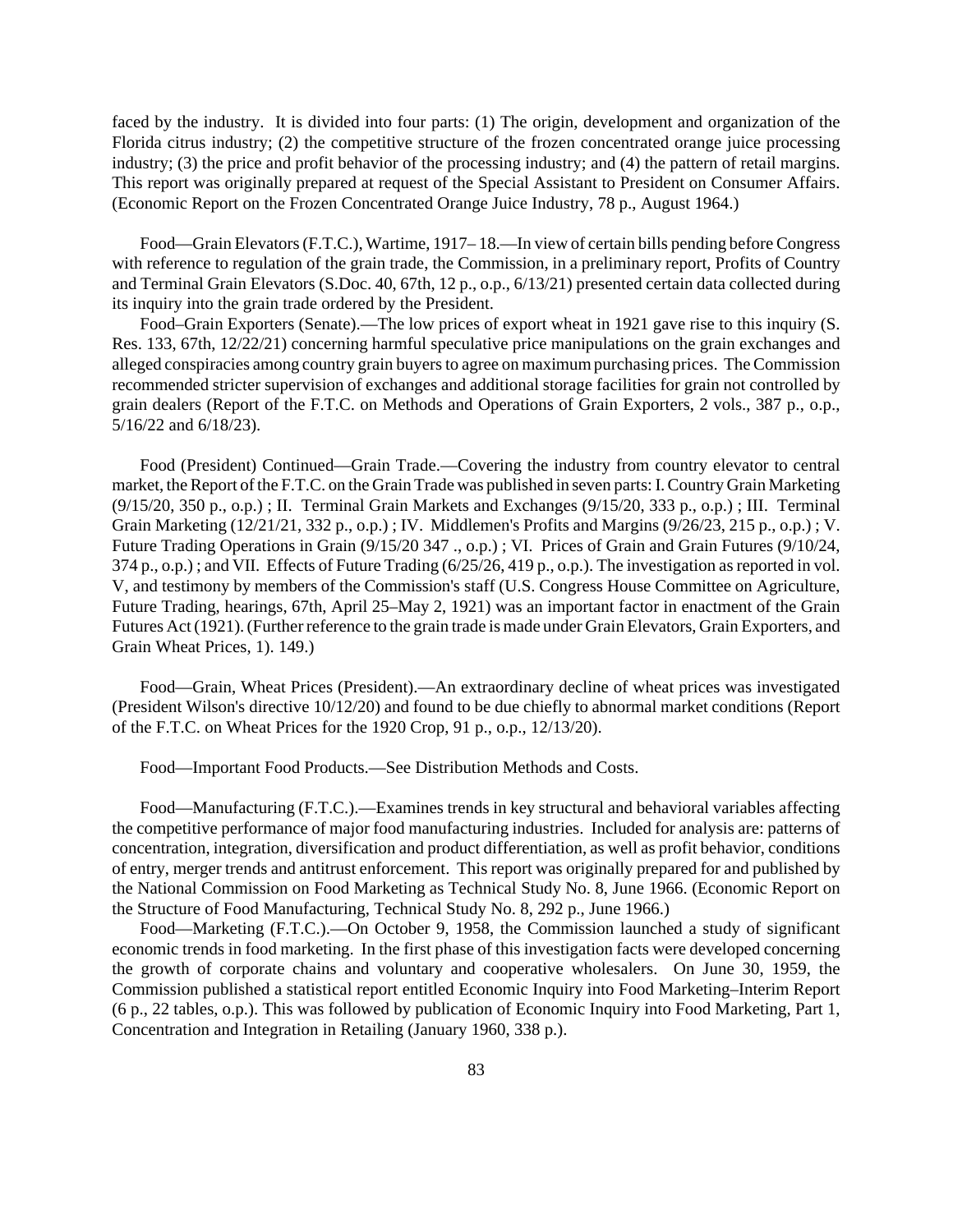faced by the industry. It is divided into four parts: (1) The origin, development and organization of the Florida citrus industry; (2) the competitive structure of the frozen concentrated orange juice processing industry; (3) the price and profit behavior of the processing industry; and (4) the pattern of retail margins. This report was originally prepared at request of the Special Assistant to President on Consumer Affairs. (Economic Report on the Frozen Concentrated Orange Juice Industry, 78 p., August 1964.)

Food—Grain Elevators (F.T.C.), Wartime, 1917– 18.—In view of certain bills pending before Congress with reference to regulation of the grain trade, the Commission, in a preliminary report, Profits of Country and Terminal Grain Elevators (S.Doc. 40, 67th, 12 p., o.p., 6/13/21) presented certain data collected during its inquiry into the grain trade ordered by the President.

Food–Grain Exporters (Senate).—The low prices of export wheat in 1921 gave rise to this inquiry (S. Res. 133, 67th, 12/22/21) concerning harmful speculative price manipulations on the grain exchanges and alleged conspiracies among country grain buyers to agree on maximum purchasing prices. The Commission recommended stricter supervision of exchanges and additional storage facilities for grain not controlled by grain dealers (Report of the F.T.C. on Methods and Operations of Grain Exporters, 2 vols., 387 p., o.p., 5/16/22 and 6/18/23).

Food (President) Continued—Grain Trade.—Covering the industry from country elevator to central market, the Report of the F.T.C. on the Grain Trade was published in seven parts: I. Country Grain Marketing (9/15/20, 350 p., o.p.) ; II. Terminal Grain Markets and Exchanges (9/15/20, 333 p., o.p.) ; III. Terminal Grain Marketing (12/21/21, 332 p., o.p.) ; IV. Middlemen's Profits and Margins (9/26/23, 215 p., o.p.) ; V. Future Trading Operations in Grain (9/15/20 347 ., o.p.) ; VI. Prices of Grain and Grain Futures (9/10/24, 374 p., o.p.) ; and VII. Effects of Future Trading (6/25/26, 419 p., o.p.). The investigation as reported in vol. V, and testimony by members of the Commission's staff (U.S. Congress House Committee on Agriculture, Future Trading, hearings, 67th, April 25–May 2, 1921) was an important factor in enactment of the Grain Futures Act (1921). (Further reference to the grain trade is made under Grain Elevators, Grain Exporters, and Grain Wheat Prices, 1). 149.)

Food—Grain, Wheat Prices (President).—An extraordinary decline of wheat prices was investigated (President Wilson's directive 10/12/20) and found to be due chiefly to abnormal market conditions (Report of the F.T.C. on Wheat Prices for the 1920 Crop, 91 p., o.p., 12/13/20).

Food—Important Food Products.—See Distribution Methods and Costs.

Food—Manufacturing (F.T.C.).—Examines trends in key structural and behavioral variables affecting the competitive performance of major food manufacturing industries. Included for analysis are: patterns of concentration, integration, diversification and product differentiation, as well as profit behavior, conditions of entry, merger trends and antitrust enforcement. This report was originally prepared for and published by the National Commission on Food Marketing as Technical Study No. 8, June 1966. (Economic Report on the Structure of Food Manufacturing, Technical Study No. 8, 292 p., June 1966.)

Food—Marketing (F.T.C.).—On October 9, 1958, the Commission launched a study of significant economic trends in food marketing. In the first phase of this investigation facts were developed concerning the growth of corporate chains and voluntary and cooperative wholesalers. On June 30, 1959, the Commission published a statistical report entitled Economic Inquiry into Food Marketing–Interim Report (6 p., 22 tables, o.p.). This was followed by publication of Economic Inquiry into Food Marketing, Part 1, Concentration and Integration in Retailing (January 1960, 338 p.).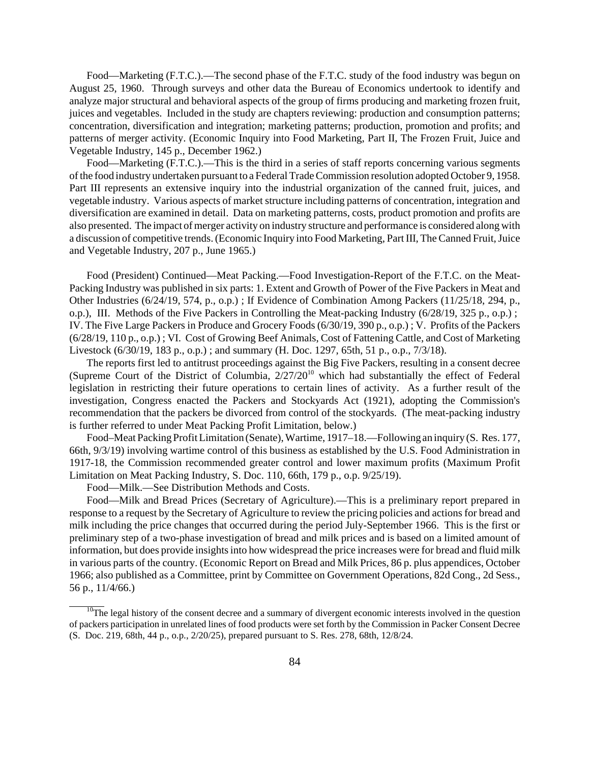Food—Marketing (F.T.C.).—The second phase of the F.T.C. study of the food industry was begun on August 25, 1960. Through surveys and other data the Bureau of Economics undertook to identify and analyze major structural and behavioral aspects of the group of firms producing and marketing frozen fruit, juices and vegetables. Included in the study are chapters reviewing: production and consumption patterns; concentration, diversification and integration; marketing patterns; production, promotion and profits; and patterns of merger activity. (Economic Inquiry into Food Marketing, Part II, The Frozen Fruit, Juice and Vegetable Industry, 145 p., December 1962.)

Food—Marketing (F.T.C.).—This is the third in a series of staff reports concerning various segments of the food industry undertaken pursuant to a Federal Trade Commission resolution adopted October 9, 1958. Part III represents an extensive inquiry into the industrial organization of the canned fruit, juices, and vegetable industry. Various aspects of market structure including patterns of concentration, integration and diversification are examined in detail. Data on marketing patterns, costs, product promotion and profits are also presented. The impact of merger activity on industry structure and performance is considered along with a discussion of competitive trends. (Economic Inquiry into Food Marketing, Part III, The Canned Fruit, Juice and Vegetable Industry, 207 p., June 1965.)

Food (President) Continued—Meat Packing.—Food Investigation-Report of the F.T.C. on the Meat-Packing Industry was published in six parts: 1. Extent and Growth of Power of the Five Packers in Meat and Other Industries (6/24/19, 574, p., o.p.) ; If Evidence of Combination Among Packers (11/25/18, 294, p., o.p.), III. Methods of the Five Packers in Controlling the Meat-packing Industry (6/28/19, 325 p., o.p.) ; IV. The Five Large Packers in Produce and Grocery Foods (6/30/19, 390 p., o.p.) ; V. Profits of the Packers (6/28/19, 110 p., o.p.) ; VI. Cost of Growing Beef Animals, Cost of Fattening Cattle, and Cost of Marketing Livestock (6/30/19, 183 p., o.p.) ; and summary (H. Doc. 1297, 65th, 51 p., o.p., 7/3/18).

The reports first led to antitrust proceedings against the Big Five Packers, resulting in a consent decree (Supreme Court of the District of Columbia, 2/27/20[10] which had substantially the effect of Federal legislation in restricting their future operations to certain lines of activity. As a further result of the investigation, Congress enacted the Packers and Stockyards Act (1921), adopting the Commission's recommendation that the packers be divorced from control of the stockyards. (The meat-packing industry is further referred to under Meat Packing Profit Limitation, below.)

Food–Meat Packing Profit Limitation (Senate), Wartime, 1917–18.—Following an inquiry (S. Res. 177, 66th, 9/3/19) involving wartime control of this business as established by the U.S. Food Administration in 1917-18, the Commission recommended greater control and lower maximum profits (Maximum Profit Limitation on Meat Packing Industry, S. Doc. 110, 66th, 179 p., o.p. 9/25/19).

Food—Milk.—See Distribution Methods and Costs.

Food—Milk and Bread Prices (Secretary of Agriculture).—This is a preliminary report prepared in response to a request by the Secretary of Agriculture to review the pricing policies and actions for bread and milk including the price changes that occurred during the period July-September 1966. This is the first or preliminary step of a two-phase investigation of bread and milk prices and is based on a limited amount of information, but does provide insights into how widespread the price increases were for bread and fluid milk in various parts of the country. (Economic Report on Bread and Milk Prices, 86 p. plus appendices, October 1966; also published as a Committee, print by Committee on Government Operations, 82d Cong., 2d Sess., 56 p., 11/4/66.)

---

[10] The legal history of the consent decree and a summary of divergent economic interests involved in the question of packers participation in unrelated lines of food products were set forth by the Commission in Packer Consent Decree (S. Doc. 219, 68th, 44 p., o.p., 2/20/25), prepared pursuant to S. Res. 278, 68th, 12/8/24.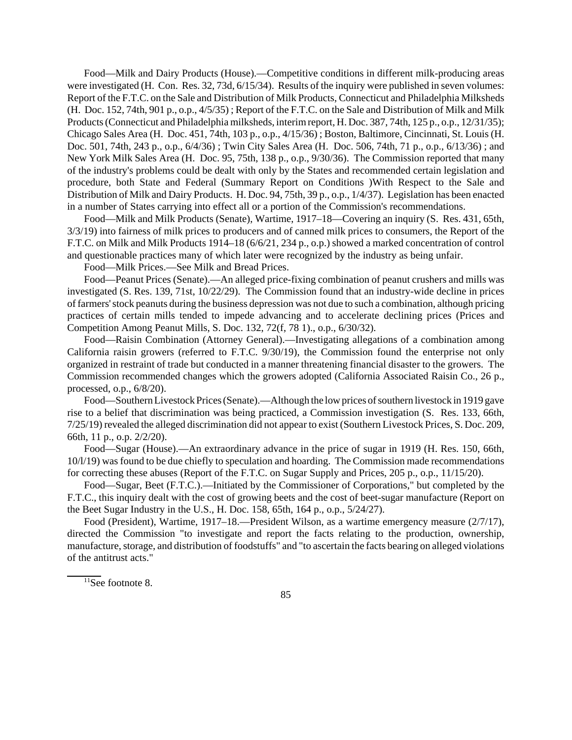Food—Milk and Dairy Products (House).—Competitive conditions in different milk-producing areas were investigated (H. Con. Res. 32, 73d, 6/15/34). Results of the inquiry were published in seven volumes: Report of the F.T.C. on the Sale and Distribution of Milk Products, Connecticut and Philadelphia Milksheds (H. Doc. 152, 74th, 901 p., o.p., 4/5/35) ; Report of the F.T.C. on the Sale and Distribution of Milk and Milk Products (Connecticut and Philadelphia milksheds, interim report, H. Doc. 387, 74th, 125 p., o.p., 12/31/35); Chicago Sales Area (H. Doc. 451, 74th, 103 p., o.p., 4/15/36) ; Boston, Baltimore, Cincinnati, St. Louis (H. Doc. 501, 74th, 243 p., o.p., 6/4/36) ; Twin City Sales Area (H. Doc. 506, 74th, 71 p., o.p., 6/13/36) ; and New York Milk Sales Area (H. Doc. 95, 75th, 138 p., o.p., 9/30/36). The Commission reported that many of the industry's problems could be dealt with only by the States and recommended certain legislation and procedure, both State and Federal (Summary Report on Conditions )With Respect to the Sale and Distribution of Milk and Dairy Products. H. Doc. 94, 75th, 39 p., o.p., 1/4/37). Legislation has been enacted in a number of States carrying into effect all or a portion of the Commission's recommendations.

Food—Milk and Milk Products (Senate), Wartime, 1917–18—Covering an inquiry (S. Res. 431, 65th, 3/3/19) into fairness of milk prices to producers and of canned milk prices to consumers, the Report of the F.T.C. on Milk and Milk Products 1914–18 (6/6/21, 234 p., o.p.) showed a marked concentration of control and questionable practices many of which later were recognized by the industry as being unfair.

Food—Milk Prices.—See Milk and Bread Prices.

Food—Peanut Prices (Senate).—An alleged price-fixing combination of peanut crushers and mills was investigated (S. Res. 139, 71st, 10/22/29). The Commission found that an industry-wide decline in prices of farmers' stock peanuts during the business depression was not due to such a combination, although pricing practices of certain mills tended to impede advancing and to accelerate declining prices (Prices and Competition Among Peanut Mills, S. Doc. 132, 72(f, 78 1)., o.p., 6/30/32).

Food—Raisin Combination (Attorney General).—Investigating allegations of a combination among California raisin growers (referred to F.T.C. 9/30/19), the Commission found the enterprise not only organized in restraint of trade but conducted in a manner threatening financial disaster to the growers. The Commission recommended changes which the growers adopted (California Associated Raisin Co., 26 p., processed, o.p., 6/8/20).

Food—Southern Livestock Prices (Senate).—Although the low prices of southern livestock in 1919 gave rise to a belief that discrimination was being practiced, a Commission investigation (S. Res. 133, 66th, 7/25/19) revealed the alleged discrimination did not appear to exist (Southern Livestock Prices, S. Doc. 209, 66th, 11 p., o.p. 2/2/20).

Food—Sugar (House).—An extraordinary advance in the price of sugar in 1919 (H. Res. 150, 66th, 10/l/19) was found to be due chiefly to speculation and hoarding. The Commission made recommendations for correcting these abuses (Report of the F.T.C. on Sugar Supply and Prices, 205 p., o.p., 11/15/20).

Food—Sugar, Beet (F.T.C.).—Initiated by the Commissioner of Corporations," but completed by the F.T.C., this inquiry dealt with the cost of growing beets and the cost of beet-sugar manufacture (Report on the Beet Sugar Industry in the U.S., H. Doc. 158, 65th, 164 p., o.p., 5/24/27).

Food (President), Wartime, 1917–18.—President Wilson, as a wartime emergency measure (2/7/17), directed the Commission "to investigate and report the facts relating to the production, ownership, manufacture, storage, and distribution of foodstuffs" and "to ascertain the facts bearing on alleged violations of the antitrust acts."

[11]See footnote 8.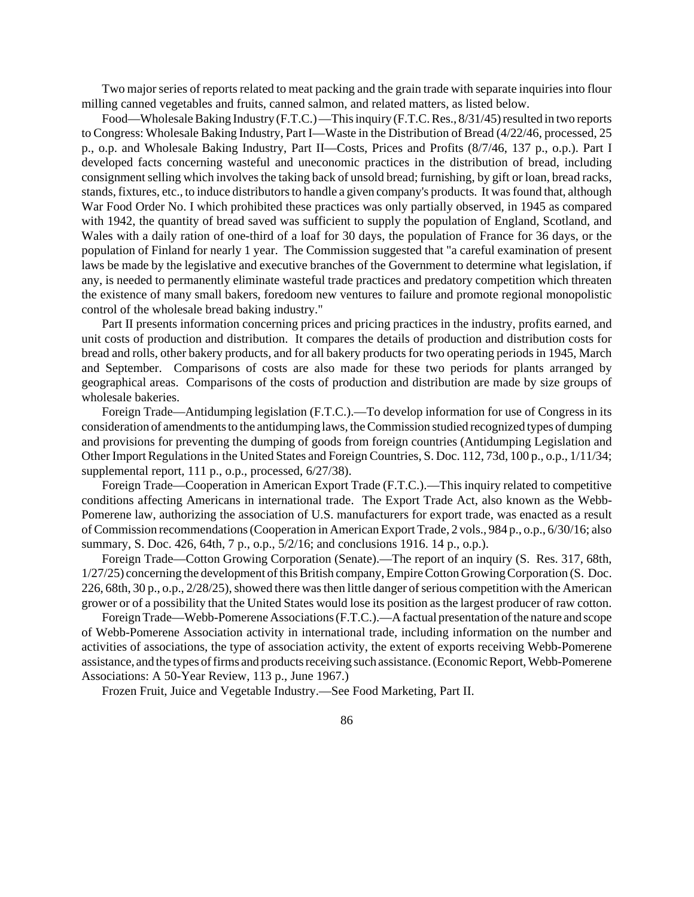Two major series of reports related to meat packing and the grain trade with separate inquiries into flour milling canned vegetables and fruits, canned salmon, and related matters, as listed below.

Food—Wholesale Baking Industry (F.T.C.)—This inquiry (F.T.C. Res., 8/31/45) resulted in two reports to Congress: Wholesale Baking Industry, Part I—Waste in the Distribution of Bread (4/22/46, processed, 25 p., o.p. and Wholesale Baking Industry, Part II—Costs, Prices and Profits (8/7/46, 137 p., o.p.). Part I developed facts concerning wasteful and uneconomic practices in the distribution of bread, including consignment selling which involves the taking back of unsold bread; furnishing, by gift or loan, bread racks, stands, fixtures, etc., to induce distributors to handle a given company's products. It was found that, although War Food Order No. I which prohibited these practices was only partially observed, in 1945 as compared with 1942, the quantity of bread saved was sufficient to supply the population of England, Scotland, and Wales with a daily ration of one-third of a loaf for 30 days, the population of France for 36 days, or the population of Finland for nearly 1 year. The Commission suggested that "a careful examination of present laws be made by the legislative and executive branches of the Government to determine what legislation, if any, is needed to permanently eliminate wasteful trade practices and predatory competition which threaten the existence of many small bakers, foredoom new ventures to failure and promote regional monopolistic control of the wholesale bread baking industry."

Part II presents information concerning prices and pricing practices in the industry, profits earned, and unit costs of production and distribution. It compares the details of production and distribution costs for bread and rolls, other bakery products, and for all bakery products for two operating periods in 1945, March and September. Comparisons of costs are also made for these two periods for plants arranged by geographical areas. Comparisons of the costs of production and distribution are made by size groups of wholesale bakeries.

Foreign Trade—Antidumping legislation (F.T.C.).—To develop information for use of Congress in its consideration of amendments to the antidumping laws, the Commission studied recognized types of dumping and provisions for preventing the dumping of goods from foreign countries (Antidumping Legislation and Other Import Regulations in the United States and Foreign Countries, S. Doc. 112, 73d, 100 p., o.p., 1/11/34; supplemental report, 111 p., o.p., processed, 6/27/38).

Foreign Trade—Cooperation in American Export Trade (F.T.C.).—This inquiry related to competitive conditions affecting Americans in international trade. The Export Trade Act, also known as the Webb-Pomerene law, authorizing the association of U.S. manufacturers for export trade, was enacted as a result of Commission recommendations (Cooperation in American Export Trade, 2 vols., 984 p., o.p., 6/30/16; also summary, S. Doc. 426, 64th, 7 p., o.p., 5/2/16; and conclusions 1916. 14 p., o.p.).

Foreign Trade—Cotton Growing Corporation (Senate).—The report of an inquiry (S. Res. 317, 68th, 1/27/25) concerning the development of this British company, Empire Cotton Growing Corporation (S. Doc. 226, 68th, 30 p., o.p., 2/28/25), showed there was then little danger of serious competition with the American grower or of a possibility that the United States would lose its position as the largest producer of raw cotton.

Foreign Trade—Webb-Pomerene Associations (F.T.C.).—A factual presentation of the nature and scope of Webb-Pomerene Association activity in international trade, including information on the number and activities of associations, the type of association activity, the extent of exports receiving Webb-Pomerene assistance, and the types of firms and products receiving such assistance. (Economic Report, Webb-Pomerene Associations: A 50-Year Review, 113 p., June 1967.)

Frozen Fruit, Juice and Vegetable Industry.—See Food Marketing, Part II.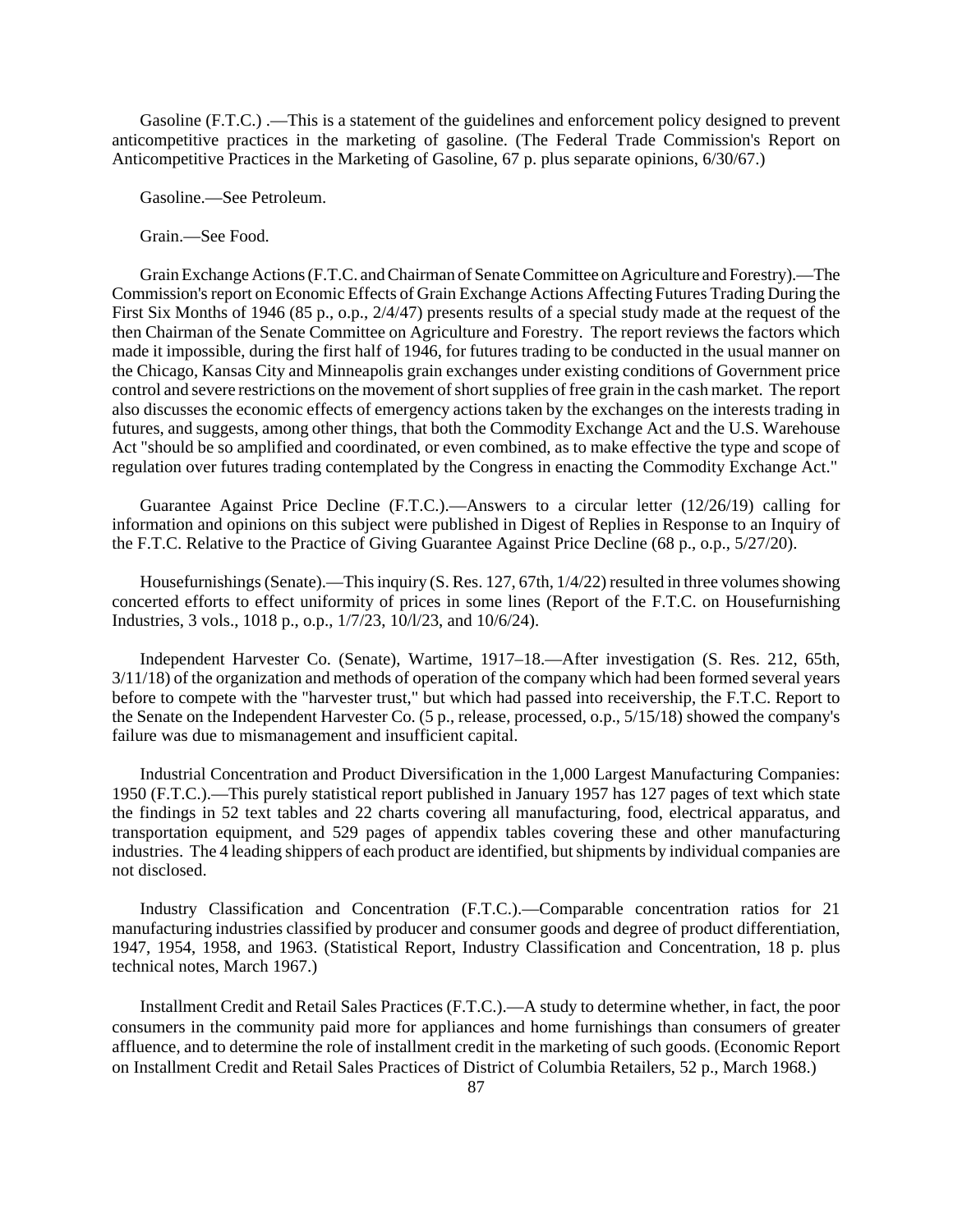Gasoline (F.T.C.) .—This is a statement of the guidelines and enforcement policy designed to prevent anticompetitive practices in the marketing of gasoline. (The Federal Trade Commission's Report on Anticompetitive Practices in the Marketing of Gasoline, 67 p. plus separate opinions, 6/30/67.)

Gasoline.—See Petroleum.

Grain.—See Food.

Grain Exchange Actions (F.T.C. and Chairman of Senate Committee on Agriculture and Forestry).—The Commission's report on Economic Effects of Grain Exchange Actions Affecting Futures Trading During the First Six Months of 1946 (85 p., o.p., 2/4/47) presents results of a special study made at the request of the then Chairman of the Senate Committee on Agriculture and Forestry. The report reviews the factors which made it impossible, during the first half of 1946, for futures trading to be conducted in the usual manner on the Chicago, Kansas City and Minneapolis grain exchanges under existing conditions of Government price control and severe restrictions on the movement of short supplies of free grain in the cash market. The report also discusses the economic effects of emergency actions taken by the exchanges on the interests trading in futures, and suggests, among other things, that both the Commodity Exchange Act and the U.S. Warehouse Act "should be so amplified and coordinated, or even combined, as to make effective the type and scope of regulation over futures trading contemplated by the Congress in enacting the Commodity Exchange Act."

Guarantee Against Price Decline (F.T.C.).—Answers to a circular letter (12/26/19) calling for information and opinions on this subject were published in Digest of Replies in Response to an Inquiry of the F.T.C. Relative to the Practice of Giving Guarantee Against Price Decline (68 p., o.p., 5/27/20).

Housefurnishings (Senate).—This inquiry (S. Res. 127, 67th, 1/4/22) resulted in three volumes showing concerted efforts to effect uniformity of prices in some lines (Report of the F.T.C. on Housefurnishing Industries, 3 vols., 1018 p., o.p., 1/7/23, 10/l/23, and 10/6/24).

Independent Harvester Co. (Senate), Wartime, 1917–18.—After investigation (S. Res. 212, 65th, 3/11/18) of the organization and methods of operation of the company which had been formed several years before to compete with the "harvester trust," but which had passed into receivership, the F.T.C. Report to the Senate on the Independent Harvester Co. (5 p., release, processed, o.p., 5/15/18) showed the company's failure was due to mismanagement and insufficient capital.

Industrial Concentration and Product Diversification in the 1,000 Largest Manufacturing Companies: 1950 (F.T.C.).—This purely statistical report published in January 1957 has 127 pages of text which state the findings in 52 text tables and 22 charts covering all manufacturing, food, electrical apparatus, and transportation equipment, and 529 pages of appendix tables covering these and other manufacturing industries. The 4 leading shippers of each product are identified, but shipments by individual companies are not disclosed.

Industry Classification and Concentration (F.T.C.).—Comparable concentration ratios for 21 manufacturing industries classified by producer and consumer goods and degree of product differentiation, 1947, 1954, 1958, and 1963. (Statistical Report, Industry Classification and Concentration, 18 p. plus technical notes, March 1967.)

Installment Credit and Retail Sales Practices (F.T.C.).—A study to determine whether, in fact, the poor consumers in the community paid more for appliances and home furnishings than consumers of greater affluence, and to determine the role of installment credit in the marketing of such goods. (Economic Report on Installment Credit and Retail Sales Practices of District of Columbia Retailers, 52 p., March 1968.)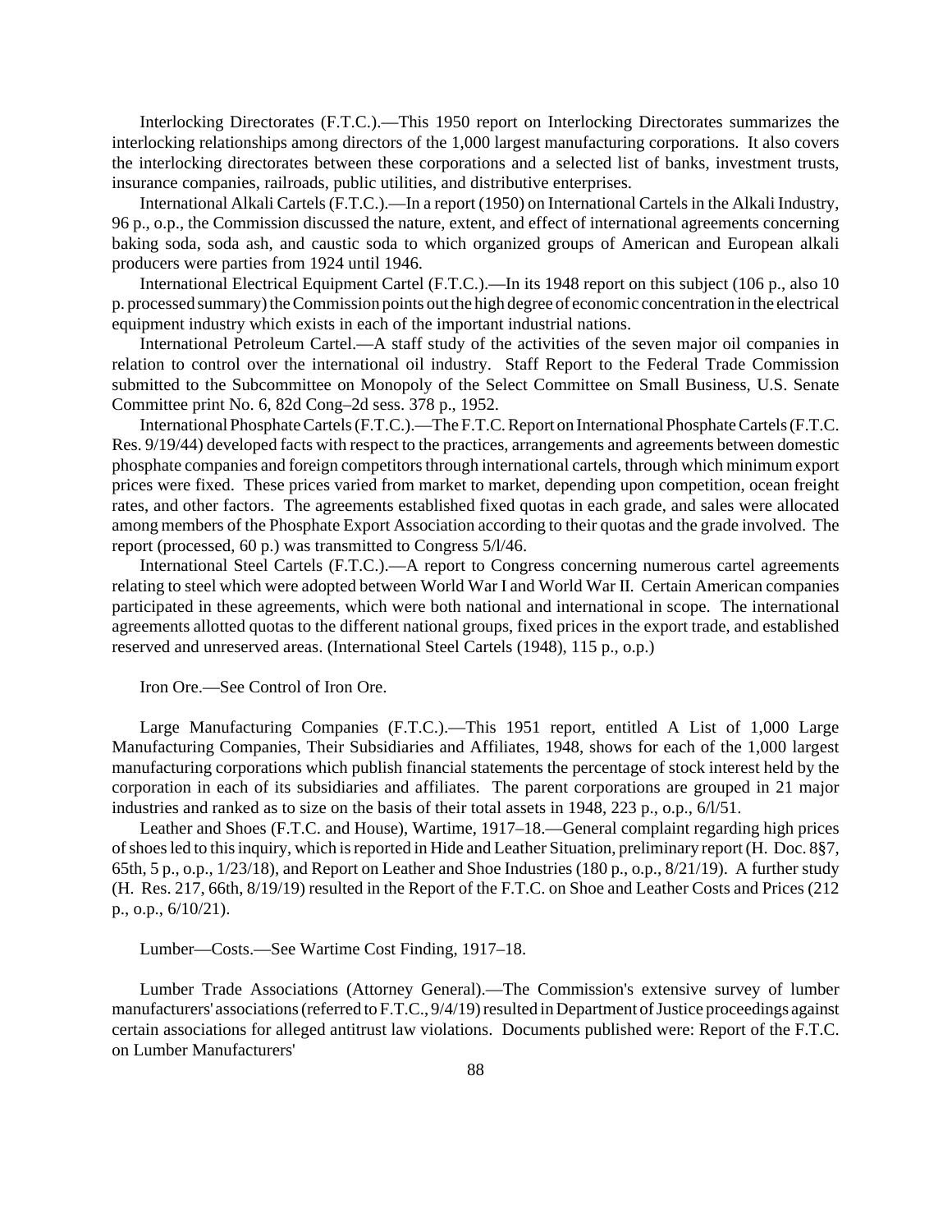Interlocking Directorates (F.T.C.).—This 1950 report on Interlocking Directorates summarizes the interlocking relationships among directors of the 1,000 largest manufacturing corporations. It also covers the interlocking directorates between these corporations and a selected list of banks, investment trusts, insurance companies, railroads, public utilities, and distributive enterprises.

International Alkali Cartels (F.T.C.).—In a report (1950) on International Cartels in the Alkali Industry, 96 p., o.p., the Commission discussed the nature, extent, and effect of international agreements concerning baking soda, soda ash, and caustic soda to which organized groups of American and European alkali producers were parties from 1924 until 1946.

International Electrical Equipment Cartel (F.T.C.).—In its 1948 report on this subject (106 p., also 10 p. processed summary) the Commission points out the high degree of economic concentration in the electrical equipment industry which exists in each of the important industrial nations.

International Petroleum Cartel.—A staff study of the activities of the seven major oil companies in relation to control over the international oil industry. Staff Report to the Federal Trade Commission submitted to the Subcommittee on Monopoly of the Select Committee on Small Business, U.S. Senate Committee print No. 6, 82d Cong–2d sess. 378 p., 1952.

International Phosphate Cartels (F.T.C.).—The F.T.C. Report on International Phosphate Cartels (F.T.C. Res. 9/19/44) developed facts with respect to the practices, arrangements and agreements between domestic phosphate companies and foreign competitors through international cartels, through which minimum export prices were fixed. These prices varied from market to market, depending upon competition, ocean freight rates, and other factors. The agreements established fixed quotas in each grade, and sales were allocated among members of the Phosphate Export Association according to their quotas and the grade involved. The report (processed, 60 p.) was transmitted to Congress 5/l/46.

International Steel Cartels (F.T.C.).—A report to Congress concerning numerous cartel agreements relating to steel which were adopted between World War I and World War II. Certain American companies participated in these agreements, which were both national and international in scope. The international agreements allotted quotas to the different national groups, fixed prices in the export trade, and established reserved and unreserved areas. (International Steel Cartels (1948), 115 p., o.p.)

Iron Ore.—See Control of Iron Ore.

Large Manufacturing Companies (F.T.C.).—This 1951 report, entitled A List of 1,000 Large Manufacturing Companies, Their Subsidiaries and Affiliates, 1948, shows for each of the 1,000 largest manufacturing corporations which publish financial statements the percentage of stock interest held by the corporation in each of its subsidiaries and affiliates. The parent corporations are grouped in 21 major industries and ranked as to size on the basis of their total assets in 1948, 223 p., o.p., 6/l/51.

Leather and Shoes (F.T.C. and House), Wartime, 1917–18.—General complaint regarding high prices of shoes led to this inquiry, which is reported in Hide and Leather Situation, preliminary report (H. Doc. 8§7, 65th, 5 p., o.p., 1/23/18), and Report on Leather and Shoe Industries (180 p., o.p., 8/21/19). A further study (H. Res. 217, 66th, 8/19/19) resulted in the Report of the F.T.C. on Shoe and Leather Costs and Prices (212 p., o.p., 6/10/21).

Lumber—Costs.—See Wartime Cost Finding, 1917–18.

Lumber Trade Associations (Attorney General).—The Commission's extensive survey of lumber manufacturers' associations (referred to F.T.C., 9/4/19) resulted in Department of Justice proceedings against certain associations for alleged antitrust law violations. Documents published were: Report of the F.T.C. on Lumber Manufacturers'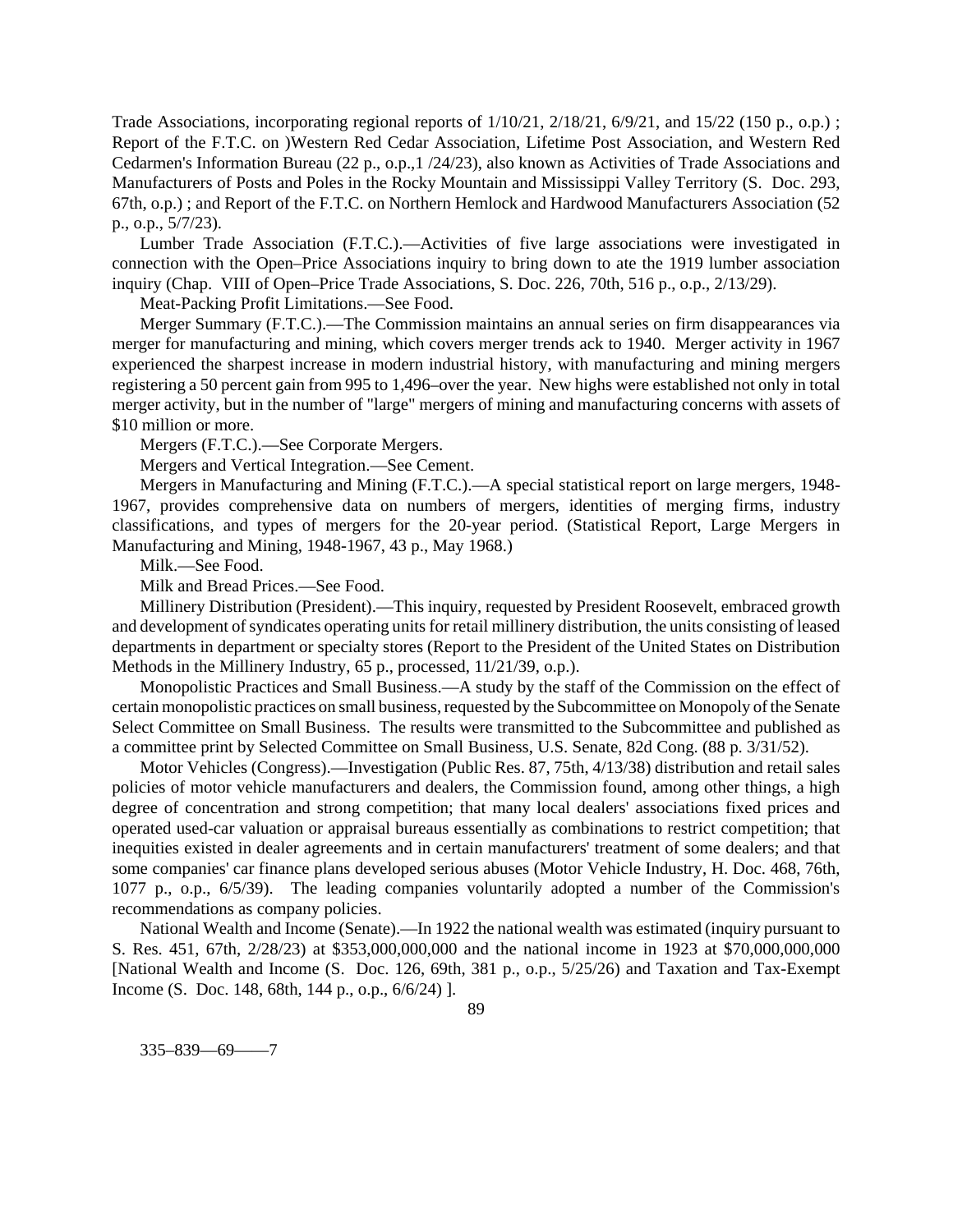Trade Associations, incorporating regional reports of 1/10/21, 2/18/21, 6/9/21, and 15/22 (150 p., o.p.) ; Report of the F.T.C. on )Western Red Cedar Association, Lifetime Post Association, and Western Red Cedarmen's Information Bureau (22 p., o.p.,1 /24/23), also known as Activities of Trade Associations and Manufacturers of Posts and Poles in the Rocky Mountain and Mississippi Valley Territory (S. Doc. 293, 67th, o.p.) ; and Report of the F.T.C. on Northern Hemlock and Hardwood Manufacturers Association (52 p., o.p., 5/7/23).

Lumber Trade Association (F.T.C.).—Activities of five large associations were investigated in connection with the Open–Price Associations inquiry to bring down to ate the 1919 lumber association inquiry (Chap. VIII of Open–Price Trade Associations, S. Doc. 226, 70th, 516 p., o.p., 2/13/29).

Meat-Packing Profit Limitations.—See Food.

Merger Summary (F.T.C.).—The Commission maintains an annual series on firm disappearances via merger for manufacturing and mining, which covers merger trends ack to 1940. Merger activity in 1967 experienced the sharpest increase in modern industrial history, with manufacturing and mining mergers registering a 50 percent gain from 995 to 1,496–over the year. New highs were established not only in total merger activity, but in the number of "large" mergers of mining and manufacturing concerns with assets of $10 million or more.

Mergers (F.T.C.).—See Corporate Mergers.

Mergers and Vertical Integration.—See Cement.

Mergers in Manufacturing and Mining (F.T.C.).—A special statistical report on large mergers, 1948-1967, provides comprehensive data on numbers of mergers, identities of merging firms, industry classifications, and types of mergers for the 20-year period. (Statistical Report, Large Mergers in Manufacturing and Mining, 1948-1967, 43 p., May 1968.)

Milk.—See Food.

Milk and Bread Prices.—See Food.

Millinery Distribution (President).—This inquiry, requested by President Roosevelt, embraced growth and development of syndicates operating units for retail millinery distribution, the units consisting of leased departments in department or specialty stores (Report to the President of the United States on Distribution Methods in the Millinery Industry, 65 p., processed, 11/21/39, o.p.).

Monopolistic Practices and Small Business.—A study by the staff of the Commission on the effect of certain monopolistic practices on small business, requested by the Subcommittee on Monopoly of the Senate Select Committee on Small Business. The results were transmitted to the Subcommittee and published as a committee print by Selected Committee on Small Business, U.S. Senate, 82d Cong. (88 p. 3/31/52).

Motor Vehicles (Congress).—Investigation (Public Res. 87, 75th, 4/13/38) distribution and retail sales policies of motor vehicle manufacturers and dealers, the Commission found, among other things, a high degree of concentration and strong competition; that many local dealers' associations fixed prices and operated used-car valuation or appraisal bureaus essentially as combinations to restrict competition; that inequities existed in dealer agreements and in certain manufacturers' treatment of some dealers; and that some companies' car finance plans developed serious abuses (Motor Vehicle Industry, H. Doc. 468, 76th, 1077 p., o.p., 6/5/39). The leading companies voluntarily adopted a number of the Commission's recommendations as company policies.

National Wealth and Income (Senate).—In 1922 the national wealth was estimated (inquiry pursuant to S. Res. 451, 67th, 2/28/23) at $353,000,000,000 and the national income in 1923 at $70,000,000,000 [National Wealth and Income (S. Doc. 126, 69th, 381 p., o.p., 5/25/26) and Taxation and Tax-Exempt Income (S. Doc. 148, 68th, 144 p., o.p., 6/6/24) ].

335–839—69——7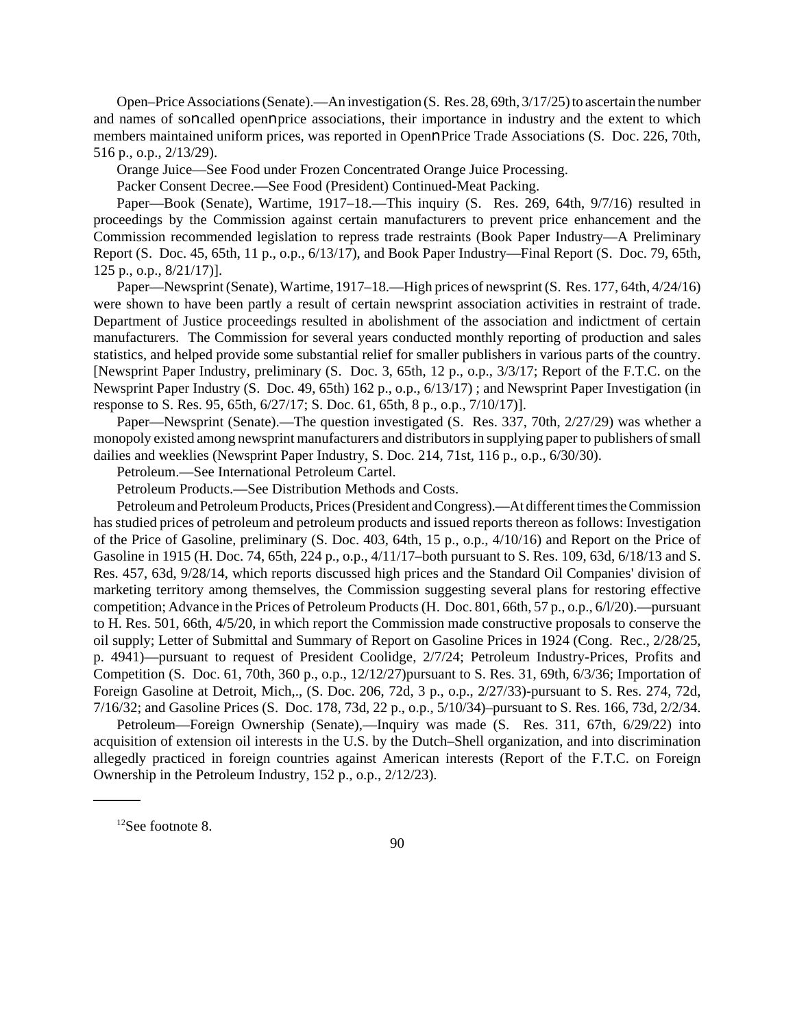Open–Price Associations (Senate).—An investigation (S. Res. 28, 69th, 3/17/25) to ascertain the number and names of soncalled opennprice associations, their importance in industry and the extent to which members maintained uniform prices, was reported in OpennPrice Trade Associations (S. Doc. 226, 70th, 516 p., o.p., 2/13/29).

Orange Juice—See Food under Frozen Concentrated Orange Juice Processing.

Packer Consent Decree.—See Food (President) Continued-Meat Packing.

Paper—Book (Senate), Wartime, 1917–18.—This inquiry (S. Res. 269, 64th, 9/7/16) resulted in proceedings by the Commission against certain manufacturers to prevent price enhancement and the Commission recommended legislation to repress trade restraints (Book Paper Industry—A Preliminary Report (S. Doc. 45, 65th, 11 p., o.p., 6/13/17), and Book Paper Industry—Final Report (S. Doc. 79, 65th, 125 p., o.p., 8/21/17)].

Paper—Newsprint (Senate), Wartime, 1917–18.—High prices of newsprint (S. Res. 177, 64th, 4/24/16) were shown to have been partly a result of certain newsprint association activities in restraint of trade. Department of Justice proceedings resulted in abolishment of the association and indictment of certain manufacturers. The Commission for several years conducted monthly reporting of production and sales statistics, and helped provide some substantial relief for smaller publishers in various parts of the country. [Newsprint Paper Industry, preliminary (S. Doc. 3, 65th, 12 p., o.p., 3/3/17; Report of the F.T.C. on the Newsprint Paper Industry (S. Doc. 49, 65th) 162 p., o.p., 6/13/17) ; and Newsprint Paper Investigation (in response to S. Res. 95, 65th, 6/27/17; S. Doc. 61, 65th, 8 p., o.p., 7/10/17)].

Paper—Newsprint (Senate).—The question investigated (S. Res. 337, 70th, 2/27/29) was whether a monopoly existed among newsprint manufacturers and distributors in supplying paper to publishers of small dailies and weeklies (Newsprint Paper Industry, S. Doc. 214, 71st, 116 p., o.p., 6/30/30).

Petroleum.—See International Petroleum Cartel.

Petroleum Products.—See Distribution Methods and Costs.

Petroleum and Petroleum Products, Prices (President and Congress).—At different times the Commission has studied prices of petroleum and petroleum products and issued reports thereon as follows: Investigation of the Price of Gasoline, preliminary (S. Doc. 403, 64th, 15 p., o.p., 4/10/16) and Report on the Price of Gasoline in 1915 (H. Doc. 74, 65th, 224 p., o.p., 4/11/17–both pursuant to S. Res. 109, 63d, 6/18/13 and S. Res. 457, 63d, 9/28/14, which reports discussed high prices and the Standard Oil Companies' division of marketing territory among themselves, the Commission suggesting several plans for restoring effective competition; Advance in the Prices of Petroleum Products (H. Doc. 801, 66th, 57 p., o.p., 6/l/20).—pursuant to H. Res. 501, 66th, 4/5/20, in which report the Commission made constructive proposals to conserve the oil supply; Letter of Submittal and Summary of Report on Gasoline Prices in 1924 (Cong. Rec., 2/28/25, p. 4941)—pursuant to request of President Coolidge, 2/7/24; Petroleum Industry-Prices, Profits and Competition (S. Doc. 61, 70th, 360 p., o.p., 12/12/27)pursuant to S. Res. 31, 69th, 6/3/36; Importation of Foreign Gasoline at Detroit, Mich,., (S. Doc. 206, 72d, 3 p., o.p., 2/27/33)-pursuant to S. Res. 274, 72d, 7/16/32; and Gasoline Prices (S. Doc. 178, 73d, 22 p., o.p., 5/10/34)–pursuant to S. Res. 166, 73d, 2/2/34.

Petroleum—Foreign Ownership (Senate),—Inquiry was made (S. Res. 311, 67th, 6/29/22) into acquisition of extension oil interests in the U.S. by the Dutch–Shell organization, and into discrimination allegedly practiced in foreign countries against American interests (Report of the F.T.C. on Foreign Ownership in the Petroleum Industry, 152 p., o.p., 2/12/23).

---

[12] See footnote 8.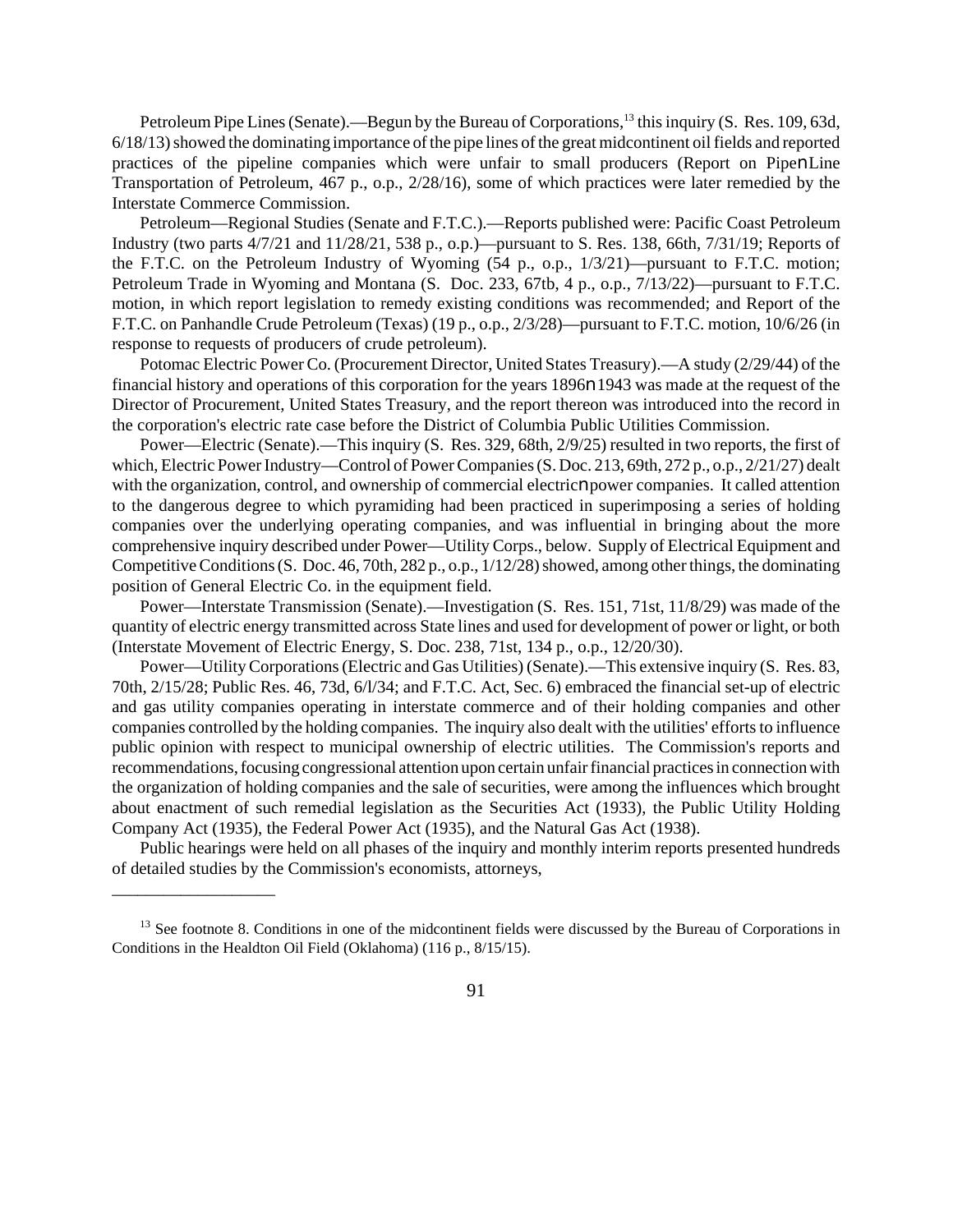Petroleum Pipe Lines (Senate).—Begun by the Bureau of Corporations,[13] this inquiry (S. Res. 109, 63d, 6/18/13) showed the dominating importance of the pipe lines of the great midcontinent oil fields and reported practices of the pipeline companies which were unfair to small producers (Report on PipenLine Transportation of Petroleum, 467 p., o.p., 2/28/16), some of which practices were later remedied by the Interstate Commerce Commission.

Petroleum—Regional Studies (Senate and F.T.C.).—Reports published were: Pacific Coast Petroleum Industry (two parts 4/7/21 and 11/28/21, 538 p., o.p.)—pursuant to S. Res. 138, 66th, 7/31/19; Reports of the F.T.C. on the Petroleum Industry of Wyoming (54 p., o.p., 1/3/21)—pursuant to F.T.C. motion; Petroleum Trade in Wyoming and Montana (S. Doc. 233, 67tb, 4 p., o.p., 7/13/22)—pursuant to F.T.C. motion, in which report legislation to remedy existing conditions was recommended; and Report of the F.T.C. on Panhandle Crude Petroleum (Texas) (19 p., o.p., 2/3/28)—pursuant to F.T.C. motion, 10/6/26 (in response to requests of producers of crude petroleum).

Potomac Electric Power Co. (Procurement Director, United States Treasury).—A study (2/29/44) of the financial history and operations of this corporation for the years 1896n1943 was made at the request of the Director of Procurement, United States Treasury, and the report thereon was introduced into the record in the corporation's electric rate case before the District of Columbia Public Utilities Commission.

Power—Electric (Senate).—This inquiry (S. Res. 329, 68th, 2/9/25) resulted in two reports, the first of which, Electric Power Industry—Control of Power Companies (S. Doc. 213, 69th, 272 p., o.p., 2/21/27) dealt with the organization, control, and ownership of commercial electricnpower companies. It called attention to the dangerous degree to which pyramiding had been practiced in superimposing a series of holding companies over the underlying operating companies, and was influential in bringing about the more comprehensive inquiry described under Power—Utility Corps., below. Supply of Electrical Equipment and Competitive Conditions (S. Doc. 46, 70th, 282 p., o.p., 1/12/28) showed, among other things, the dominating position of General Electric Co. in the equipment field.

Power—Interstate Transmission (Senate).—Investigation (S. Res. 151, 71st, 11/8/29) was made of the quantity of electric energy transmitted across State lines and used for development of power or light, or both (Interstate Movement of Electric Energy, S. Doc. 238, 71st, 134 p., o.p., 12/20/30).

Power—Utility Corporations (Electric and Gas Utilities) (Senate).—This extensive inquiry (S. Res. 83, 70th, 2/15/28; Public Res. 46, 73d, 6/l/34; and F.T.C. Act, Sec. 6) embraced the financial set-up of electric and gas utility companies operating in interstate commerce and of their holding companies and other companies controlled by the holding companies. The inquiry also dealt with the utilities' efforts to influence public opinion with respect to municipal ownership of electric utilities. The Commission's reports and recommendations, focusing congressional attention upon certain unfair financial practices in connection with the organization of holding companies and the sale of securities, were among the influences which brought about enactment of such remedial legislation as the Securities Act (1933), the Public Utility Holding Company Act (1935), the Federal Power Act (1935), and the Natural Gas Act (1938).

Public hearings were held on all phases of the inquiry and monthly interim reports presented hundreds of detailed studies by the Commission's economists, attorneys,

---

[13] See footnote 8. Conditions in one of the midcontinent fields were discussed by the Bureau of Corporations in Conditions in the Healdton Oil Field (Oklahoma) (116 p., 8/15/15).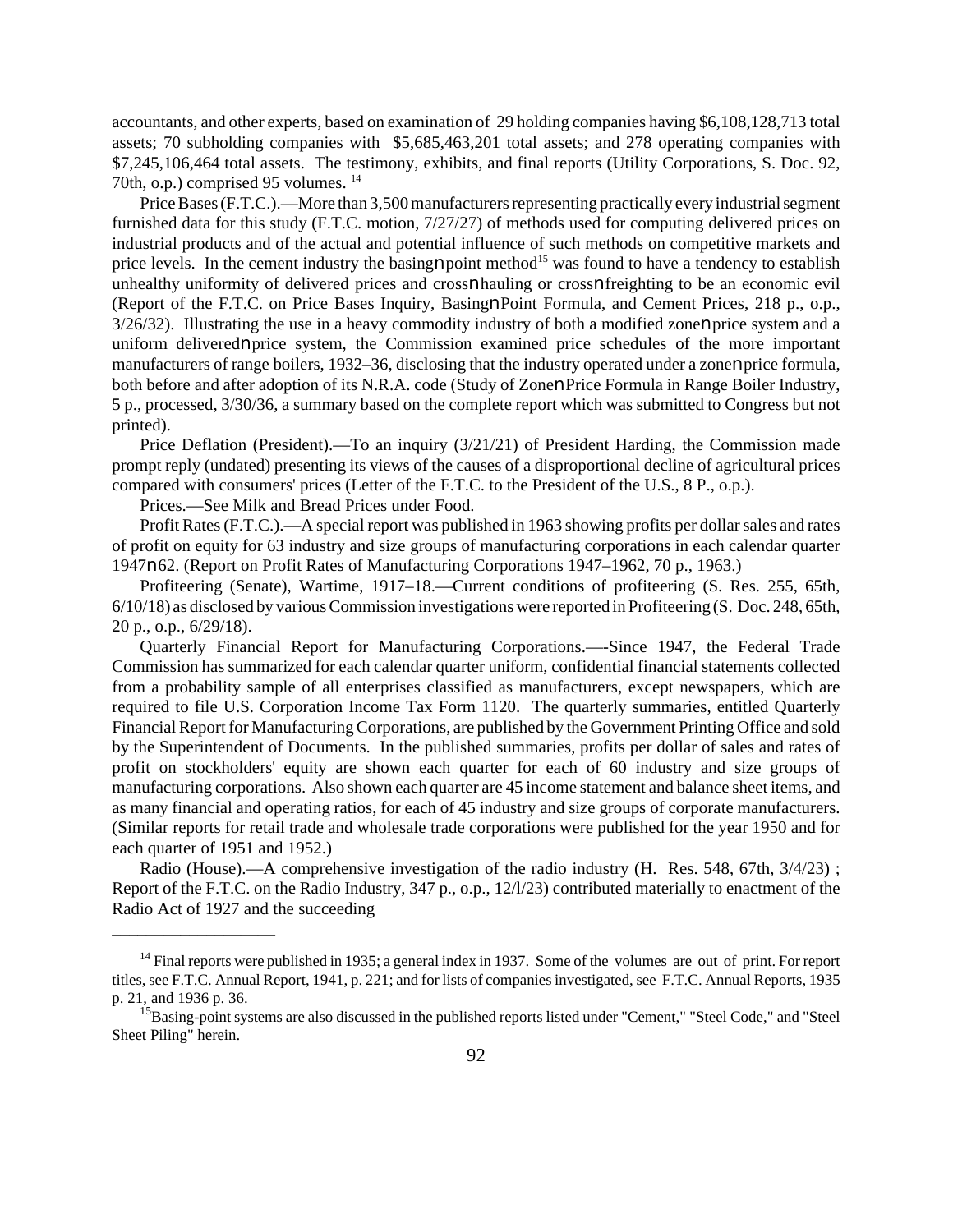accountants, and other experts, based on examination of 29 holding companies having $6,108,128,713 total assets; 70 subholding companies with $5,685,463,201 total assets; and 278 operating companies with $7,245,106,464 total assets. The testimony, exhibits, and final reports (Utility Corporations, S. Doc. 92, 70th, o.p.) comprised 95 volumes. [14]

Price Bases (F.T.C.).—More than 3,500 manufacturers representing practically every industrial segment furnished data for this study (F.T.C. motion, 7/27/27) of methods used for computing delivered prices on industrial products and of the actual and potential influence of such methods on competitive markets and price levels. In the cement industry the basing-point method[15] was found to have a tendency to establish unhealthy uniformity of delivered prices and cross-hauling or cross-freighting to be an economic evil (Report of the F.T.C. on Price Bases Inquiry, Basing-Point Formula, and Cement Prices, 218 p., o.p., 3/26/32). Illustrating the use in a heavy commodity industry of both a modified zone-price system and a uniform delivered-price system, the Commission examined price schedules of the more important manufacturers of range boilers, 1932–36, disclosing that the industry operated under a zone-price formula, both before and after adoption of its N.R.A. code (Study of Zone-Price Formula in Range Boiler Industry, 5 p., processed, 3/30/36, a summary based on the complete report which was submitted to Congress but not printed).

Price Deflation (President).—To an inquiry (3/21/21) of President Harding, the Commission made prompt reply (undated) presenting its views of the causes of a disproportional decline of agricultural prices compared with consumers' prices (Letter of the F.T.C. to the President of the U.S., 8 P., o.p.).

Prices.—See Milk and Bread Prices under Food.

Profit Rates (F.T.C.).—A special report was published in 1963 showing profits per dollar sales and rates of profit on equity for 63 industry and size groups of manufacturing corporations in each calendar quarter 1947-62. (Report on Profit Rates of Manufacturing Corporations 1947–1962, 70 p., 1963.)

Profiteering (Senate), Wartime, 1917–18.—Current conditions of profiteering (S. Res. 255, 65th, 6/10/18) as disclosed by various Commission investigations were reported in Profiteering (S. Doc. 248, 65th, 20 p., o.p., 6/29/18).

Quarterly Financial Report for Manufacturing Corporations.—-Since 1947, the Federal Trade Commission has summarized for each calendar quarter uniform, confidential financial statements collected from a probability sample of all enterprises classified as manufacturers, except newspapers, which are required to file U.S. Corporation Income Tax Form 1120. The quarterly summaries, entitled Quarterly Financial Report for Manufacturing Corporations, are published by the Government Printing Office and sold by the Superintendent of Documents. In the published summaries, profits per dollar of sales and rates of profit on stockholders' equity are shown each quarter for each of 60 industry and size groups of manufacturing corporations. Also shown each quarter are 45 income statement and balance sheet items, and as many financial and operating ratios, for each of 45 industry and size groups of corporate manufacturers. (Similar reports for retail trade and wholesale trade corporations were published for the year 1950 and for each quarter of 1951 and 1952.)

Radio (House).—A comprehensive investigation of the radio industry (H. Res. 548, 67th, 3/4/23) ; Report of the F.T.C. on the Radio Industry, 347 p., o.p., 12/1/23) contributed materially to enactment of the Radio Act of 1927 and the succeeding

---

[14] Final reports were published in 1935; a general index in 1937. Some of the volumes are out of print. For report titles, see F.T.C. Annual Report, 1941, p. 221; and for lists of companies investigated, see F.T.C. Annual Reports, 1935 p. 21, and 1936 p. 36.

[15] Basing-point systems are also discussed in the published reports listed under "Cement," "Steel Code," and "Steel Sheet Piling" herein.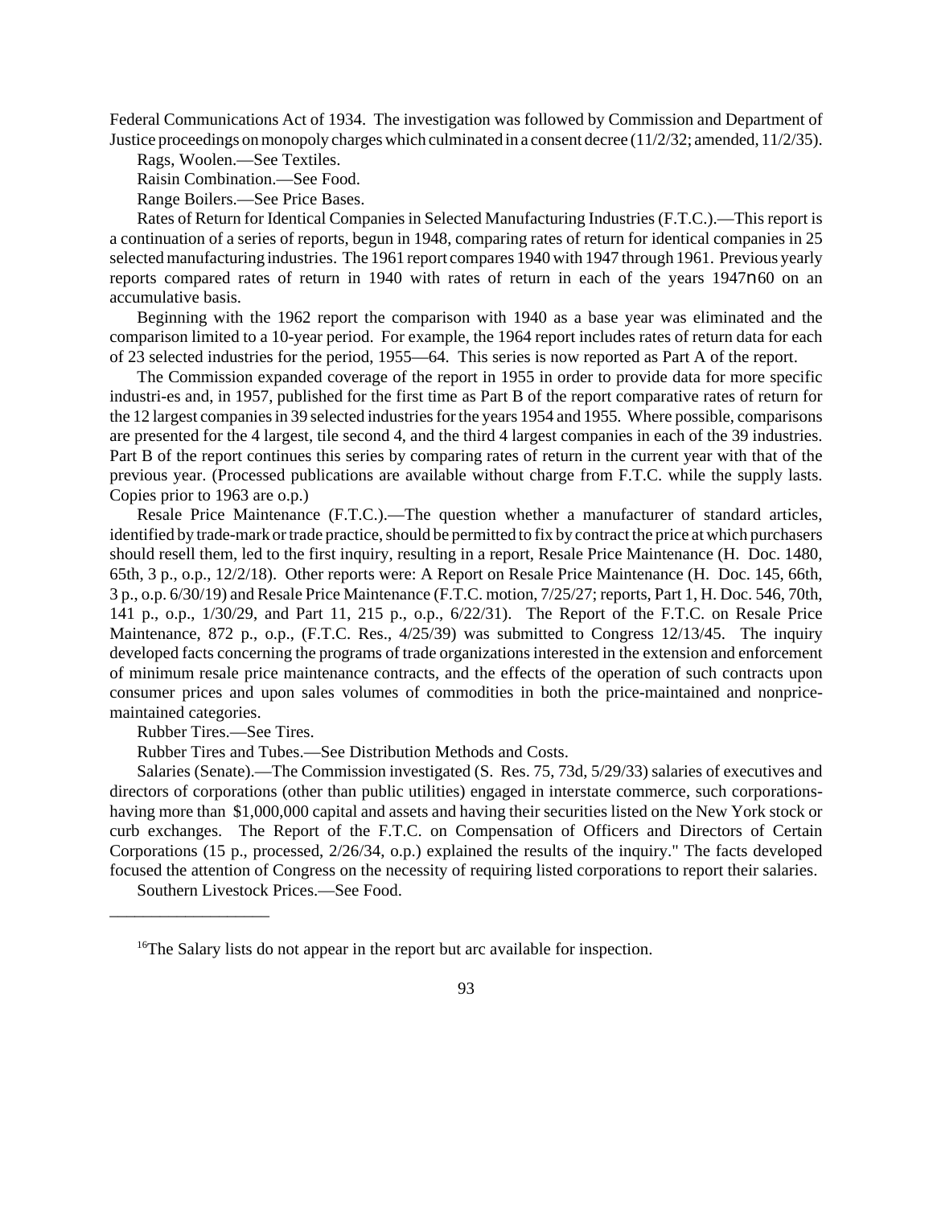Federal Communications Act of 1934. The investigation was followed by Commission and Department of Justice proceedings on monopoly charges which culminated in a consent decree (11/2/32; amended, 11/2/35).

Rags, Woolen.—See Textiles.

Raisin Combination.—See Food.

Range Boilers.—See Price Bases.

Rates of Return for Identical Companies in Selected Manufacturing Industries (F.T.C.).—This report is a continuation of a series of reports, begun in 1948, comparing rates of return for identical companies in 25 selected manufacturing industries. The 1961 report compares 1940 with 1947 through 1961. Previous yearly reports compared rates of return in 1940 with rates of return in each of the years 1947n60 on an accumulative basis.

Beginning with the 1962 report the comparison with 1940 as a base year was eliminated and the comparison limited to a 10-year period. For example, the 1964 report includes rates of return data for each of 23 selected industries for the period, 1955—64. This series is now reported as Part A of the report.

The Commission expanded coverage of the report in 1955 in order to provide data for more specific industri-es and, in 1957, published for the first time as Part B of the report comparative rates of return for the 12 largest companies in 39 selected industries for the years 1954 and 1955. Where possible, comparisons are presented for the 4 largest, tile second 4, and the third 4 largest companies in each of the 39 industries. Part B of the report continues this series by comparing rates of return in the current year with that of the previous year. (Processed publications are available without charge from F.T.C. while the supply lasts. Copies prior to 1963 are o.p.)

Resale Price Maintenance (F.T.C.).—The question whether a manufacturer of standard articles, identified by trade-mark or trade practice, should be permitted to fix by contract the price at which purchasers should resell them, led to the first inquiry, resulting in a report, Resale Price Maintenance (H. Doc. 1480, 65th, 3 p., o.p., 12/2/18). Other reports were: A Report on Resale Price Maintenance (H. Doc. 145, 66th, 3 p., o.p. 6/30/19) and Resale Price Maintenance (F.T.C. motion, 7/25/27; reports, Part 1, H. Doc. 546, 70th, 141 p., o.p., 1/30/29, and Part 11, 215 p., o.p., 6/22/31). The Report of the F.T.C. on Resale Price Maintenance, 872 p., o.p., (F.T.C. Res., 4/25/39) was submitted to Congress 12/13/45. The inquiry developed facts concerning the programs of trade organizations interested in the extension and enforcement of minimum resale price maintenance contracts, and the effects of the operation of such contracts upon consumer prices and upon sales volumes of commodities in both the price-maintained and nonprice-maintained categories.

Rubber Tires.—See Tires.

Rubber Tires and Tubes.—See Distribution Methods and Costs.

Salaries (Senate).—The Commission investigated (S. Res. 75, 73d, 5/29/33) salaries of executives and directors of corporations (other than public utilities) engaged in interstate commerce, such corporations-having more than $1,000,000 capital and assets and having their securities listed on the New York stock or curb exchanges. The Report of the F.T.C. on Compensation of Officers and Directors of Certain Corporations (15 p., processed, 2/26/34, o.p.) explained the results of the inquiry." The facts developed focused the attention of Congress on the necessity of requiring listed corporations to report their salaries.

Southern Livestock Prices.—See Food.

---

[16]The Salary lists do not appear in the report but arc available for inspection.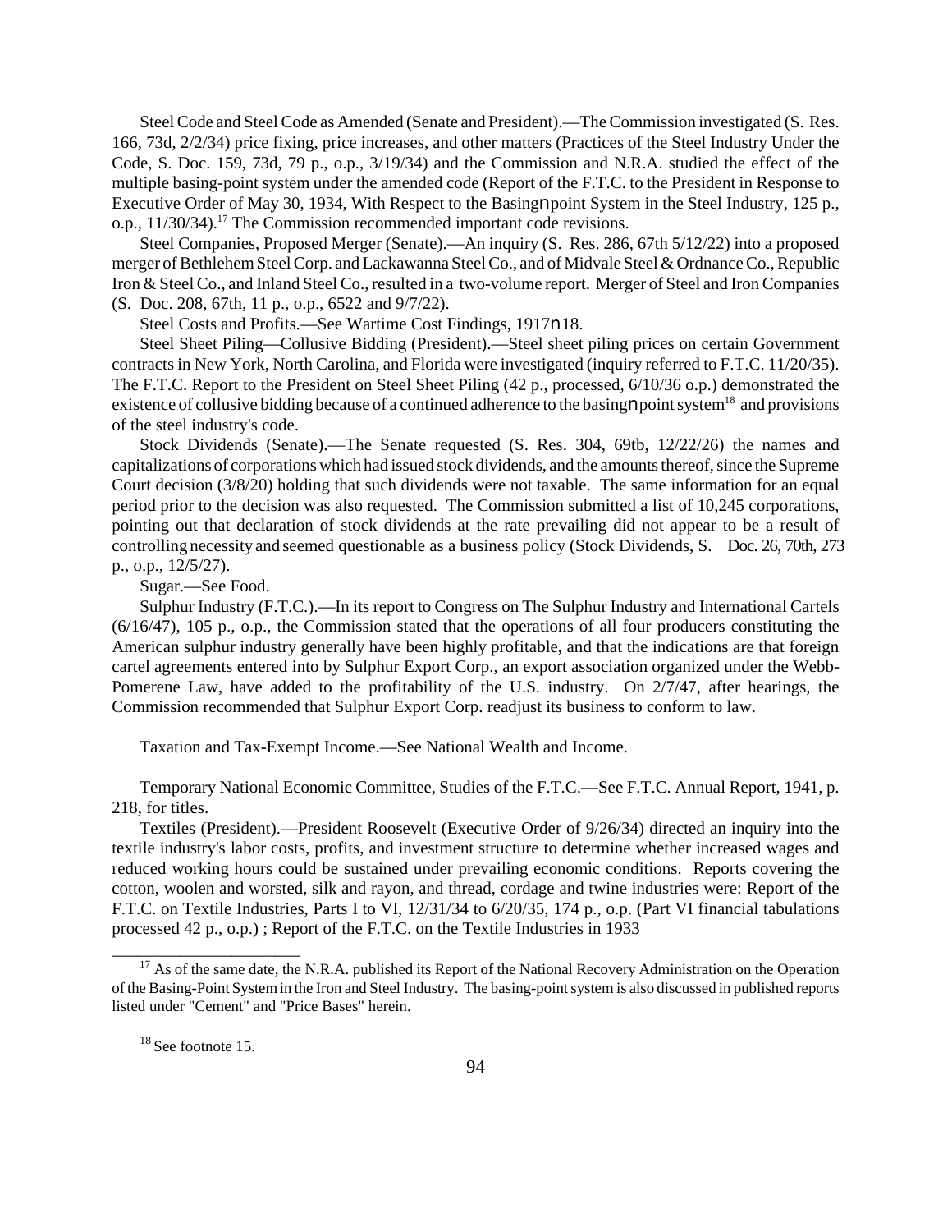Steel Code and Steel Code as Amended (Senate and President).—The Commission investigated (S. Res. 166, 73d, 2/2/34) price fixing, price increases, and other matters (Practices of the Steel Industry Under the Code, S. Doc. 159, 73d, 79 p., o.p., 3/19/34) and the Commission and N.R.A. studied the effect of the multiple basing-point system under the amended code (Report of the F.T.C. to the President in Response to Executive Order of May 30, 1934, With Respect to the Basingnpoint System in the Steel Industry, 125 p., o.p., 11/30/34).[17] The Commission recommended important code revisions.

Steel Companies, Proposed Merger (Senate).—An inquiry (S. Res. 286, 67th 5/12/22) into a proposed merger of Bethlehem Steel Corp. and Lackawanna Steel Co., and of Midvale Steel & Ordnance Co., Republic Iron & Steel Co., and Inland Steel Co., resulted in a two-volume report. Merger of Steel and Iron Companies (S. Doc. 208, 67th, 11 p., o.p., 6522 and 9/7/22).

Steel Costs and Profits.—See Wartime Cost Findings, 1917n18.

Steel Sheet Piling—Collusive Bidding (President).—Steel sheet piling prices on certain Government contracts in New York, North Carolina, and Florida were investigated (inquiry referred to F.T.C. 11/20/35). The F.T.C. Report to the President on Steel Sheet Piling (42 p., processed, 6/10/36 o.p.) demonstrated the existence of collusive bidding because of a continued adherence to the basingnpoint system[18] and provisions of the steel industry's code.

Stock Dividends (Senate).—The Senate requested (S. Res. 304, 69tb, 12/22/26) the names and capitalizations of corporations which had issued stock dividends, and the amounts thereof, since the Supreme Court decision (3/8/20) holding that such dividends were not taxable. The same information for an equal period prior to the decision was also requested. The Commission submitted a list of 10,245 corporations, pointing out that declaration of stock dividends at the rate prevailing did not appear to be a result of controlling necessity and seemed questionable as a business policy (Stock Dividends, S. Doc. 26, 70th, 273 p., o.p., 12/5/27).

Sugar.—See Food.

Sulphur Industry (F.T.C.).—In its report to Congress on The Sulphur Industry and International Cartels (6/16/47), 105 p., o.p., the Commission stated that the operations of all four producers constituting the American sulphur industry generally have been highly profitable, and that the indications are that foreign cartel agreements entered into by Sulphur Export Corp., an export association organized under the Webb-Pomerene Law, have added to the profitability of the U.S. industry. On 2/7/47, after hearings, the Commission recommended that Sulphur Export Corp. readjust its business to conform to law.

Taxation and Tax-Exempt Income.—See National Wealth and Income.

Temporary National Economic Committee, Studies of the F.T.C.—See F.T.C. Annual Report, 1941, p. 218, for titles.

Textiles (President).—President Roosevelt (Executive Order of 9/26/34) directed an inquiry into the textile industry's labor costs, profits, and investment structure to determine whether increased wages and reduced working hours could be sustained under prevailing economic conditions. Reports covering the cotton, woolen and worsted, silk and rayon, and thread, cordage and twine industries were: Report of the F.T.C. on Textile Industries, Parts I to VI, 12/31/34 to 6/20/35, 174 p., o.p. (Part VI financial tabulations processed 42 p., o.p.) ; Report of the F.T.C. on the Textile Industries in 1933

---

[17] As of the same date, the N.R.A. published its Report of the National Recovery Administration on the Operation of the Basing-Point System in the Iron and Steel Industry. The basing-point system is also discussed in published reports listed under "Cement" and "Price Bases" herein.

[18] See footnote 15.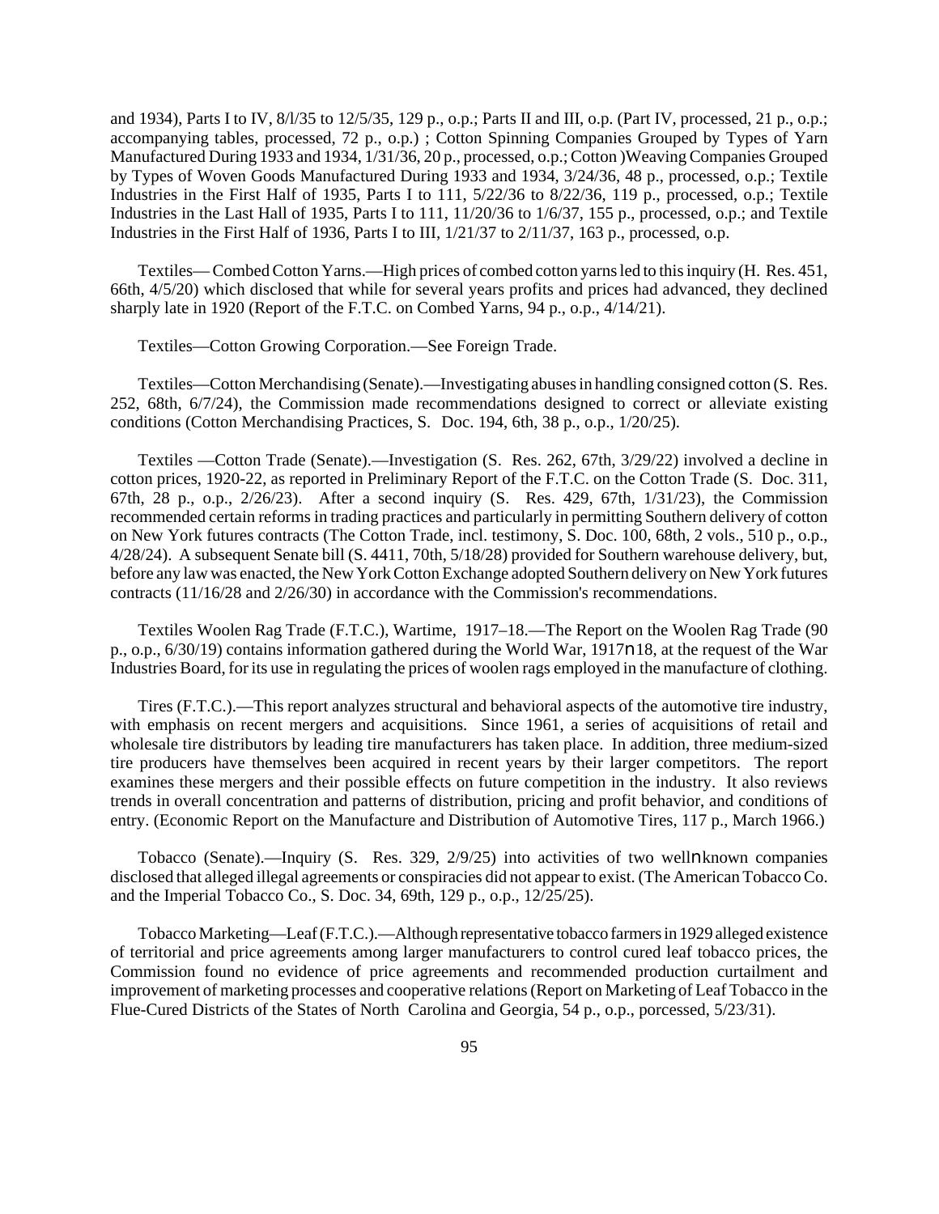and 1934), Parts I to IV, 8/l/35 to 12/5/35, 129 p., o.p.; Parts II and III, o.p. (Part IV, processed, 21 p., o.p.; accompanying tables, processed, 72 p., o.p.) ; Cotton Spinning Companies Grouped by Types of Yarn Manufactured During 1933 and 1934, 1/31/36, 20 p., processed, o.p.; Cotton )Weaving Companies Grouped by Types of Woven Goods Manufactured During 1933 and 1934, 3/24/36, 48 p., processed, o.p.; Textile Industries in the First Half of 1935, Parts I to 111, 5/22/36 to 8/22/36, 119 p., processed, o.p.; Textile Industries in the Last Hall of 1935, Parts I to 111, 11/20/36 to 1/6/37, 155 p., processed, o.p.; and Textile Industries in the First Half of 1936, Parts I to III, 1/21/37 to 2/11/37, 163 p., processed, o.p.

Textiles— Combed Cotton Yarns.—High prices of combed cotton yarns led to this inquiry (H. Res. 451, 66th, 4/5/20) which disclosed that while for several years profits and prices had advanced, they declined sharply late in 1920 (Report of the F.T.C. on Combed Yarns, 94 p., o.p., 4/14/21).

Textiles—Cotton Growing Corporation.—See Foreign Trade.

Textiles—Cotton Merchandising (Senate).—Investigating abuses in handling consigned cotton (S. Res. 252, 68th, 6/7/24), the Commission made recommendations designed to correct or alleviate existing conditions (Cotton Merchandising Practices, S. Doc. 194, 6th, 38 p., o.p., 1/20/25).

Textiles —Cotton Trade (Senate).—Investigation (S. Res. 262, 67th, 3/29/22) involved a decline in cotton prices, 1920-22, as reported in Preliminary Report of the F.T.C. on the Cotton Trade (S. Doc. 311, 67th, 28 p., o.p., 2/26/23). After a second inquiry (S. Res. 429, 67th, 1/31/23), the Commission recommended certain reforms in trading practices and particularly in permitting Southern delivery of cotton on New York futures contracts (The Cotton Trade, incl. testimony, S. Doc. 100, 68th, 2 vols., 510 p., o.p., 4/28/24). A subsequent Senate bill (S. 4411, 70th, 5/18/28) provided for Southern warehouse delivery, but, before any law was enacted, the New York Cotton Exchange adopted Southern delivery on New York futures contracts (11/16/28 and 2/26/30) in accordance with the Commission's recommendations.

Textiles Woolen Rag Trade (F.T.C.), Wartime, 1917–18.—The Report on the Woolen Rag Trade (90 p., o.p., 6/30/19) contains information gathered during the World War, 1917n18, at the request of the War Industries Board, for its use in regulating the prices of woolen rags employed in the manufacture of clothing.

Tires (F.T.C.).—This report analyzes structural and behavioral aspects of the automotive tire industry, with emphasis on recent mergers and acquisitions. Since 1961, a series of acquisitions of retail and wholesale tire distributors by leading tire manufacturers has taken place. In addition, three medium-sized tire producers have themselves been acquired in recent years by their larger competitors. The report examines these mergers and their possible effects on future competition in the industry. It also reviews trends in overall concentration and patterns of distribution, pricing and profit behavior, and conditions of entry. (Economic Report on the Manufacture and Distribution of Automotive Tires, 117 p., March 1966.)

Tobacco (Senate).—Inquiry (S. Res. 329, 2/9/25) into activities of two wellnknown companies disclosed that alleged illegal agreements or conspiracies did not appear to exist. (The American Tobacco Co. and the Imperial Tobacco Co., S. Doc. 34, 69th, 129 p., o.p., 12/25/25).

Tobacco Marketing—Leaf (F.T.C.).—Although representative tobacco farmers in 1929 alleged existence of territorial and price agreements among larger manufacturers to control cured leaf tobacco prices, the Commission found no evidence of price agreements and recommended production curtailment and improvement of marketing processes and cooperative relations (Report on Marketing of Leaf Tobacco in the Flue-Cured Districts of the States of North Carolina and Georgia, 54 p., o.p., porcessed, 5/23/31).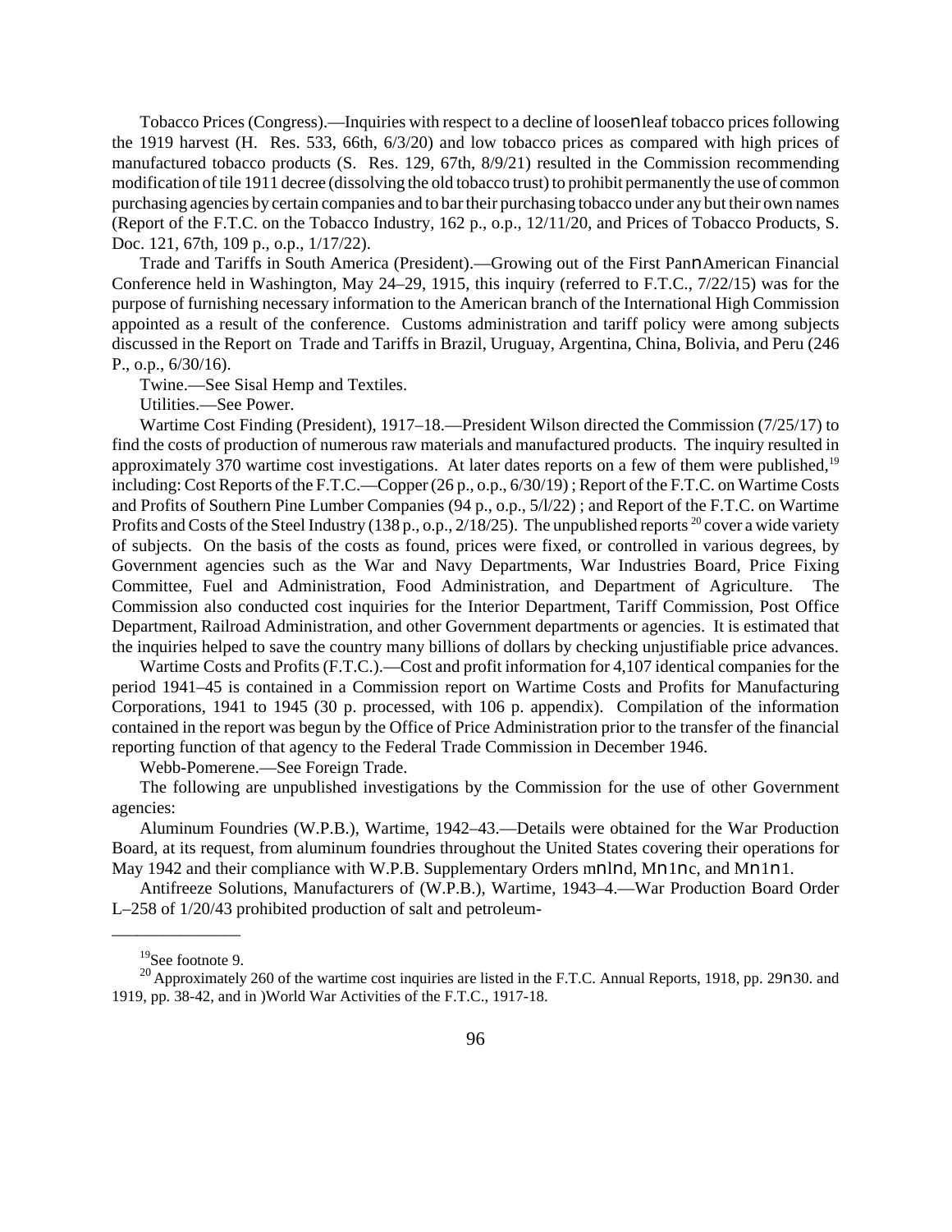Tobacco Prices (Congress).—Inquiries with respect to a decline of loosenleaf tobacco prices following the 1919 harvest (H. Res. 533, 66th, 6/3/20) and low tobacco prices as compared with high prices of manufactured tobacco products (S. Res. 129, 67th, 8/9/21) resulted in the Commission recommending modification of tile 1911 decree (dissolving the old tobacco trust) to prohibit permanently the use of common purchasing agencies by certain companies and to bar their purchasing tobacco under any but their own names (Report of the F.T.C. on the Tobacco Industry, 162 p., o.p., 12/11/20, and Prices of Tobacco Products, S. Doc. 121, 67th, 109 p., o.p., 1/17/22).

Trade and Tariffs in South America (President).—Growing out of the First PannAmerican Financial Conference held in Washington, May 24–29, 1915, this inquiry (referred to F.T.C., 7/22/15) was for the purpose of furnishing necessary information to the American branch of the International High Commission appointed as a result of the conference. Customs administration and tariff policy were among subjects discussed in the Report on Trade and Tariffs in Brazil, Uruguay, Argentina, China, Bolivia, and Peru (246 P., o.p., 6/30/16).

Twine.—See Sisal Hemp and Textiles.

Utilities.—See Power.

Wartime Cost Finding (President), 1917–18.—President Wilson directed the Commission (7/25/17) to find the costs of production of numerous raw materials and manufactured products. The inquiry resulted in approximately 370 wartime cost investigations. At later dates reports on a few of them were published,[19] including: Cost Reports of the F.T.C.—Copper (26 p., o.p., 6/30/19) ; Report of the F.T.C. on Wartime Costs and Profits of Southern Pine Lumber Companies (94 p., o.p., 5/l/22) ; and Report of the F.T.C. on Wartime Profits and Costs of the Steel Industry (138 p., o.p., 2/18/25). The unpublished reports [20] cover a wide variety of subjects. On the basis of the costs as found, prices were fixed, or controlled in various degrees, by Government agencies such as the War and Navy Departments, War Industries Board, Price Fixing Committee, Fuel and Administration, Food Administration, and Department of Agriculture. The Commission also conducted cost inquiries for the Interior Department, Tariff Commission, Post Office Department, Railroad Administration, and other Government departments or agencies. It is estimated that the inquiries helped to save the country many billions of dollars by checking unjustifiable price advances.

Wartime Costs and Profits (F.T.C.).—Cost and profit information for 4,107 identical companies for the period 1941–45 is contained in a Commission report on Wartime Costs and Profits for Manufacturing Corporations, 1941 to 1945 (30 p. processed, with 106 p. appendix). Compilation of the information contained in the report was begun by the Office of Price Administration prior to the transfer of the financial reporting function of that agency to the Federal Trade Commission in December 1946.

Webb-Pomerene.—See Foreign Trade.

The following are unpublished investigations by the Commission for the use of other Government agencies:

Aluminum Foundries (W.P.B.), Wartime, 1942–43.—Details were obtained for the War Production Board, at its request, from aluminum foundries throughout the United States covering their operations for May 1942 and their compliance with W.P.B. Supplementary Orders mnlnd, Mn1nc, and Mn1n1.

Antifreeze Solutions, Manufacturers of (W.P.B.), Wartime, 1943–4.—War Production Board Order L–258 of 1/20/43 prohibited production of salt and petroleum-

---

[19] See footnote 9.

[20] Approximately 260 of the wartime cost inquiries are listed in the F.T.C. Annual Reports, 1918, pp. 29n30. and 1919, pp. 38-42, and in )World War Activities of the F.T.C., 1917-18.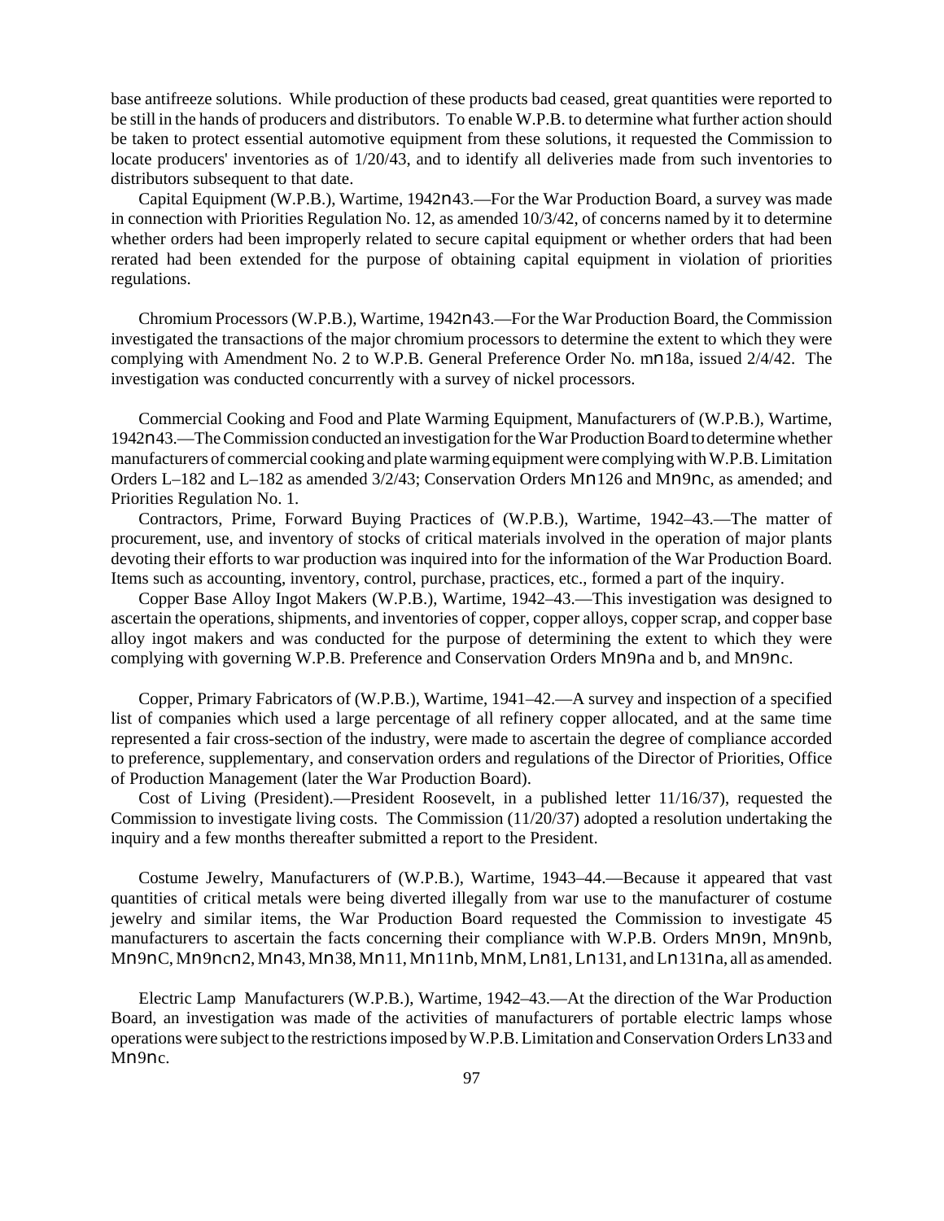base antifreeze solutions. While production of these products bad ceased, great quantities were reported to be still in the hands of producers and distributors. To enable W.P.B. to determine what further action should be taken to protect essential automotive equipment from these solutions, it requested the Commission to locate producers' inventories as of 1/20/43, and to identify all deliveries made from such inventories to distributors subsequent to that date.

Capital Equipment (W.P.B.), Wartime, 1942n43.—For the War Production Board, a survey was made in connection with Priorities Regulation No. 12, as amended 10/3/42, of concerns named by it to determine whether orders had been improperly related to secure capital equipment or whether orders that had been rerated had been extended for the purpose of obtaining capital equipment in violation of priorities regulations.

Chromium Processors (W.P.B.), Wartime, 1942n43.—For the War Production Board, the Commission investigated the transactions of the major chromium processors to determine the extent to which they were complying with Amendment No. 2 to W.P.B. General Preference Order No. mn18a, issued 2/4/42. The investigation was conducted concurrently with a survey of nickel processors.

Commercial Cooking and Food and Plate Warming Equipment, Manufacturers of (W.P.B.), Wartime, 1942n43.—The Commission conducted an investigation for the War Production Board to determine whether manufacturers of commercial cooking and plate warming equipment were complying with W.P.B. Limitation Orders L–182 and L–182 as amended 3/2/43; Conservation Orders Mn126 and Mn9nc, as amended; and Priorities Regulation No. 1.

Contractors, Prime, Forward Buying Practices of (W.P.B.), Wartime, 1942–43.—The matter of procurement, use, and inventory of stocks of critical materials involved in the operation of major plants devoting their efforts to war production was inquired into for the information of the War Production Board. Items such as accounting, inventory, control, purchase, practices, etc., formed a part of the inquiry.

Copper Base Alloy Ingot Makers (W.P.B.), Wartime, 1942–43.—This investigation was designed to ascertain the operations, shipments, and inventories of copper, copper alloys, copper scrap, and copper base alloy ingot makers and was conducted for the purpose of determining the extent to which they were complying with governing W.P.B. Preference and Conservation Orders Mn9na and b, and Mn9nc.

Copper, Primary Fabricators of (W.P.B.), Wartime, 1941–42.—A survey and inspection of a specified list of companies which used a large percentage of all refinery copper allocated, and at the same time represented a fair cross-section of the industry, were made to ascertain the degree of compliance accorded to preference, supplementary, and conservation orders and regulations of the Director of Priorities, Office of Production Management (later the War Production Board).

Cost of Living (President).—President Roosevelt, in a published letter 11/16/37), requested the Commission to investigate living costs. The Commission (11/20/37) adopted a resolution undertaking the inquiry and a few months thereafter submitted a report to the President.

Costume Jewelry, Manufacturers of (W.P.B.), Wartime, 1943–44.—Because it appeared that vast quantities of critical metals were being diverted illegally from war use to the manufacturer of costume jewelry and similar items, the War Production Board requested the Commission to investigate 45 manufacturers to ascertain the facts concerning their compliance with W.P.B. Orders Mn9n, Mn9nb, Mn9nC, Mn9ncn2, Mn43, Mn38, Mn11, Mn11nb, MnM, Ln81, Ln131, and Ln131na, all as amended.

Electric Lamp Manufacturers (W.P.B.), Wartime, 1942–43.—At the direction of the War Production Board, an investigation was made of the activities of manufacturers of portable electric lamps whose operations were subject to the restrictions imposed by W.P.B. Limitation and Conservation Orders Ln33 and Mn9nc.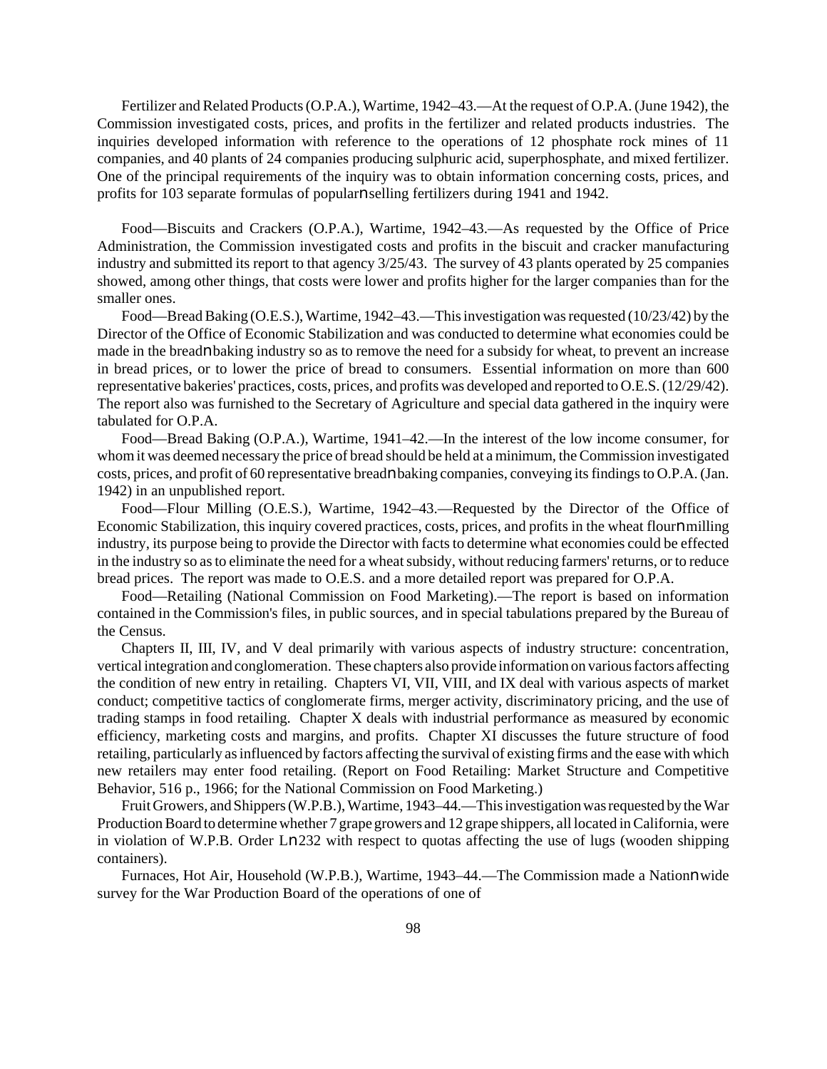Fertilizer and Related Products (O.P.A.), Wartime, 1942–43.—At the request of O.P.A. (June 1942), the Commission investigated costs, prices, and profits in the fertilizer and related products industries. The inquiries developed information with reference to the operations of 12 phosphate rock mines of 11 companies, and 40 plants of 24 companies producing sulphuric acid, superphosphate, and mixed fertilizer. One of the principal requirements of the inquiry was to obtain information concerning costs, prices, and profits for 103 separate formulas of popular-selling fertilizers during 1941 and 1942.

Food—Biscuits and Crackers (O.P.A.), Wartime, 1942–43.—As requested by the Office of Price Administration, the Commission investigated costs and profits in the biscuit and cracker manufacturing industry and submitted its report to that agency 3/25/43. The survey of 43 plants operated by 25 companies showed, among other things, that costs were lower and profits higher for the larger companies than for the smaller ones.

Food—Bread Baking (O.E.S.), Wartime, 1942–43.—This investigation was requested (10/23/42) by the Director of the Office of Economic Stabilization and was conducted to determine what economies could be made in the bread-baking industry so as to remove the need for a subsidy for wheat, to prevent an increase in bread prices, or to lower the price of bread to consumers. Essential information on more than 600 representative bakeries' practices, costs, prices, and profits was developed and reported to O.E.S. (12/29/42). The report also was furnished to the Secretary of Agriculture and special data gathered in the inquiry were tabulated for O.P.A.

Food—Bread Baking (O.P.A.), Wartime, 1941–42.—In the interest of the low income consumer, for whom it was deemed necessary the price of bread should be held at a minimum, the Commission investigated costs, prices, and profit of 60 representative bread-baking companies, conveying its findings to O.P.A. (Jan. 1942) in an unpublished report.

Food—Flour Milling (O.E.S.), Wartime, 1942–43.—Requested by the Director of the Office of Economic Stabilization, this inquiry covered practices, costs, prices, and profits in the wheat flour-milling industry, its purpose being to provide the Director with facts to determine what economies could be effected in the industry so as to eliminate the need for a wheat subsidy, without reducing farmers' returns, or to reduce bread prices. The report was made to O.E.S. and a more detailed report was prepared for O.P.A.

Food—Retailing (National Commission on Food Marketing).—The report is based on information contained in the Commission's files, in public sources, and in special tabulations prepared by the Bureau of the Census.

Chapters II, III, IV, and V deal primarily with various aspects of industry structure: concentration, vertical integration and conglomeration. These chapters also provide information on various factors affecting the condition of new entry in retailing. Chapters VI, VII, VIII, and IX deal with various aspects of market conduct; competitive tactics of conglomerate firms, merger activity, discriminatory pricing, and the use of trading stamps in food retailing. Chapter X deals with industrial performance as measured by economic efficiency, marketing costs and margins, and profits. Chapter XI discusses the future structure of food retailing, particularly as influenced by factors affecting the survival of existing firms and the ease with which new retailers may enter food retailing. (Report on Food Retailing: Market Structure and Competitive Behavior, 516 p., 1966; for the National Commission on Food Marketing.)

Fruit Growers, and Shippers (W.P.B.), Wartime, 1943–44.—This investigation was requested by the War Production Board to determine whether 7 grape growers and 12 grape shippers, all located in California, were in violation of W.P.B. Order L-232 with respect to quotas affecting the use of lugs (wooden shipping containers).

Furnaces, Hot Air, Household (W.P.B.), Wartime, 1943–44.—The Commission made a Nation-wide survey for the War Production Board of the operations of one of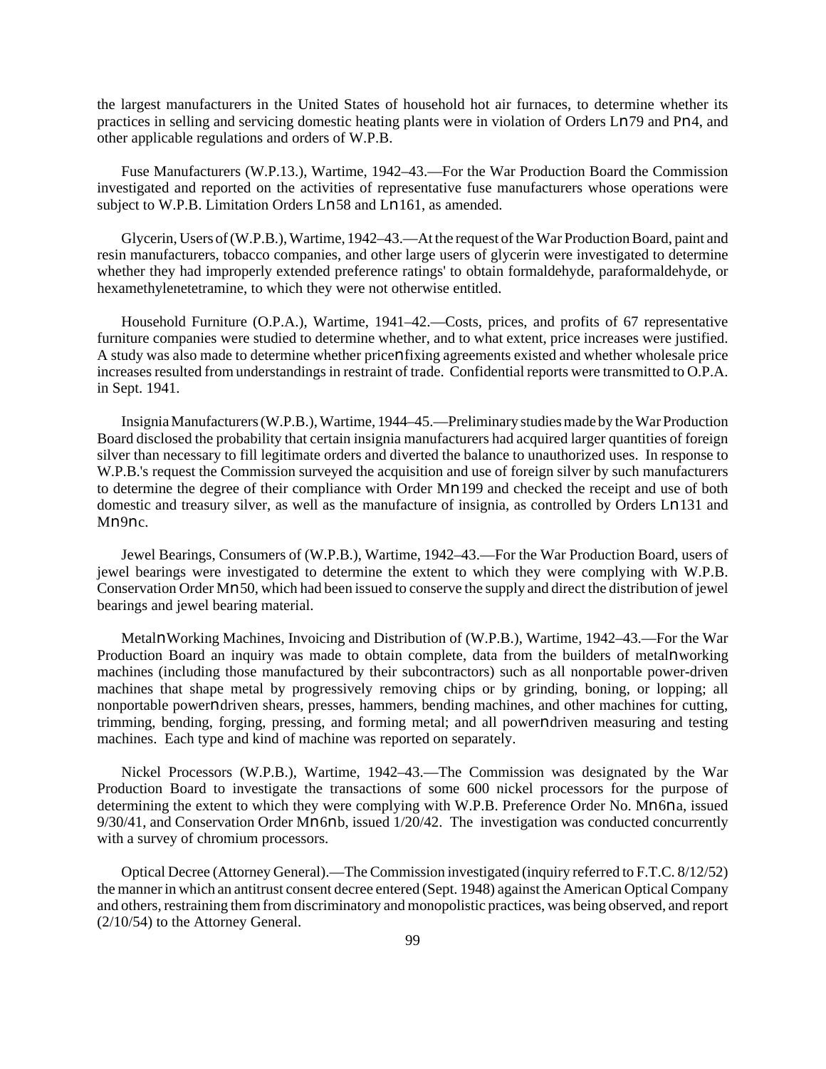the largest manufacturers in the United States of household hot air furnaces, to determine whether its practices in selling and servicing domestic heating plants were in violation of Orders Ln79 and Pn4, and other applicable regulations and orders of W.P.B.

Fuse Manufacturers (W.P.13.), Wartime, 1942–43.—For the War Production Board the Commission investigated and reported on the activities of representative fuse manufacturers whose operations were subject to W.P.B. Limitation Orders Ln58 and Ln161, as amended.

Glycerin, Users of (W.P.B.), Wartime, 1942–43.—At the request of the War Production Board, paint and resin manufacturers, tobacco companies, and other large users of glycerin were investigated to determine whether they had improperly extended preference ratings' to obtain formaldehyde, paraformaldehyde, or hexamethylenetetramine, to which they were not otherwise entitled.

Household Furniture (O.P.A.), Wartime, 1941–42.—Costs, prices, and profits of 67 representative furniture companies were studied to determine whether, and to what extent, price increases were justified. A study was also made to determine whether pricenfixing agreements existed and whether wholesale price increases resulted from understandings in restraint of trade. Confidential reports were transmitted to O.P.A. in Sept. 1941.

Insignia Manufacturers (W.P.B.), Wartime, 1944–45.—Preliminary studies made by the War Production Board disclosed the probability that certain insignia manufacturers had acquired larger quantities of foreign silver than necessary to fill legitimate orders and diverted the balance to unauthorized uses. In response to W.P.B.'s request the Commission surveyed the acquisition and use of foreign silver by such manufacturers to determine the degree of their compliance with Order Mn199 and checked the receipt and use of both domestic and treasury silver, as well as the manufacture of insignia, as controlled by Orders Ln131 and Mn9nc.

Jewel Bearings, Consumers of (W.P.B.), Wartime, 1942–43.—For the War Production Board, users of jewel bearings were investigated to determine the extent to which they were complying with W.P.B. Conservation Order Mn50, which had been issued to conserve the supply and direct the distribution of jewel bearings and jewel bearing material.

MetalnWorking Machines, Invoicing and Distribution of (W.P.B.), Wartime, 1942–43.—For the War Production Board an inquiry was made to obtain complete, data from the builders of metalnworking machines (including those manufactured by their subcontractors) such as all nonportable power-driven machines that shape metal by progressively removing chips or by grinding, boning, or lopping; all nonportable powerndriven shears, presses, hammers, bending machines, and other machines for cutting, trimming, bending, forging, pressing, and forming metal; and all powerndriven measuring and testing machines. Each type and kind of machine was reported on separately.

Nickel Processors (W.P.B.), Wartime, 1942–43.—The Commission was designated by the War Production Board to investigate the transactions of some 600 nickel processors for the purpose of determining the extent to which they were complying with W.P.B. Preference Order No. Mn6na, issued 9/30/41, and Conservation Order Mn6nb, issued 1/20/42. The investigation was conducted concurrently with a survey of chromium processors.

Optical Decree (Attorney General).—The Commission investigated (inquiry referred to F.T.C. 8/12/52) the manner in which an antitrust consent decree entered (Sept. 1948) against the American Optical Company and others, restraining them from discriminatory and monopolistic practices, was being observed, and report (2/10/54) to the Attorney General.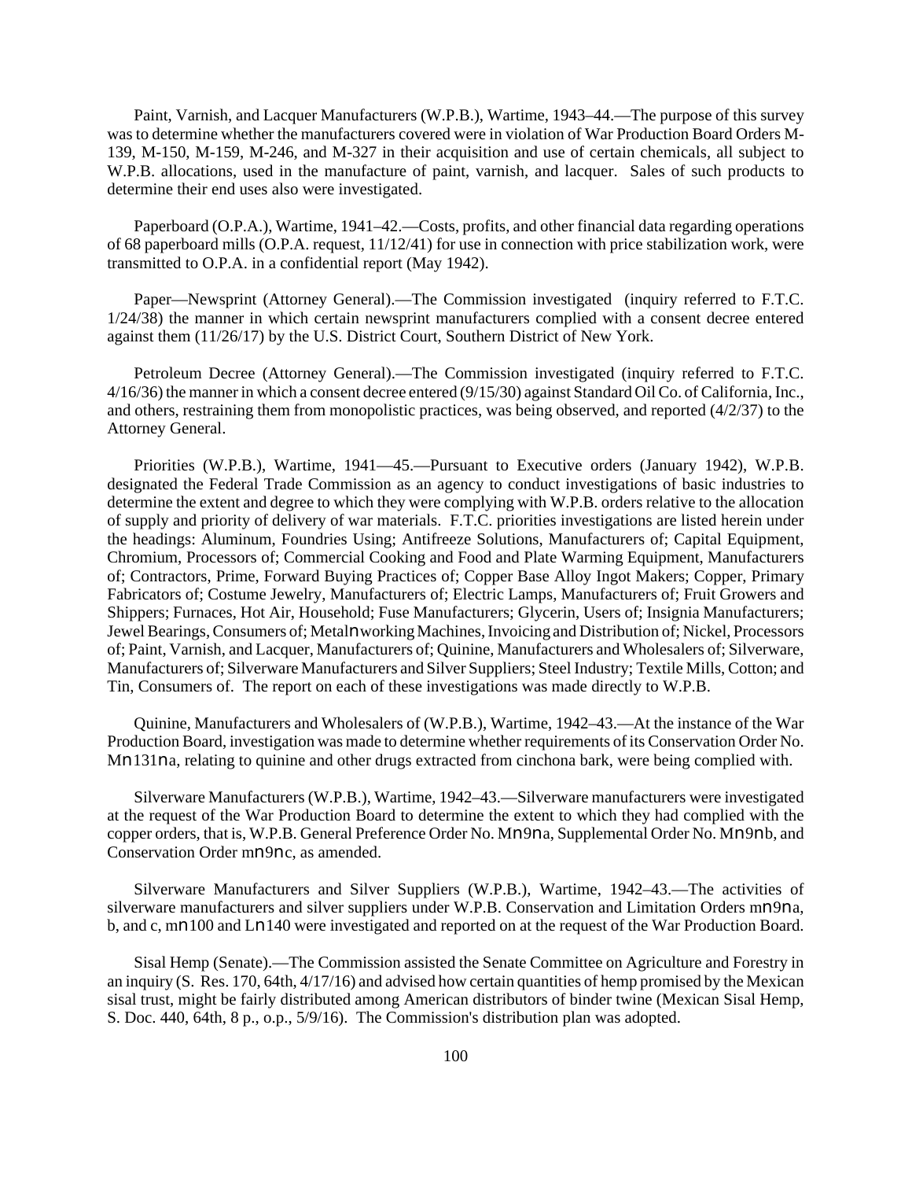Paint, Varnish, and Lacquer Manufacturers (W.P.B.), Wartime, 1943–44.—The purpose of this survey was to determine whether the manufacturers covered were in violation of War Production Board Orders M-139, M-150, M-159, M-246, and M-327 in their acquisition and use of certain chemicals, all subject to W.P.B. allocations, used in the manufacture of paint, varnish, and lacquer. Sales of such products to determine their end uses also were investigated.

Paperboard (O.P.A.), Wartime, 1941–42.—Costs, profits, and other financial data regarding operations of 68 paperboard mills (O.P.A. request, 11/12/41) for use in connection with price stabilization work, were transmitted to O.P.A. in a confidential report (May 1942).

Paper—Newsprint (Attorney General).—The Commission investigated (inquiry referred to F.T.C. 1/24/38) the manner in which certain newsprint manufacturers complied with a consent decree entered against them (11/26/17) by the U.S. District Court, Southern District of New York.

Petroleum Decree (Attorney General).—The Commission investigated (inquiry referred to F.T.C. 4/16/36) the manner in which a consent decree entered (9/15/30) against Standard Oil Co. of California, Inc., and others, restraining them from monopolistic practices, was being observed, and reported (4/2/37) to the Attorney General.

Priorities (W.P.B.), Wartime, 1941—45.—Pursuant to Executive orders (January 1942), W.P.B. designated the Federal Trade Commission as an agency to conduct investigations of basic industries to determine the extent and degree to which they were complying with W.P.B. orders relative to the allocation of supply and priority of delivery of war materials. F.T.C. priorities investigations are listed herein under the headings: Aluminum, Foundries Using; Antifreeze Solutions, Manufacturers of; Capital Equipment, Chromium, Processors of; Commercial Cooking and Food and Plate Warming Equipment, Manufacturers of; Contractors, Prime, Forward Buying Practices of; Copper Base Alloy Ingot Makers; Copper, Primary Fabricators of; Costume Jewelry, Manufacturers of; Electric Lamps, Manufacturers of; Fruit Growers and Shippers; Furnaces, Hot Air, Household; Fuse Manufacturers; Glycerin, Users of; Insignia Manufacturers; Jewel Bearings, Consumers of; Metalnworking Machines, Invoicing and Distribution of; Nickel, Processors of; Paint, Varnish, and Lacquer, Manufacturers of; Quinine, Manufacturers and Wholesalers of; Silverware, Manufacturers of; Silverware Manufacturers and Silver Suppliers; Steel Industry; Textile Mills, Cotton; and Tin, Consumers of. The report on each of these investigations was made directly to W.P.B.

Quinine, Manufacturers and Wholesalers of (W.P.B.), Wartime, 1942–43.—At the instance of the War Production Board, investigation was made to determine whether requirements of its Conservation Order No. Mn131na, relating to quinine and other drugs extracted from cinchona bark, were being complied with.

Silverware Manufacturers (W.P.B.), Wartime, 1942–43.—Silverware manufacturers were investigated at the request of the War Production Board to determine the extent to which they had complied with the copper orders, that is, W.P.B. General Preference Order No. Mn9na, Supplemental Order No. Mn9nb, and Conservation Order mn9nc, as amended.

Silverware Manufacturers and Silver Suppliers (W.P.B.), Wartime, 1942–43.—The activities of silverware manufacturers and silver suppliers under W.P.B. Conservation and Limitation Orders mn9na, b, and c, mn100 and Ln140 were investigated and reported on at the request of the War Production Board.

Sisal Hemp (Senate).—The Commission assisted the Senate Committee on Agriculture and Forestry in an inquiry (S. Res. 170, 64th, 4/17/16) and advised how certain quantities of hemp promised by the Mexican sisal trust, might be fairly distributed among American distributors of binder twine (Mexican Sisal Hemp, S. Doc. 440, 64th, 8 p., o.p., 5/9/16). The Commission's distribution plan was adopted.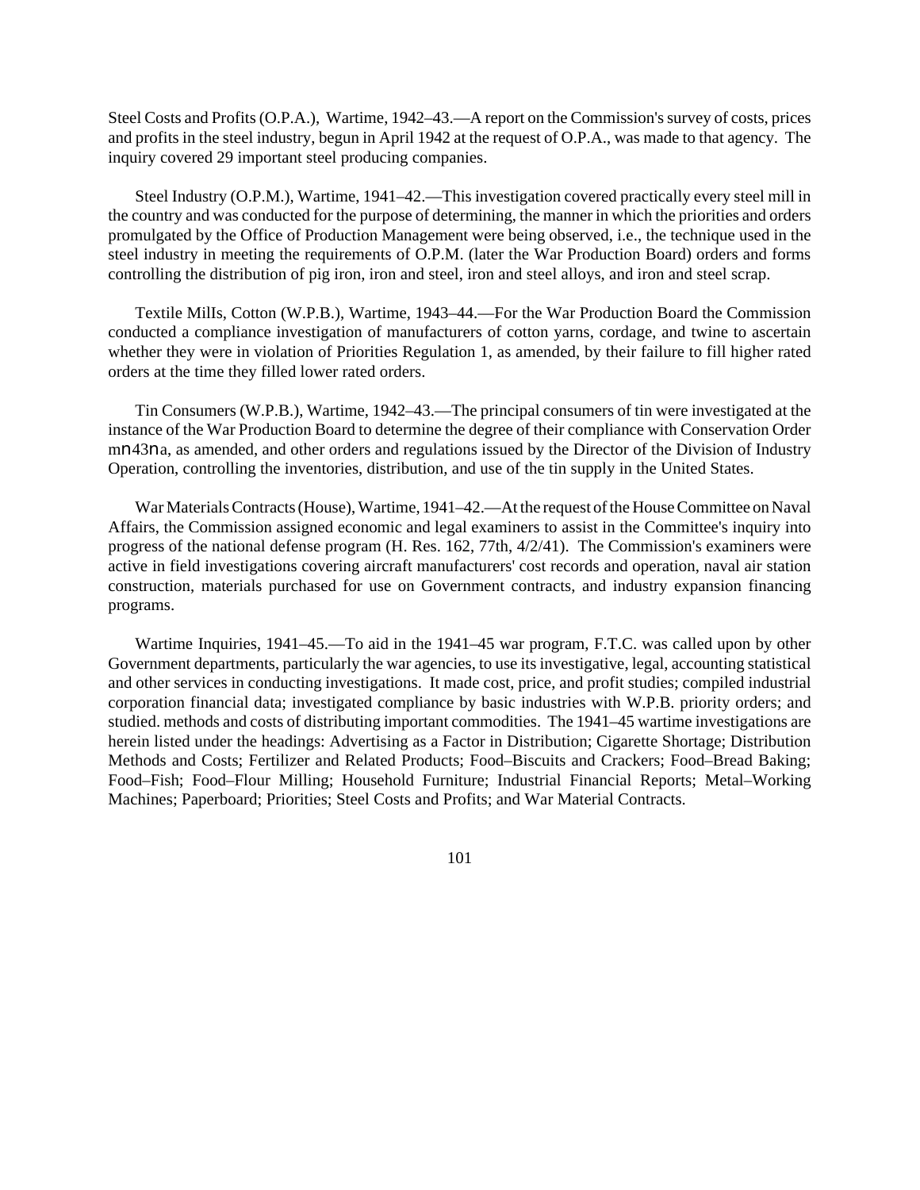Steel Costs and Profits (O.P.A.), Wartime, 1942–43.—A report on the Commission's survey of costs, prices and profits in the steel industry, begun in April 1942 at the request of O.P.A., was made to that agency. The inquiry covered 29 important steel producing companies.

Steel Industry (O.P.M.), Wartime, 1941–42.—This investigation covered practically every steel mill in the country and was conducted for the purpose of determining, the manner in which the priorities and orders promulgated by the Office of Production Management were being observed, i.e., the technique used in the steel industry in meeting the requirements of O.P.M. (later the War Production Board) orders and forms controlling the distribution of pig iron, iron and steel, iron and steel alloys, and iron and steel scrap.

Textile MilIs, Cotton (W.P.B.), Wartime, 1943–44.—For the War Production Board the Commission conducted a compliance investigation of manufacturers of cotton yarns, cordage, and twine to ascertain whether they were in violation of Priorities Regulation 1, as amended, by their failure to fill higher rated orders at the time they filled lower rated orders.

Tin Consumers (W.P.B.), Wartime, 1942–43.—The principal consumers of tin were investigated at the instance of the War Production Board to determine the degree of their compliance with Conservation Order mn43na, as amended, and other orders and regulations issued by the Director of the Division of Industry Operation, controlling the inventories, distribution, and use of the tin supply in the United States.

War Materials Contracts (House), Wartime, 1941–42.—At the request of the House Committee on Naval Affairs, the Commission assigned economic and legal examiners to assist in the Committee's inquiry into progress of the national defense program (H. Res. 162, 77th, 4/2/41). The Commission's examiners were active in field investigations covering aircraft manufacturers' cost records and operation, naval air station construction, materials purchased for use on Government contracts, and industry expansion financing programs.

Wartime Inquiries, 1941–45.—To aid in the 1941–45 war program, F.T.C. was called upon by other Government departments, particularly the war agencies, to use its investigative, legal, accounting statistical and other services in conducting investigations. It made cost, price, and profit studies; compiled industrial corporation financial data; investigated compliance by basic industries with W.P.B. priority orders; and studied. methods and costs of distributing important commodities. The 1941–45 wartime investigations are herein listed under the headings: Advertising as a Factor in Distribution; Cigarette Shortage; Distribution Methods and Costs; Fertilizer and Related Products; Food–Biscuits and Crackers; Food–Bread Baking; Food–Fish; Food–Flour Milling; Household Furniture; Industrial Financial Reports; Metal–Working Machines; Paperboard; Priorities; Steel Costs and Profits; and War Material Contracts.